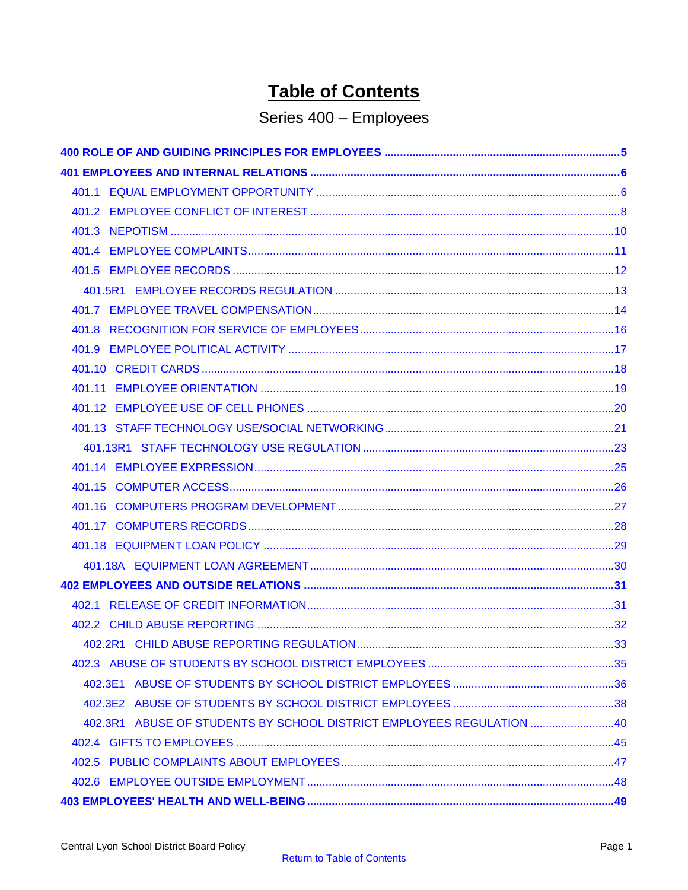# Table of Contents

## Series 400 – Employees

**400 ROLE OF AND GUIDING PRINCIPLES FOR EMPLOYEES** .....5

**401 EMPLOYEES AND INTERNAL RELATIONS** .....6

- 401.1 EQUAL EMPLOYMENT OPPORTUNITY .....6
- 401.2 EMPLOYEE CONFLICT OF INTEREST .....8
- 401.3 NEPOTISM .....10
- 401.4 EMPLOYEE COMPLAINTS .....11
- 401.5 EMPLOYEE RECORDS .....12
  - 401.5R1 EMPLOYEE RECORDS REGULATION .....13
- 401.7 EMPLOYEE TRAVEL COMPENSATION .....14
- 401.8 RECOGNITION FOR SERVICE OF EMPLOYEES .....16
- 401.9 EMPLOYEE POLITICAL ACTIVITY .....17
- 401.10 CREDIT CARDS .....18
- 401.11 EMPLOYEE ORIENTATION .....19
- 401.12 EMPLOYEE USE OF CELL PHONES .....20
- 401.13 STAFF TECHNOLOGY USE/SOCIAL NETWORKING .....21
  - 401.13R1 STAFF TECHNOLOGY USE REGULATION .....23
- 401.14 EMPLOYEE EXPRESSION .....25
- 401.15 COMPUTER ACCESS .....26
- 401.16 COMPUTERS PROGRAM DEVELOPMENT .....27
- 401.17 COMPUTERS RECORDS .....28
- 401.18 EQUIPMENT LOAN POLICY .....29
  - 401.18A EQUIPMENT LOAN AGREEMENT .....30

**402 EMPLOYEES AND OUTSIDE RELATIONS** .....31

- 402.1 RELEASE OF CREDIT INFORMATION .....31
- 402.2 CHILD ABUSE REPORTING .....32
  - 402.2R1 CHILD ABUSE REPORTING REGULATION .....33
- 402.3 ABUSE OF STUDENTS BY SCHOOL DISTRICT EMPLOYEES .....35
  - 402.3E1 ABUSE OF STUDENTS BY SCHOOL DISTRICT EMPLOYEES .....36
  - 402.3E2 ABUSE OF STUDENTS BY SCHOOL DISTRICT EMPLOYEES .....38
  - 402.3R1 ABUSE OF STUDENTS BY SCHOOL DISTRICT EMPLOYEES REGULATION .....40
- 402.4 GIFTS TO EMPLOYEES .....45
- 402.5 PUBLIC COMPLAINTS ABOUT EMPLOYEES .....47
- 402.6 EMPLOYEE OUTSIDE EMPLOYMENT .....48

**403 EMPLOYEES' HEALTH AND WELL-BEING** .....49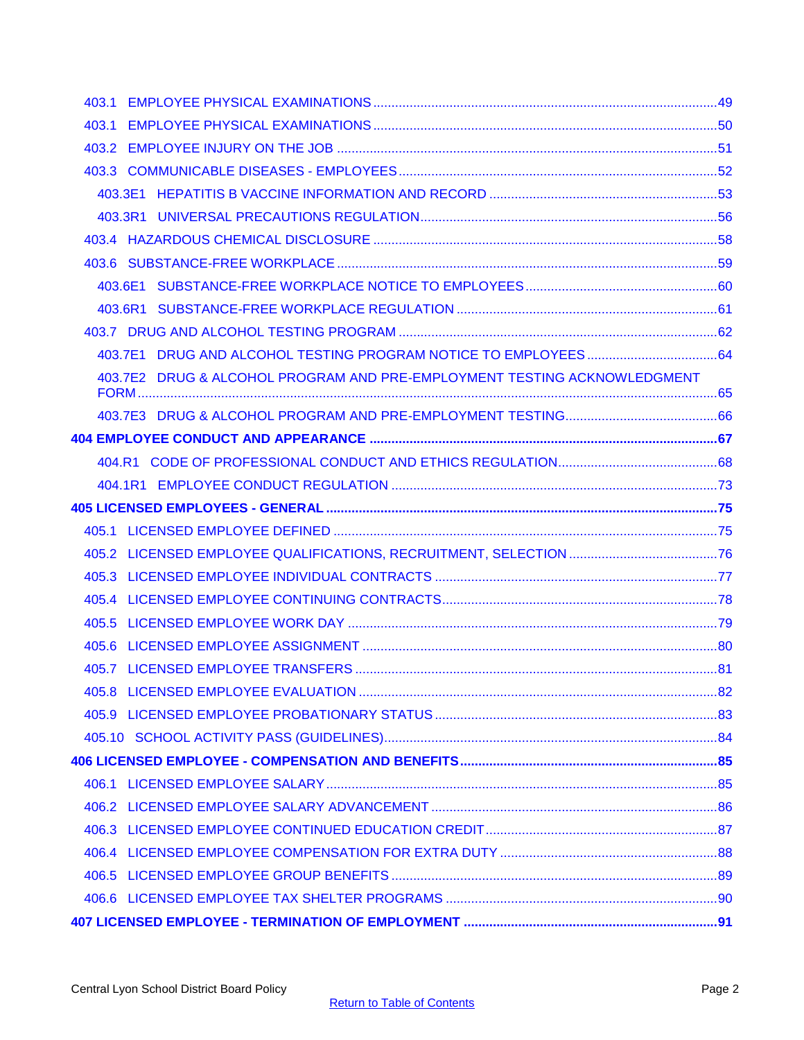403.1 EMPLOYEE PHYSICAL EXAMINATIONS ............................................................................................49

403.1 EMPLOYEE PHYSICAL EXAMINATIONS ............................................................................................50

403.2 EMPLOYEE INJURY ON THE JOB ........................................................................................................51

403.3 COMMUNICABLE DISEASES - EMPLOYEES .......................................................................................52

403.3E1 HEPATITIS B VACCINE INFORMATION AND RECORD ...............................................................53

403.3R1 UNIVERSAL PRECAUTIONS REGULATION .................................................................................56

403.4 HAZARDOUS CHEMICAL DISCLOSURE ..............................................................................................58

403.6 SUBSTANCE-FREE WORKPLACE .......................................................................................................59

403.6E1 SUBSTANCE-FREE WORKPLACE NOTICE TO EMPLOYEES .....................................................60

403.6R1 SUBSTANCE-FREE WORKPLACE REGULATION .......................................................................61

403.7 DRUG AND ALCOHOL TESTING PROGRAM .......................................................................................62

403.7E1 DRUG AND ALCOHOL TESTING PROGRAM NOTICE TO EMPLOYEES ....................................64

403.7E2 DRUG & ALCOHOL PROGRAM AND PRE-EMPLOYMENT TESTING ACKNOWLEDGMENT FORM ...........................................................................................................................................................65

403.7E3 DRUG & ALCOHOL PROGRAM AND PRE-EMPLOYMENT TESTING..........................................66

**404 EMPLOYEE CONDUCT AND APPEARANCE ...............................................................................................67**

404.R1 CODE OF PROFESSIONAL CONDUCT AND ETHICS REGULATION............................................68

404.1R1 EMPLOYEE CONDUCT REGULATION .........................................................................................73

**405 LICENSED EMPLOYEES - GENERAL ..........................................................................................................75**

405.1 LICENSED EMPLOYEE DEFINED .........................................................................................................75

405.2 LICENSED EMPLOYEE QUALIFICATIONS, RECRUITMENT, SELECTION .........................................76

405.3 LICENSED EMPLOYEE INDIVIDUAL CONTRACTS .............................................................................77

405.4 LICENSED EMPLOYEE CONTINUING CONTRACTS............................................................................78

405.5 LICENSED EMPLOYEE WORK DAY .....................................................................................................79

405.6 LICENSED EMPLOYEE ASSIGNMENT .................................................................................................80

405.7 LICENSED EMPLOYEE TRANSFERS ...................................................................................................81

405.8 LICENSED EMPLOYEE EVALUATION ..................................................................................................82

405.9 LICENSED EMPLOYEE PROBATIONARY STATUS ..............................................................................83

405.10 SCHOOL ACTIVITY PASS (GUIDELINES)...........................................................................................84

**406 LICENSED EMPLOYEE - COMPENSATION AND BENEFITS......................................................................85**

406.1 LICENSED EMPLOYEE SALARY ...........................................................................................................85

406.2 LICENSED EMPLOYEE SALARY ADVANCEMENT ..............................................................................86

406.3 LICENSED EMPLOYEE CONTINUED EDUCATION CREDIT................................................................87

406.4 LICENSED EMPLOYEE COMPENSATION FOR EXTRA DUTY ............................................................88

406.5 LICENSED EMPLOYEE GROUP BENEFITS .........................................................................................89

406.6 LICENSED EMPLOYEE TAX SHELTER PROGRAMS ...........................................................................90

**407 LICENSED EMPLOYEE - TERMINATION OF EMPLOYMENT .....................................................................91**

Return to Table of Contents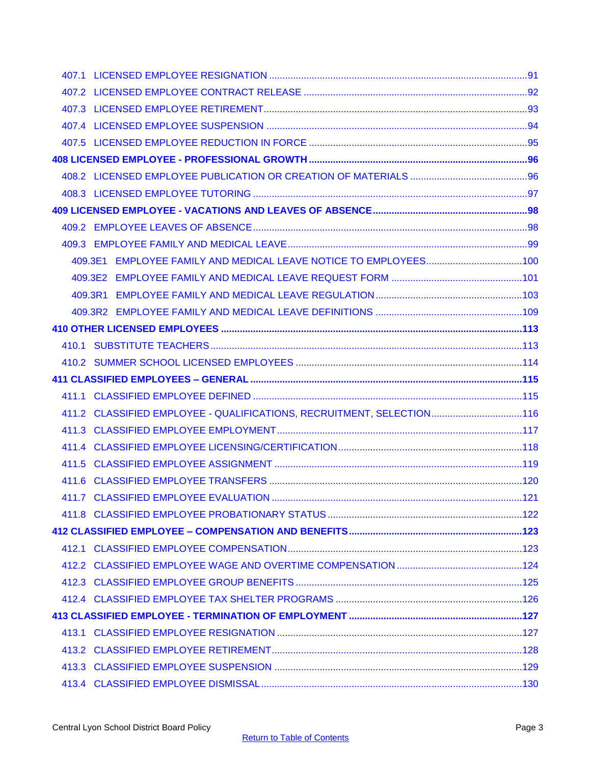407.1 LICENSED EMPLOYEE RESIGNATION ....91
407.2 LICENSED EMPLOYEE CONTRACT RELEASE ....92
407.3 LICENSED EMPLOYEE RETIREMENT....93
407.4 LICENSED EMPLOYEE SUSPENSION ....94
407.5 LICENSED EMPLOYEE REDUCTION IN FORCE ....95

**408 LICENSED EMPLOYEE - PROFESSIONAL GROWTH ....96**

408.2 LICENSED EMPLOYEE PUBLICATION OR CREATION OF MATERIALS ....96
408.3 LICENSED EMPLOYEE TUTORING ....97

**409 LICENSED EMPLOYEE - VACATIONS AND LEAVES OF ABSENCE....98**

409.2 EMPLOYEE LEAVES OF ABSENCE....98
409.3 EMPLOYEE FAMILY AND MEDICAL LEAVE....99
409.3E1 EMPLOYEE FAMILY AND MEDICAL LEAVE NOTICE TO EMPLOYEES....100
409.3E2 EMPLOYEE FAMILY AND MEDICAL LEAVE REQUEST FORM ....101
409.3R1 EMPLOYEE FAMILY AND MEDICAL LEAVE REGULATION....103
409.3R2 EMPLOYEE FAMILY AND MEDICAL LEAVE DEFINITIONS ....109

**410 OTHER LICENSED EMPLOYEES ....113**

410.1 SUBSTITUTE TEACHERS....113
410.2 SUMMER SCHOOL LICENSED EMPLOYEES ....114

**411 CLASSIFIED EMPLOYEES – GENERAL ....115**

411.1 CLASSIFIED EMPLOYEE DEFINED ....115
411.2 CLASSIFIED EMPLOYEE - QUALIFICATIONS, RECRUITMENT, SELECTION....116
411.3 CLASSIFIED EMPLOYEE EMPLOYMENT....117
411.4 CLASSIFIED EMPLOYEE LICENSING/CERTIFICATION....118
411.5 CLASSIFIED EMPLOYEE ASSIGNMENT ....119
411.6 CLASSIFIED EMPLOYEE TRANSFERS ....120
411.7 CLASSIFIED EMPLOYEE EVALUATION ....121
411.8 CLASSIFIED EMPLOYEE PROBATIONARY STATUS ....122

**412 CLASSIFIED EMPLOYEE – COMPENSATION AND BENEFITS....123**

412.1 CLASSIFIED EMPLOYEE COMPENSATION....123
412.2 CLASSIFIED EMPLOYEE WAGE AND OVERTIME COMPENSATION ....124
412.3 CLASSIFIED EMPLOYEE GROUP BENEFITS ....125
412.4 CLASSIFIED EMPLOYEE TAX SHELTER PROGRAMS ....126

**413 CLASSIFIED EMPLOYEE - TERMINATION OF EMPLOYMENT ....127**

413.1 CLASSIFIED EMPLOYEE RESIGNATION ....127
413.2 CLASSIFIED EMPLOYEE RETIREMENT....128
413.3 CLASSIFIED EMPLOYEE SUSPENSION ....129
413.4 CLASSIFIED EMPLOYEE DISMISSAL....130

Return to Table of Contents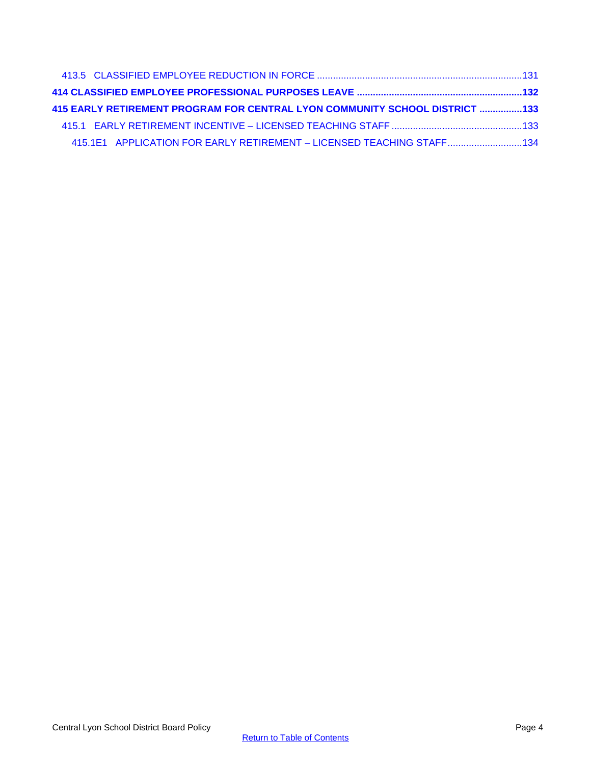413.5 CLASSIFIED EMPLOYEE REDUCTION IN FORCE ............................................................................131

**414 CLASSIFIED EMPLOYEE PROFESSIONAL PURPOSES LEAVE ..............................................................132**

**415 EARLY RETIREMENT PROGRAM FOR CENTRAL LYON COMMUNITY SCHOOL DISTRICT ................133**

415.1 EARLY RETIREMENT INCENTIVE – LICENSED TEACHING STAFF .................................................133

415.1E1 APPLICATION FOR EARLY RETIREMENT – LICENSED TEACHING STAFF............................134

Return to Table of Contents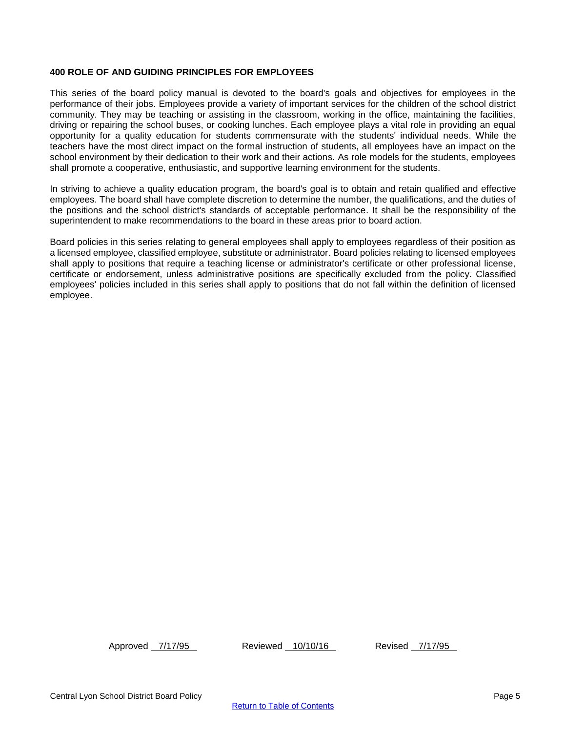# 400 ROLE OF AND GUIDING PRINCIPLES FOR EMPLOYEES

This series of the board policy manual is devoted to the board's goals and objectives for employees in the performance of their jobs. Employees provide a variety of important services for the children of the school district community. They may be teaching or assisting in the classroom, working in the office, maintaining the facilities, driving or repairing the school buses, or cooking lunches. Each employee plays a vital role in providing an equal opportunity for a quality education for students commensurate with the students' individual needs. While the teachers have the most direct impact on the formal instruction of students, all employees have an impact on the school environment by their dedication to their work and their actions. As role models for the students, employees shall promote a cooperative, enthusiastic, and supportive learning environment for the students.

In striving to achieve a quality education program, the board's goal is to obtain and retain qualified and effective employees. The board shall have complete discretion to determine the number, the qualifications, and the duties of the positions and the school district's standards of acceptable performance. It shall be the responsibility of the superintendent to make recommendations to the board in these areas prior to board action.

Board policies in this series relating to general employees shall apply to employees regardless of their position as a licensed employee, classified employee, substitute or administrator. Board policies relating to licensed employees shall apply to positions that require a teaching license or administrator's certificate or other professional license, certificate or endorsement, unless administrative positions are specifically excluded from the policy. Classified employees' policies included in this series shall apply to positions that do not fall within the definition of licensed employee.

Approved 7/17/95 Reviewed 10/10/16 Revised 7/17/95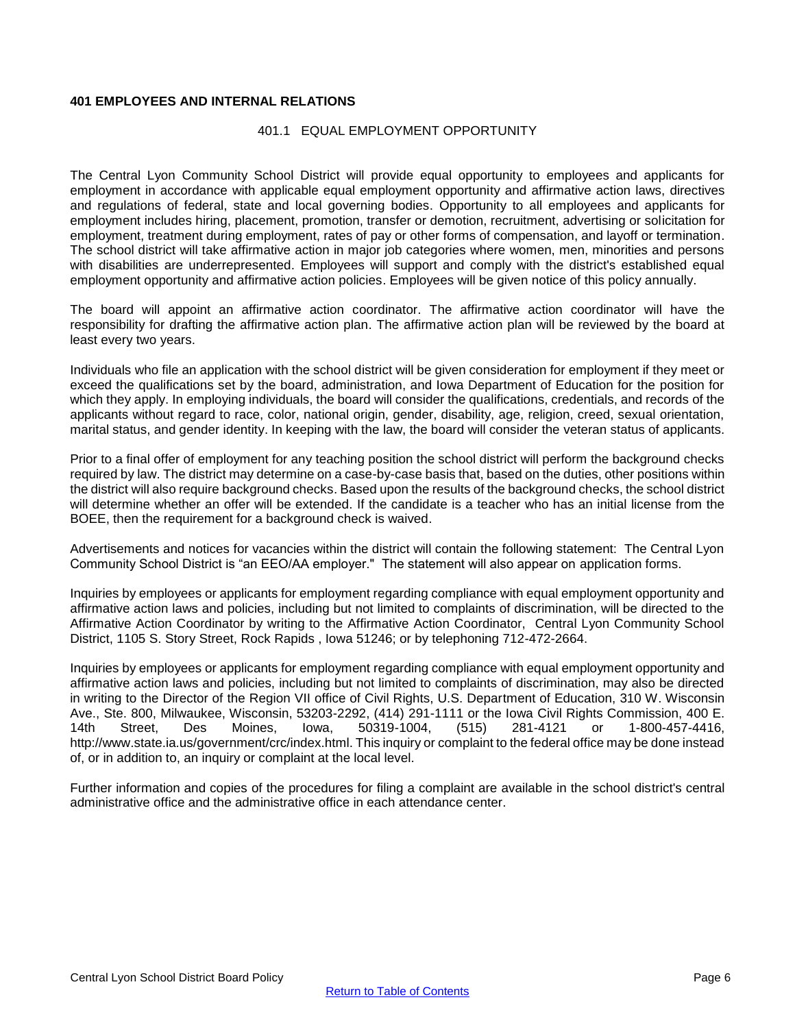## 401 EMPLOYEES AND INTERNAL RELATIONS

### 401.1 EQUAL EMPLOYMENT OPPORTUNITY

The Central Lyon Community School District will provide equal opportunity to employees and applicants for employment in accordance with applicable equal employment opportunity and affirmative action laws, directives and regulations of federal, state and local governing bodies. Opportunity to all employees and applicants for employment includes hiring, placement, promotion, transfer or demotion, recruitment, advertising or solicitation for employment, treatment during employment, rates of pay or other forms of compensation, and layoff or termination. The school district will take affirmative action in major job categories where women, men, minorities and persons with disabilities are underrepresented. Employees will support and comply with the district's established equal employment opportunity and affirmative action policies. Employees will be given notice of this policy annually.

The board will appoint an affirmative action coordinator. The affirmative action coordinator will have the responsibility for drafting the affirmative action plan. The affirmative action plan will be reviewed by the board at least every two years.

Individuals who file an application with the school district will be given consideration for employment if they meet or exceed the qualifications set by the board, administration, and Iowa Department of Education for the position for which they apply. In employing individuals, the board will consider the qualifications, credentials, and records of the applicants without regard to race, color, national origin, gender, disability, age, religion, creed, sexual orientation, marital status, and gender identity. In keeping with the law, the board will consider the veteran status of applicants.

Prior to a final offer of employment for any teaching position the school district will perform the background checks required by law. The district may determine on a case-by-case basis that, based on the duties, other positions within the district will also require background checks. Based upon the results of the background checks, the school district will determine whether an offer will be extended. If the candidate is a teacher who has an initial license from the BOEE, then the requirement for a background check is waived.

Advertisements and notices for vacancies within the district will contain the following statement: The Central Lyon Community School District is "an EEO/AA employer." The statement will also appear on application forms.

Inquiries by employees or applicants for employment regarding compliance with equal employment opportunity and affirmative action laws and policies, including but not limited to complaints of discrimination, will be directed to the Affirmative Action Coordinator by writing to the Affirmative Action Coordinator, Central Lyon Community School District, 1105 S. Story Street, Rock Rapids , Iowa 51246; or by telephoning 712-472-2664.

Inquiries by employees or applicants for employment regarding compliance with equal employment opportunity and affirmative action laws and policies, including but not limited to complaints of discrimination, may also be directed in writing to the Director of the Region VII office of Civil Rights, U.S. Department of Education, 310 W. Wisconsin Ave., Ste. 800, Milwaukee, Wisconsin, 53203-2292, (414) 291-1111 or the Iowa Civil Rights Commission, 400 E. 14th Street, Des Moines, Iowa, 50319-1004, (515) 281-4121 or 1-800-457-4416, http://www.state.ia.us/government/crc/index.html. This inquiry or complaint to the federal office may be done instead of, or in addition to, an inquiry or complaint at the local level.

Further information and copies of the procedures for filing a complaint are available in the school district's central administrative office and the administrative office in each attendance center.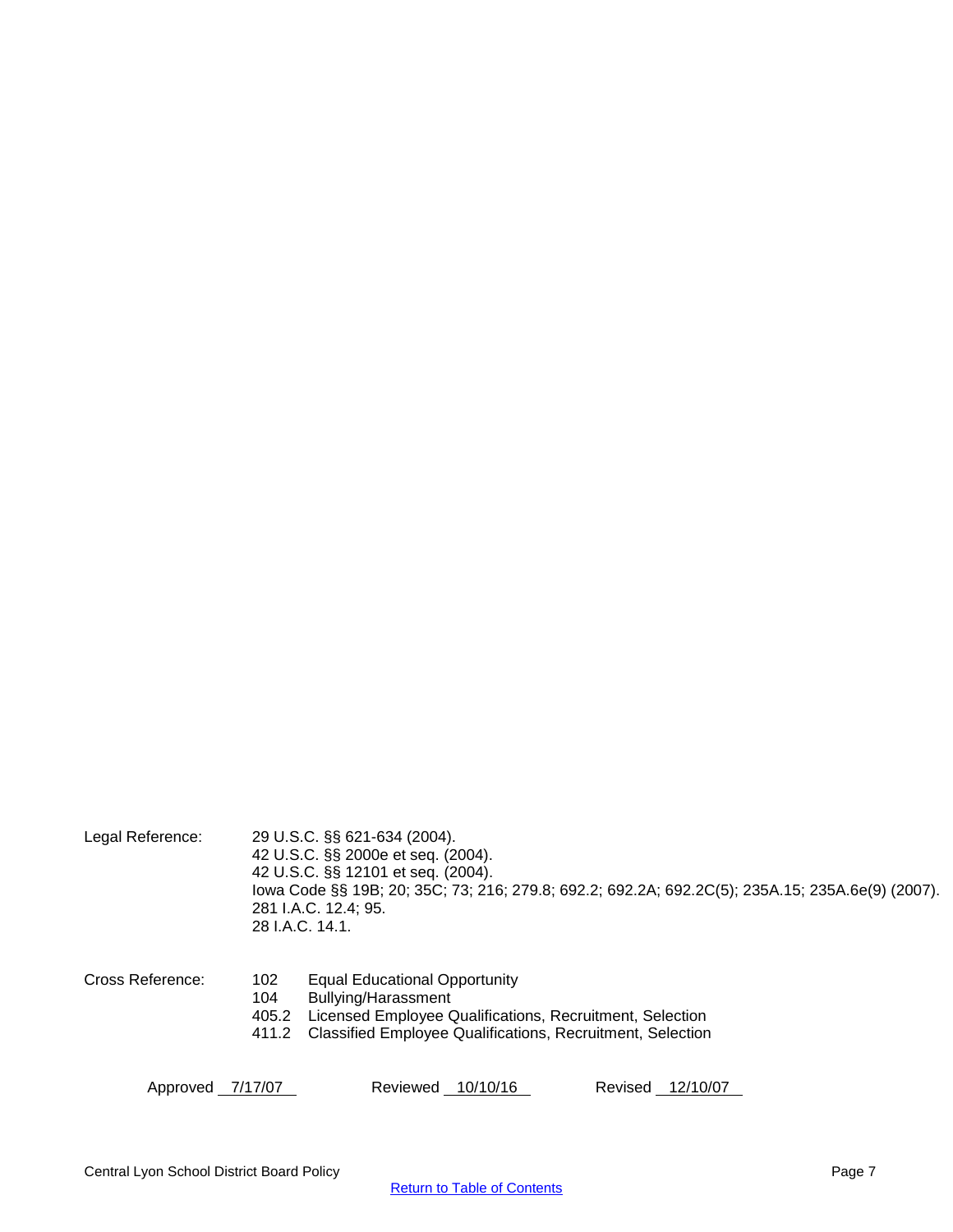Legal Reference: 29 U.S.C. §§ 621-634 (2004).
42 U.S.C. §§ 2000e et seq. (2004).
42 U.S.C. §§ 12101 et seq. (2004).
Iowa Code §§ 19B; 20; 35C; 73; 216; 279.8; 692.2; 692.2A; 692.2C(5); 235A.15; 235A.6e(9) (2007).
281 I.A.C. 12.4; 95.
28 I.A.C. 14.1.

Cross Reference:

| | |
|---|---|
| 102 | Equal Educational Opportunity |
| 104 | Bullying/Harassment |
| 405.2 | Licensed Employee Qualifications, Recruitment, Selection |
| 411.2 | Classified Employee Qualifications, Recruitment, Selection |

Approved 7/17/07 Reviewed 10/10/16 Revised 12/10/07

Return to Table of Contents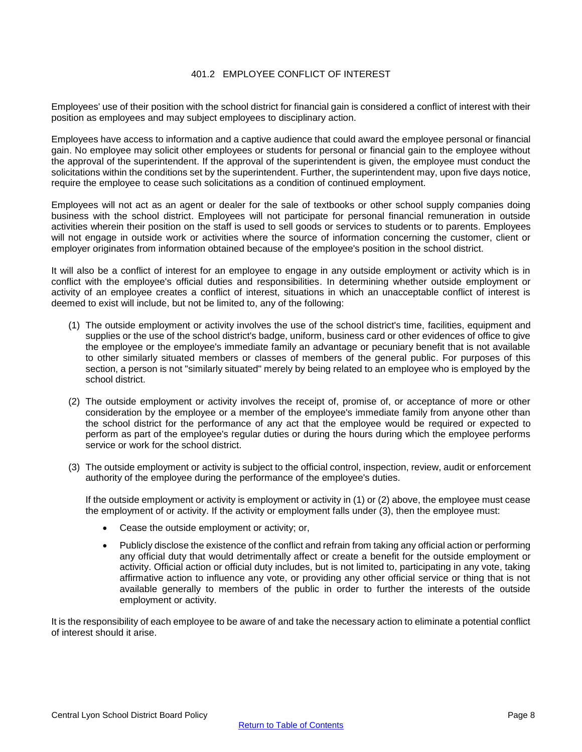# 401.2 EMPLOYEE CONFLICT OF INTEREST

Employees' use of their position with the school district for financial gain is considered a conflict of interest with their position as employees and may subject employees to disciplinary action.

Employees have access to information and a captive audience that could award the employee personal or financial gain. No employee may solicit other employees or students for personal or financial gain to the employee without the approval of the superintendent. If the approval of the superintendent is given, the employee must conduct the solicitations within the conditions set by the superintendent. Further, the superintendent may, upon five days notice, require the employee to cease such solicitations as a condition of continued employment.

Employees will not act as an agent or dealer for the sale of textbooks or other school supply companies doing business with the school district. Employees will not participate for personal financial remuneration in outside activities wherein their position on the staff is used to sell goods or services to students or to parents. Employees will not engage in outside work or activities where the source of information concerning the customer, client or employer originates from information obtained because of the employee's position in the school district.

It will also be a conflict of interest for an employee to engage in any outside employment or activity which is in conflict with the employee's official duties and responsibilities. In determining whether outside employment or activity of an employee creates a conflict of interest, situations in which an unacceptable conflict of interest is deemed to exist will include, but not be limited to, any of the following:

(1) The outside employment or activity involves the use of the school district's time, facilities, equipment and supplies or the use of the school district's badge, uniform, business card or other evidences of office to give the employee or the employee's immediate family an advantage or pecuniary benefit that is not available to other similarly situated members or classes of members of the general public. For purposes of this section, a person is not "similarly situated" merely by being related to an employee who is employed by the school district.

(2) The outside employment or activity involves the receipt of, promise of, or acceptance of more or other consideration by the employee or a member of the employee's immediate family from anyone other than the school district for the performance of any act that the employee would be required or expected to perform as part of the employee's regular duties or during the hours during which the employee performs service or work for the school district.

(3) The outside employment or activity is subject to the official control, inspection, review, audit or enforcement authority of the employee during the performance of the employee's duties.

If the outside employment or activity is employment or activity in (1) or (2) above, the employee must cease the employment of or activity. If the activity or employment falls under (3), then the employee must:

- Cease the outside employment or activity; or,
- Publicly disclose the existence of the conflict and refrain from taking any official action or performing any official duty that would detrimentally affect or create a benefit for the outside employment or activity. Official action or official duty includes, but is not limited to, participating in any vote, taking affirmative action to influence any vote, or providing any other official service or thing that is not available generally to members of the public in order to further the interests of the outside employment or activity.

It is the responsibility of each employee to be aware of and take the necessary action to eliminate a potential conflict of interest should it arise.

Return to Table of Contents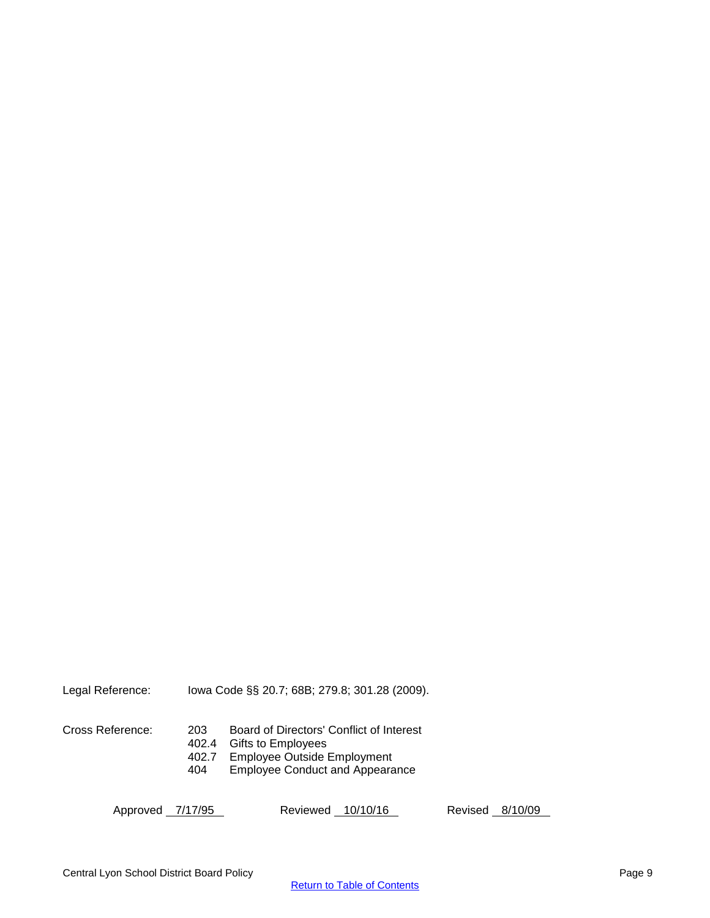Legal Reference: Iowa Code §§ 20.7; 68B; 279.8; 301.28 (2009).

Cross Reference:

| | |
|---|---|
| 203 | Board of Directors' Conflict of Interest |
| 402.4 | Gifts to Employees |
| 402.7 | Employee Outside Employment |
| 404 | Employee Conduct and Appearance |

Approved 7/17/95 Reviewed 10/10/16 Revised 8/10/09

[Return to Table of Contents]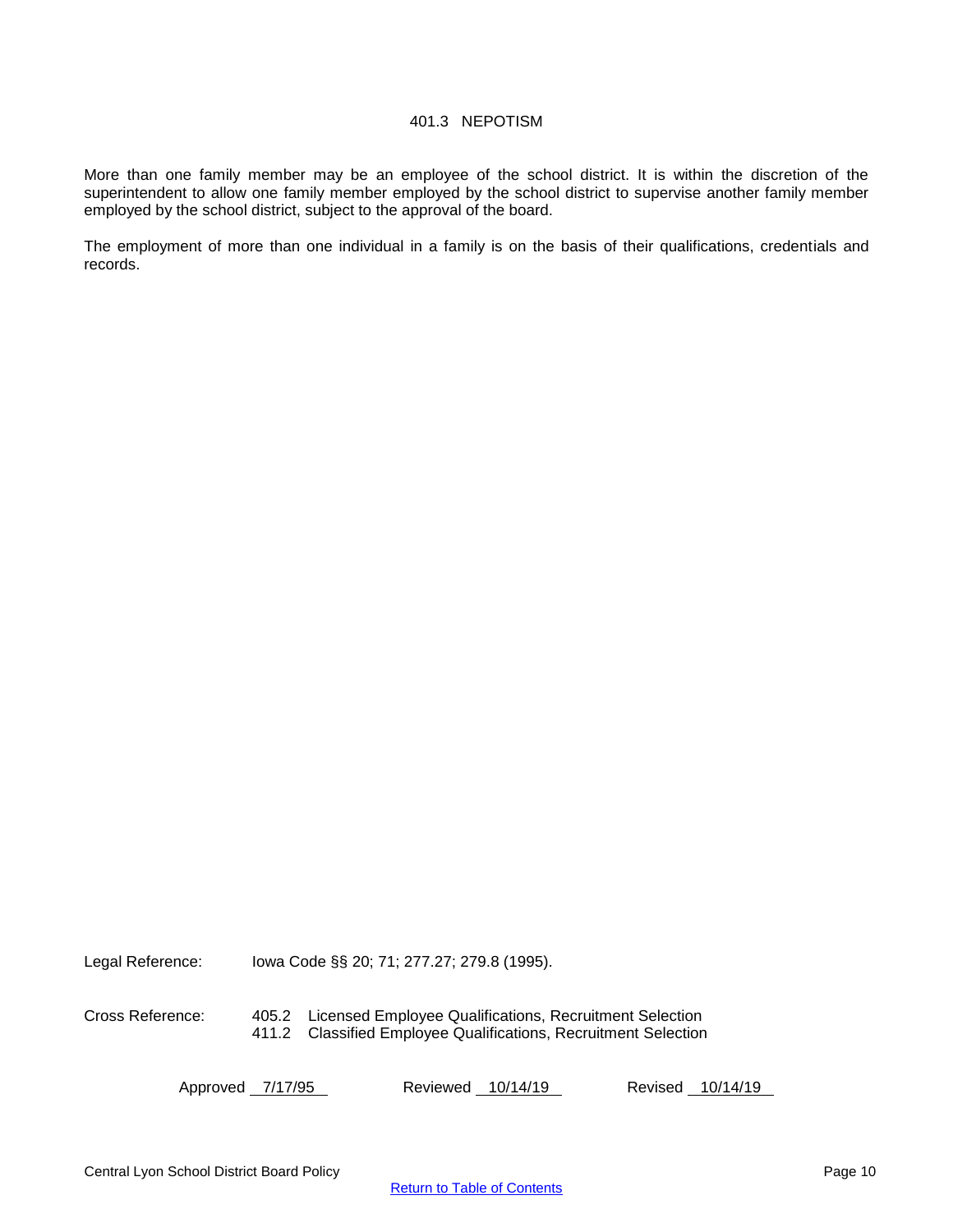# 401.3 NEPOTISM

More than one family member may be an employee of the school district. It is within the discretion of the superintendent to allow one family member employed by the school district to supervise another family member employed by the school district, subject to the approval of the board.

The employment of more than one individual in a family is on the basis of their qualifications, credentials and records.

Legal Reference: Iowa Code §§ 20; 71; 277.27; 279.8 (1995).

Cross Reference: 405.2 Licensed Employee Qualifications, Recruitment Selection
411.2 Classified Employee Qualifications, Recruitment Selection

Approved 7/17/95 Reviewed 10/14/19 Revised 10/14/19

Return to Table of Contents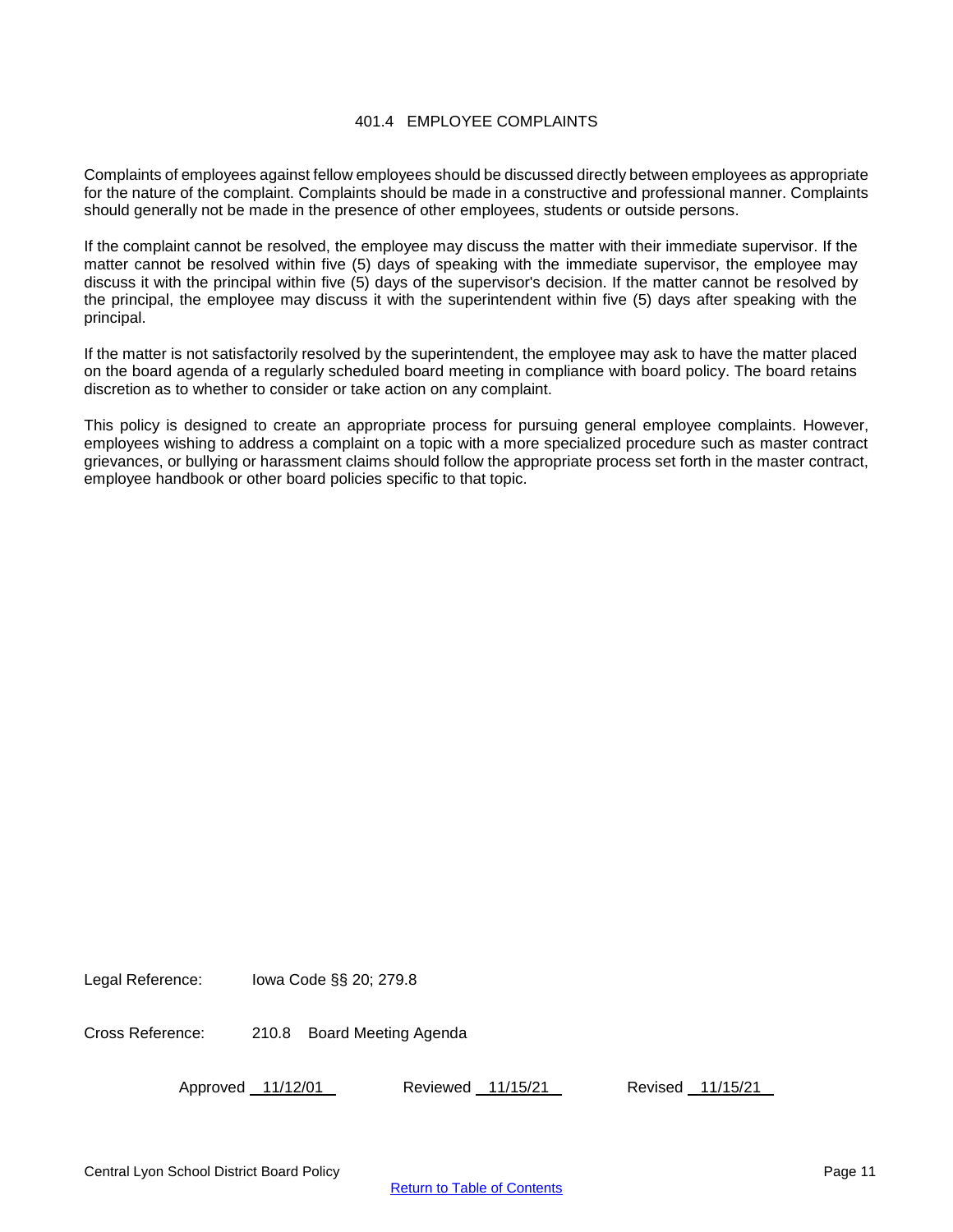# 401.4 EMPLOYEE COMPLAINTS

Complaints of employees against fellow employees should be discussed directly between employees as appropriate for the nature of the complaint. Complaints should be made in a constructive and professional manner. Complaints should generally not be made in the presence of other employees, students or outside persons.

If the complaint cannot be resolved, the employee may discuss the matter with their immediate supervisor. If the matter cannot be resolved within five (5) days of speaking with the immediate supervisor, the employee may discuss it with the principal within five (5) days of the supervisor's decision. If the matter cannot be resolved by the principal, the employee may discuss it with the superintendent within five (5) days after speaking with the principal.

If the matter is not satisfactorily resolved by the superintendent, the employee may ask to have the matter placed on the board agenda of a regularly scheduled board meeting in compliance with board policy. The board retains discretion as to whether to consider or take action on any complaint.

This policy is designed to create an appropriate process for pursuing general employee complaints. However, employees wishing to address a complaint on a topic with a more specialized procedure such as master contract grievances, or bullying or harassment claims should follow the appropriate process set forth in the master contract, employee handbook or other board policies specific to that topic.

Legal Reference: Iowa Code §§ 20; 279.8

Cross Reference: 210.8 Board Meeting Agenda

Approved 11/12/01 Reviewed 11/15/21 Revised 11/15/21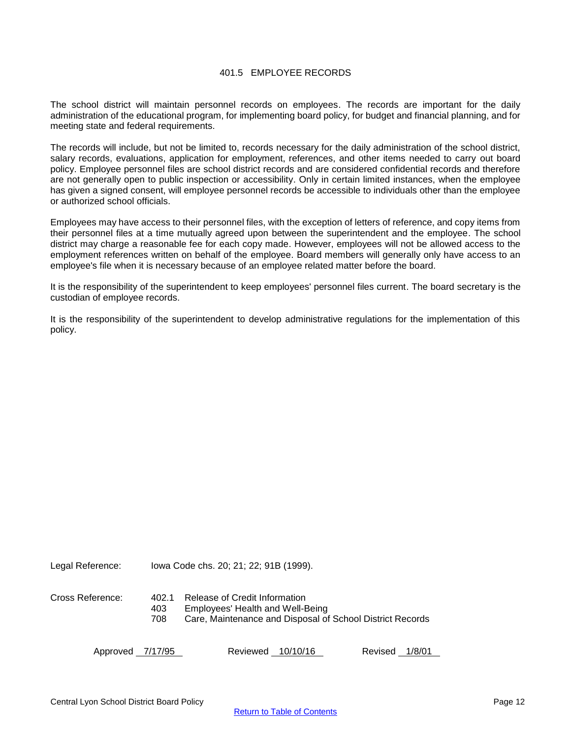# 401.5 EMPLOYEE RECORDS

The school district will maintain personnel records on employees. The records are important for the daily administration of the educational program, for implementing board policy, for budget and financial planning, and for meeting state and federal requirements.

The records will include, but not be limited to, records necessary for the daily administration of the school district, salary records, evaluations, application for employment, references, and other items needed to carry out board policy. Employee personnel files are school district records and are considered confidential records and therefore are not generally open to public inspection or accessibility. Only in certain limited instances, when the employee has given a signed consent, will employee personnel records be accessible to individuals other than the employee or authorized school officials.

Employees may have access to their personnel files, with the exception of letters of reference, and copy items from their personnel files at a time mutually agreed upon between the superintendent and the employee. The school district may charge a reasonable fee for each copy made. However, employees will not be allowed access to the employment references written on behalf of the employee. Board members will generally only have access to an employee's file when it is necessary because of an employee related matter before the board.

It is the responsibility of the superintendent to keep employees' personnel files current. The board secretary is the custodian of employee records.

It is the responsibility of the superintendent to develop administrative regulations for the implementation of this policy.

Legal Reference: Iowa Code chs. 20; 21; 22; 91B (1999).

Cross Reference:
- 402.1 Release of Credit Information
- 403 Employees' Health and Well-Being
- 708 Care, Maintenance and Disposal of School District Records

Approved 7/17/95 Reviewed 10/10/16 Revised 1/8/01

Central Lyon School District Board Policy

Return to Table of Contents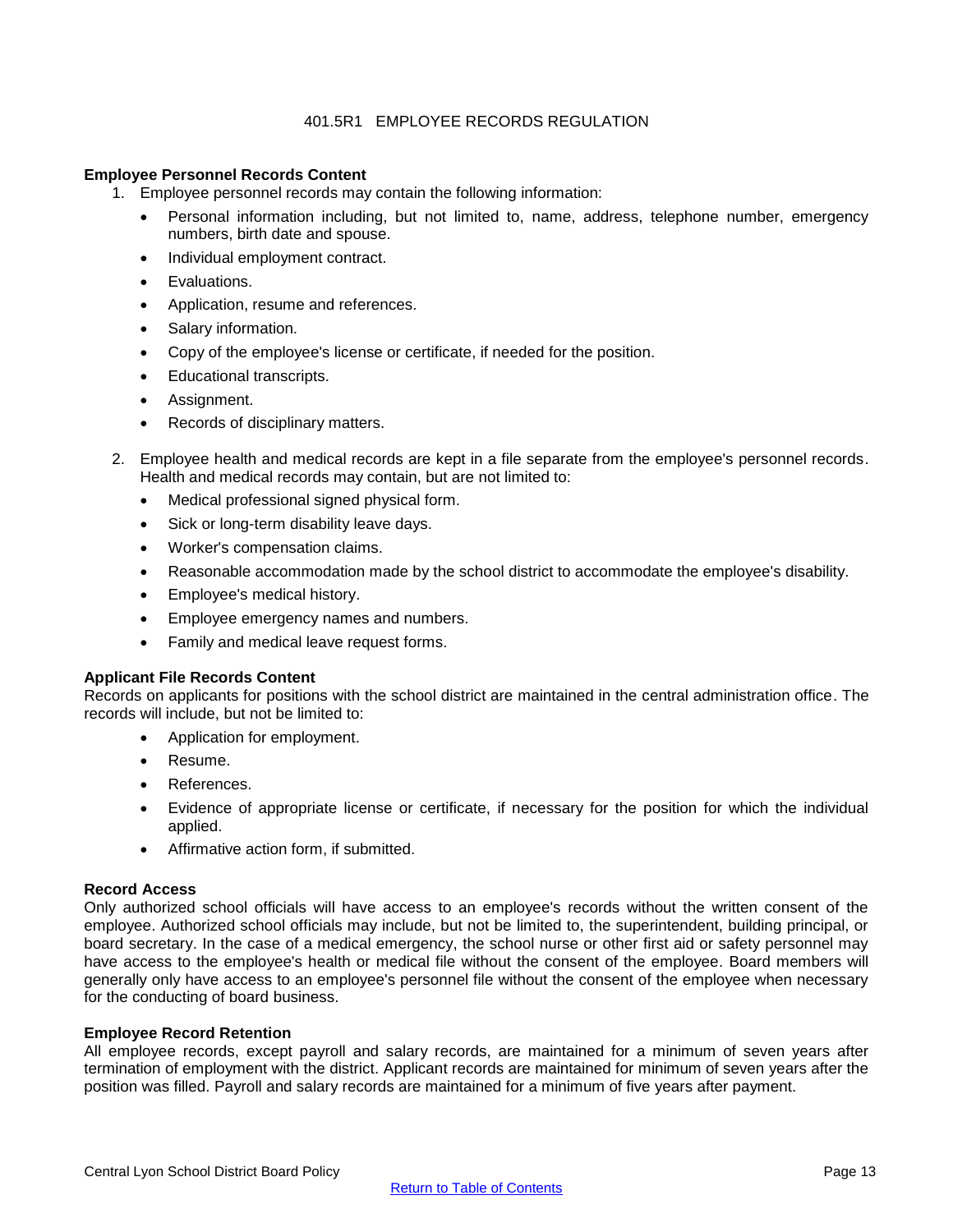# 401.5R1 EMPLOYEE RECORDS REGULATION

**Employee Personnel Records Content**

1. Employee personnel records may contain the following information:
   - Personal information including, but not limited to, name, address, telephone number, emergency numbers, birth date and spouse.
   - Individual employment contract.
   - Evaluations.
   - Application, resume and references.
   - Salary information.
   - Copy of the employee's license or certificate, if needed for the position.
   - Educational transcripts.
   - Assignment.
   - Records of disciplinary matters.
2. Employee health and medical records are kept in a file separate from the employee's personnel records. Health and medical records may contain, but are not limited to:
   - Medical professional signed physical form.
   - Sick or long-term disability leave days.
   - Worker's compensation claims.
   - Reasonable accommodation made by the school district to accommodate the employee's disability.
   - Employee's medical history.
   - Employee emergency names and numbers.
   - Family and medical leave request forms.

**Applicant File Records Content**

Records on applicants for positions with the school district are maintained in the central administration office. The records will include, but not be limited to:

- Application for employment.
- Resume.
- References.
- Evidence of appropriate license or certificate, if necessary for the position for which the individual applied.
- Affirmative action form, if submitted.

**Record Access**

Only authorized school officials will have access to an employee's records without the written consent of the employee. Authorized school officials may include, but not be limited to, the superintendent, building principal, or board secretary. In the case of a medical emergency, the school nurse or other first aid or safety personnel may have access to the employee's health or medical file without the consent of the employee. Board members will generally only have access to an employee's personnel file without the consent of the employee when necessary for the conducting of board business.

**Employee Record Retention**

All employee records, except payroll and salary records, are maintained for a minimum of seven years after termination of employment with the district. Applicant records are maintained for minimum of seven years after the position was filled. Payroll and salary records are maintained for a minimum of five years after payment.

Return to Table of Contents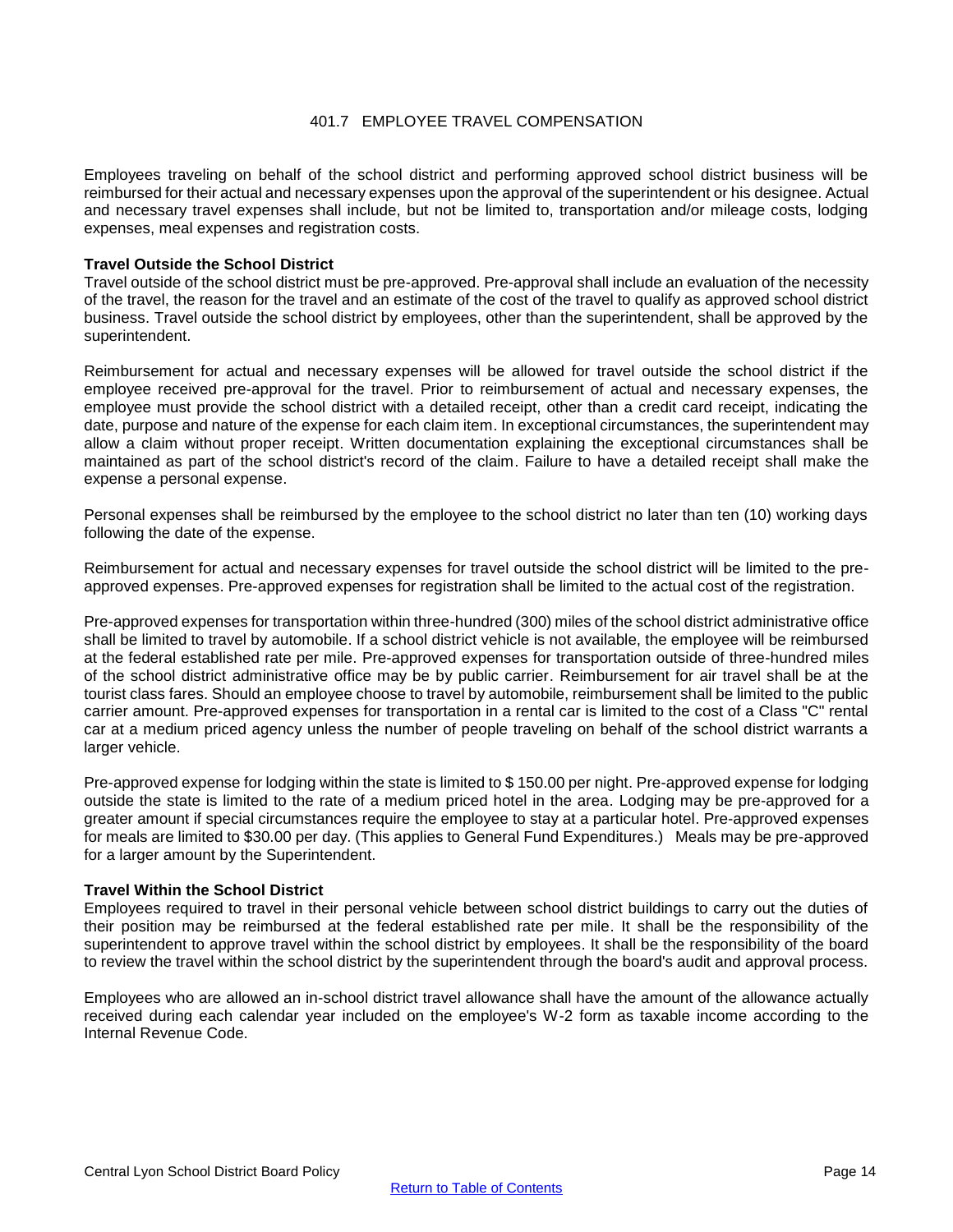# 401.7 EMPLOYEE TRAVEL COMPENSATION

Employees traveling on behalf of the school district and performing approved school district business will be reimbursed for their actual and necessary expenses upon the approval of the superintendent or his designee. Actual and necessary travel expenses shall include, but not be limited to, transportation and/or mileage costs, lodging expenses, meal expenses and registration costs.

**Travel Outside the School District**

Travel outside of the school district must be pre-approved. Pre-approval shall include an evaluation of the necessity of the travel, the reason for the travel and an estimate of the cost of the travel to qualify as approved school district business. Travel outside the school district by employees, other than the superintendent, shall be approved by the superintendent.

Reimbursement for actual and necessary expenses will be allowed for travel outside the school district if the employee received pre-approval for the travel. Prior to reimbursement of actual and necessary expenses, the employee must provide the school district with a detailed receipt, other than a credit card receipt, indicating the date, purpose and nature of the expense for each claim item. In exceptional circumstances, the superintendent may allow a claim without proper receipt. Written documentation explaining the exceptional circumstances shall be maintained as part of the school district's record of the claim. Failure to have a detailed receipt shall make the expense a personal expense.

Personal expenses shall be reimbursed by the employee to the school district no later than ten (10) working days following the date of the expense.

Reimbursement for actual and necessary expenses for travel outside the school district will be limited to the pre-approved expenses. Pre-approved expenses for registration shall be limited to the actual cost of the registration.

Pre-approved expenses for transportation within three-hundred (300) miles of the school district administrative office shall be limited to travel by automobile. If a school district vehicle is not available, the employee will be reimbursed at the federal established rate per mile. Pre-approved expenses for transportation outside of three-hundred miles of the school district administrative office may be by public carrier. Reimbursement for air travel shall be at the tourist class fares. Should an employee choose to travel by automobile, reimbursement shall be limited to the public carrier amount. Pre-approved expenses for transportation in a rental car is limited to the cost of a Class "C" rental car at a medium priced agency unless the number of people traveling on behalf of the school district warrants a larger vehicle.

Pre-approved expense for lodging within the state is limited to $ 150.00 per night. Pre-approved expense for lodging outside the state is limited to the rate of a medium priced hotel in the area. Lodging may be pre-approved for a greater amount if special circumstances require the employee to stay at a particular hotel. Pre-approved expenses for meals are limited to $30.00 per day. (This applies to General Fund Expenditures.) Meals may be pre-approved for a larger amount by the Superintendent.

**Travel Within the School District**

Employees required to travel in their personal vehicle between school district buildings to carry out the duties of their position may be reimbursed at the federal established rate per mile. It shall be the responsibility of the superintendent to approve travel within the school district by employees. It shall be the responsibility of the board to review the travel within the school district by the superintendent through the board's audit and approval process.

Employees who are allowed an in-school district travel allowance shall have the amount of the allowance actually received during each calendar year included on the employee's W-2 form as taxable income according to the Internal Revenue Code.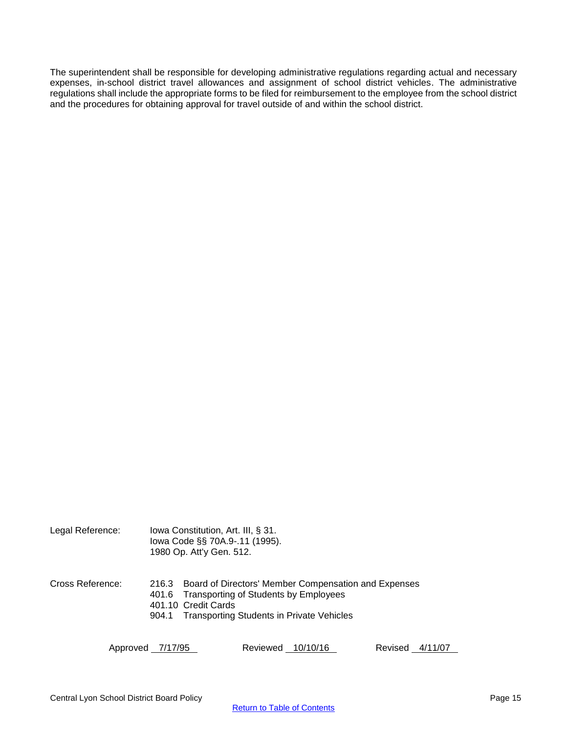The superintendent shall be responsible for developing administrative regulations regarding actual and necessary expenses, in-school district travel allowances and assignment of school district vehicles. The administrative regulations shall include the appropriate forms to be filed for reimbursement to the employee from the school district and the procedures for obtaining approval for travel outside of and within the school district.

Legal Reference: Iowa Constitution, Art. III, § 31.
Iowa Code §§ 70A.9-.11 (1995).
1980 Op. Att'y Gen. 512.

Cross Reference:
216.3 Board of Directors' Member Compensation and Expenses
401.6 Transporting of Students by Employees
401.10 Credit Cards
904.1 Transporting Students in Private Vehicles

Approved 7/17/95 Reviewed 10/10/16 Revised 4/11/07

Return to Table of Contents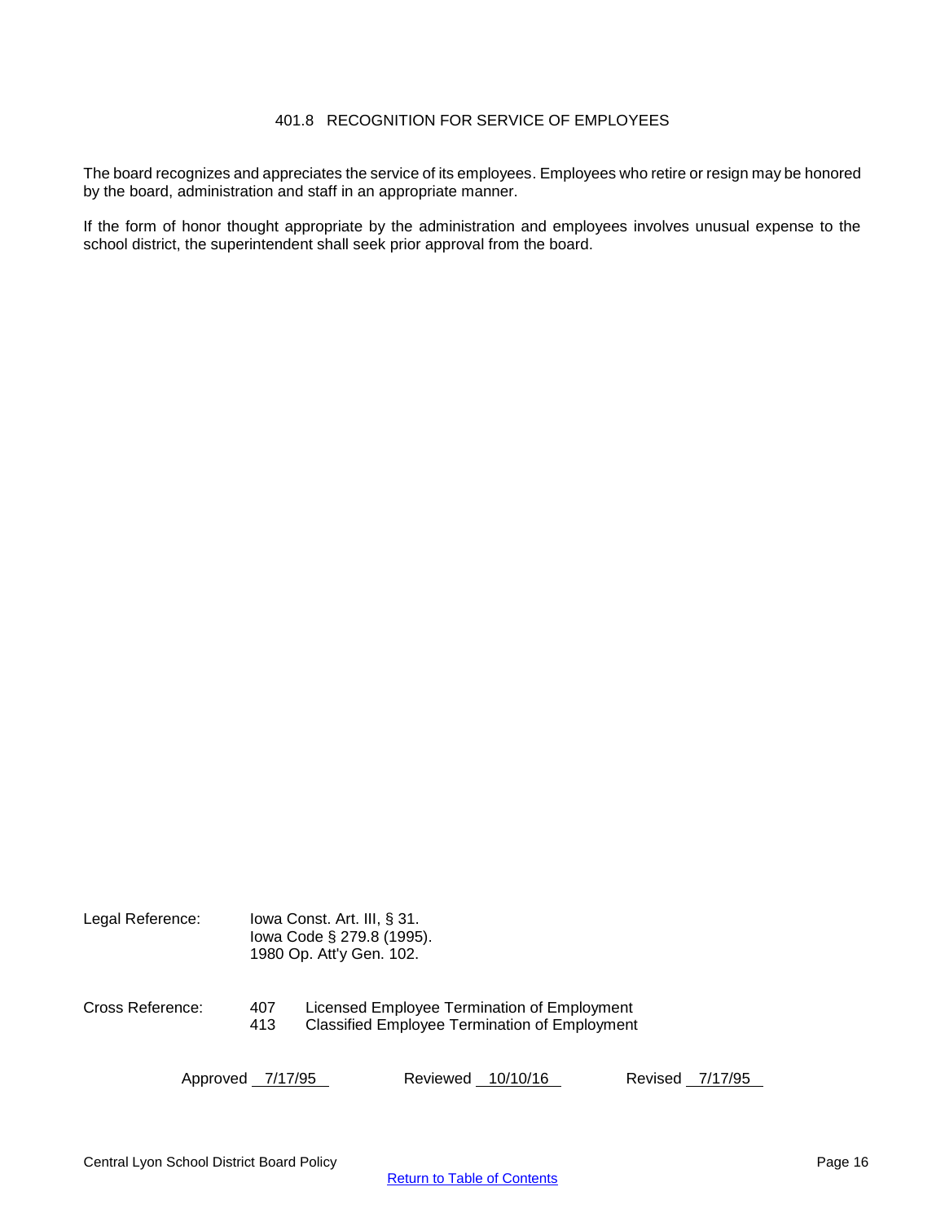# 401.8 RECOGNITION FOR SERVICE OF EMPLOYEES

The board recognizes and appreciates the service of its employees. Employees who retire or resign may be honored by the board, administration and staff in an appropriate manner.

If the form of honor thought appropriate by the administration and employees involves unusual expense to the school district, the superintendent shall seek prior approval from the board.

Legal Reference: Iowa Const. Art. III, § 31.
Iowa Code § 279.8 (1995).
1980 Op. Att'y Gen. 102.

Cross Reference: 407 Licensed Employee Termination of Employment
413 Classified Employee Termination of Employment

Approved 7/17/95 Reviewed 10/10/16 Revised 7/17/95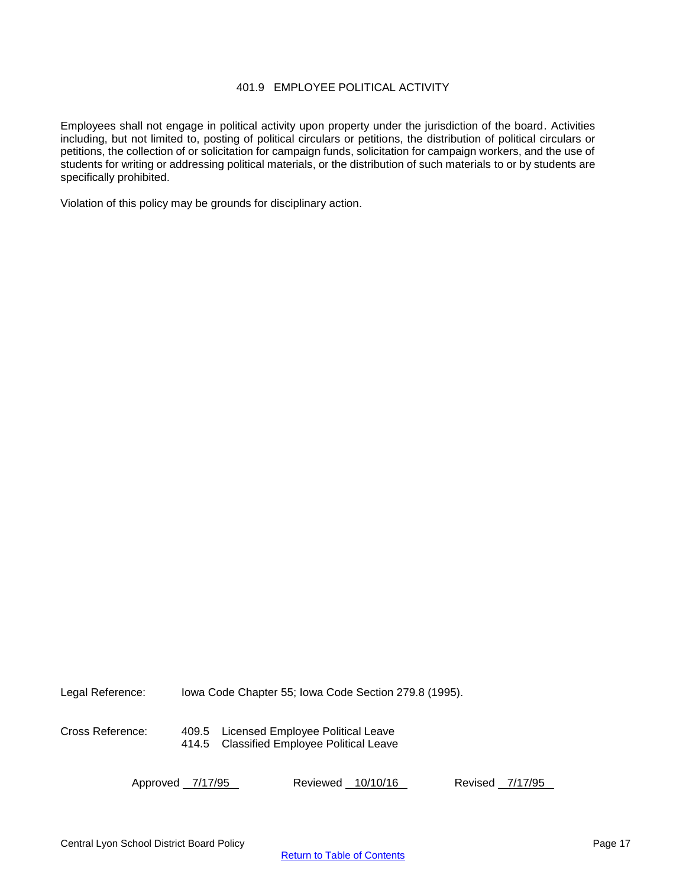## 401.9 EMPLOYEE POLITICAL ACTIVITY

Employees shall not engage in political activity upon property under the jurisdiction of the board. Activities including, but not limited to, posting of political circulars or petitions, the distribution of political circulars or petitions, the collection of or solicitation for campaign funds, solicitation for campaign workers, and the use of students for writing or addressing political materials, or the distribution of such materials to or by students are specifically prohibited.

Violation of this policy may be grounds for disciplinary action.

Legal Reference: Iowa Code Chapter 55; Iowa Code Section 279.8 (1995).

Cross Reference: 409.5 Licensed Employee Political Leave
414.5 Classified Employee Political Leave

Approved 7/17/95 Reviewed 10/10/16 Revised 7/17/95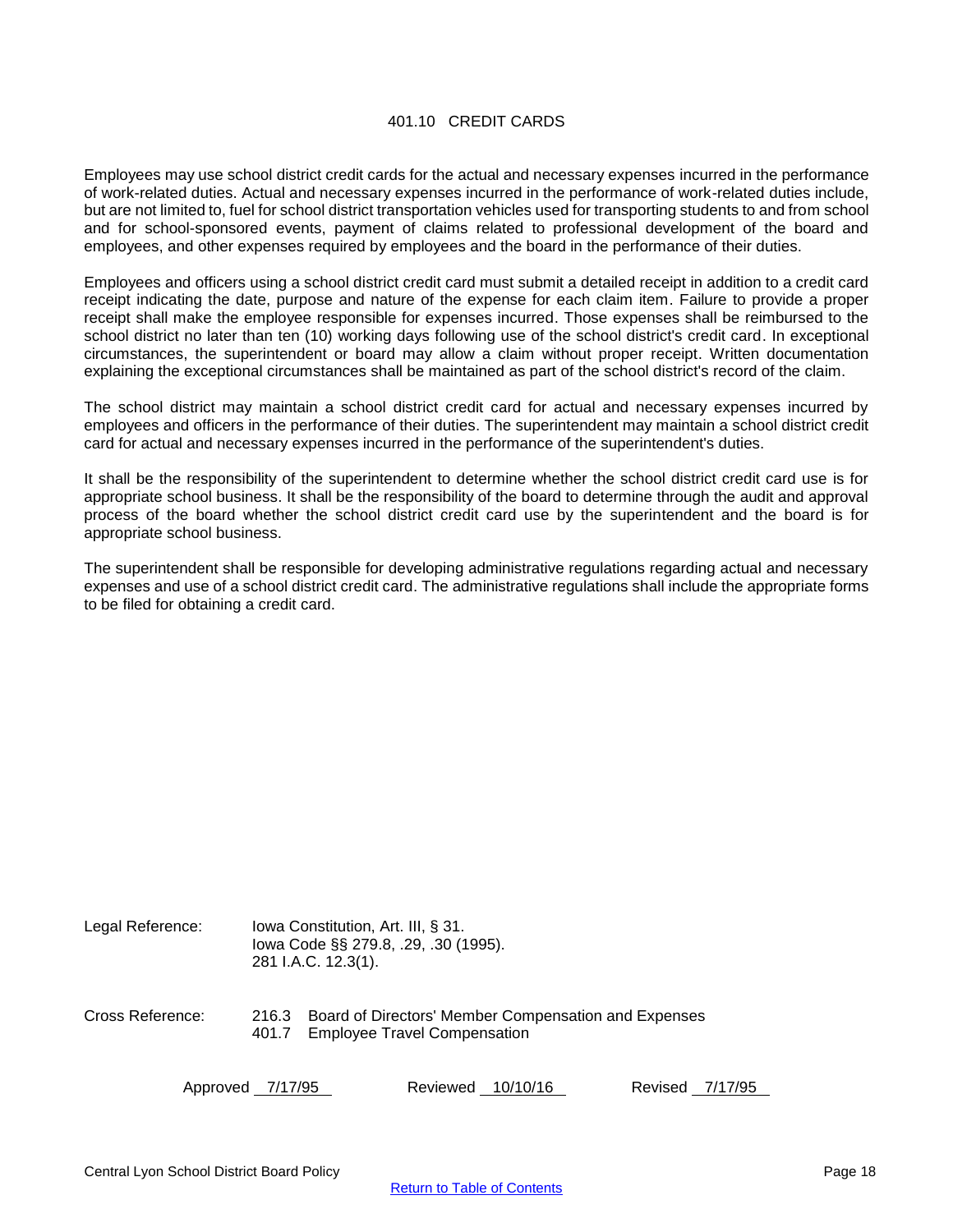# 401.10 CREDIT CARDS

Employees may use school district credit cards for the actual and necessary expenses incurred in the performance of work-related duties. Actual and necessary expenses incurred in the performance of work-related duties include, but are not limited to, fuel for school district transportation vehicles used for transporting students to and from school and for school-sponsored events, payment of claims related to professional development of the board and employees, and other expenses required by employees and the board in the performance of their duties.

Employees and officers using a school district credit card must submit a detailed receipt in addition to a credit card receipt indicating the date, purpose and nature of the expense for each claim item. Failure to provide a proper receipt shall make the employee responsible for expenses incurred. Those expenses shall be reimbursed to the school district no later than ten (10) working days following use of the school district's credit card. In exceptional circumstances, the superintendent or board may allow a claim without proper receipt. Written documentation explaining the exceptional circumstances shall be maintained as part of the school district's record of the claim.

The school district may maintain a school district credit card for actual and necessary expenses incurred by employees and officers in the performance of their duties. The superintendent may maintain a school district credit card for actual and necessary expenses incurred in the performance of the superintendent's duties.

It shall be the responsibility of the superintendent to determine whether the school district credit card use is for appropriate school business. It shall be the responsibility of the board to determine through the audit and approval process of the board whether the school district credit card use by the superintendent and the board is for appropriate school business.

The superintendent shall be responsible for developing administrative regulations regarding actual and necessary expenses and use of a school district credit card. The administrative regulations shall include the appropriate forms to be filed for obtaining a credit card.

Legal Reference: Iowa Constitution, Art. III, § 31.
Iowa Code §§ 279.8, .29, .30 (1995).
281 I.A.C. 12.3(1).

Cross Reference: 216.3 Board of Directors' Member Compensation and Expenses
401.7 Employee Travel Compensation

Approved 7/17/95 Reviewed 10/10/16 Revised 7/17/95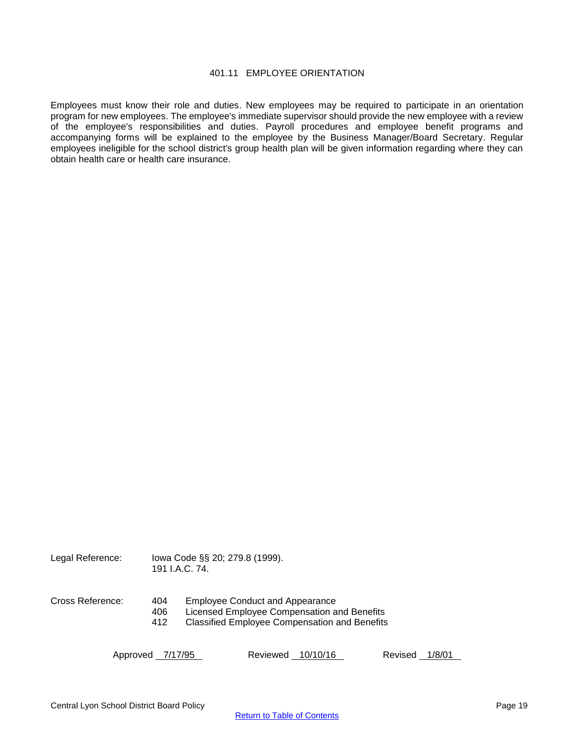# 401.11 EMPLOYEE ORIENTATION

Employees must know their role and duties. New employees may be required to participate in an orientation program for new employees. The employee's immediate supervisor should provide the new employee with a review of the employee's responsibilities and duties. Payroll procedures and employee benefit programs and accompanying forms will be explained to the employee by the Business Manager/Board Secretary. Regular employees ineligible for the school district's group health plan will be given information regarding where they can obtain health care or health care insurance.

Legal Reference: Iowa Code §§ 20; 279.8 (1999).
191 I.A.C. 74.

Cross Reference:
- 404 Employee Conduct and Appearance
- 406 Licensed Employee Compensation and Benefits
- 412 Classified Employee Compensation and Benefits

Approved 7/17/95 Reviewed 10/10/16 Revised 1/8/01

Central Lyon School District Board Policy

Return to Table of Contents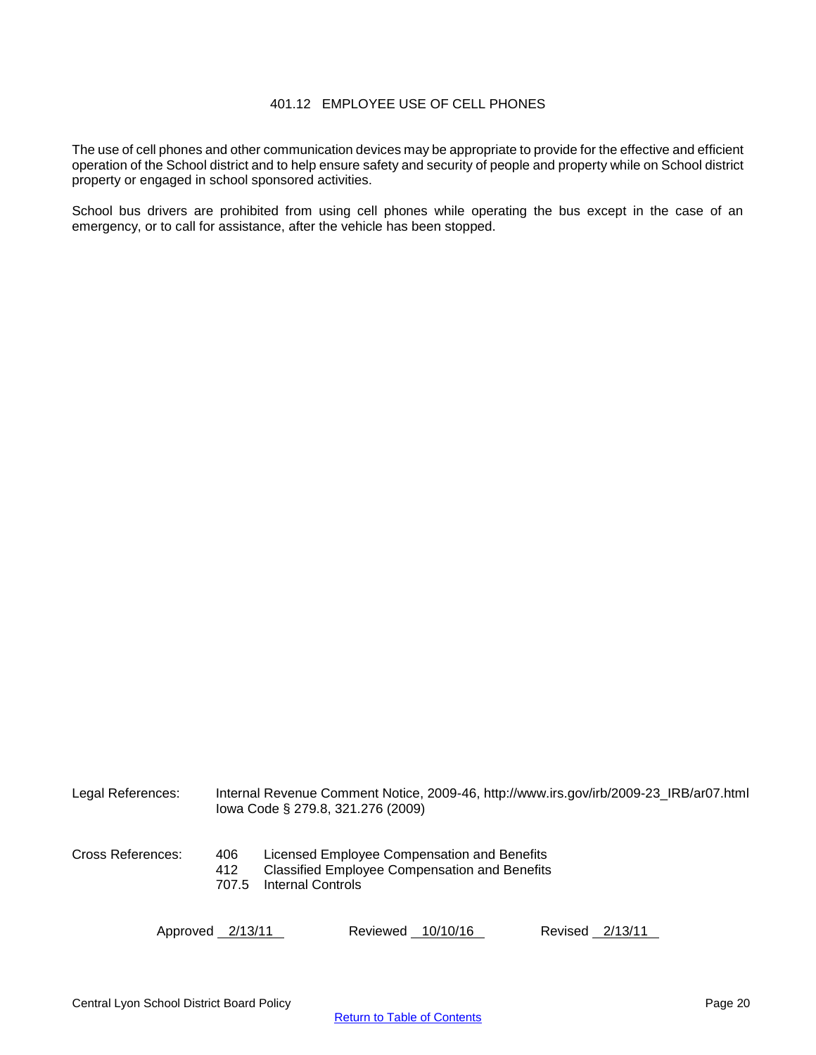# 401.12 EMPLOYEE USE OF CELL PHONES

The use of cell phones and other communication devices may be appropriate to provide for the effective and efficient operation of the School district and to help ensure safety and security of people and property while on School district property or engaged in school sponsored activities.

School bus drivers are prohibited from using cell phones while operating the bus except in the case of an emergency, or to call for assistance, after the vehicle has been stopped.

Legal References: Internal Revenue Comment Notice, 2009-46, http://www.irs.gov/irb/2009-23_IRB/ar07.html
Iowa Code § 279.8, 321.276 (2009)

Cross References:
406 Licensed Employee Compensation and Benefits
412 Classified Employee Compensation and Benefits
707.5 Internal Controls

Approved 2/13/11 Reviewed 10/10/16 Revised 2/13/11

Return to Table of Contents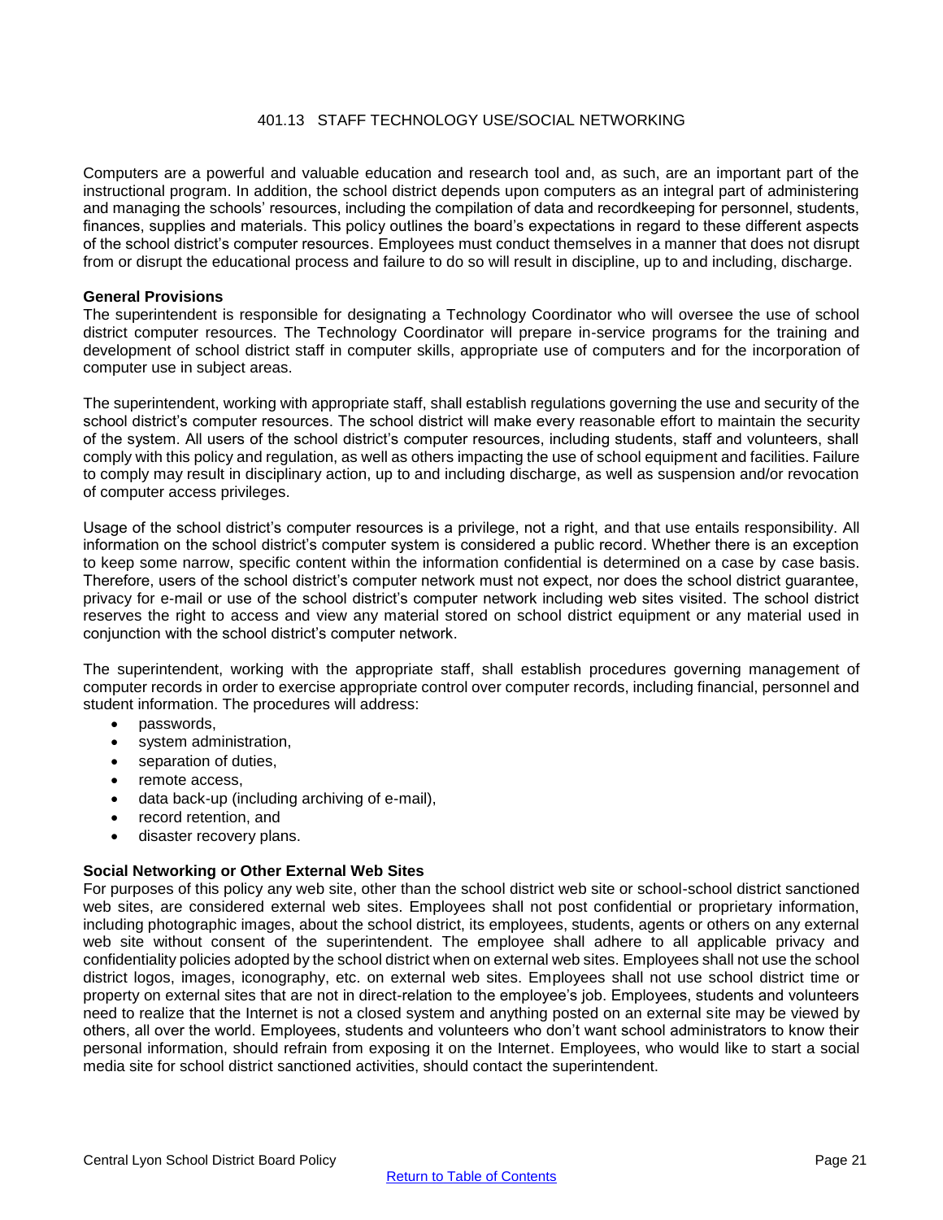# 401.13 STAFF TECHNOLOGY USE/SOCIAL NETWORKING

Computers are a powerful and valuable education and research tool and, as such, are an important part of the instructional program. In addition, the school district depends upon computers as an integral part of administering and managing the schools' resources, including the compilation of data and recordkeeping for personnel, students, finances, supplies and materials. This policy outlines the board's expectations in regard to these different aspects of the school district's computer resources. Employees must conduct themselves in a manner that does not disrupt from or disrupt the educational process and failure to do so will result in discipline, up to and including, discharge.

**General Provisions**

The superintendent is responsible for designating a Technology Coordinator who will oversee the use of school district computer resources. The Technology Coordinator will prepare in-service programs for the training and development of school district staff in computer skills, appropriate use of computers and for the incorporation of computer use in subject areas.

The superintendent, working with appropriate staff, shall establish regulations governing the use and security of the school district's computer resources. The school district will make every reasonable effort to maintain the security of the system. All users of the school district's computer resources, including students, staff and volunteers, shall comply with this policy and regulation, as well as others impacting the use of school equipment and facilities. Failure to comply may result in disciplinary action, up to and including discharge, as well as suspension and/or revocation of computer access privileges.

Usage of the school district's computer resources is a privilege, not a right, and that use entails responsibility. All information on the school district's computer system is considered a public record. Whether there is an exception to keep some narrow, specific content within the information confidential is determined on a case by case basis. Therefore, users of the school district's computer network must not expect, nor does the school district guarantee, privacy for e-mail or use of the school district's computer network including web sites visited. The school district reserves the right to access and view any material stored on school district equipment or any material used in conjunction with the school district's computer network.

The superintendent, working with the appropriate staff, shall establish procedures governing management of computer records in order to exercise appropriate control over computer records, including financial, personnel and student information. The procedures will address:

- passwords,
- system administration,
- separation of duties,
- remote access,
- data back-up (including archiving of e-mail),
- record retention, and
- disaster recovery plans.

**Social Networking or Other External Web Sites**

For purposes of this policy any web site, other than the school district web site or school-school district sanctioned web sites, are considered external web sites. Employees shall not post confidential or proprietary information, including photographic images, about the school district, its employees, students, agents or others on any external web site without consent of the superintendent. The employee shall adhere to all applicable privacy and confidentiality policies adopted by the school district when on external web sites. Employees shall not use the school district logos, images, iconography, etc. on external web sites. Employees shall not use school district time or property on external sites that are not in direct-relation to the employee's job. Employees, students and volunteers need to realize that the Internet is not a closed system and anything posted on an external site may be viewed by others, all over the world. Employees, students and volunteers who don't want school administrators to know their personal information, should refrain from exposing it on the Internet. Employees, who would like to start a social media site for school district sanctioned activities, should contact the superintendent.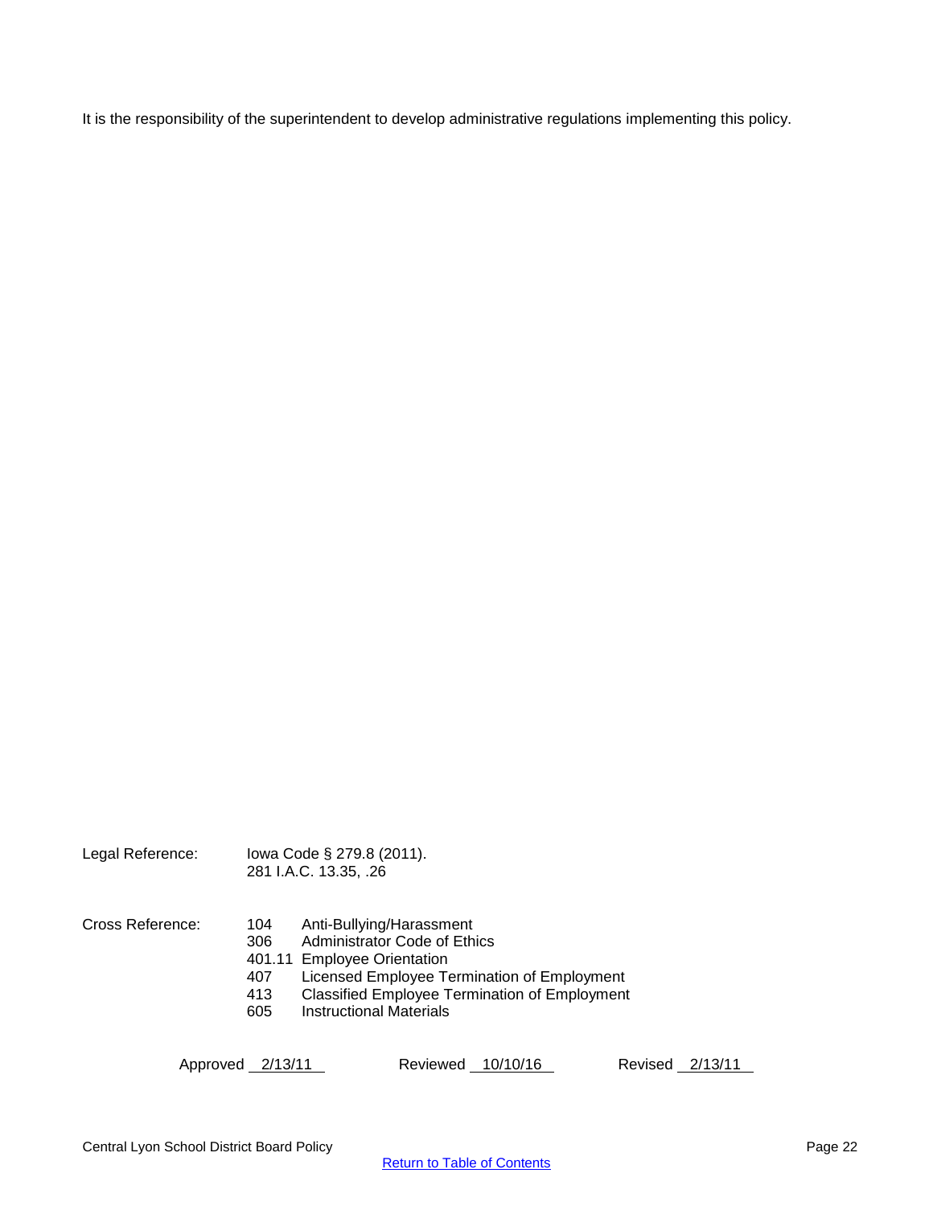It is the responsibility of the superintendent to develop administrative regulations implementing this policy.

Legal Reference: Iowa Code § 279.8 (2011).
281 I.A.C. 13.35, .26

Cross Reference:
104 Anti-Bullying/Harassment
306 Administrator Code of Ethics
401.11 Employee Orientation
407 Licensed Employee Termination of Employment
413 Classified Employee Termination of Employment
605 Instructional Materials

Approved 2/13/11 Reviewed 10/10/16 Revised 2/13/11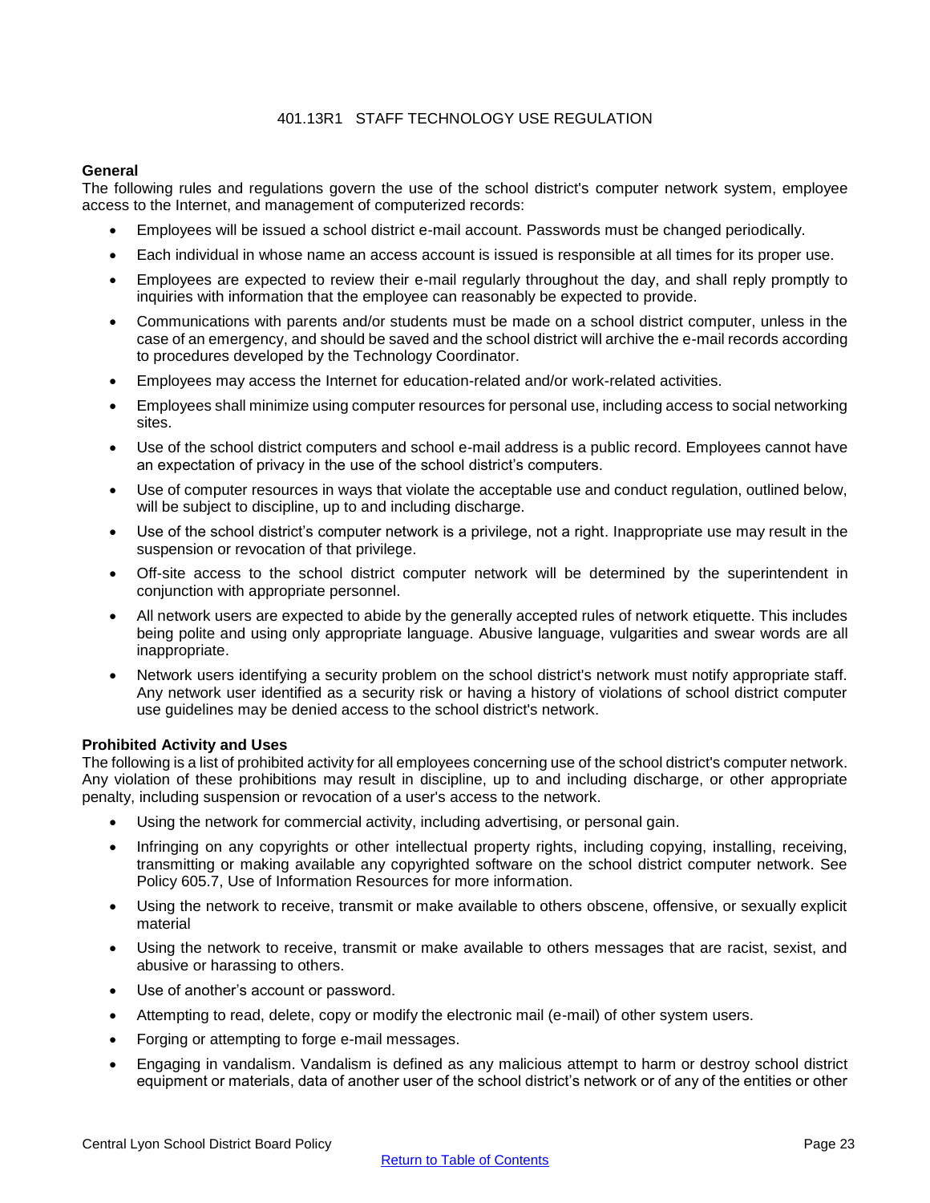# 401.13R1 STAFF TECHNOLOGY USE REGULATION

**General**

The following rules and regulations govern the use of the school district's computer network system, employee access to the Internet, and management of computerized records:

- Employees will be issued a school district e-mail account. Passwords must be changed periodically.
- Each individual in whose name an access account is issued is responsible at all times for its proper use.
- Employees are expected to review their e-mail regularly throughout the day, and shall reply promptly to inquiries with information that the employee can reasonably be expected to provide.
- Communications with parents and/or students must be made on a school district computer, unless in the case of an emergency, and should be saved and the school district will archive the e-mail records according to procedures developed by the Technology Coordinator.
- Employees may access the Internet for education-related and/or work-related activities.
- Employees shall minimize using computer resources for personal use, including access to social networking sites.
- Use of the school district computers and school e-mail address is a public record. Employees cannot have an expectation of privacy in the use of the school district's computers.
- Use of computer resources in ways that violate the acceptable use and conduct regulation, outlined below, will be subject to discipline, up to and including discharge.
- Use of the school district's computer network is a privilege, not a right. Inappropriate use may result in the suspension or revocation of that privilege.
- Off-site access to the school district computer network will be determined by the superintendent in conjunction with appropriate personnel.
- All network users are expected to abide by the generally accepted rules of network etiquette. This includes being polite and using only appropriate language. Abusive language, vulgarities and swear words are all inappropriate.
- Network users identifying a security problem on the school district's network must notify appropriate staff. Any network user identified as a security risk or having a history of violations of school district computer use guidelines may be denied access to the school district's network.

**Prohibited Activity and Uses**

The following is a list of prohibited activity for all employees concerning use of the school district's computer network. Any violation of these prohibitions may result in discipline, up to and including discharge, or other appropriate penalty, including suspension or revocation of a user's access to the network.

- Using the network for commercial activity, including advertising, or personal gain.
- Infringing on any copyrights or other intellectual property rights, including copying, installing, receiving, transmitting or making available any copyrighted software on the school district computer network. See Policy 605.7, Use of Information Resources for more information.
- Using the network to receive, transmit or make available to others obscene, offensive, or sexually explicit material
- Using the network to receive, transmit or make available to others messages that are racist, sexist, and abusive or harassing to others.
- Use of another's account or password.
- Attempting to read, delete, copy or modify the electronic mail (e-mail) of other system users.
- Forging or attempting to forge e-mail messages.
- Engaging in vandalism. Vandalism is defined as any malicious attempt to harm or destroy school district equipment or materials, data of another user of the school district's network or of any of the entities or other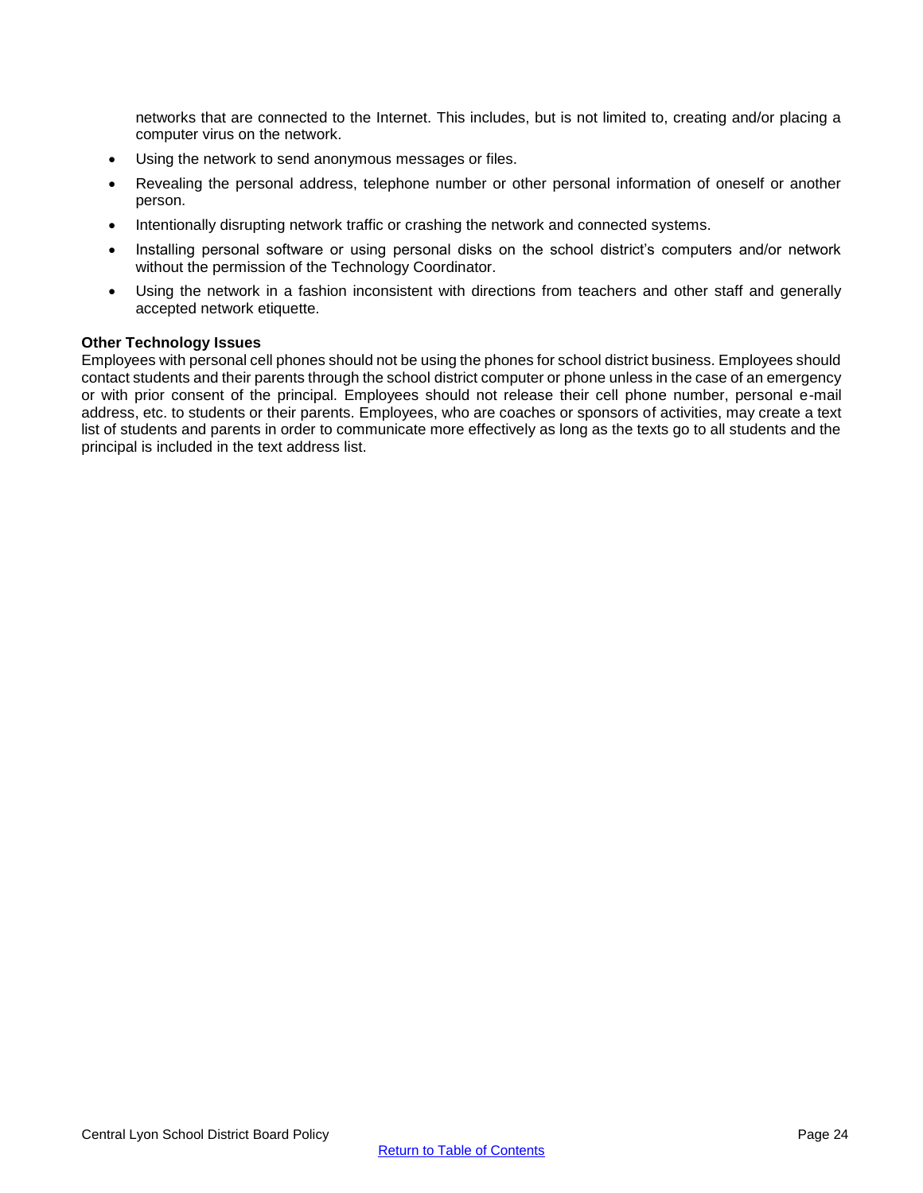networks that are connected to the Internet. This includes, but is not limited to, creating and/or placing a computer virus on the network.

- Using the network to send anonymous messages or files.
- Revealing the personal address, telephone number or other personal information of oneself or another person.
- Intentionally disrupting network traffic or crashing the network and connected systems.
- Installing personal software or using personal disks on the school district's computers and/or network without the permission of the Technology Coordinator.
- Using the network in a fashion inconsistent with directions from teachers and other staff and generally accepted network etiquette.

**Other Technology Issues**

Employees with personal cell phones should not be using the phones for school district business. Employees should contact students and their parents through the school district computer or phone unless in the case of an emergency or with prior consent of the principal. Employees should not release their cell phone number, personal e-mail address, etc. to students or their parents. Employees, who are coaches or sponsors of activities, may create a text list of students and parents in order to communicate more effectively as long as the texts go to all students and the principal is included in the text address list.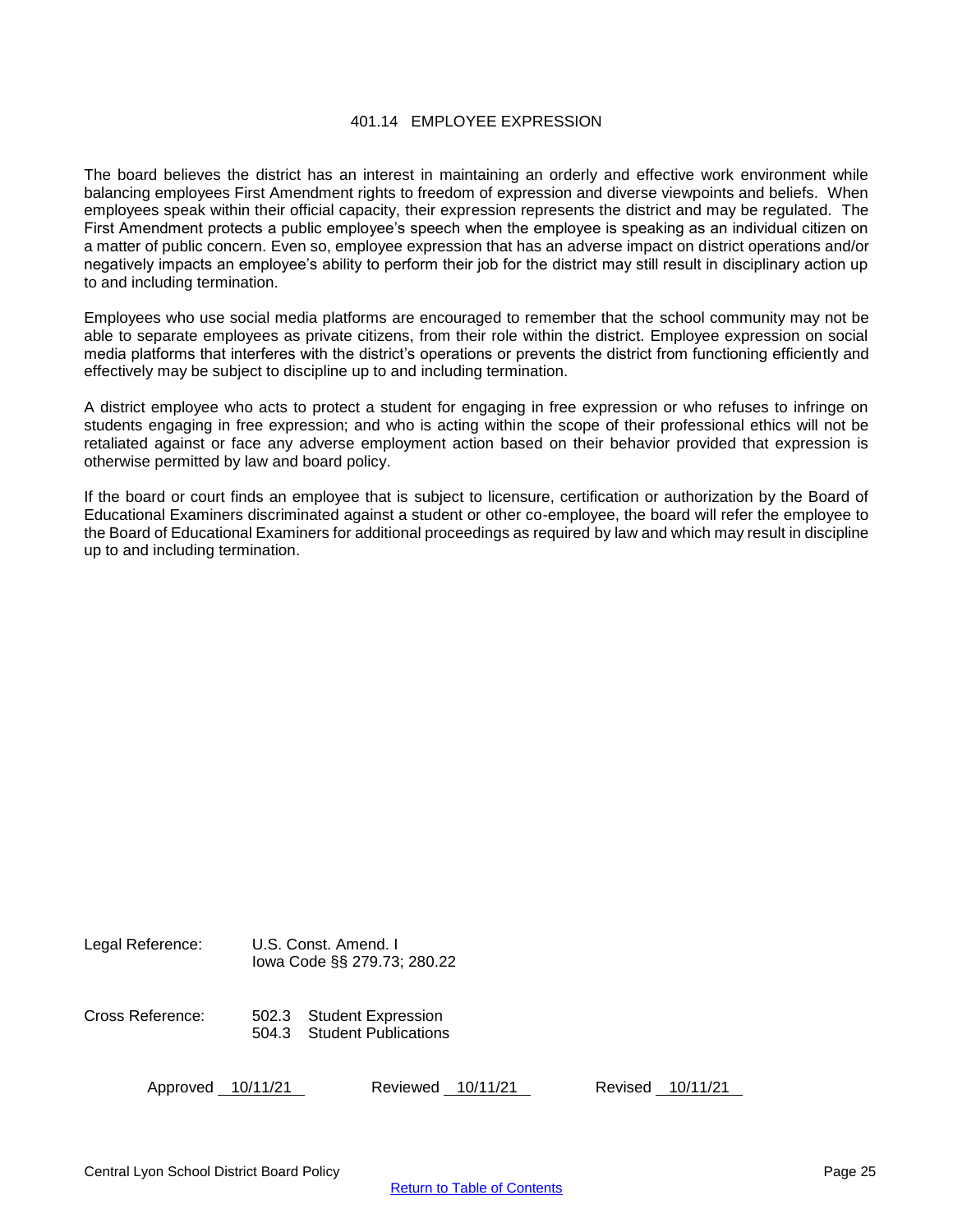# 401.14 EMPLOYEE EXPRESSION

The board believes the district has an interest in maintaining an orderly and effective work environment while balancing employees First Amendment rights to freedom of expression and diverse viewpoints and beliefs. When employees speak within their official capacity, their expression represents the district and may be regulated. The First Amendment protects a public employee's speech when the employee is speaking as an individual citizen on a matter of public concern. Even so, employee expression that has an adverse impact on district operations and/or negatively impacts an employee's ability to perform their job for the district may still result in disciplinary action up to and including termination.

Employees who use social media platforms are encouraged to remember that the school community may not be able to separate employees as private citizens, from their role within the district. Employee expression on social media platforms that interferes with the district's operations or prevents the district from functioning efficiently and effectively may be subject to discipline up to and including termination.

A district employee who acts to protect a student for engaging in free expression or who refuses to infringe on students engaging in free expression; and who is acting within the scope of their professional ethics will not be retaliated against or face any adverse employment action based on their behavior provided that expression is otherwise permitted by law and board policy.

If the board or court finds an employee that is subject to licensure, certification or authorization by the Board of Educational Examiners discriminated against a student or other co-employee, the board will refer the employee to the Board of Educational Examiners for additional proceedings as required by law and which may result in discipline up to and including termination.

Legal Reference: U.S. Const. Amend. I
Iowa Code §§ 279.73; 280.22

Cross Reference: 502.3 Student Expression
504.3 Student Publications

Approved 10/11/21 Reviewed 10/11/21 Revised 10/11/21

Central Lyon School District Board Policy

Return to Table of Contents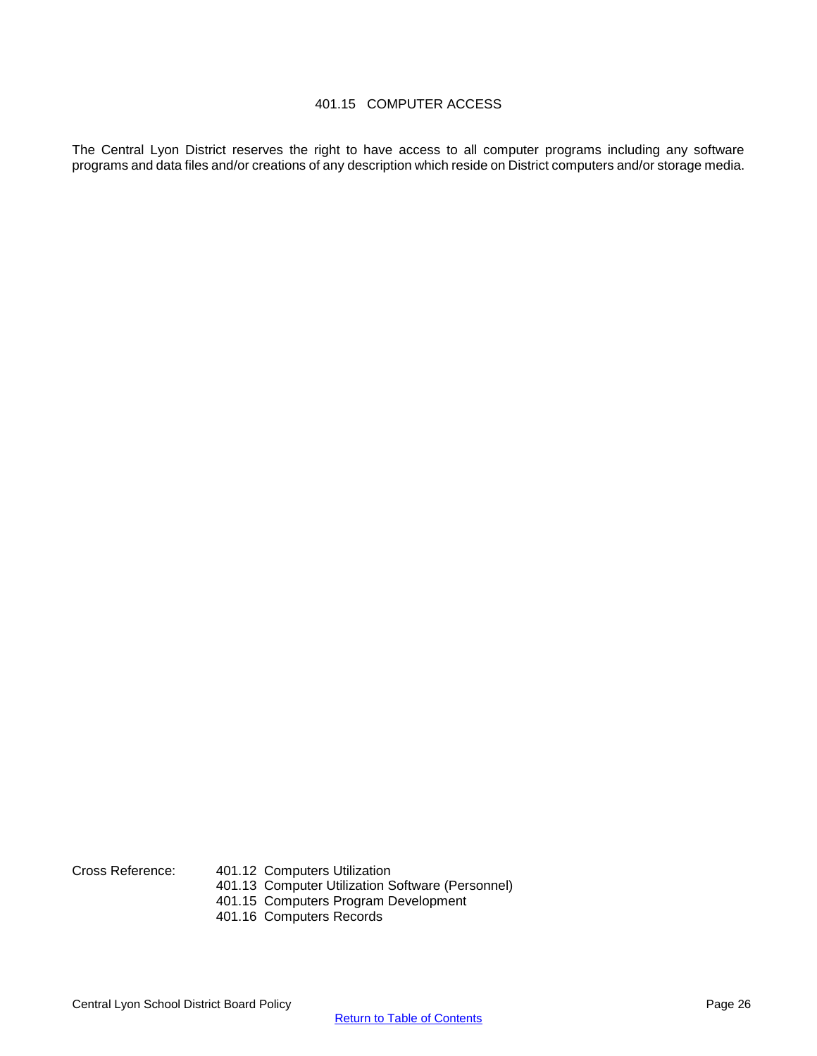# 401.15 COMPUTER ACCESS

The Central Lyon District reserves the right to have access to all computer programs including any software programs and data files and/or creations of any description which reside on District computers and/or storage media.

Cross Reference:
401.12 Computers Utilization
401.13 Computer Utilization Software (Personnel)
401.15 Computers Program Development
401.16 Computers Records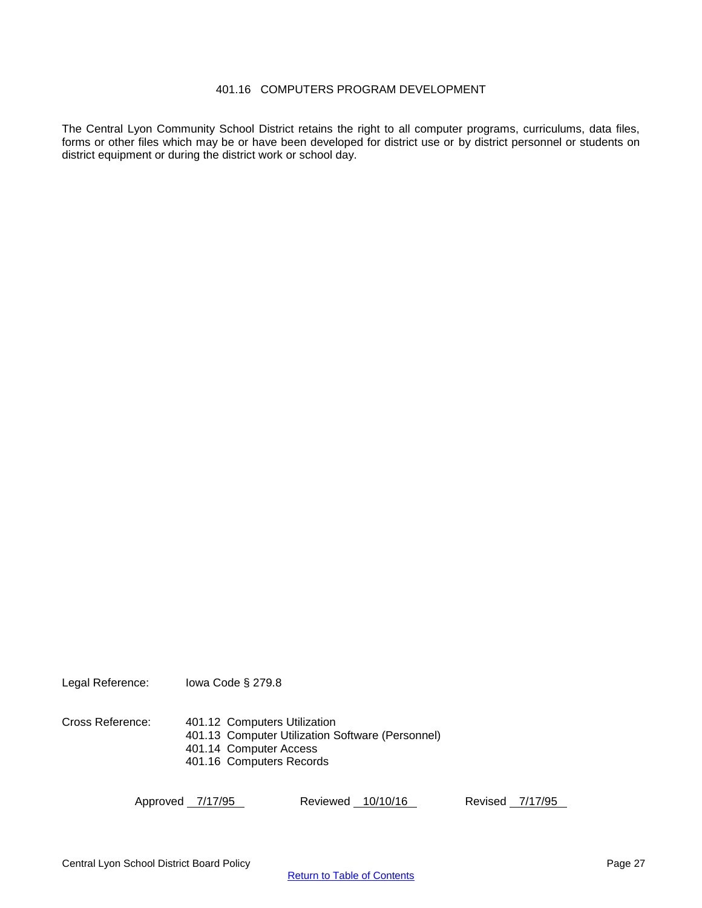# 401.16 COMPUTERS PROGRAM DEVELOPMENT

The Central Lyon Community School District retains the right to all computer programs, curriculums, data files, forms or other files which may be or have been developed for district use or by district personnel or students on district equipment or during the district work or school day.

Legal Reference: Iowa Code § 279.8

Cross Reference:
401.12 Computers Utilization
401.13 Computer Utilization Software (Personnel)
401.14 Computer Access
401.16 Computers Records

Approved 7/17/95 Reviewed 10/10/16 Revised 7/17/95

Central Lyon School District Board Policy

Return to Table of Contents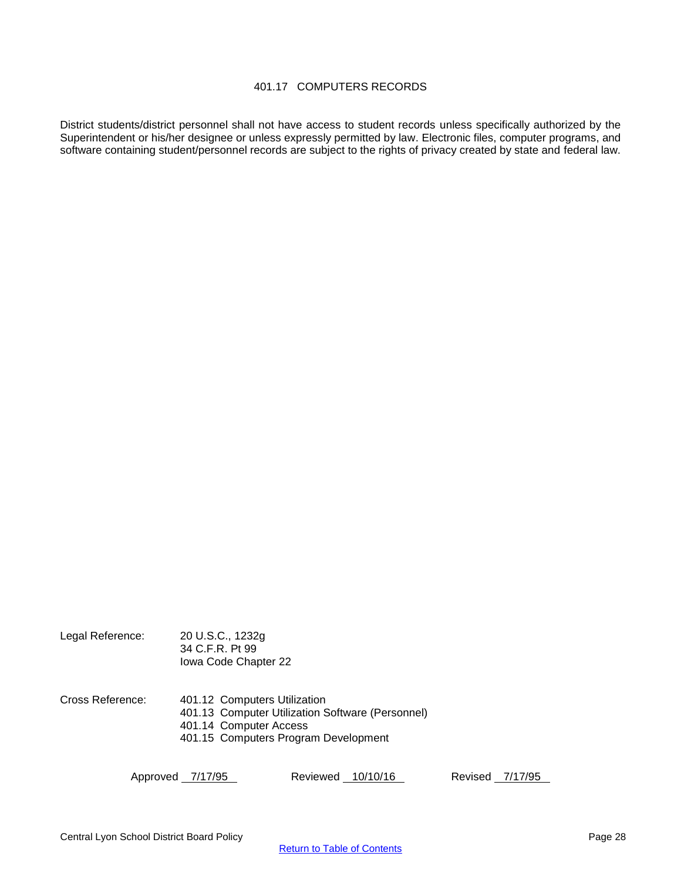# 401.17 COMPUTERS RECORDS

District students/district personnel shall not have access to student records unless specifically authorized by the Superintendent or his/her designee or unless expressly permitted by law. Electronic files, computer programs, and software containing student/personnel records are subject to the rights of privacy created by state and federal law.

Legal Reference: 20 U.S.C., 1232g
34 C.F.R. Pt 99
Iowa Code Chapter 22

Cross Reference: 401.12 Computers Utilization
401.13 Computer Utilization Software (Personnel)
401.14 Computer Access
401.15 Computers Program Development

Approved 7/17/95 Reviewed 10/10/16 Revised 7/17/95

Central Lyon School District Board Policy

Return to Table of Contents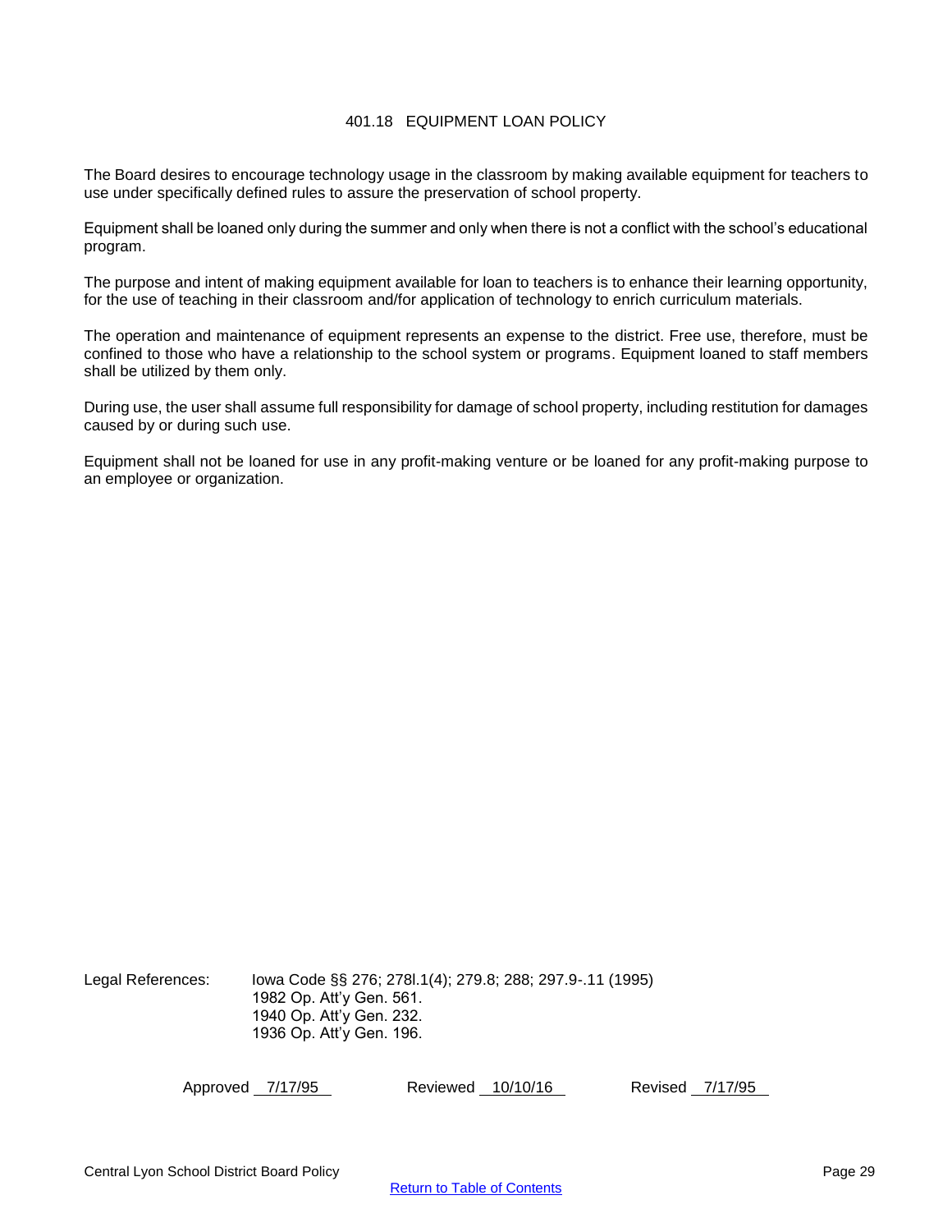## 401.18 EQUIPMENT LOAN POLICY

The Board desires to encourage technology usage in the classroom by making available equipment for teachers to use under specifically defined rules to assure the preservation of school property.

Equipment shall be loaned only during the summer and only when there is not a conflict with the school's educational program.

The purpose and intent of making equipment available for loan to teachers is to enhance their learning opportunity, for the use of teaching in their classroom and/for application of technology to enrich curriculum materials.

The operation and maintenance of equipment represents an expense to the district. Free use, therefore, must be confined to those who have a relationship to the school system or programs. Equipment loaned to staff members shall be utilized by them only.

During use, the user shall assume full responsibility for damage of school property, including restitution for damages caused by or during such use.

Equipment shall not be loaned for use in any profit-making venture or be loaned for any profit-making purpose to an employee or organization.

Legal References: Iowa Code §§ 276; 278l.1(4); 279.8; 288; 297.9-.11 (1995)
1982 Op. Att'y Gen. 561.
1940 Op. Att'y Gen. 232.
1936 Op. Att'y Gen. 196.

Approved 7/17/95 Reviewed 10/10/16 Revised 7/17/95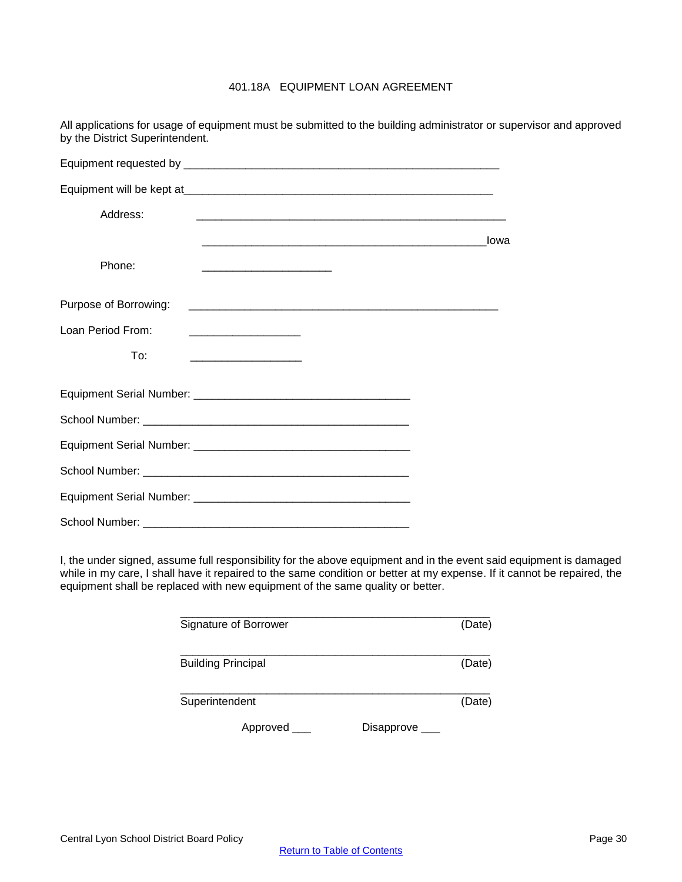# 401.18A EQUIPMENT LOAN AGREEMENT

All applications for usage of equipment must be submitted to the building administrator or supervisor and approved by the District Superintendent.

Equipment requested by ____________________________________________________

Equipment will be kept at___________________________________________________

Address: ____________________________________________________

_______________________________________________Iowa

Phone: _____________________

Purpose of Borrowing: ____________________________________________________

Loan Period From: __________________

To: __________________

Equipment Serial Number: ___________________________________

School Number: ___________________________________________

Equipment Serial Number: ___________________________________

School Number: ___________________________________________

Equipment Serial Number: ___________________________________

School Number: ___________________________________________

I, the under signed, assume full responsibility for the above equipment and in the event said equipment is damaged while in my care, I shall have it repaired to the same condition or better at my expense. If it cannot be repaired, the equipment shall be replaced with new equipment of the same quality or better.

___________________________________________________
Signature of Borrower (Date)

___________________________________________________
Building Principal (Date)

___________________________________________________
Superintendent (Date)

Approved ___ Disapprove ___

Central Lyon School District Board Policy

Return to Table of Contents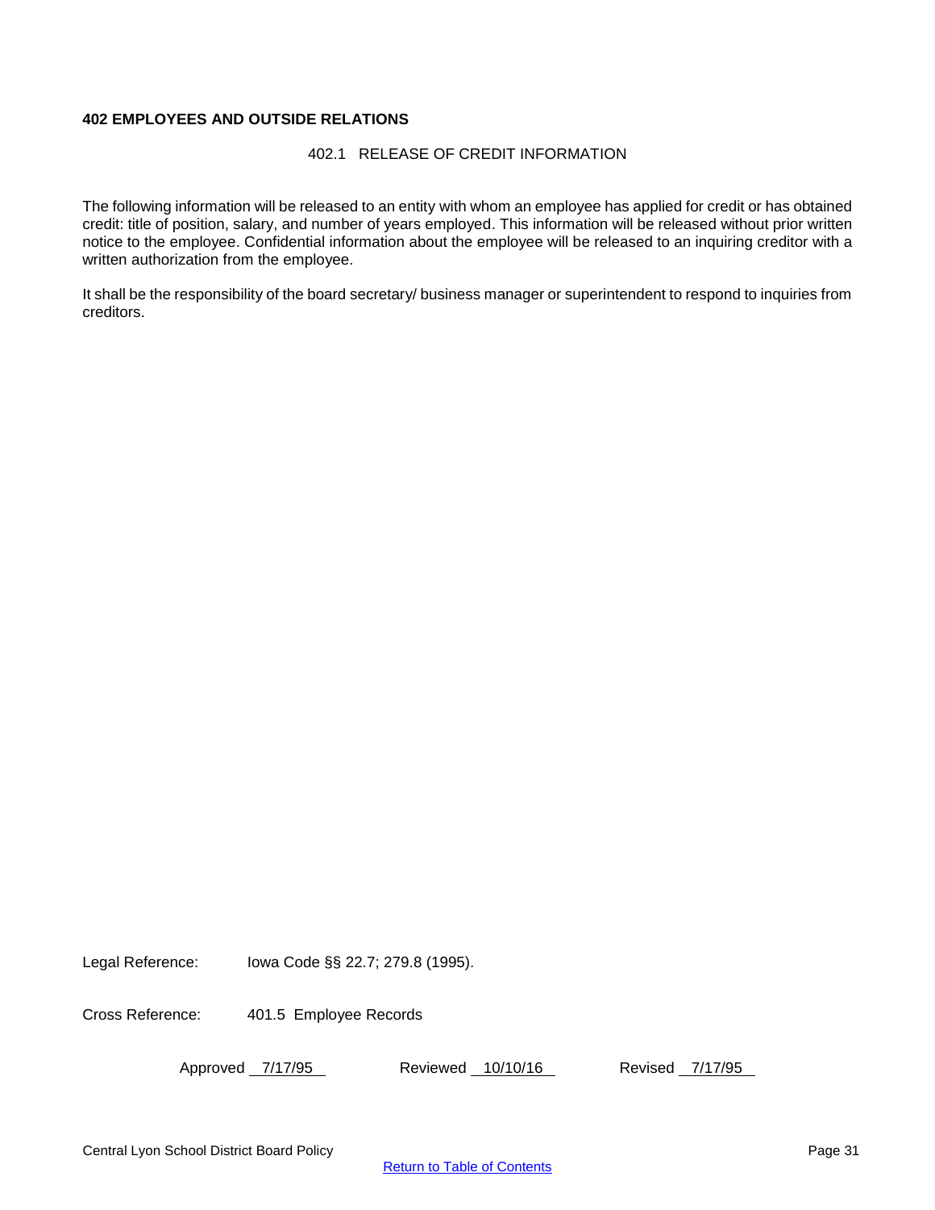**402 EMPLOYEES AND OUTSIDE RELATIONS**

402.1 RELEASE OF CREDIT INFORMATION

The following information will be released to an entity with whom an employee has applied for credit or has obtained credit: title of position, salary, and number of years employed. This information will be released without prior written notice to the employee. Confidential information about the employee will be released to an inquiring creditor with a written authorization from the employee.

It shall be the responsibility of the board secretary/ business manager or superintendent to respond to inquiries from creditors.

Legal Reference: Iowa Code §§ 22.7; 279.8 (1995).

Cross Reference: 401.5 Employee Records

Approved 7/17/95 Reviewed 10/10/16 Revised 7/17/95

Return to Table of Contents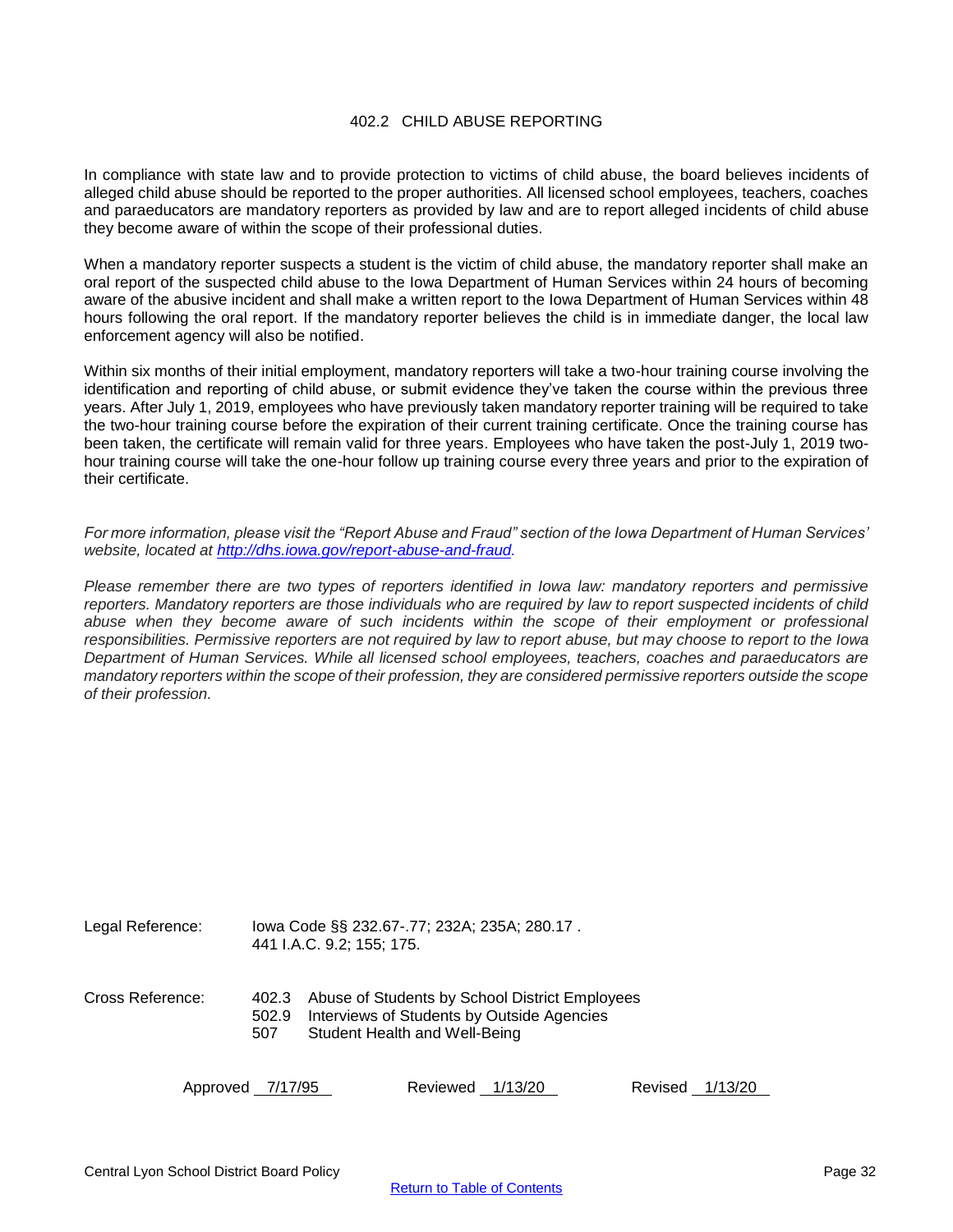# 402.2 CHILD ABUSE REPORTING

In compliance with state law and to provide protection to victims of child abuse, the board believes incidents of alleged child abuse should be reported to the proper authorities. All licensed school employees, teachers, coaches and paraeducators are mandatory reporters as provided by law and are to report alleged incidents of child abuse they become aware of within the scope of their professional duties.

When a mandatory reporter suspects a student is the victim of child abuse, the mandatory reporter shall make an oral report of the suspected child abuse to the Iowa Department of Human Services within 24 hours of becoming aware of the abusive incident and shall make a written report to the Iowa Department of Human Services within 48 hours following the oral report. If the mandatory reporter believes the child is in immediate danger, the local law enforcement agency will also be notified.

Within six months of their initial employment, mandatory reporters will take a two-hour training course involving the identification and reporting of child abuse, or submit evidence they've taken the course within the previous three years. After July 1, 2019, employees who have previously taken mandatory reporter training will be required to take the two-hour training course before the expiration of their current training certificate. Once the training course has been taken, the certificate will remain valid for three years. Employees who have taken the post-July 1, 2019 two-hour training course will take the one-hour follow up training course every three years and prior to the expiration of their certificate.

*For more information, please visit the "Report Abuse and Fraud" section of the Iowa Department of Human Services' website, located at [http://dhs.iowa.gov/report-abuse-and-fraud](http://dhs.iowa.gov/report-abuse-and-fraud).*

*Please remember there are two types of reporters identified in Iowa law: mandatory reporters and permissive reporters. Mandatory reporters are those individuals who are required by law to report suspected incidents of child abuse when they become aware of such incidents within the scope of their employment or professional responsibilities. Permissive reporters are not required by law to report abuse, but may choose to report to the Iowa Department of Human Services. While all licensed school employees, teachers, coaches and paraeducators are mandatory reporters within the scope of their profession, they are considered permissive reporters outside the scope of their profession.*

Legal Reference: Iowa Code §§ 232.67-.77; 232A; 235A; 280.17 .
441 I.A.C. 9.2; 155; 175.

Cross Reference:
402.3 Abuse of Students by School District Employees
502.9 Interviews of Students by Outside Agencies
507 Student Health and Well-Being

Approved 7/17/95 Reviewed 1/13/20 Revised 1/13/20

Central Lyon School District Board Policy

[Return to Table of Contents]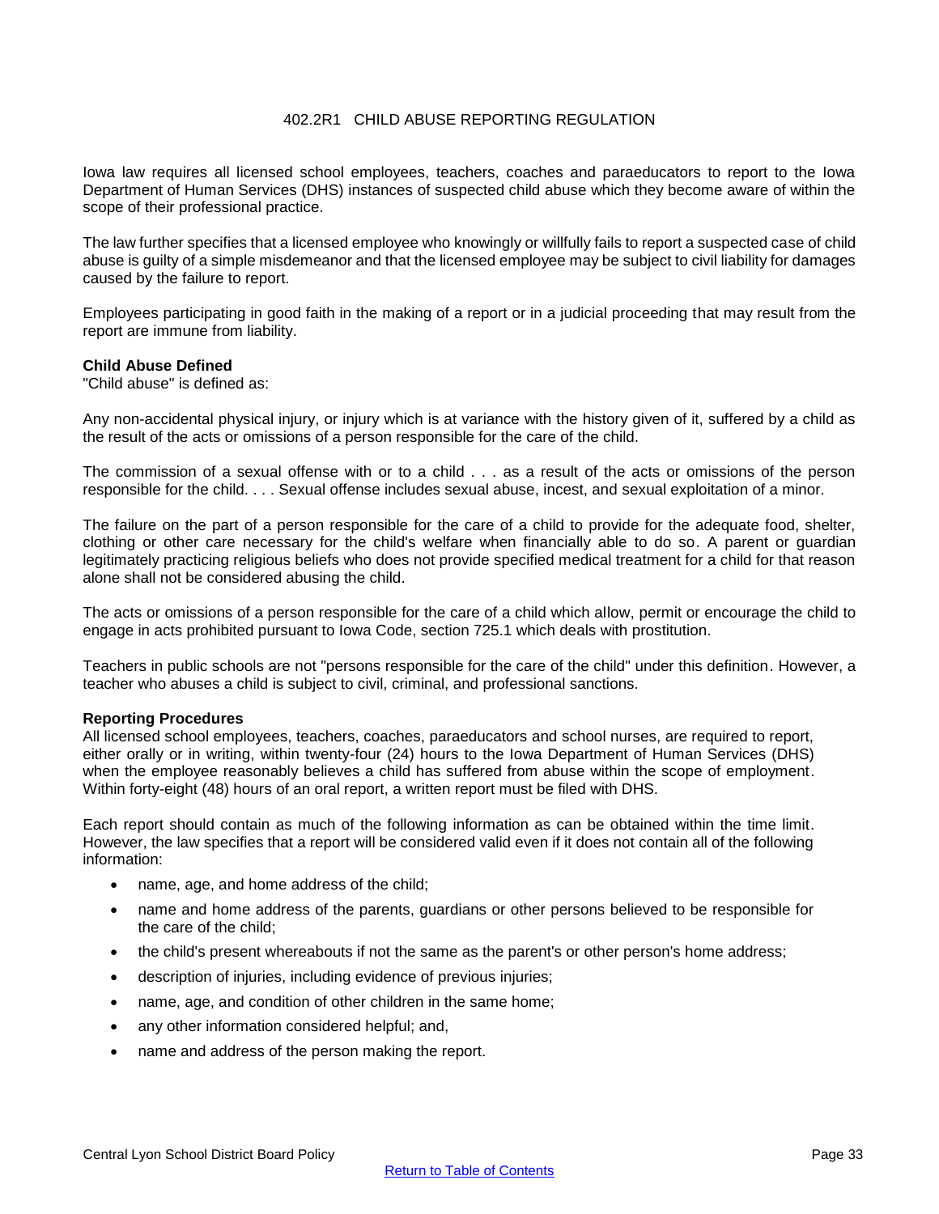# 402.2R1 CHILD ABUSE REPORTING REGULATION

Iowa law requires all licensed school employees, teachers, coaches and paraeducators to report to the Iowa Department of Human Services (DHS) instances of suspected child abuse which they become aware of within the scope of their professional practice.

The law further specifies that a licensed employee who knowingly or willfully fails to report a suspected case of child abuse is guilty of a simple misdemeanor and that the licensed employee may be subject to civil liability for damages caused by the failure to report.

Employees participating in good faith in the making of a report or in a judicial proceeding that may result from the report are immune from liability.

**Child Abuse Defined**

"Child abuse" is defined as:

Any non-accidental physical injury, or injury which is at variance with the history given of it, suffered by a child as the result of the acts or omissions of a person responsible for the care of the child.

The commission of a sexual offense with or to a child . . . as a result of the acts or omissions of the person responsible for the child. . . . Sexual offense includes sexual abuse, incest, and sexual exploitation of a minor.

The failure on the part of a person responsible for the care of a child to provide for the adequate food, shelter, clothing or other care necessary for the child's welfare when financially able to do so. A parent or guardian legitimately practicing religious beliefs who does not provide specified medical treatment for a child for that reason alone shall not be considered abusing the child.

The acts or omissions of a person responsible for the care of a child which allow, permit or encourage the child to engage in acts prohibited pursuant to Iowa Code, section 725.1 which deals with prostitution.

Teachers in public schools are not "persons responsible for the care of the child" under this definition. However, a teacher who abuses a child is subject to civil, criminal, and professional sanctions.

**Reporting Procedures**

All licensed school employees, teachers, coaches, paraeducators and school nurses, are required to report, either orally or in writing, within twenty-four (24) hours to the Iowa Department of Human Services (DHS) when the employee reasonably believes a child has suffered from abuse within the scope of employment. Within forty-eight (48) hours of an oral report, a written report must be filed with DHS.

Each report should contain as much of the following information as can be obtained within the time limit. However, the law specifies that a report will be considered valid even if it does not contain all of the following information:

- name, age, and home address of the child;
- name and home address of the parents, guardians or other persons believed to be responsible for the care of the child;
- the child's present whereabouts if not the same as the parent's or other person's home address;
- description of injuries, including evidence of previous injuries;
- name, age, and condition of other children in the same home;
- any other information considered helpful; and,
- name and address of the person making the report.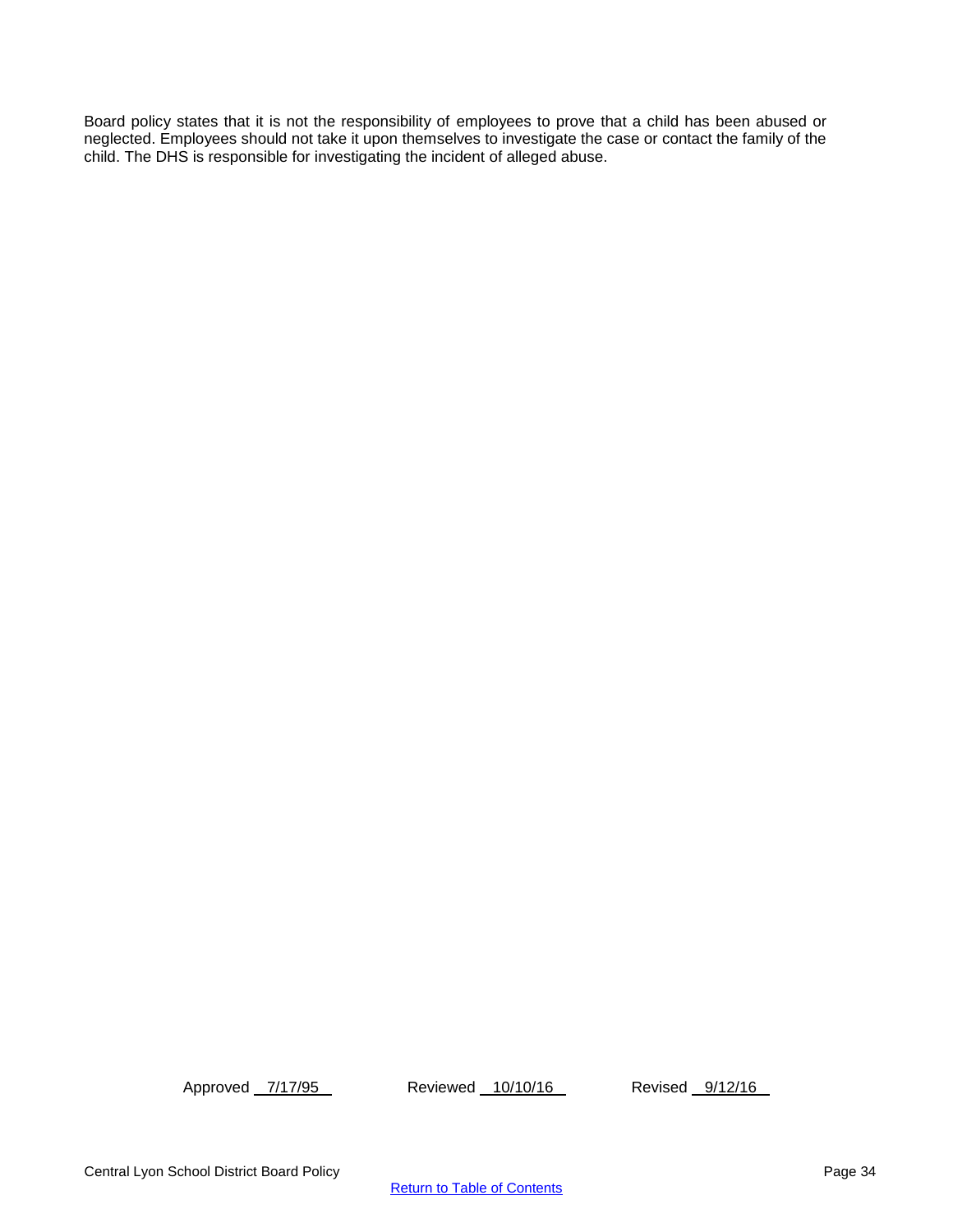Board policy states that it is not the responsibility of employees to prove that a child has been abused or neglected. Employees should not take it upon themselves to investigate the case or contact the family of the child. The DHS is responsible for investigating the incident of alleged abuse.

Approved 7/17/95 Reviewed 10/10/16 Revised 9/12/16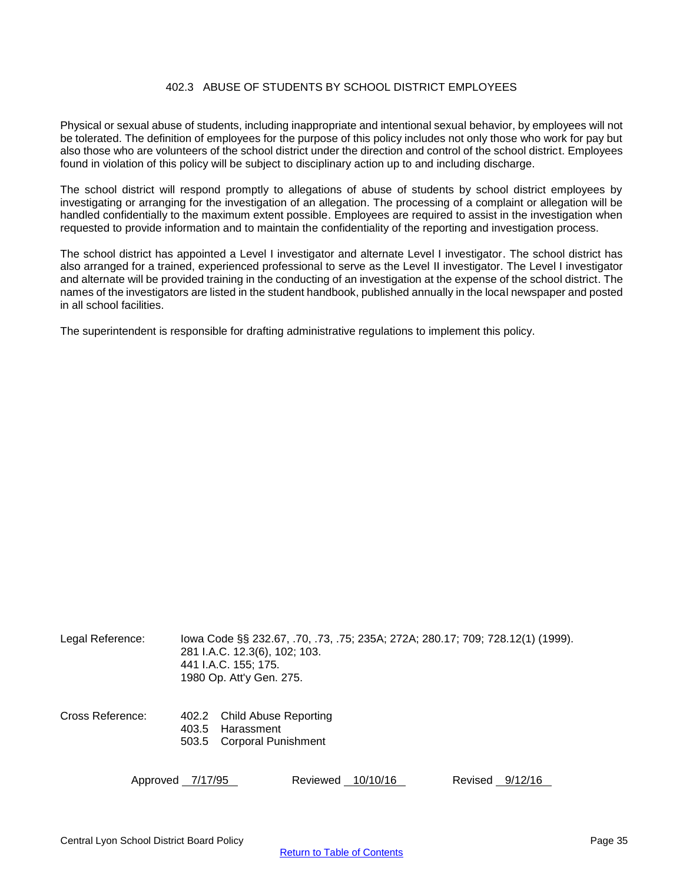# 402.3 ABUSE OF STUDENTS BY SCHOOL DISTRICT EMPLOYEES

Physical or sexual abuse of students, including inappropriate and intentional sexual behavior, by employees will not be tolerated. The definition of employees for the purpose of this policy includes not only those who work for pay but also those who are volunteers of the school district under the direction and control of the school district. Employees found in violation of this policy will be subject to disciplinary action up to and including discharge.

The school district will respond promptly to allegations of abuse of students by school district employees by investigating or arranging for the investigation of an allegation. The processing of a complaint or allegation will be handled confidentially to the maximum extent possible. Employees are required to assist in the investigation when requested to provide information and to maintain the confidentiality of the reporting and investigation process.

The school district has appointed a Level I investigator and alternate Level I investigator. The school district has also arranged for a trained, experienced professional to serve as the Level II investigator. The Level I investigator and alternate will be provided training in the conducting of an investigation at the expense of the school district. The names of the investigators are listed in the student handbook, published annually in the local newspaper and posted in all school facilities.

The superintendent is responsible for drafting administrative regulations to implement this policy.

Legal Reference: Iowa Code §§ 232.67, .70, .73, .75; 235A; 272A; 280.17; 709; 728.12(1) (1999).
281 I.A.C. 12.3(6), 102; 103.
441 I.A.C. 155; 175.
1980 Op. Att'y Gen. 275.

Cross Reference:
402.2 Child Abuse Reporting
403.5 Harassment
503.5 Corporal Punishment

Approved 7/17/95 Reviewed 10/10/16 Revised 9/12/16

Return to Table of Contents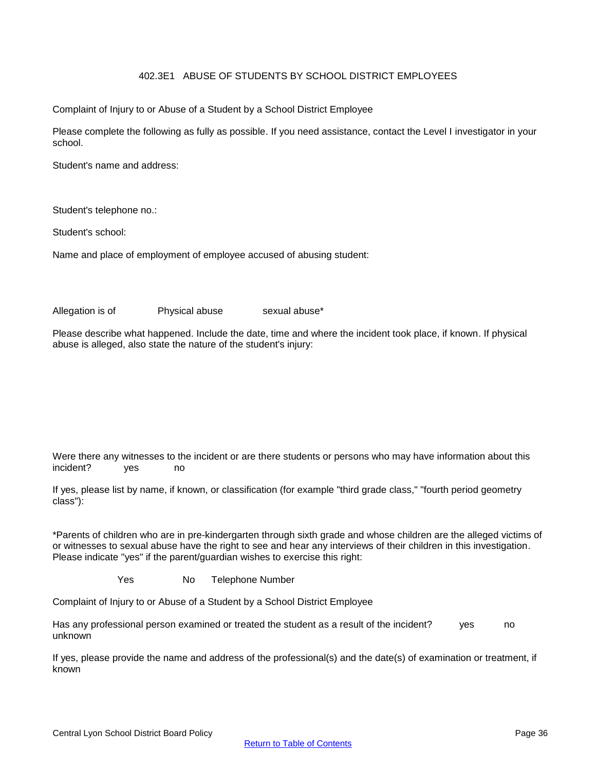# 402.3E1 ABUSE OF STUDENTS BY SCHOOL DISTRICT EMPLOYEES

Complaint of Injury to or Abuse of a Student by a School District Employee

Please complete the following as fully as possible. If you need assistance, contact the Level I investigator in your school.

Student's name and address:

Student's telephone no.:

Student's school:

Name and place of employment of employee accused of abusing student:

Allegation is of Physical abuse sexual abuse*

Please describe what happened. Include the date, time and where the incident took place, if known. If physical abuse is alleged, also state the nature of the student's injury:

Were there any witnesses to the incident or are there students or persons who may have information about this incident? yes no

If yes, please list by name, if known, or classification (for example "third grade class," "fourth period geometry class"):

*Parents of children who are in pre-kindergarten through sixth grade and whose children are the alleged victims of or witnesses to sexual abuse have the right to see and hear any interviews of their children in this investigation. Please indicate "yes" if the parent/guardian wishes to exercise this right:

Yes No Telephone Number

Complaint of Injury to or Abuse of a Student by a School District Employee

Has any professional person examined or treated the student as a result of the incident? yes no unknown

If yes, please provide the name and address of the professional(s) and the date(s) of examination or treatment, if known

Return to Table of Contents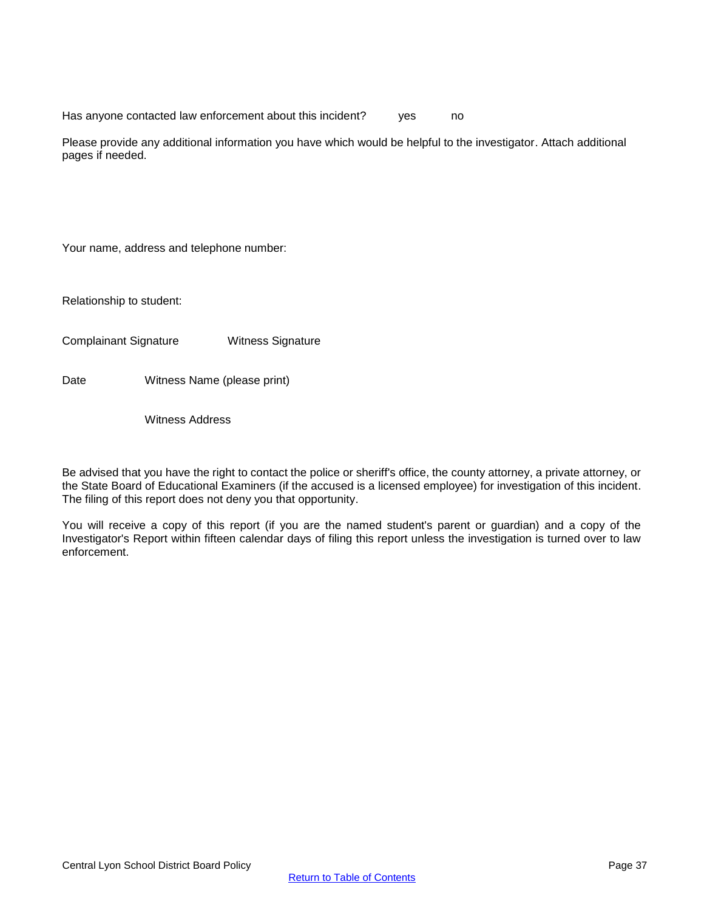Has anyone contacted law enforcement about this incident? yes no

Please provide any additional information you have which would be helpful to the investigator. Attach additional pages if needed.

Your name, address and telephone number:

Relationship to student:

Complainant Signature Witness Signature

Date Witness Name (please print)

Witness Address

Be advised that you have the right to contact the police or sheriff's office, the county attorney, a private attorney, or the State Board of Educational Examiners (if the accused is a licensed employee) for investigation of this incident. The filing of this report does not deny you that opportunity.

You will receive a copy of this report (if you are the named student's parent or guardian) and a copy of the Investigator's Report within fifteen calendar days of filing this report unless the investigation is turned over to law enforcement.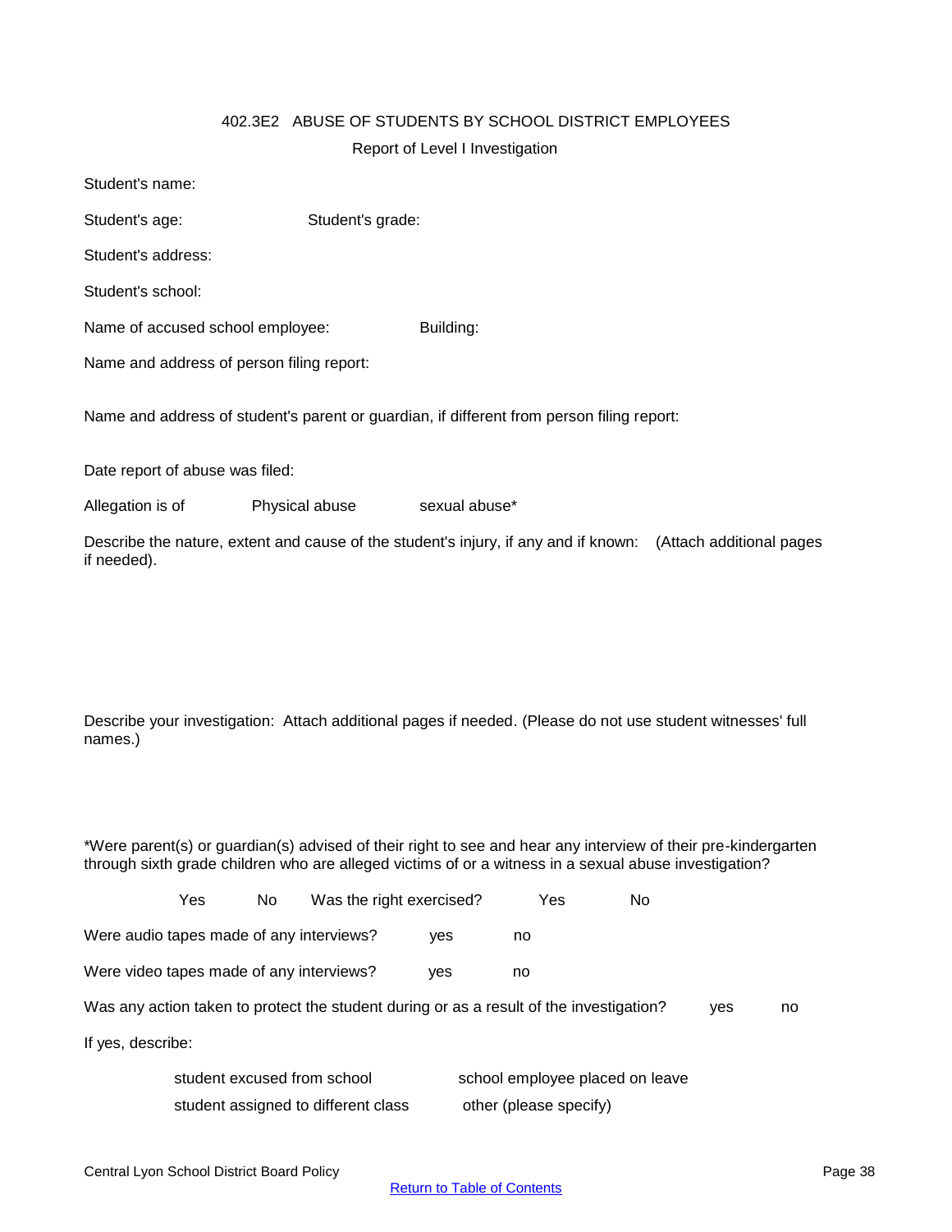402.3E2 ABUSE OF STUDENTS BY SCHOOL DISTRICT EMPLOYEES

Report of Level I Investigation

Student's name:

Student's age: Student's grade:

Student's address:

Student's school:

Name of accused school employee: Building:

Name and address of person filing report:

Name and address of student's parent or guardian, if different from person filing report:

Date report of abuse was filed:

Allegation is of Physical abuse sexual abuse*

Describe the nature, extent and cause of the student's injury, if any and if known: (Attach additional pages if needed).

Describe your investigation: Attach additional pages if needed. (Please do not use student witnesses' full names.)

*Were parent(s) or guardian(s) advised of their right to see and hear any interview of their pre-kindergarten through sixth grade children who are alleged victims of or a witness in a sexual abuse investigation?

Yes No Was the right exercised? Yes No

Were audio tapes made of any interviews? yes no

Were video tapes made of any interviews? yes no

Was any action taken to protect the student during or as a result of the investigation? yes no

If yes, describe:

student excused from school school employee placed on leave

student assigned to different class other (please specify)

Return to Table of Contents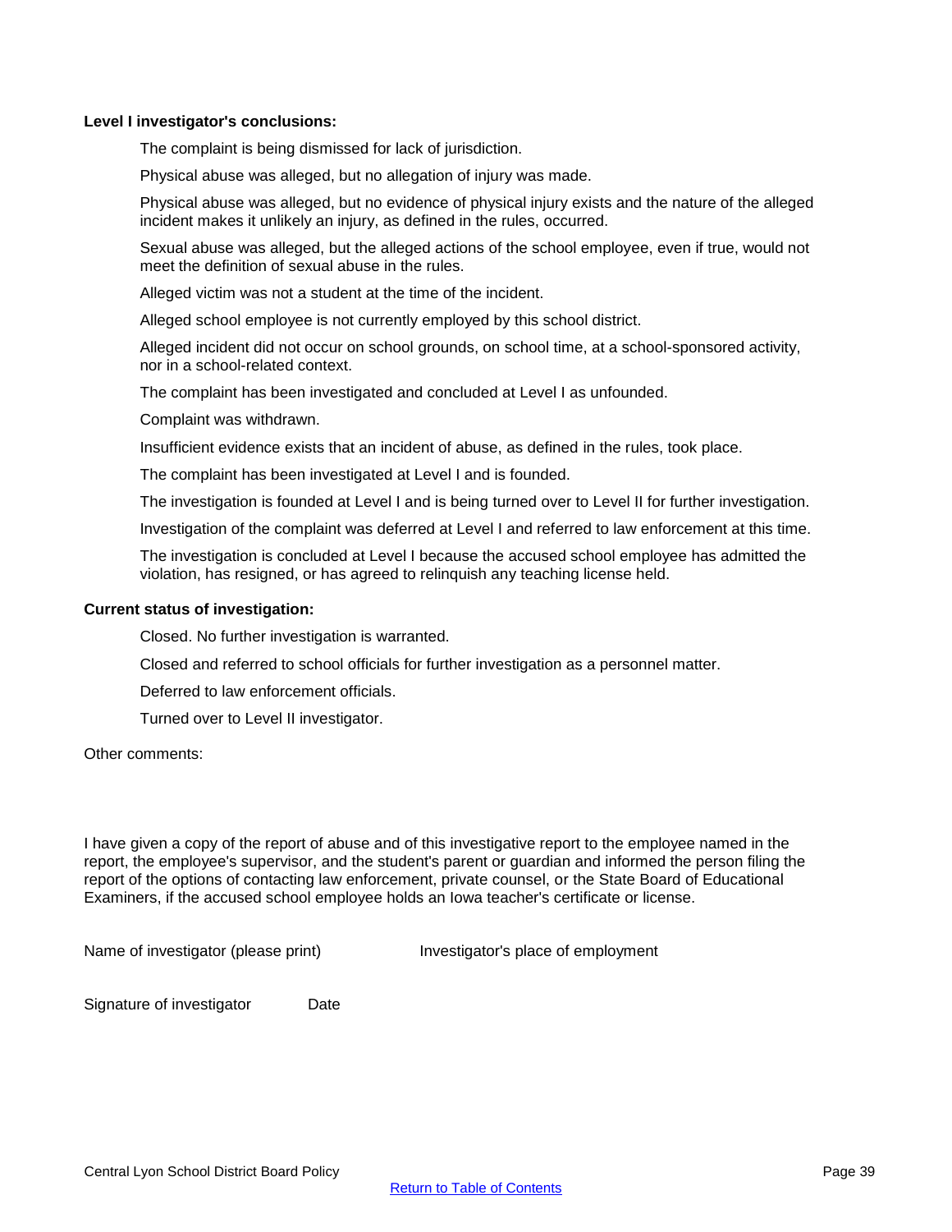**Level I investigator's conclusions:**

The complaint is being dismissed for lack of jurisdiction.

Physical abuse was alleged, but no allegation of injury was made.

Physical abuse was alleged, but no evidence of physical injury exists and the nature of the alleged incident makes it unlikely an injury, as defined in the rules, occurred.

Sexual abuse was alleged, but the alleged actions of the school employee, even if true, would not meet the definition of sexual abuse in the rules.

Alleged victim was not a student at the time of the incident.

Alleged school employee is not currently employed by this school district.

Alleged incident did not occur on school grounds, on school time, at a school-sponsored activity, nor in a school-related context.

The complaint has been investigated and concluded at Level I as unfounded.

Complaint was withdrawn.

Insufficient evidence exists that an incident of abuse, as defined in the rules, took place.

The complaint has been investigated at Level I and is founded.

The investigation is founded at Level I and is being turned over to Level II for further investigation.

Investigation of the complaint was deferred at Level I and referred to law enforcement at this time.

The investigation is concluded at Level I because the accused school employee has admitted the violation, has resigned, or has agreed to relinquish any teaching license held.

**Current status of investigation:**

Closed. No further investigation is warranted.

Closed and referred to school officials for further investigation as a personnel matter.

Deferred to law enforcement officials.

Turned over to Level II investigator.

Other comments:

I have given a copy of the report of abuse and of this investigative report to the employee named in the report, the employee's supervisor, and the student's parent or guardian and informed the person filing the report of the options of contacting law enforcement, private counsel, or the State Board of Educational Examiners, if the accused school employee holds an Iowa teacher's certificate or license.

Name of investigator (please print) Investigator's place of employment

Signature of investigator Date

Return to Table of Contents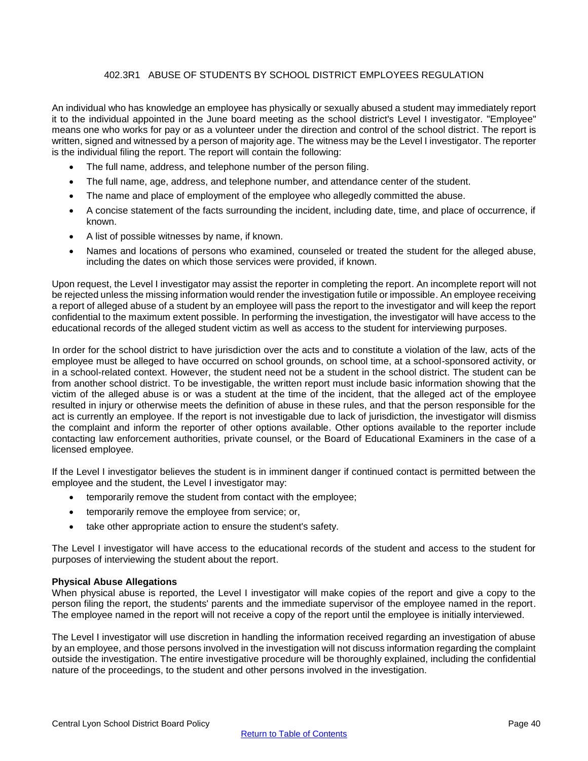# 402.3R1 ABUSE OF STUDENTS BY SCHOOL DISTRICT EMPLOYEES REGULATION

An individual who has knowledge an employee has physically or sexually abused a student may immediately report it to the individual appointed in the June board meeting as the school district's Level I investigator. "Employee" means one who works for pay or as a volunteer under the direction and control of the school district. The report is written, signed and witnessed by a person of majority age. The witness may be the Level I investigator. The reporter is the individual filing the report. The report will contain the following:

- The full name, address, and telephone number of the person filing.
- The full name, age, address, and telephone number, and attendance center of the student.
- The name and place of employment of the employee who allegedly committed the abuse.
- A concise statement of the facts surrounding the incident, including date, time, and place of occurrence, if known.
- A list of possible witnesses by name, if known.
- Names and locations of persons who examined, counseled or treated the student for the alleged abuse, including the dates on which those services were provided, if known.

Upon request, the Level I investigator may assist the reporter in completing the report. An incomplete report will not be rejected unless the missing information would render the investigation futile or impossible. An employee receiving a report of alleged abuse of a student by an employee will pass the report to the investigator and will keep the report confidential to the maximum extent possible. In performing the investigation, the investigator will have access to the educational records of the alleged student victim as well as access to the student for interviewing purposes.

In order for the school district to have jurisdiction over the acts and to constitute a violation of the law, acts of the employee must be alleged to have occurred on school grounds, on school time, at a school-sponsored activity, or in a school-related context. However, the student need not be a student in the school district. The student can be from another school district. To be investigable, the written report must include basic information showing that the victim of the alleged abuse is or was a student at the time of the incident, that the alleged act of the employee resulted in injury or otherwise meets the definition of abuse in these rules, and that the person responsible for the act is currently an employee. If the report is not investigable due to lack of jurisdiction, the investigator will dismiss the complaint and inform the reporter of other options available. Other options available to the reporter include contacting law enforcement authorities, private counsel, or the Board of Educational Examiners in the case of a licensed employee.

If the Level I investigator believes the student is in imminent danger if continued contact is permitted between the employee and the student, the Level I investigator may:

- temporarily remove the student from contact with the employee;
- temporarily remove the employee from service; or,
- take other appropriate action to ensure the student's safety.

The Level I investigator will have access to the educational records of the student and access to the student for purposes of interviewing the student about the report.

**Physical Abuse Allegations**

When physical abuse is reported, the Level I investigator will make copies of the report and give a copy to the person filing the report, the students' parents and the immediate supervisor of the employee named in the report. The employee named in the report will not receive a copy of the report until the employee is initially interviewed.

The Level I investigator will use discretion in handling the information received regarding an investigation of abuse by an employee, and those persons involved in the investigation will not discuss information regarding the complaint outside the investigation. The entire investigative procedure will be thoroughly explained, including the confidential nature of the proceedings, to the student and other persons involved in the investigation.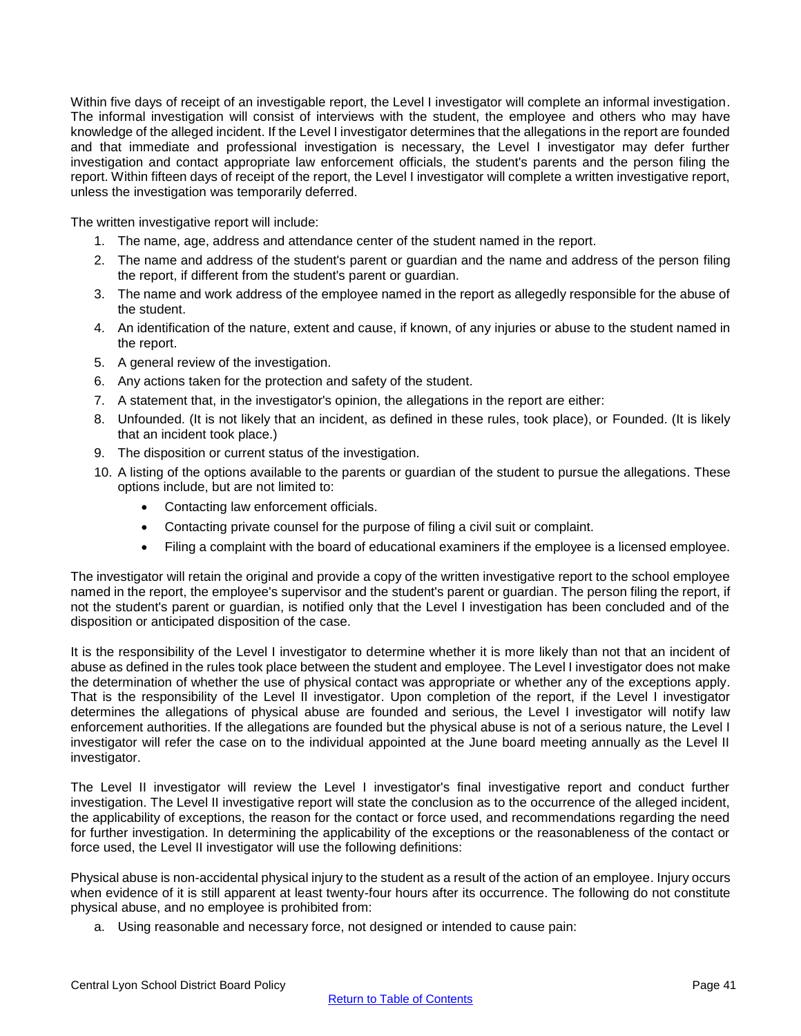Within five days of receipt of an investigable report, the Level I investigator will complete an informal investigation. The informal investigation will consist of interviews with the student, the employee and others who may have knowledge of the alleged incident. If the Level I investigator determines that the allegations in the report are founded and that immediate and professional investigation is necessary, the Level I investigator may defer further investigation and contact appropriate law enforcement officials, the student's parents and the person filing the report. Within fifteen days of receipt of the report, the Level I investigator will complete a written investigative report, unless the investigation was temporarily deferred.

The written investigative report will include:

1. The name, age, address and attendance center of the student named in the report.
2. The name and address of the student's parent or guardian and the name and address of the person filing the report, if different from the student's parent or guardian.
3. The name and work address of the employee named in the report as allegedly responsible for the abuse of the student.
4. An identification of the nature, extent and cause, if known, of any injuries or abuse to the student named in the report.
5. A general review of the investigation.
6. Any actions taken for the protection and safety of the student.
7. A statement that, in the investigator's opinion, the allegations in the report are either:
8. Unfounded. (It is not likely that an incident, as defined in these rules, took place), or Founded. (It is likely that an incident took place.)
9. The disposition or current status of the investigation.
10. A listing of the options available to the parents or guardian of the student to pursue the allegations. These options include, but are not limited to:
    - Contacting law enforcement officials.
    - Contacting private counsel for the purpose of filing a civil suit or complaint.
    - Filing a complaint with the board of educational examiners if the employee is a licensed employee.

The investigator will retain the original and provide a copy of the written investigative report to the school employee named in the report, the employee's supervisor and the student's parent or guardian. The person filing the report, if not the student's parent or guardian, is notified only that the Level I investigation has been concluded and of the disposition or anticipated disposition of the case.

It is the responsibility of the Level I investigator to determine whether it is more likely than not that an incident of abuse as defined in the rules took place between the student and employee. The Level I investigator does not make the determination of whether the use of physical contact was appropriate or whether any of the exceptions apply. That is the responsibility of the Level II investigator. Upon completion of the report, if the Level I investigator determines the allegations of physical abuse are founded and serious, the Level I investigator will notify law enforcement authorities. If the allegations are founded but the physical abuse is not of a serious nature, the Level I investigator will refer the case on to the individual appointed at the June board meeting annually as the Level II investigator.

The Level II investigator will review the Level I investigator's final investigative report and conduct further investigation. The Level II investigative report will state the conclusion as to the occurrence of the alleged incident, the applicability of exceptions, the reason for the contact or force used, and recommendations regarding the need for further investigation. In determining the applicability of the exceptions or the reasonableness of the contact or force used, the Level II investigator will use the following definitions:

Physical abuse is non-accidental physical injury to the student as a result of the action of an employee. Injury occurs when evidence of it is still apparent at least twenty-four hours after its occurrence. The following do not constitute physical abuse, and no employee is prohibited from:

a. Using reasonable and necessary force, not designed or intended to cause pain: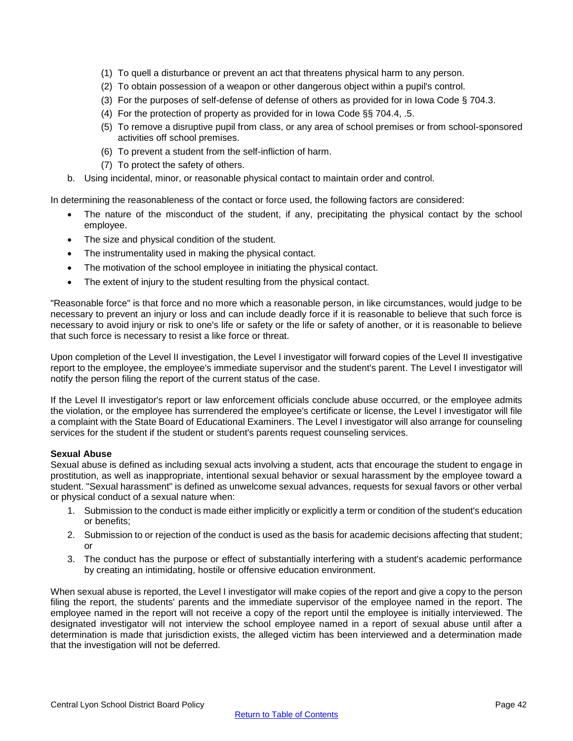(1) To quell a disturbance or prevent an act that threatens physical harm to any person.
    (2) To obtain possession of a weapon or other dangerous object within a pupil's control.
    (3) For the purposes of self-defense of defense of others as provided for in Iowa Code § 704.3.
    (4) For the protection of property as provided for in Iowa Code §§ 704.4, .5.
    (5) To remove a disruptive pupil from class, or any area of school premises or from school-sponsored activities off school premises.
    (6) To prevent a student from the self-infliction of harm.
    (7) To protect the safety of others.

b. Using incidental, minor, or reasonable physical contact to maintain order and control.

In determining the reasonableness of the contact or force used, the following factors are considered:

- The nature of the misconduct of the student, if any, precipitating the physical contact by the school employee.
- The size and physical condition of the student.
- The instrumentality used in making the physical contact.
- The motivation of the school employee in initiating the physical contact.
- The extent of injury to the student resulting from the physical contact.

"Reasonable force" is that force and no more which a reasonable person, in like circumstances, would judge to be necessary to prevent an injury or loss and can include deadly force if it is reasonable to believe that such force is necessary to avoid injury or risk to one's life or safety or the life or safety of another, or it is reasonable to believe that such force is necessary to resist a like force or threat.

Upon completion of the Level II investigation, the Level I investigator will forward copies of the Level II investigative report to the employee, the employee's immediate supervisor and the student's parent. The Level I investigator will notify the person filing the report of the current status of the case.

If the Level II investigator's report or law enforcement officials conclude abuse occurred, or the employee admits the violation, or the employee has surrendered the employee's certificate or license, the Level I investigator will file a complaint with the State Board of Educational Examiners. The Level I investigator will also arrange for counseling services for the student if the student or student's parents request counseling services.

**Sexual Abuse**
Sexual abuse is defined as including sexual acts involving a student, acts that encourage the student to engage in prostitution, as well as inappropriate, intentional sexual behavior or sexual harassment by the employee toward a student. "Sexual harassment" is defined as unwelcome sexual advances, requests for sexual favors or other verbal or physical conduct of a sexual nature when:

1. Submission to the conduct is made either implicitly or explicitly a term or condition of the student's education or benefits;
2. Submission to or rejection of the conduct is used as the basis for academic decisions affecting that student; or
3. The conduct has the purpose or effect of substantially interfering with a student's academic performance by creating an intimidating, hostile or offensive education environment.

When sexual abuse is reported, the Level I investigator will make copies of the report and give a copy to the person filing the report, the students' parents and the immediate supervisor of the employee named in the report. The employee named in the report will not receive a copy of the report until the employee is initially interviewed. The designated investigator will not interview the school employee named in a report of sexual abuse until after a determination is made that jurisdiction exists, the alleged victim has been interviewed and a determination made that the investigation will not be deferred.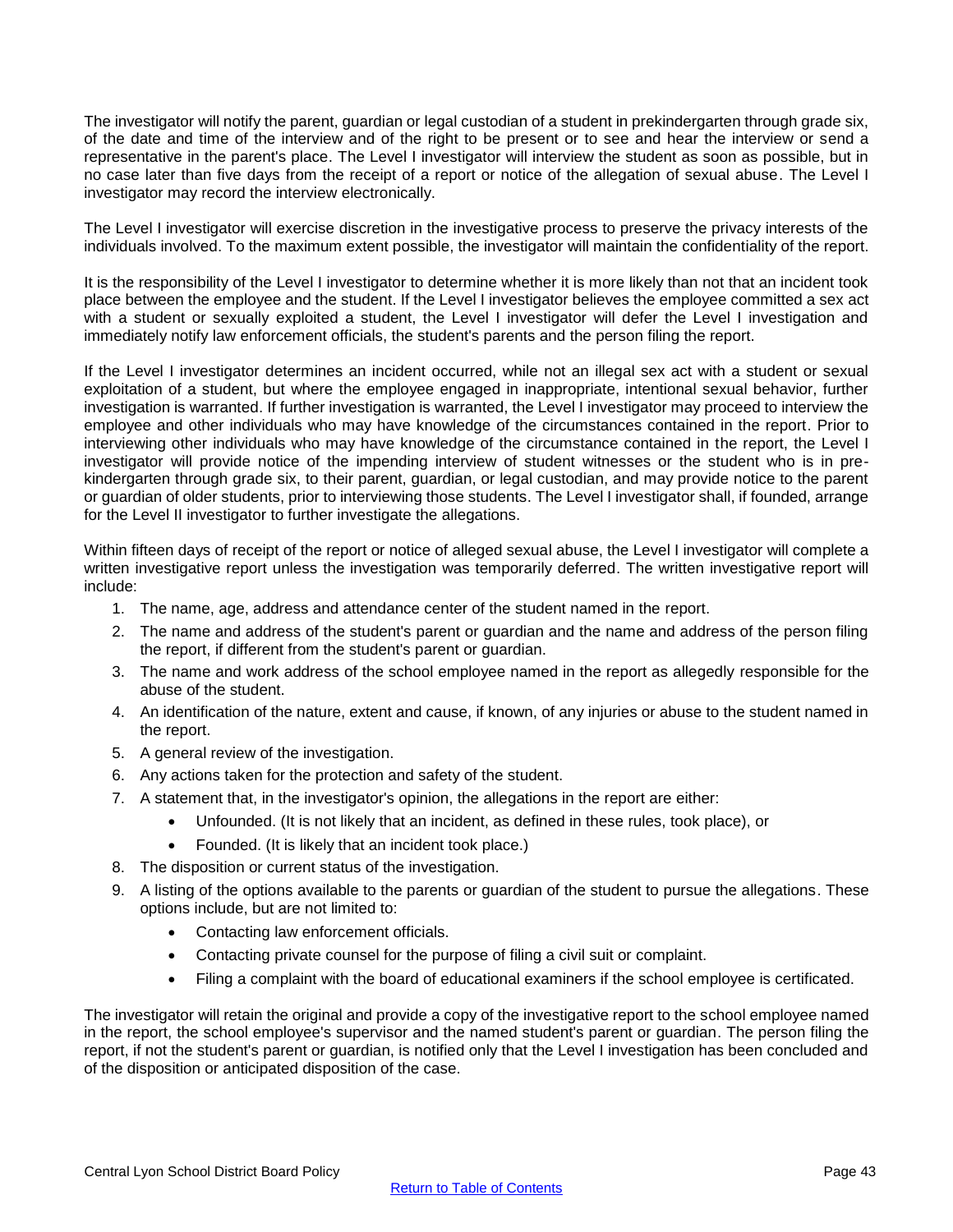The investigator will notify the parent, guardian or legal custodian of a student in prekindergarten through grade six, of the date and time of the interview and of the right to be present or to see and hear the interview or send a representative in the parent's place. The Level I investigator will interview the student as soon as possible, but in no case later than five days from the receipt of a report or notice of the allegation of sexual abuse. The Level I investigator may record the interview electronically.

The Level I investigator will exercise discretion in the investigative process to preserve the privacy interests of the individuals involved. To the maximum extent possible, the investigator will maintain the confidentiality of the report.

It is the responsibility of the Level I investigator to determine whether it is more likely than not that an incident took place between the employee and the student. If the Level I investigator believes the employee committed a sex act with a student or sexually exploited a student, the Level I investigator will defer the Level I investigation and immediately notify law enforcement officials, the student's parents and the person filing the report.

If the Level I investigator determines an incident occurred, while not an illegal sex act with a student or sexual exploitation of a student, but where the employee engaged in inappropriate, intentional sexual behavior, further investigation is warranted. If further investigation is warranted, the Level I investigator may proceed to interview the employee and other individuals who may have knowledge of the circumstances contained in the report. Prior to interviewing other individuals who may have knowledge of the circumstance contained in the report, the Level I investigator will provide notice of the impending interview of student witnesses or the student who is in pre-kindergarten through grade six, to their parent, guardian, or legal custodian, and may provide notice to the parent or guardian of older students, prior to interviewing those students. The Level I investigator shall, if founded, arrange for the Level II investigator to further investigate the allegations.

Within fifteen days of receipt of the report or notice of alleged sexual abuse, the Level I investigator will complete a written investigative report unless the investigation was temporarily deferred. The written investigative report will include:

1. The name, age, address and attendance center of the student named in the report.
2. The name and address of the student's parent or guardian and the name and address of the person filing the report, if different from the student's parent or guardian.
3. The name and work address of the school employee named in the report as allegedly responsible for the abuse of the student.
4. An identification of the nature, extent and cause, if known, of any injuries or abuse to the student named in the report.
5. A general review of the investigation.
6. Any actions taken for the protection and safety of the student.
7. A statement that, in the investigator's opinion, the allegations in the report are either:
   - Unfounded. (It is not likely that an incident, as defined in these rules, took place), or
   - Founded. (It is likely that an incident took place.)
8. The disposition or current status of the investigation.
9. A listing of the options available to the parents or guardian of the student to pursue the allegations. These options include, but are not limited to:
   - Contacting law enforcement officials.
   - Contacting private counsel for the purpose of filing a civil suit or complaint.
   - Filing a complaint with the board of educational examiners if the school employee is certificated.

The investigator will retain the original and provide a copy of the investigative report to the school employee named in the report, the school employee's supervisor and the named student's parent or guardian. The person filing the report, if not the student's parent or guardian, is notified only that the Level I investigation has been concluded and of the disposition or anticipated disposition of the case.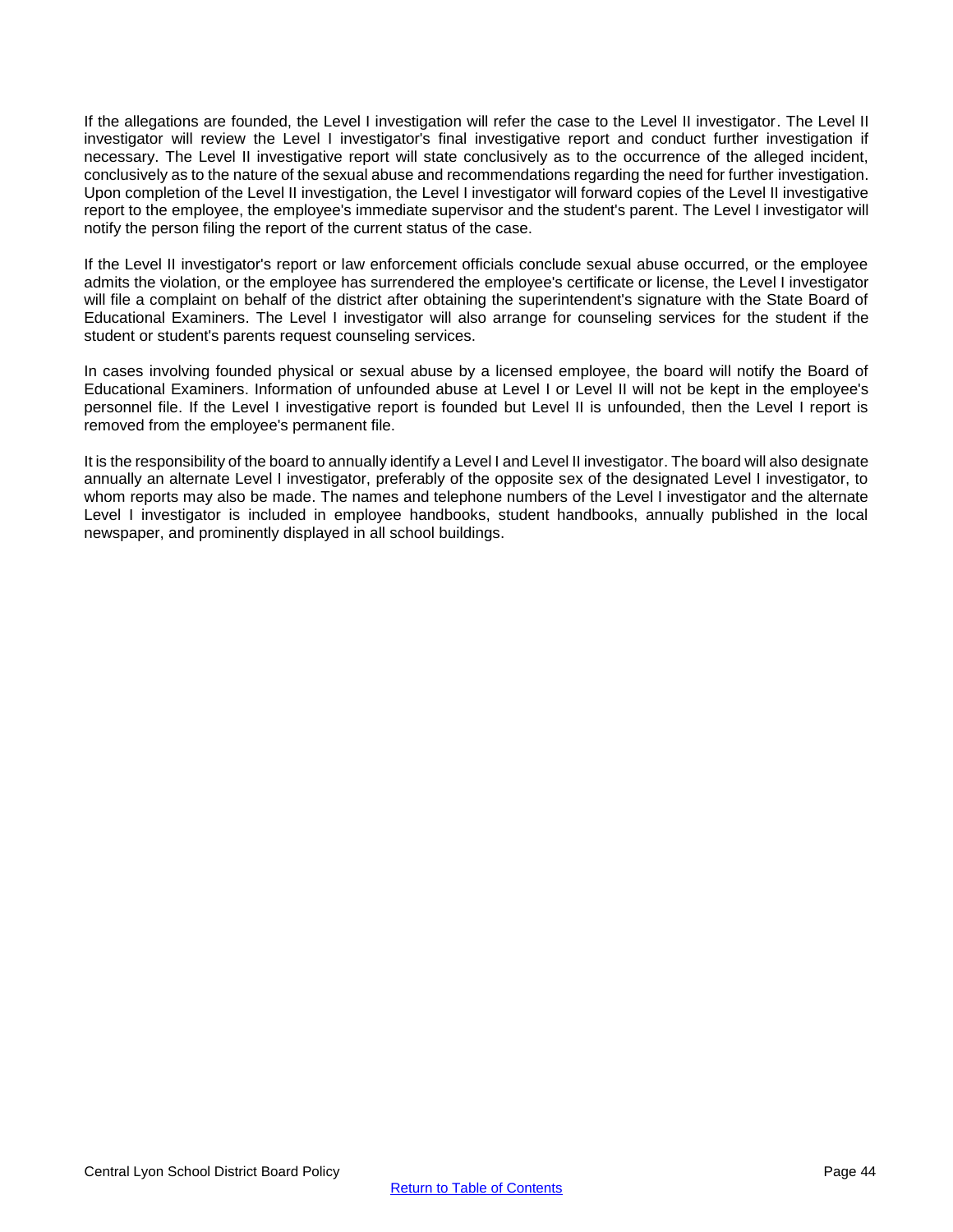If the allegations are founded, the Level I investigation will refer the case to the Level II investigator. The Level II investigator will review the Level I investigator's final investigative report and conduct further investigation if necessary. The Level II investigative report will state conclusively as to the occurrence of the alleged incident, conclusively as to the nature of the sexual abuse and recommendations regarding the need for further investigation. Upon completion of the Level II investigation, the Level I investigator will forward copies of the Level II investigative report to the employee, the employee's immediate supervisor and the student's parent. The Level I investigator will notify the person filing the report of the current status of the case.

If the Level II investigator's report or law enforcement officials conclude sexual abuse occurred, or the employee admits the violation, or the employee has surrendered the employee's certificate or license, the Level I investigator will file a complaint on behalf of the district after obtaining the superintendent's signature with the State Board of Educational Examiners. The Level I investigator will also arrange for counseling services for the student if the student or student's parents request counseling services.

In cases involving founded physical or sexual abuse by a licensed employee, the board will notify the Board of Educational Examiners. Information of unfounded abuse at Level I or Level II will not be kept in the employee's personnel file. If the Level I investigative report is founded but Level II is unfounded, then the Level I report is removed from the employee's permanent file.

It is the responsibility of the board to annually identify a Level I and Level II investigator. The board will also designate annually an alternate Level I investigator, preferably of the opposite sex of the designated Level I investigator, to whom reports may also be made. The names and telephone numbers of the Level I investigator and the alternate Level I investigator is included in employee handbooks, student handbooks, annually published in the local newspaper, and prominently displayed in all school buildings.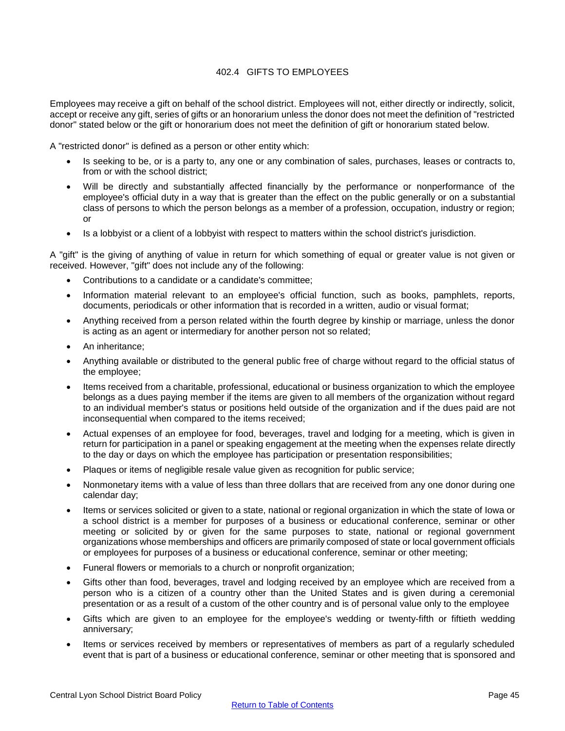## 402.4 GIFTS TO EMPLOYEES

Employees may receive a gift on behalf of the school district. Employees will not, either directly or indirectly, solicit, accept or receive any gift, series of gifts or an honorarium unless the donor does not meet the definition of "restricted donor" stated below or the gift or honorarium does not meet the definition of gift or honorarium stated below.

A "restricted donor" is defined as a person or other entity which:

- Is seeking to be, or is a party to, any one or any combination of sales, purchases, leases or contracts to, from or with the school district;
- Will be directly and substantially affected financially by the performance or nonperformance of the employee's official duty in a way that is greater than the effect on the public generally or on a substantial class of persons to which the person belongs as a member of a profession, occupation, industry or region; or
- Is a lobbyist or a client of a lobbyist with respect to matters within the school district's jurisdiction.

A "gift" is the giving of anything of value in return for which something of equal or greater value is not given or received. However, "gift" does not include any of the following:

- Contributions to a candidate or a candidate's committee;
- Information material relevant to an employee's official function, such as books, pamphlets, reports, documents, periodicals or other information that is recorded in a written, audio or visual format;
- Anything received from a person related within the fourth degree by kinship or marriage, unless the donor is acting as an agent or intermediary for another person not so related;
- An inheritance;
- Anything available or distributed to the general public free of charge without regard to the official status of the employee;
- Items received from a charitable, professional, educational or business organization to which the employee belongs as a dues paying member if the items are given to all members of the organization without regard to an individual member's status or positions held outside of the organization and if the dues paid are not inconsequential when compared to the items received;
- Actual expenses of an employee for food, beverages, travel and lodging for a meeting, which is given in return for participation in a panel or speaking engagement at the meeting when the expenses relate directly to the day or days on which the employee has participation or presentation responsibilities;
- Plaques or items of negligible resale value given as recognition for public service;
- Nonmonetary items with a value of less than three dollars that are received from any one donor during one calendar day;
- Items or services solicited or given to a state, national or regional organization in which the state of Iowa or a school district is a member for purposes of a business or educational conference, seminar or other meeting or solicited by or given for the same purposes to state, national or regional government organizations whose memberships and officers are primarily composed of state or local government officials or employees for purposes of a business or educational conference, seminar or other meeting;
- Funeral flowers or memorials to a church or nonprofit organization;
- Gifts other than food, beverages, travel and lodging received by an employee which are received from a person who is a citizen of a country other than the United States and is given during a ceremonial presentation or as a result of a custom of the other country and is of personal value only to the employee
- Gifts which are given to an employee for the employee's wedding or twenty-fifth or fiftieth wedding anniversary;
- Items or services received by members or representatives of members as part of a regularly scheduled event that is part of a business or educational conference, seminar or other meeting that is sponsored and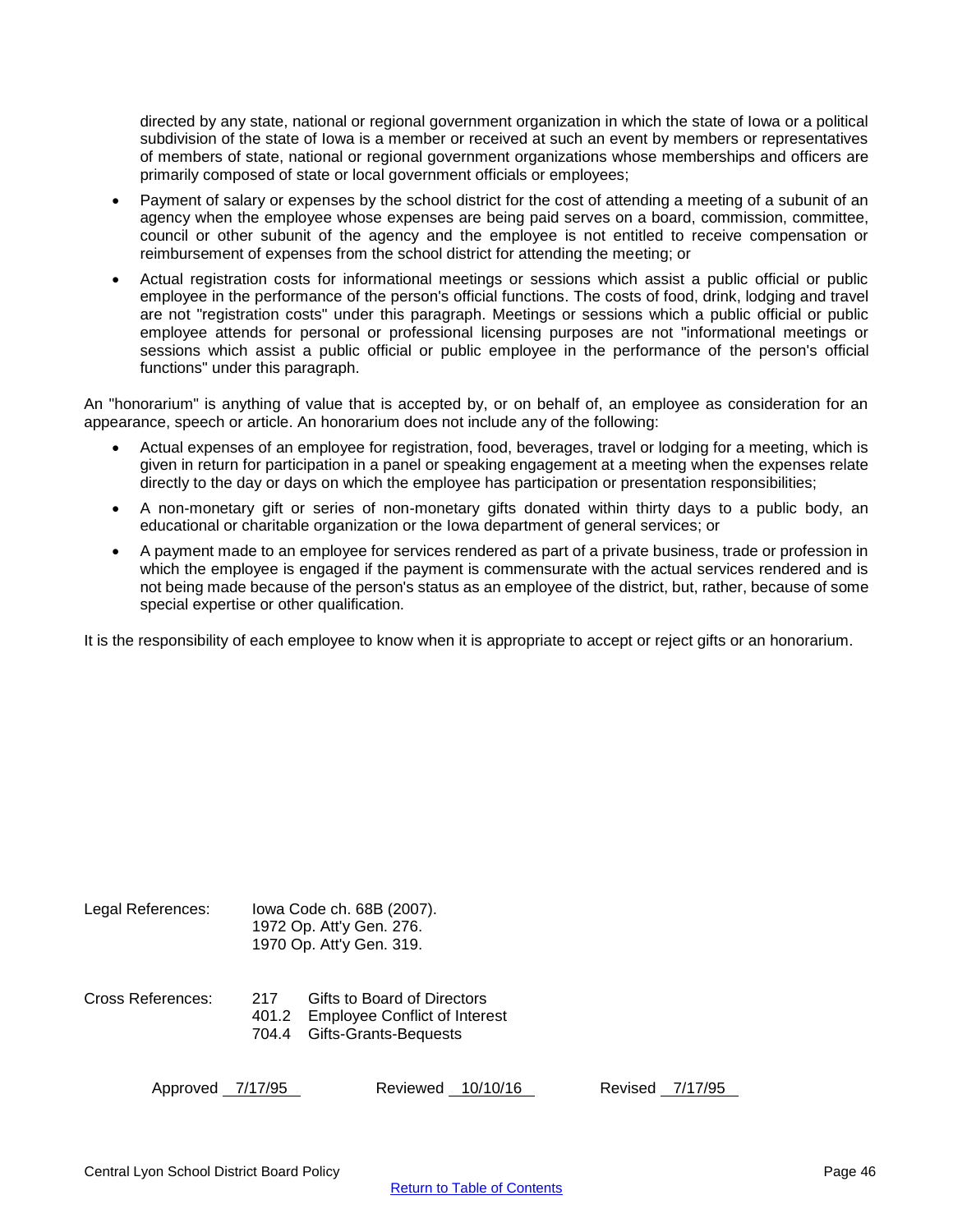directed by any state, national or regional government organization in which the state of Iowa or a political subdivision of the state of Iowa is a member or received at such an event by members or representatives of members of state, national or regional government organizations whose memberships and officers are primarily composed of state or local government officials or employees;

- Payment of salary or expenses by the school district for the cost of attending a meeting of a subunit of an agency when the employee whose expenses are being paid serves on a board, commission, committee, council or other subunit of the agency and the employee is not entitled to receive compensation or reimbursement of expenses from the school district for attending the meeting; or
- Actual registration costs for informational meetings or sessions which assist a public official or public employee in the performance of the person's official functions. The costs of food, drink, lodging and travel are not "registration costs" under this paragraph. Meetings or sessions which a public official or public employee attends for personal or professional licensing purposes are not "informational meetings or sessions which assist a public official or public employee in the performance of the person's official functions" under this paragraph.

An "honorarium" is anything of value that is accepted by, or on behalf of, an employee as consideration for an appearance, speech or article. An honorarium does not include any of the following:

- Actual expenses of an employee for registration, food, beverages, travel or lodging for a meeting, which is given in return for participation in a panel or speaking engagement at a meeting when the expenses relate directly to the day or days on which the employee has participation or presentation responsibilities;
- A non-monetary gift or series of non-monetary gifts donated within thirty days to a public body, an educational or charitable organization or the Iowa department of general services; or
- A payment made to an employee for services rendered as part of a private business, trade or profession in which the employee is engaged if the payment is commensurate with the actual services rendered and is not being made because of the person's status as an employee of the district, but, rather, because of some special expertise or other qualification.

It is the responsibility of each employee to know when it is appropriate to accept or reject gifts or an honorarium.

Legal References: Iowa Code ch. 68B (2007).
1972 Op. Att'y Gen. 276.
1970 Op. Att'y Gen. 319.

Cross References:
217 Gifts to Board of Directors
401.2 Employee Conflict of Interest
704.4 Gifts-Grants-Bequests

Approved 7/17/95 Reviewed 10/10/16 Revised 7/17/95

Return to Table of Contents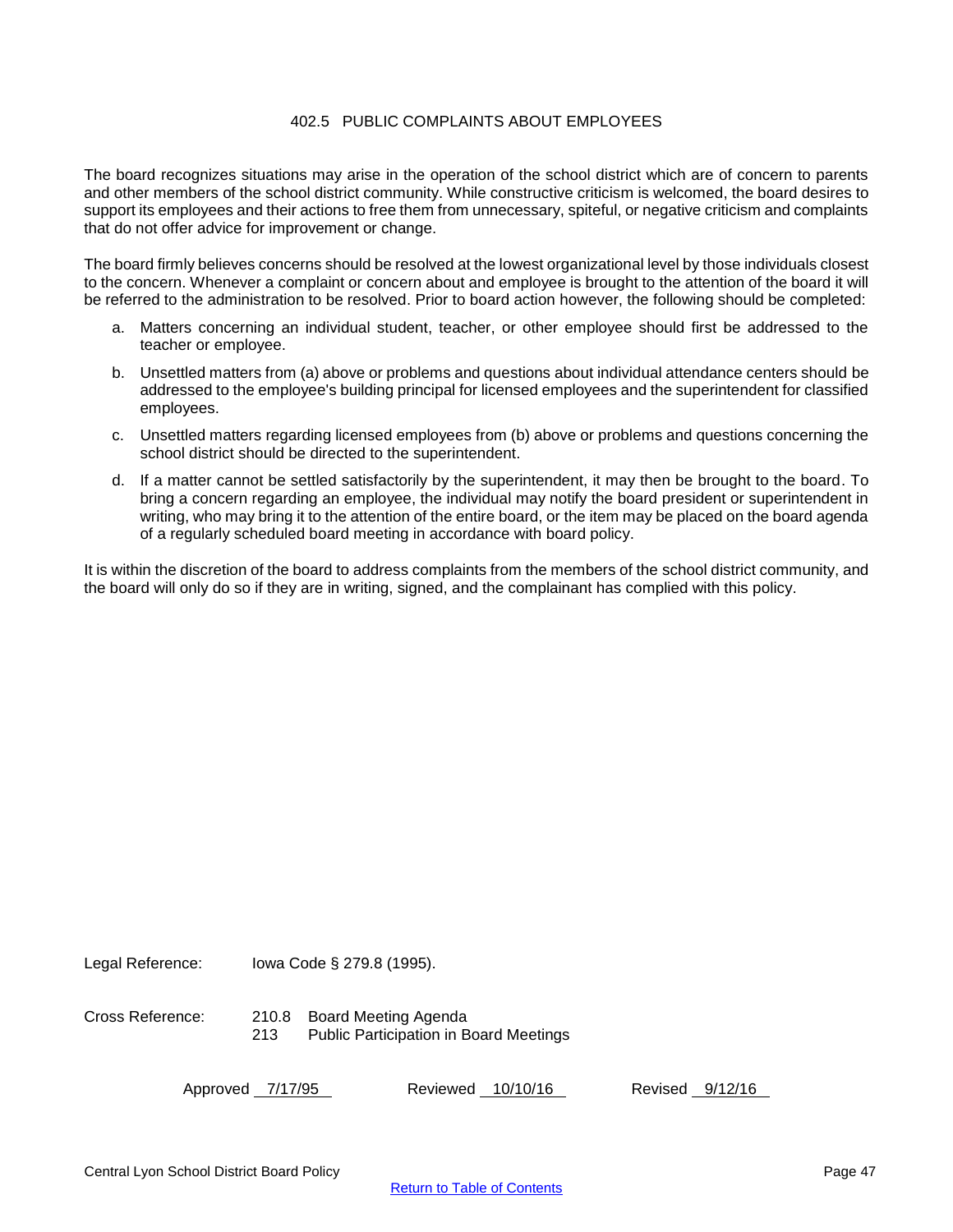# 402.5 PUBLIC COMPLAINTS ABOUT EMPLOYEES

The board recognizes situations may arise in the operation of the school district which are of concern to parents and other members of the school district community. While constructive criticism is welcomed, the board desires to support its employees and their actions to free them from unnecessary, spiteful, or negative criticism and complaints that do not offer advice for improvement or change.

The board firmly believes concerns should be resolved at the lowest organizational level by those individuals closest to the concern. Whenever a complaint or concern about and employee is brought to the attention of the board it will be referred to the administration to be resolved. Prior to board action however, the following should be completed:

a. Matters concerning an individual student, teacher, or other employee should first be addressed to the teacher or employee.

b. Unsettled matters from (a) above or problems and questions about individual attendance centers should be addressed to the employee's building principal for licensed employees and the superintendent for classified employees.

c. Unsettled matters regarding licensed employees from (b) above or problems and questions concerning the school district should be directed to the superintendent.

d. If a matter cannot be settled satisfactorily by the superintendent, it may then be brought to the board. To bring a concern regarding an employee, the individual may notify the board president or superintendent in writing, who may bring it to the attention of the entire board, or the item may be placed on the board agenda of a regularly scheduled board meeting in accordance with board policy.

It is within the discretion of the board to address complaints from the members of the school district community, and the board will only do so if they are in writing, signed, and the complainant has complied with this policy.

Legal Reference: Iowa Code § 279.8 (1995).

Cross Reference: 210.8 Board Meeting Agenda
213 Public Participation in Board Meetings

Approved 7/17/95 Reviewed 10/10/16 Revised 9/12/16

Central Lyon School District Board Policy

Return to Table of Contents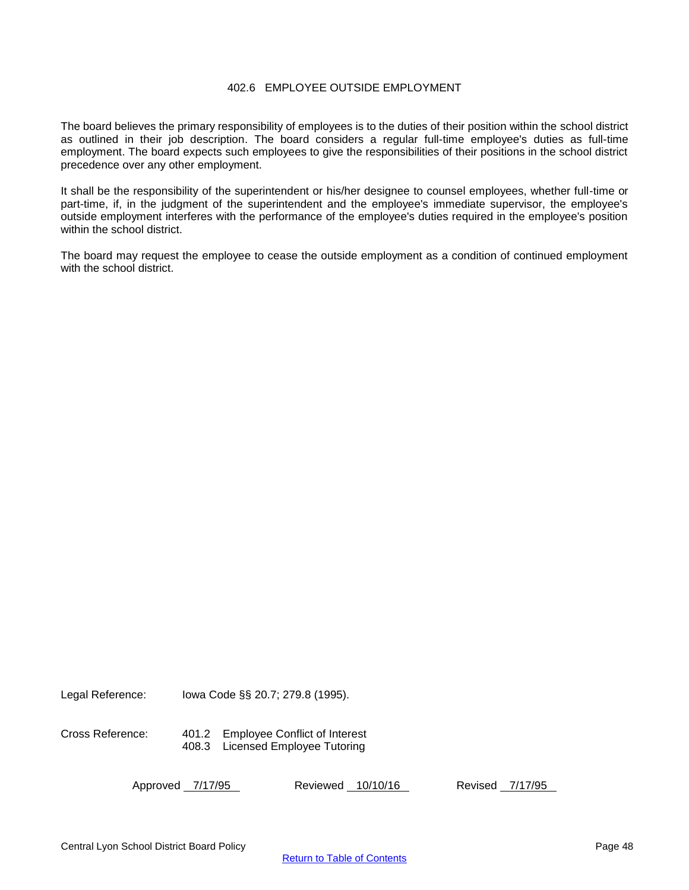# 402.6 EMPLOYEE OUTSIDE EMPLOYMENT

The board believes the primary responsibility of employees is to the duties of their position within the school district as outlined in their job description. The board considers a regular full-time employee's duties as full-time employment. The board expects such employees to give the responsibilities of their positions in the school district precedence over any other employment.

It shall be the responsibility of the superintendent or his/her designee to counsel employees, whether full-time or part-time, if, in the judgment of the superintendent and the employee's immediate supervisor, the employee's outside employment interferes with the performance of the employee's duties required in the employee's position within the school district.

The board may request the employee to cease the outside employment as a condition of continued employment with the school district.

Legal Reference: Iowa Code §§ 20.7; 279.8 (1995).

Cross Reference: 401.2 Employee Conflict of Interest
408.3 Licensed Employee Tutoring

Approved 7/17/95 Reviewed 10/10/16 Revised 7/17/95

Return to Table of Contents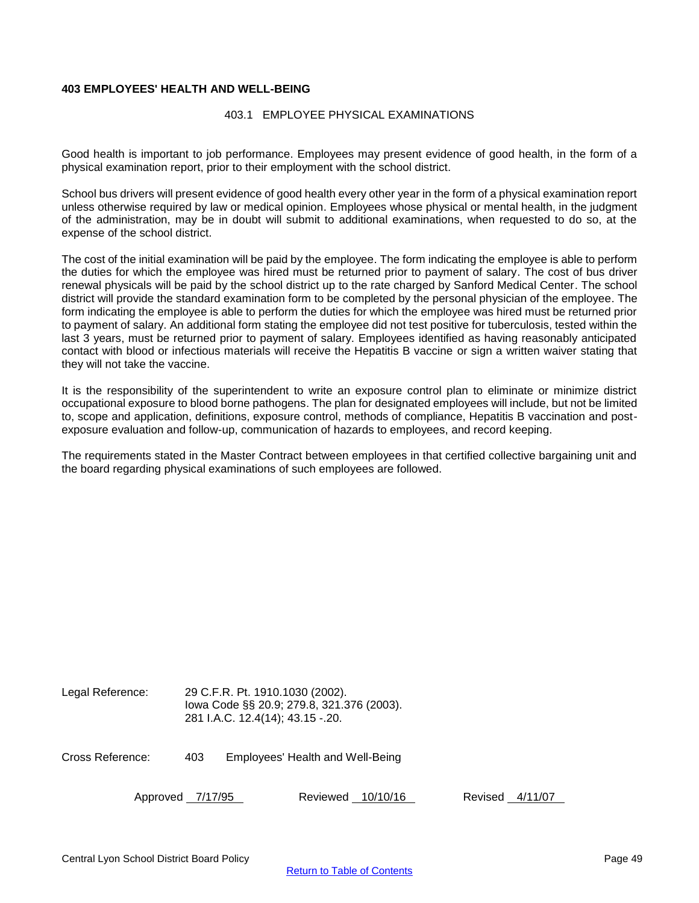**403 EMPLOYEES' HEALTH AND WELL-BEING**

403.1 EMPLOYEE PHYSICAL EXAMINATIONS

Good health is important to job performance. Employees may present evidence of good health, in the form of a physical examination report, prior to their employment with the school district.

School bus drivers will present evidence of good health every other year in the form of a physical examination report unless otherwise required by law or medical opinion. Employees whose physical or mental health, in the judgment of the administration, may be in doubt will submit to additional examinations, when requested to do so, at the expense of the school district.

The cost of the initial examination will be paid by the employee. The form indicating the employee is able to perform the duties for which the employee was hired must be returned prior to payment of salary. The cost of bus driver renewal physicals will be paid by the school district up to the rate charged by Sanford Medical Center. The school district will provide the standard examination form to be completed by the personal physician of the employee. The form indicating the employee is able to perform the duties for which the employee was hired must be returned prior to payment of salary. An additional form stating the employee did not test positive for tuberculosis, tested within the last 3 years, must be returned prior to payment of salary. Employees identified as having reasonably anticipated contact with blood or infectious materials will receive the Hepatitis B vaccine or sign a written waiver stating that they will not take the vaccine.

It is the responsibility of the superintendent to write an exposure control plan to eliminate or minimize district occupational exposure to blood borne pathogens. The plan for designated employees will include, but not be limited to, scope and application, definitions, exposure control, methods of compliance, Hepatitis B vaccination and post-exposure evaluation and follow-up, communication of hazards to employees, and record keeping.

The requirements stated in the Master Contract between employees in that certified collective bargaining unit and the board regarding physical examinations of such employees are followed.

Legal Reference: 29 C.F.R. Pt. 1910.1030 (2002).
Iowa Code §§ 20.9; 279.8, 321.376 (2003).
281 I.A.C. 12.4(14); 43.15 -.20.

Cross Reference: 403 Employees' Health and Well-Being

Approved 7/17/95 Reviewed 10/10/16 Revised 4/11/07

Central Lyon School District Board Policy

Return to Table of Contents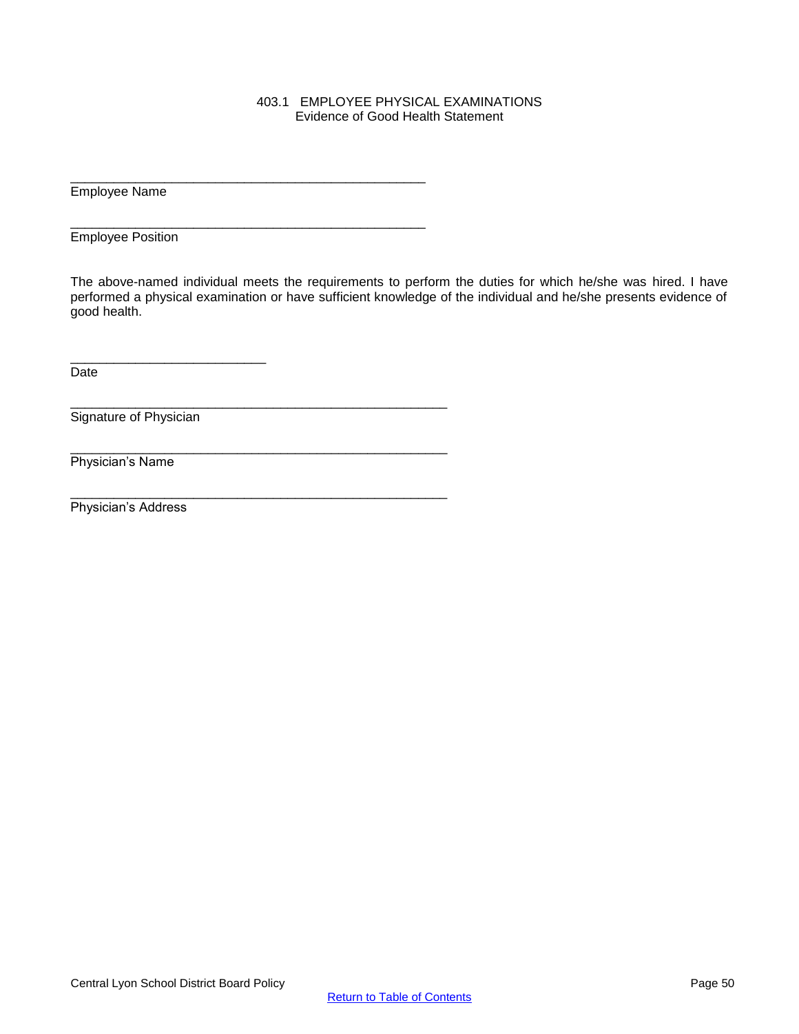# 403.1 EMPLOYEE PHYSICAL EXAMINATIONS

## Evidence of Good Health Statement

\_\_\_\_\_\_\_\_\_\_\_\_\_\_\_\_\_\_\_\_\_\_\_\_\_\_\_\_\_\_\_\_\_\_\_\_\_\_\_\_\_\_\_\_\_\_\_\_\_\_
Employee Name

\_\_\_\_\_\_\_\_\_\_\_\_\_\_\_\_\_\_\_\_\_\_\_\_\_\_\_\_\_\_\_\_\_\_\_\_\_\_\_\_\_\_\_\_\_\_\_\_\_\_
Employee Position

The above-named individual meets the requirements to perform the duties for which he/she was hired. I have performed a physical examination or have sufficient knowledge of the individual and he/she presents evidence of good health.

\_\_\_\_\_\_\_\_\_\_\_\_\_\_\_\_\_\_\_\_\_\_\_\_\_\_\_
Date

\_\_\_\_\_\_\_\_\_\_\_\_\_\_\_\_\_\_\_\_\_\_\_\_\_\_\_\_\_\_\_\_\_\_\_\_\_\_\_\_\_\_\_\_\_\_\_\_\_\_\_\_
Signature of Physician

\_\_\_\_\_\_\_\_\_\_\_\_\_\_\_\_\_\_\_\_\_\_\_\_\_\_\_\_\_\_\_\_\_\_\_\_\_\_\_\_\_\_\_\_\_\_\_\_\_\_\_\_
Physician's Name

\_\_\_\_\_\_\_\_\_\_\_\_\_\_\_\_\_\_\_\_\_\_\_\_\_\_\_\_\_\_\_\_\_\_\_\_\_\_\_\_\_\_\_\_\_\_\_\_\_\_\_\_
Physician's Address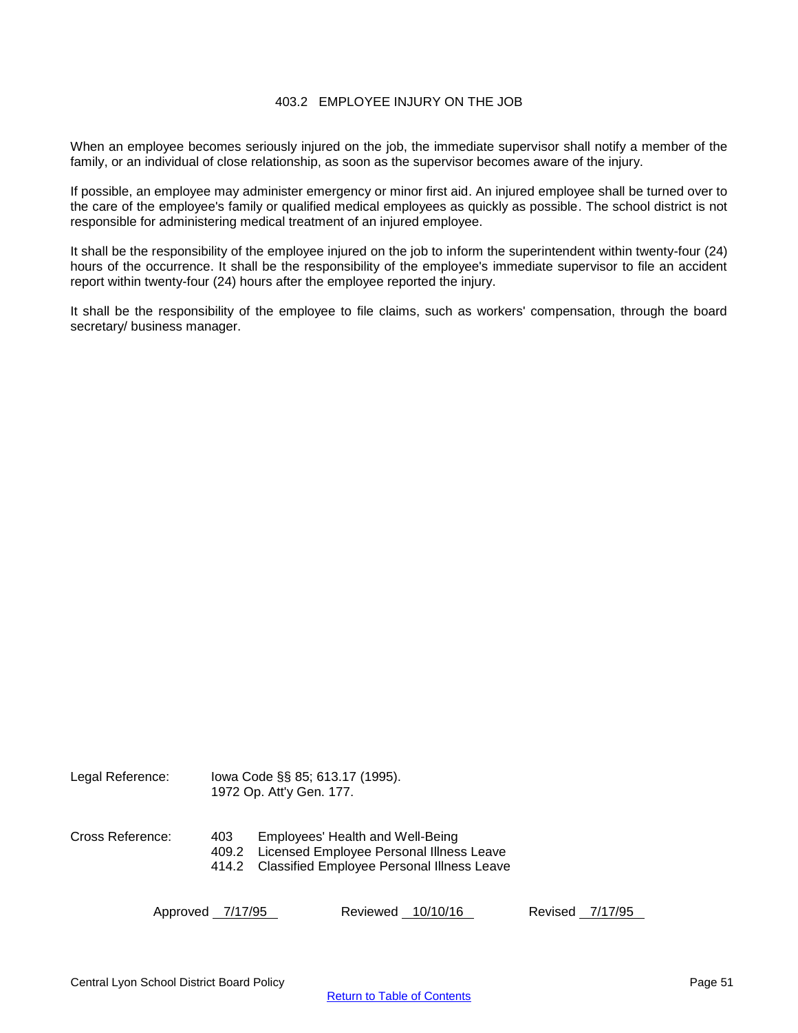# 403.2 EMPLOYEE INJURY ON THE JOB

When an employee becomes seriously injured on the job, the immediate supervisor shall notify a member of the family, or an individual of close relationship, as soon as the supervisor becomes aware of the injury.

If possible, an employee may administer emergency or minor first aid. An injured employee shall be turned over to the care of the employee's family or qualified medical employees as quickly as possible. The school district is not responsible for administering medical treatment of an injured employee.

It shall be the responsibility of the employee injured on the job to inform the superintendent within twenty-four (24) hours of the occurrence. It shall be the responsibility of the employee's immediate supervisor to file an accident report within twenty-four (24) hours after the employee reported the injury.

It shall be the responsibility of the employee to file claims, such as workers' compensation, through the board secretary/ business manager.

Legal Reference: Iowa Code §§ 85; 613.17 (1995).
1972 Op. Att'y Gen. 177.

Cross Reference:
403 Employees' Health and Well-Being
409.2 Licensed Employee Personal Illness Leave
414.2 Classified Employee Personal Illness Leave

Approved 7/17/95 Reviewed 10/10/16 Revised 7/17/95

Central Lyon School District Board Policy

Return to Table of Contents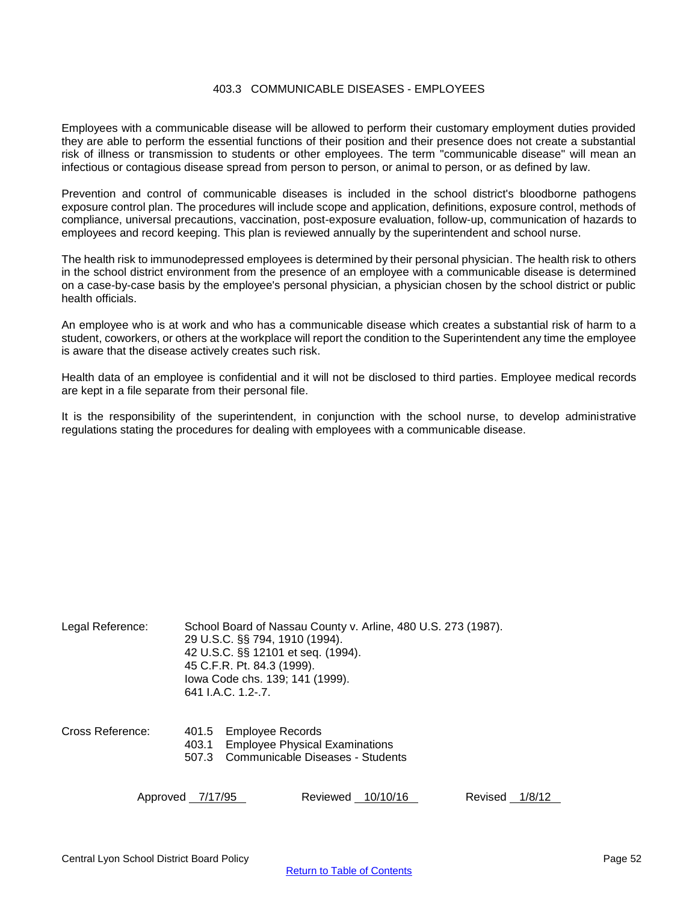# 403.3 COMMUNICABLE DISEASES - EMPLOYEES

Employees with a communicable disease will be allowed to perform their customary employment duties provided they are able to perform the essential functions of their position and their presence does not create a substantial risk of illness or transmission to students or other employees. The term "communicable disease" will mean an infectious or contagious disease spread from person to person, or animal to person, or as defined by law.

Prevention and control of communicable diseases is included in the school district's bloodborne pathogens exposure control plan. The procedures will include scope and application, definitions, exposure control, methods of compliance, universal precautions, vaccination, post-exposure evaluation, follow-up, communication of hazards to employees and record keeping. This plan is reviewed annually by the superintendent and school nurse.

The health risk to immunodepressed employees is determined by their personal physician. The health risk to others in the school district environment from the presence of an employee with a communicable disease is determined on a case-by-case basis by the employee's personal physician, a physician chosen by the school district or public health officials.

An employee who is at work and who has a communicable disease which creates a substantial risk of harm to a student, coworkers, or others at the workplace will report the condition to the Superintendent any time the employee is aware that the disease actively creates such risk.

Health data of an employee is confidential and it will not be disclosed to third parties. Employee medical records are kept in a file separate from their personal file.

It is the responsibility of the superintendent, in conjunction with the school nurse, to develop administrative regulations stating the procedures for dealing with employees with a communicable disease.

Legal Reference:
School Board of Nassau County v. Arline, 480 U.S. 273 (1987).
29 U.S.C. §§ 794, 1910 (1994).
42 U.S.C. §§ 12101 et seq. (1994).
45 C.F.R. Pt. 84.3 (1999).
Iowa Code chs. 139; 141 (1999).
641 I.A.C. 1.2-.7.

Cross Reference:
401.5 Employee Records
403.1 Employee Physical Examinations
507.3 Communicable Diseases - Students

Approved 7/17/95 Reviewed 10/10/16 Revised 1/8/12

Return to Table of Contents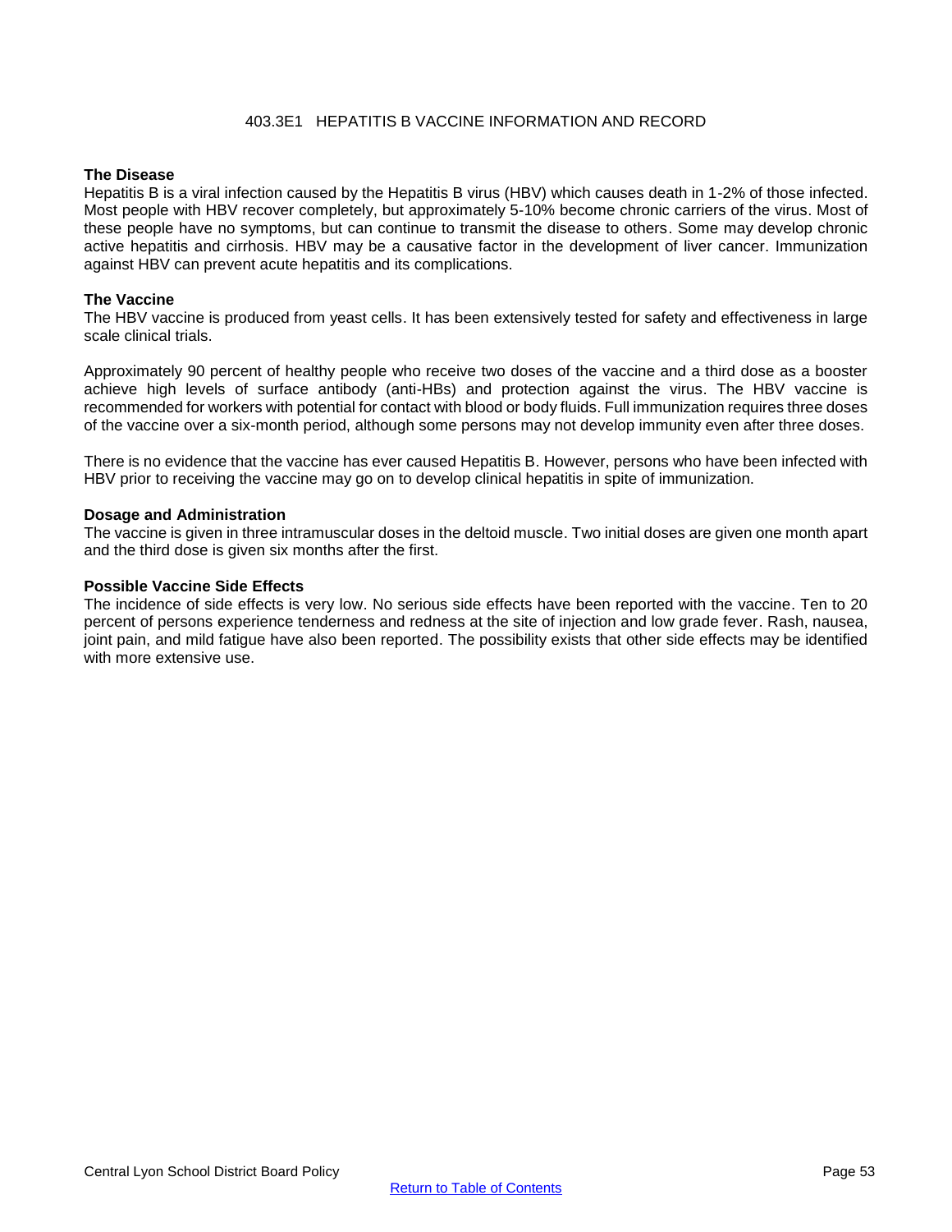# 403.3E1 HEPATITIS B VACCINE INFORMATION AND RECORD

**The Disease**

Hepatitis B is a viral infection caused by the Hepatitis B virus (HBV) which causes death in 1-2% of those infected. Most people with HBV recover completely, but approximately 5-10% become chronic carriers of the virus. Most of these people have no symptoms, but can continue to transmit the disease to others. Some may develop chronic active hepatitis and cirrhosis. HBV may be a causative factor in the development of liver cancer. Immunization against HBV can prevent acute hepatitis and its complications.

**The Vaccine**

The HBV vaccine is produced from yeast cells. It has been extensively tested for safety and effectiveness in large scale clinical trials.

Approximately 90 percent of healthy people who receive two doses of the vaccine and a third dose as a booster achieve high levels of surface antibody (anti-HBs) and protection against the virus. The HBV vaccine is recommended for workers with potential for contact with blood or body fluids. Full immunization requires three doses of the vaccine over a six-month period, although some persons may not develop immunity even after three doses.

There is no evidence that the vaccine has ever caused Hepatitis B. However, persons who have been infected with HBV prior to receiving the vaccine may go on to develop clinical hepatitis in spite of immunization.

**Dosage and Administration**

The vaccine is given in three intramuscular doses in the deltoid muscle. Two initial doses are given one month apart and the third dose is given six months after the first.

**Possible Vaccine Side Effects**

The incidence of side effects is very low. No serious side effects have been reported with the vaccine. Ten to 20 percent of persons experience tenderness and redness at the site of injection and low grade fever. Rash, nausea, joint pain, and mild fatigue have also been reported. The possibility exists that other side effects may be identified with more extensive use.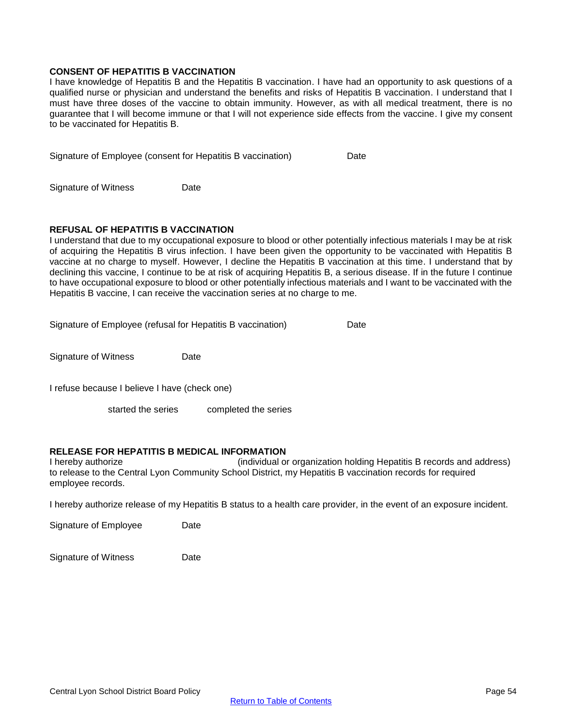### CONSENT OF HEPATITIS B VACCINATION

I have knowledge of Hepatitis B and the Hepatitis B vaccination. I have had an opportunity to ask questions of a qualified nurse or physician and understand the benefits and risks of Hepatitis B vaccination. I understand that I must have three doses of the vaccine to obtain immunity. However, as with all medical treatment, there is no guarantee that I will become immune or that I will not experience side effects from the vaccine. I give my consent to be vaccinated for Hepatitis B.

Signature of Employee (consent for Hepatitis B vaccination) Date

Signature of Witness Date

### REFUSAL OF HEPATITIS B VACCINATION

I understand that due to my occupational exposure to blood or other potentially infectious materials I may be at risk of acquiring the Hepatitis B virus infection. I have been given the opportunity to be vaccinated with Hepatitis B vaccine at no charge to myself. However, I decline the Hepatitis B vaccination at this time. I understand that by declining this vaccine, I continue to be at risk of acquiring Hepatitis B, a serious disease. If in the future I continue to have occupational exposure to blood or other potentially infectious materials and I want to be vaccinated with the Hepatitis B vaccine, I can receive the vaccination series at no charge to me.

Signature of Employee (refusal for Hepatitis B vaccination) Date

Signature of Witness Date

I refuse because I believe I have (check one)

started the series completed the series

### RELEASE FOR HEPATITIS B MEDICAL INFORMATION

I hereby authorize (individual or organization holding Hepatitis B records and address) to release to the Central Lyon Community School District, my Hepatitis B vaccination records for required employee records.

I hereby authorize release of my Hepatitis B status to a health care provider, in the event of an exposure incident.

Signature of Employee Date

Signature of Witness Date

Return to Table of Contents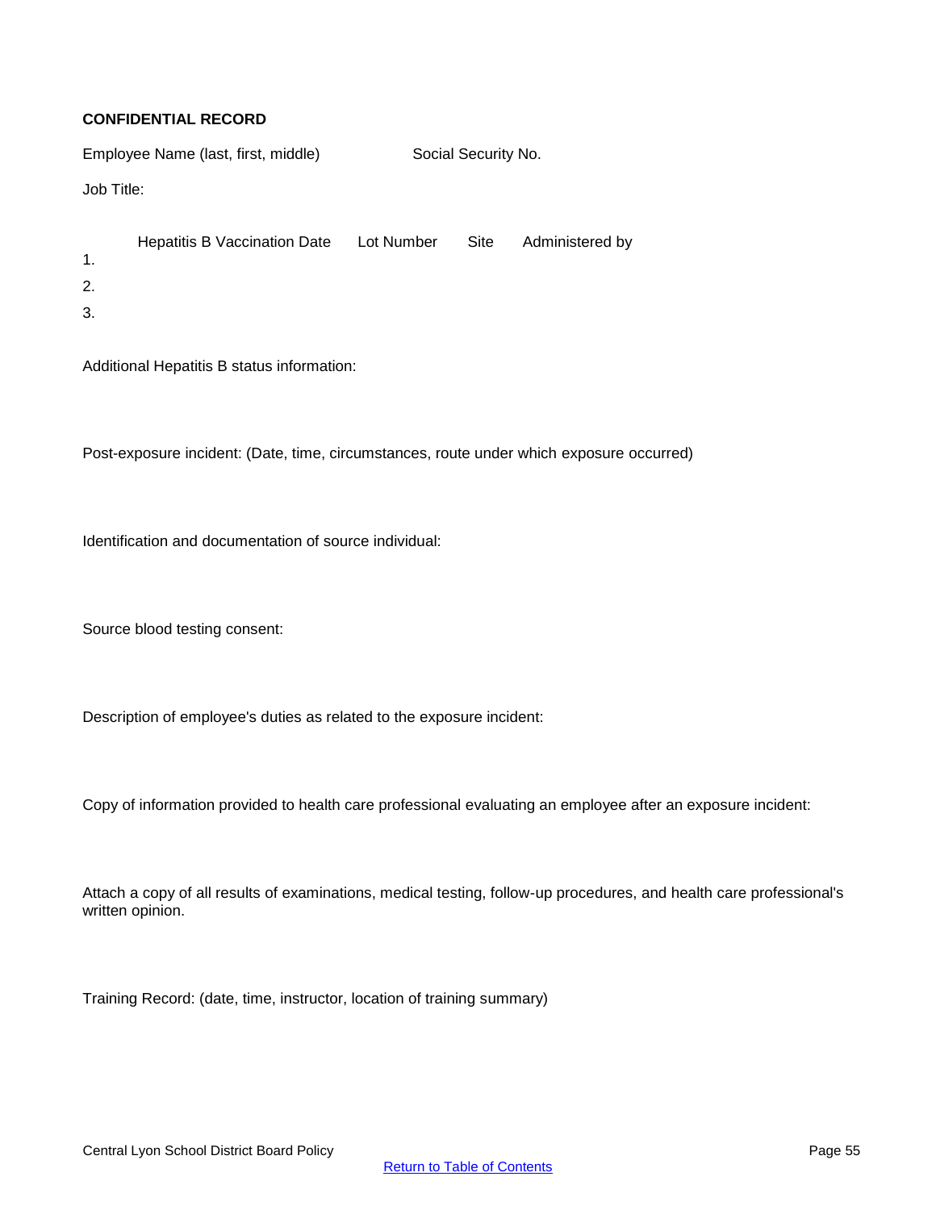**CONFIDENTIAL RECORD**

Employee Name (last, first, middle) Social Security No.

Job Title:

| | Hepatitis B Vaccination Date | Lot Number | Site | Administered by |
|---|---|---|---|---|
| 1. | | | | |
| 2. | | | | |
| 3. | | | | |

Additional Hepatitis B status information:

Post-exposure incident: (Date, time, circumstances, route under which exposure occurred)

Identification and documentation of source individual:

Source blood testing consent:

Description of employee's duties as related to the exposure incident:

Copy of information provided to health care professional evaluating an employee after an exposure incident:

Attach a copy of all results of examinations, medical testing, follow-up procedures, and health care professional's written opinion.

Training Record: (date, time, instructor, location of training summary)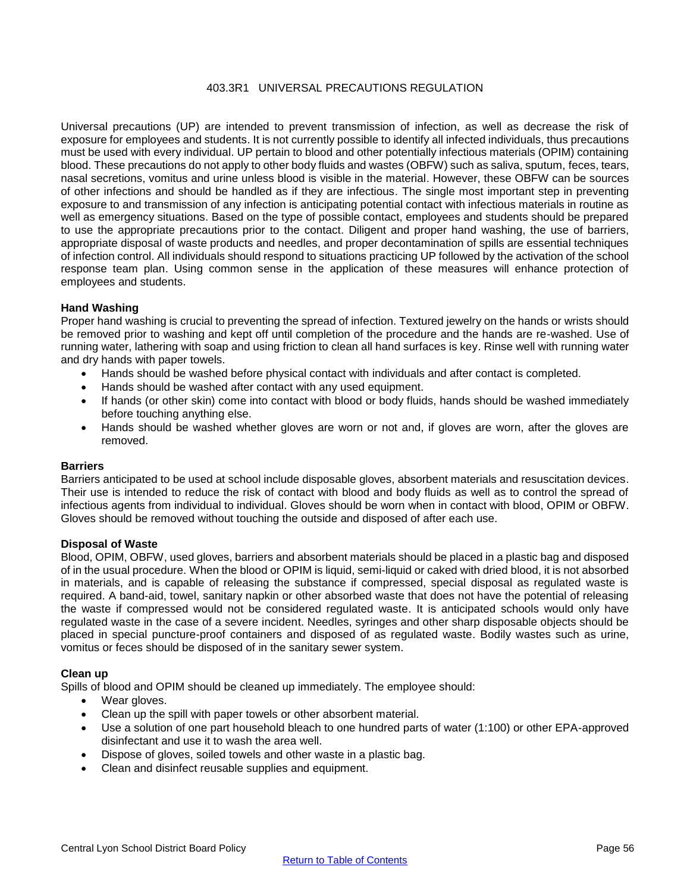# 403.3R1 UNIVERSAL PRECAUTIONS REGULATION

Universal precautions (UP) are intended to prevent transmission of infection, as well as decrease the risk of exposure for employees and students. It is not currently possible to identify all infected individuals, thus precautions must be used with every individual. UP pertain to blood and other potentially infectious materials (OPIM) containing blood. These precautions do not apply to other body fluids and wastes (OBFW) such as saliva, sputum, feces, tears, nasal secretions, vomitus and urine unless blood is visible in the material. However, these OBFW can be sources of other infections and should be handled as if they are infectious. The single most important step in preventing exposure to and transmission of any infection is anticipating potential contact with infectious materials in routine as well as emergency situations. Based on the type of possible contact, employees and students should be prepared to use the appropriate precautions prior to the contact. Diligent and proper hand washing, the use of barriers, appropriate disposal of waste products and needles, and proper decontamination of spills are essential techniques of infection control. All individuals should respond to situations practicing UP followed by the activation of the school response team plan. Using common sense in the application of these measures will enhance protection of employees and students.

**Hand Washing**

Proper hand washing is crucial to preventing the spread of infection. Textured jewelry on the hands or wrists should be removed prior to washing and kept off until completion of the procedure and the hands are re-washed. Use of running water, lathering with soap and using friction to clean all hand surfaces is key. Rinse well with running water and dry hands with paper towels.

- Hands should be washed before physical contact with individuals and after contact is completed.
- Hands should be washed after contact with any used equipment.
- If hands (or other skin) come into contact with blood or body fluids, hands should be washed immediately before touching anything else.
- Hands should be washed whether gloves are worn or not and, if gloves are worn, after the gloves are removed.

**Barriers**

Barriers anticipated to be used at school include disposable gloves, absorbent materials and resuscitation devices. Their use is intended to reduce the risk of contact with blood and body fluids as well as to control the spread of infectious agents from individual to individual. Gloves should be worn when in contact with blood, OPIM or OBFW. Gloves should be removed without touching the outside and disposed of after each use.

**Disposal of Waste**

Blood, OPIM, OBFW, used gloves, barriers and absorbent materials should be placed in a plastic bag and disposed of in the usual procedure. When the blood or OPIM is liquid, semi-liquid or caked with dried blood, it is not absorbed in materials, and is capable of releasing the substance if compressed, special disposal as regulated waste is required. A band-aid, towel, sanitary napkin or other absorbed waste that does not have the potential of releasing the waste if compressed would not be considered regulated waste. It is anticipated schools would only have regulated waste in the case of a severe incident. Needles, syringes and other sharp disposable objects should be placed in special puncture-proof containers and disposed of as regulated waste. Bodily wastes such as urine, vomitus or feces should be disposed of in the sanitary sewer system.

**Clean up**

Spills of blood and OPIM should be cleaned up immediately. The employee should:

- Wear gloves.
- Clean up the spill with paper towels or other absorbent material.
- Use a solution of one part household bleach to one hundred parts of water (1:100) or other EPA-approved disinfectant and use it to wash the area well.
- Dispose of gloves, soiled towels and other waste in a plastic bag.
- Clean and disinfect reusable supplies and equipment.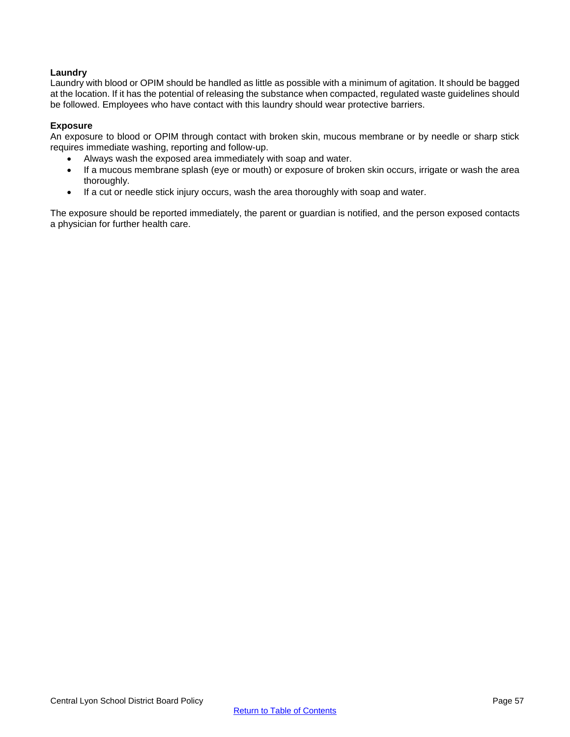**Laundry**

Laundry with blood or OPIM should be handled as little as possible with a minimum of agitation. It should be bagged at the location. If it has the potential of releasing the substance when compacted, regulated waste guidelines should be followed. Employees who have contact with this laundry should wear protective barriers.

**Exposure**

An exposure to blood or OPIM through contact with broken skin, mucous membrane or by needle or sharp stick requires immediate washing, reporting and follow-up.

- Always wash the exposed area immediately with soap and water.
- If a mucous membrane splash (eye or mouth) or exposure of broken skin occurs, irrigate or wash the area thoroughly.
- If a cut or needle stick injury occurs, wash the area thoroughly with soap and water.

The exposure should be reported immediately, the parent or guardian is notified, and the person exposed contacts a physician for further health care.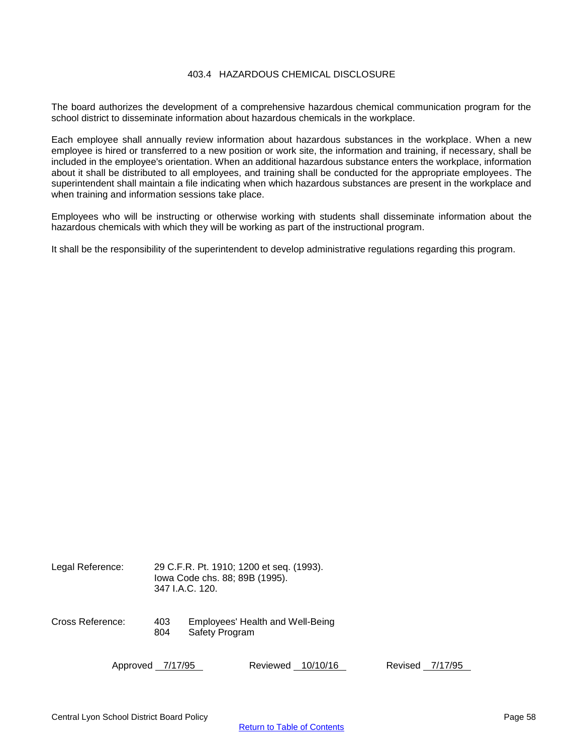# 403.4 HAZARDOUS CHEMICAL DISCLOSURE

The board authorizes the development of a comprehensive hazardous chemical communication program for the school district to disseminate information about hazardous chemicals in the workplace.

Each employee shall annually review information about hazardous substances in the workplace. When a new employee is hired or transferred to a new position or work site, the information and training, if necessary, shall be included in the employee's orientation. When an additional hazardous substance enters the workplace, information about it shall be distributed to all employees, and training shall be conducted for the appropriate employees. The superintendent shall maintain a file indicating when which hazardous substances are present in the workplace and when training and information sessions take place.

Employees who will be instructing or otherwise working with students shall disseminate information about the hazardous chemicals with which they will be working as part of the instructional program.

It shall be the responsibility of the superintendent to develop administrative regulations regarding this program.

Legal Reference: 29 C.F.R. Pt. 1910; 1200 et seq. (1993).
Iowa Code chs. 88; 89B (1995).
347 I.A.C. 120.

Cross Reference: 403 Employees' Health and Well-Being
804 Safety Program

Approved 7/17/95 Reviewed 10/10/16 Revised 7/17/95

Central Lyon School District Board Policy

Return to Table of Contents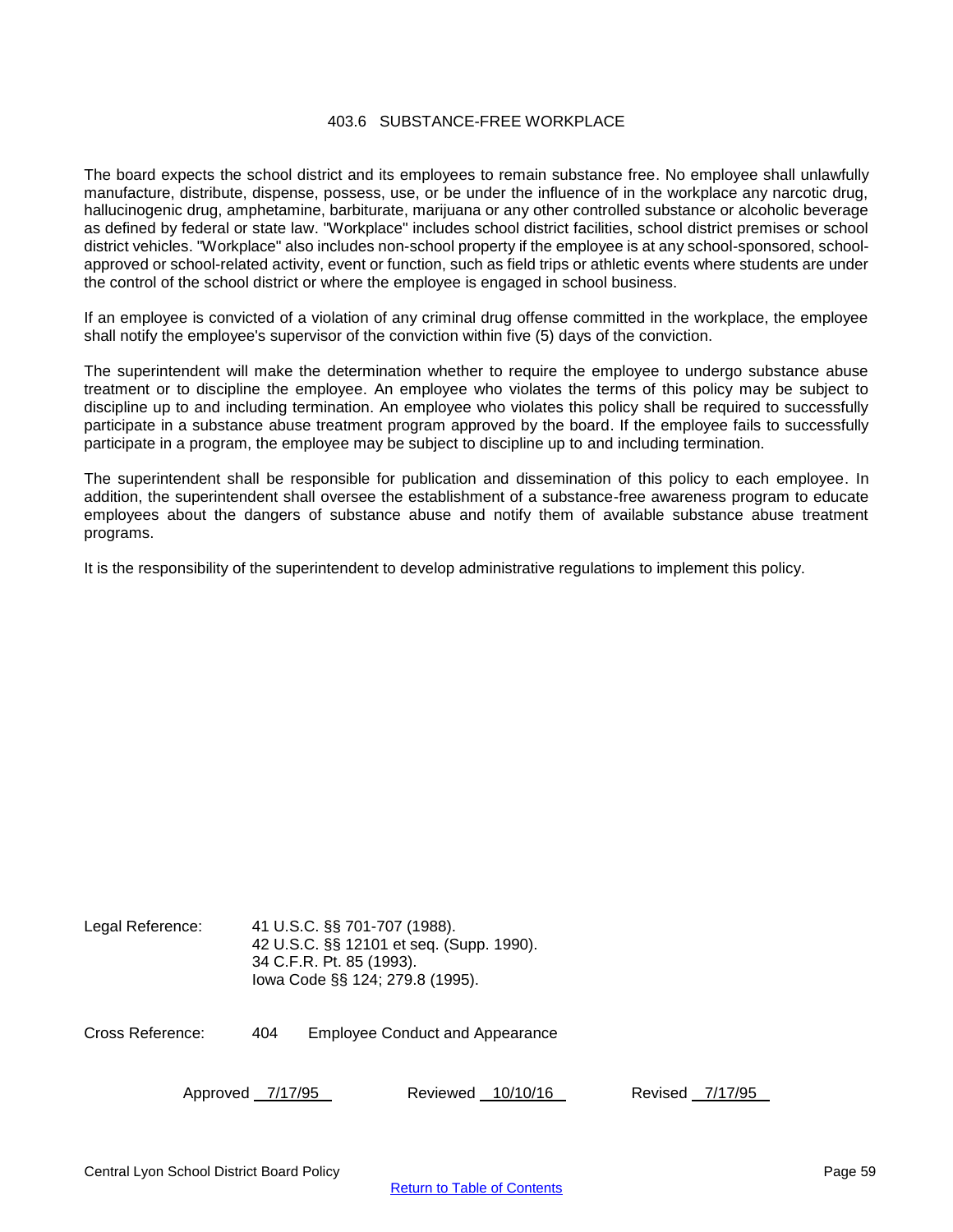## 403.6 SUBSTANCE-FREE WORKPLACE

The board expects the school district and its employees to remain substance free. No employee shall unlawfully manufacture, distribute, dispense, possess, use, or be under the influence of in the workplace any narcotic drug, hallucinogenic drug, amphetamine, barbiturate, marijuana or any other controlled substance or alcoholic beverage as defined by federal or state law. "Workplace" includes school district facilities, school district premises or school district vehicles. "Workplace" also includes non-school property if the employee is at any school-sponsored, school-approved or school-related activity, event or function, such as field trips or athletic events where students are under the control of the school district or where the employee is engaged in school business.

If an employee is convicted of a violation of any criminal drug offense committed in the workplace, the employee shall notify the employee's supervisor of the conviction within five (5) days of the conviction.

The superintendent will make the determination whether to require the employee to undergo substance abuse treatment or to discipline the employee. An employee who violates the terms of this policy may be subject to discipline up to and including termination. An employee who violates this policy shall be required to successfully participate in a substance abuse treatment program approved by the board. If the employee fails to successfully participate in a program, the employee may be subject to discipline up to and including termination.

The superintendent shall be responsible for publication and dissemination of this policy to each employee. In addition, the superintendent shall oversee the establishment of a substance-free awareness program to educate employees about the dangers of substance abuse and notify them of available substance abuse treatment programs.

It is the responsibility of the superintendent to develop administrative regulations to implement this policy.

Legal Reference: 41 U.S.C. §§ 701-707 (1988).
42 U.S.C. §§ 12101 et seq. (Supp. 1990).
34 C.F.R. Pt. 85 (1993).
Iowa Code §§ 124; 279.8 (1995).

Cross Reference: 404 Employee Conduct and Appearance

Approved 7/17/95 Reviewed 10/10/16 Revised 7/17/95

Central Lyon School District Board Policy

Return to Table of Contents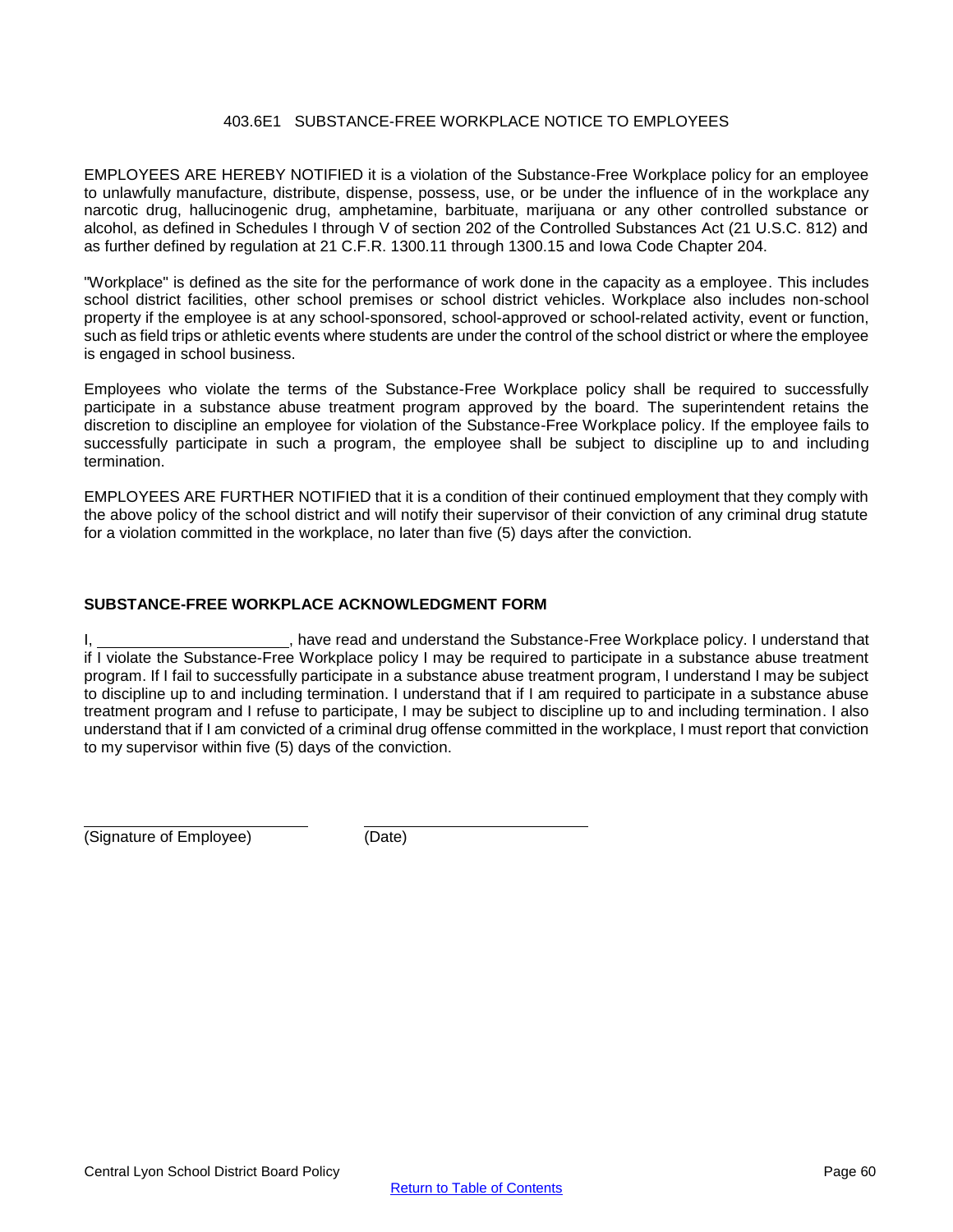## 403.6E1 SUBSTANCE-FREE WORKPLACE NOTICE TO EMPLOYEES

EMPLOYEES ARE HEREBY NOTIFIED it is a violation of the Substance-Free Workplace policy for an employee to unlawfully manufacture, distribute, dispense, possess, use, or be under the influence of in the workplace any narcotic drug, hallucinogenic drug, amphetamine, barbituate, marijuana or any other controlled substance or alcohol, as defined in Schedules I through V of section 202 of the Controlled Substances Act (21 U.S.C. 812) and as further defined by regulation at 21 C.F.R. 1300.11 through 1300.15 and Iowa Code Chapter 204.

"Workplace" is defined as the site for the performance of work done in the capacity as a employee. This includes school district facilities, other school premises or school district vehicles. Workplace also includes non-school property if the employee is at any school-sponsored, school-approved or school-related activity, event or function, such as field trips or athletic events where students are under the control of the school district or where the employee is engaged in school business.

Employees who violate the terms of the Substance-Free Workplace policy shall be required to successfully participate in a substance abuse treatment program approved by the board. The superintendent retains the discretion to discipline an employee for violation of the Substance-Free Workplace policy. If the employee fails to successfully participate in such a program, the employee shall be subject to discipline up to and including termination.

EMPLOYEES ARE FURTHER NOTIFIED that it is a condition of their continued employment that they comply with the above policy of the school district and will notify their supervisor of their conviction of any criminal drug statute for a violation committed in the workplace, no later than five (5) days after the conviction.

**SUBSTANCE-FREE WORKPLACE ACKNOWLEDGMENT FORM**

I, ______________________, have read and understand the Substance-Free Workplace policy. I understand that if I violate the Substance-Free Workplace policy I may be required to participate in a substance abuse treatment program. If I fail to successfully participate in a substance abuse treatment program, I understand I may be subject to discipline up to and including termination. I understand that if I am required to participate in a substance abuse treatment program and I refuse to participate, I may be subject to discipline up to and including termination. I also understand that if I am convicted of a criminal drug offense committed in the workplace, I must report that conviction to my supervisor within five (5) days of the conviction.

___________________________ ___________________________
(Signature of Employee) (Date)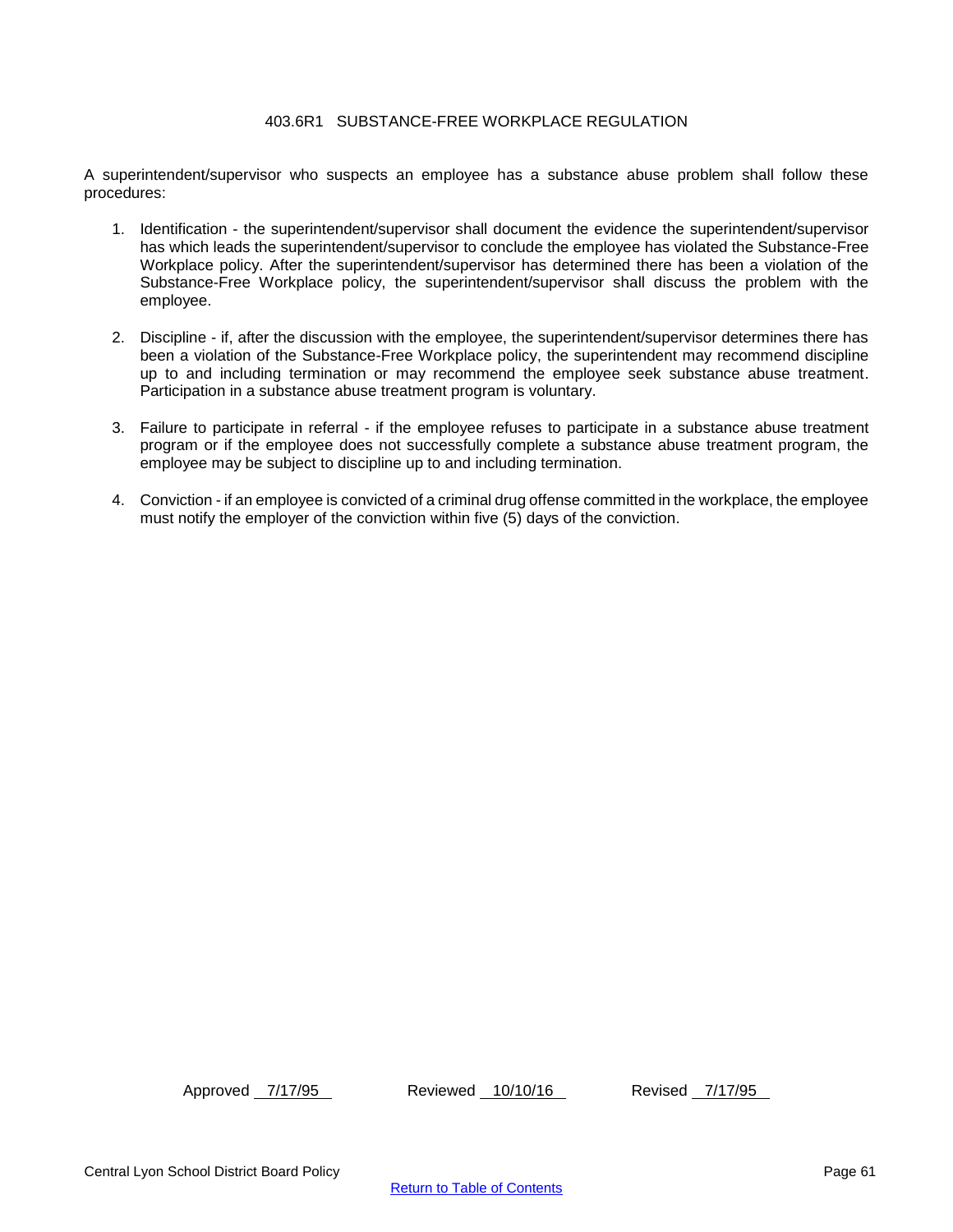# 403.6R1 SUBSTANCE-FREE WORKPLACE REGULATION

A superintendent/supervisor who suspects an employee has a substance abuse problem shall follow these procedures:

1. Identification - the superintendent/supervisor shall document the evidence the superintendent/supervisor has which leads the superintendent/supervisor to conclude the employee has violated the Substance-Free Workplace policy. After the superintendent/supervisor has determined there has been a violation of the Substance-Free Workplace policy, the superintendent/supervisor shall discuss the problem with the employee.

2. Discipline - if, after the discussion with the employee, the superintendent/supervisor determines there has been a violation of the Substance-Free Workplace policy, the superintendent may recommend discipline up to and including termination or may recommend the employee seek substance abuse treatment. Participation in a substance abuse treatment program is voluntary.

3. Failure to participate in referral - if the employee refuses to participate in a substance abuse treatment program or if the employee does not successfully complete a substance abuse treatment program, the employee may be subject to discipline up to and including termination.

4. Conviction - if an employee is convicted of a criminal drug offense committed in the workplace, the employee must notify the employer of the conviction within five (5) days of the conviction.

Approved 7/17/95 Reviewed 10/10/16 Revised 7/17/95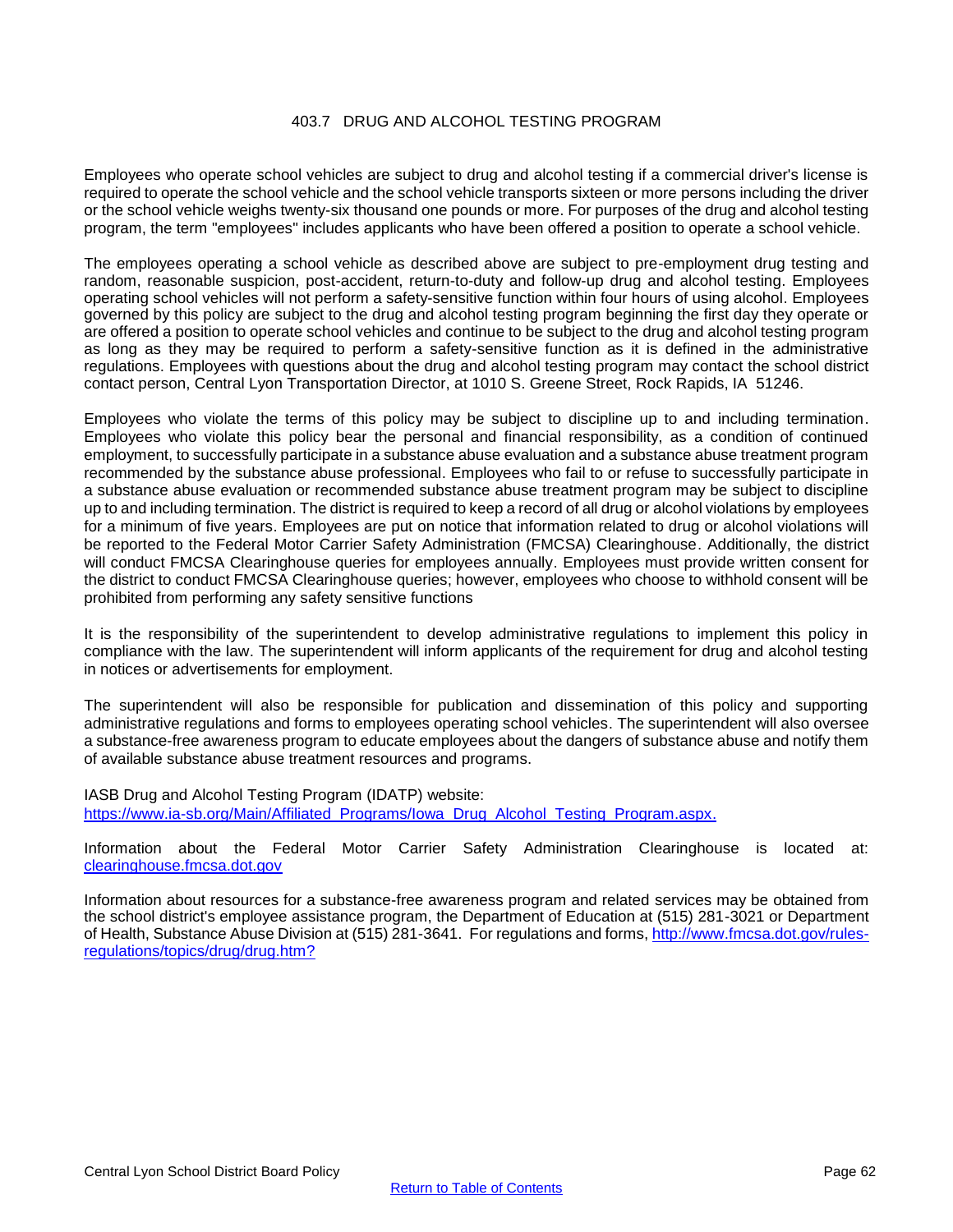# 403.7 DRUG AND ALCOHOL TESTING PROGRAM

Employees who operate school vehicles are subject to drug and alcohol testing if a commercial driver's license is required to operate the school vehicle and the school vehicle transports sixteen or more persons including the driver or the school vehicle weighs twenty-six thousand one pounds or more. For purposes of the drug and alcohol testing program, the term "employees" includes applicants who have been offered a position to operate a school vehicle.

The employees operating a school vehicle as described above are subject to pre-employment drug testing and random, reasonable suspicion, post-accident, return-to-duty and follow-up drug and alcohol testing. Employees operating school vehicles will not perform a safety-sensitive function within four hours of using alcohol. Employees governed by this policy are subject to the drug and alcohol testing program beginning the first day they operate or are offered a position to operate school vehicles and continue to be subject to the drug and alcohol testing program as long as they may be required to perform a safety-sensitive function as it is defined in the administrative regulations. Employees with questions about the drug and alcohol testing program may contact the school district contact person, Central Lyon Transportation Director, at 1010 S. Greene Street, Rock Rapids, IA 51246.

Employees who violate the terms of this policy may be subject to discipline up to and including termination. Employees who violate this policy bear the personal and financial responsibility, as a condition of continued employment, to successfully participate in a substance abuse evaluation and a substance abuse treatment program recommended by the substance abuse professional. Employees who fail to or refuse to successfully participate in a substance abuse evaluation or recommended substance abuse treatment program may be subject to discipline up to and including termination. The district is required to keep a record of all drug or alcohol violations by employees for a minimum of five years. Employees are put on notice that information related to drug or alcohol violations will be reported to the Federal Motor Carrier Safety Administration (FMCSA) Clearinghouse. Additionally, the district will conduct FMCSA Clearinghouse queries for employees annually. Employees must provide written consent for the district to conduct FMCSA Clearinghouse queries; however, employees who choose to withhold consent will be prohibited from performing any safety sensitive functions

It is the responsibility of the superintendent to develop administrative regulations to implement this policy in compliance with the law. The superintendent will inform applicants of the requirement for drug and alcohol testing in notices or advertisements for employment.

The superintendent will also be responsible for publication and dissemination of this policy and supporting administrative regulations and forms to employees operating school vehicles. The superintendent will also oversee a substance-free awareness program to educate employees about the dangers of substance abuse and notify them of available substance abuse treatment resources and programs.

IASB Drug and Alcohol Testing Program (IDATP) website:
[https://www.ia-sb.org/Main/Affiliated_Programs/Iowa_Drug_Alcohol_Testing_Program.aspx.](https://www.ia-sb.org/Main/Affiliated_Programs/Iowa_Drug_Alcohol_Testing_Program.aspx)

Information about the Federal Motor Carrier Safety Administration Clearinghouse is located at: [clearinghouse.fmcsa.dot.gov](https://clearinghouse.fmcsa.dot.gov)

Information about resources for a substance-free awareness program and related services may be obtained from the school district's employee assistance program, the Department of Education at (515) 281-3021 or Department of Health, Substance Abuse Division at (515) 281-3641. For regulations and forms, [http://www.fmcsa.dot.gov/rules-regulations/topics/drug/drug.htm?](http://www.fmcsa.dot.gov/rules-regulations/topics/drug/drug.htm?)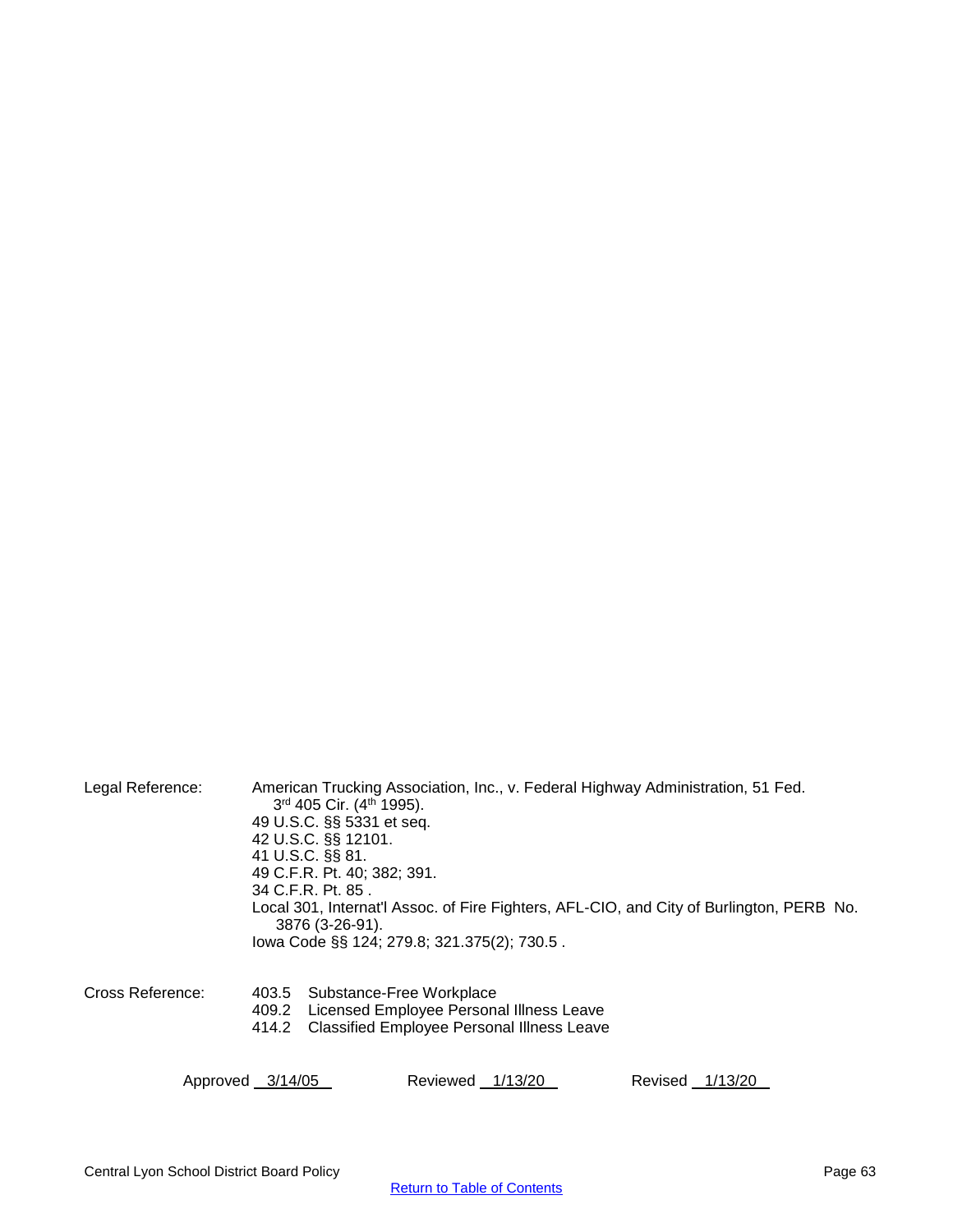Legal Reference: American Trucking Association, Inc., v. Federal Highway Administration, 51 Fed. 3rd 405 Cir. (4th 1995).
49 U.S.C. §§ 5331 et seq.
42 U.S.C. §§ 12101.
41 U.S.C. §§ 81.
49 C.F.R. Pt. 40; 382; 391.
34 C.F.R. Pt. 85 .
Local 301, Internat'l Assoc. of Fire Fighters, AFL-CIO, and City of Burlington, PERB No. 3876 (3-26-91).
Iowa Code §§ 124; 279.8; 321.375(2); 730.5 .

Cross Reference:
403.5 Substance-Free Workplace
409.2 Licensed Employee Personal Illness Leave
414.2 Classified Employee Personal Illness Leave

Approved 3/14/05 Reviewed 1/13/20 Revised 1/13/20

Return to Table of Contents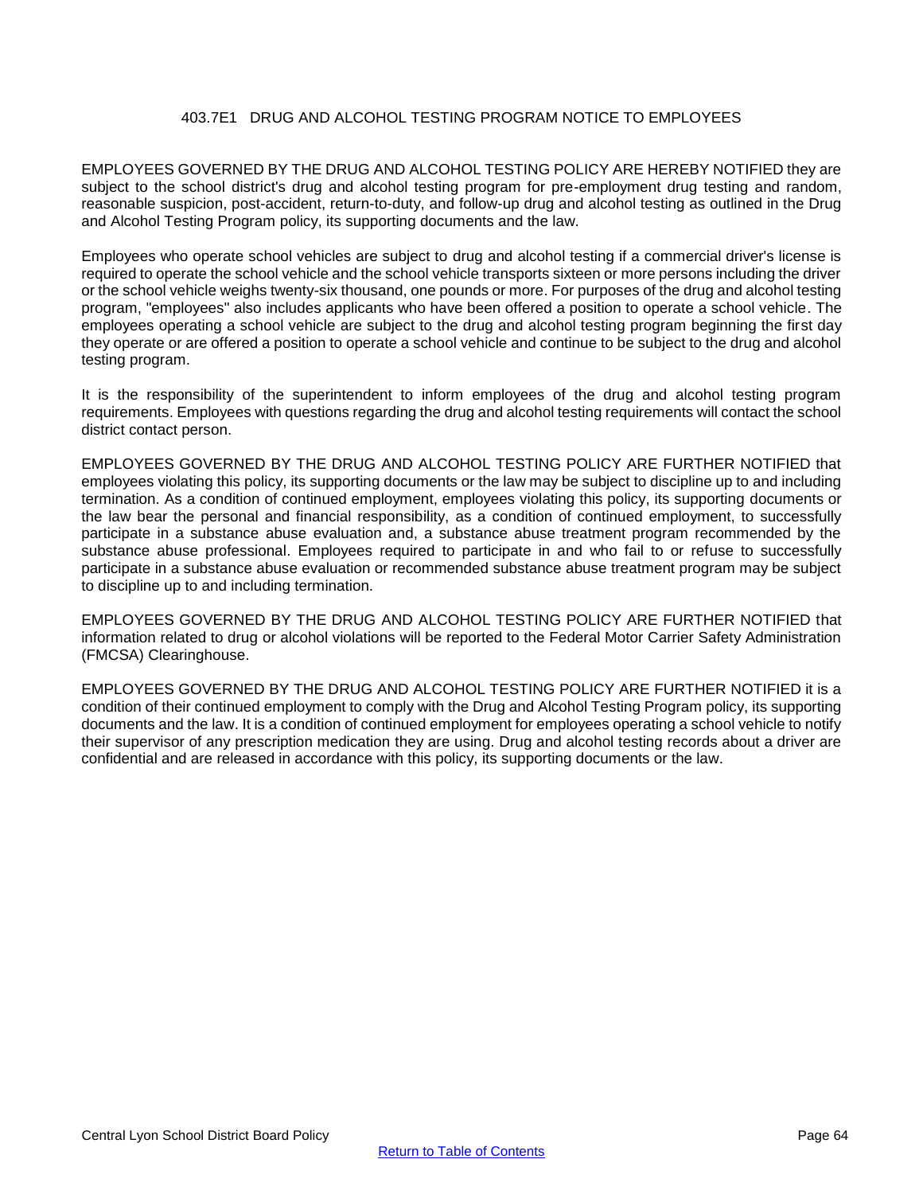## 403.7E1 DRUG AND ALCOHOL TESTING PROGRAM NOTICE TO EMPLOYEES

EMPLOYEES GOVERNED BY THE DRUG AND ALCOHOL TESTING POLICY ARE HEREBY NOTIFIED they are subject to the school district's drug and alcohol testing program for pre-employment drug testing and random, reasonable suspicion, post-accident, return-to-duty, and follow-up drug and alcohol testing as outlined in the Drug and Alcohol Testing Program policy, its supporting documents and the law.

Employees who operate school vehicles are subject to drug and alcohol testing if a commercial driver's license is required to operate the school vehicle and the school vehicle transports sixteen or more persons including the driver or the school vehicle weighs twenty-six thousand, one pounds or more. For purposes of the drug and alcohol testing program, "employees" also includes applicants who have been offered a position to operate a school vehicle. The employees operating a school vehicle are subject to the drug and alcohol testing program beginning the first day they operate or are offered a position to operate a school vehicle and continue to be subject to the drug and alcohol testing program.

It is the responsibility of the superintendent to inform employees of the drug and alcohol testing program requirements. Employees with questions regarding the drug and alcohol testing requirements will contact the school district contact person.

EMPLOYEES GOVERNED BY THE DRUG AND ALCOHOL TESTING POLICY ARE FURTHER NOTIFIED that employees violating this policy, its supporting documents or the law may be subject to discipline up to and including termination. As a condition of continued employment, employees violating this policy, its supporting documents or the law bear the personal and financial responsibility, as a condition of continued employment, to successfully participate in a substance abuse evaluation and, a substance abuse treatment program recommended by the substance abuse professional. Employees required to participate in and who fail to or refuse to successfully participate in a substance abuse evaluation or recommended substance abuse treatment program may be subject to discipline up to and including termination.

EMPLOYEES GOVERNED BY THE DRUG AND ALCOHOL TESTING POLICY ARE FURTHER NOTIFIED that information related to drug or alcohol violations will be reported to the Federal Motor Carrier Safety Administration (FMCSA) Clearinghouse.

EMPLOYEES GOVERNED BY THE DRUG AND ALCOHOL TESTING POLICY ARE FURTHER NOTIFIED it is a condition of their continued employment to comply with the Drug and Alcohol Testing Program policy, its supporting documents and the law. It is a condition of continued employment for employees operating a school vehicle to notify their supervisor of any prescription medication they are using. Drug and alcohol testing records about a driver are confidential and are released in accordance with this policy, its supporting documents or the law.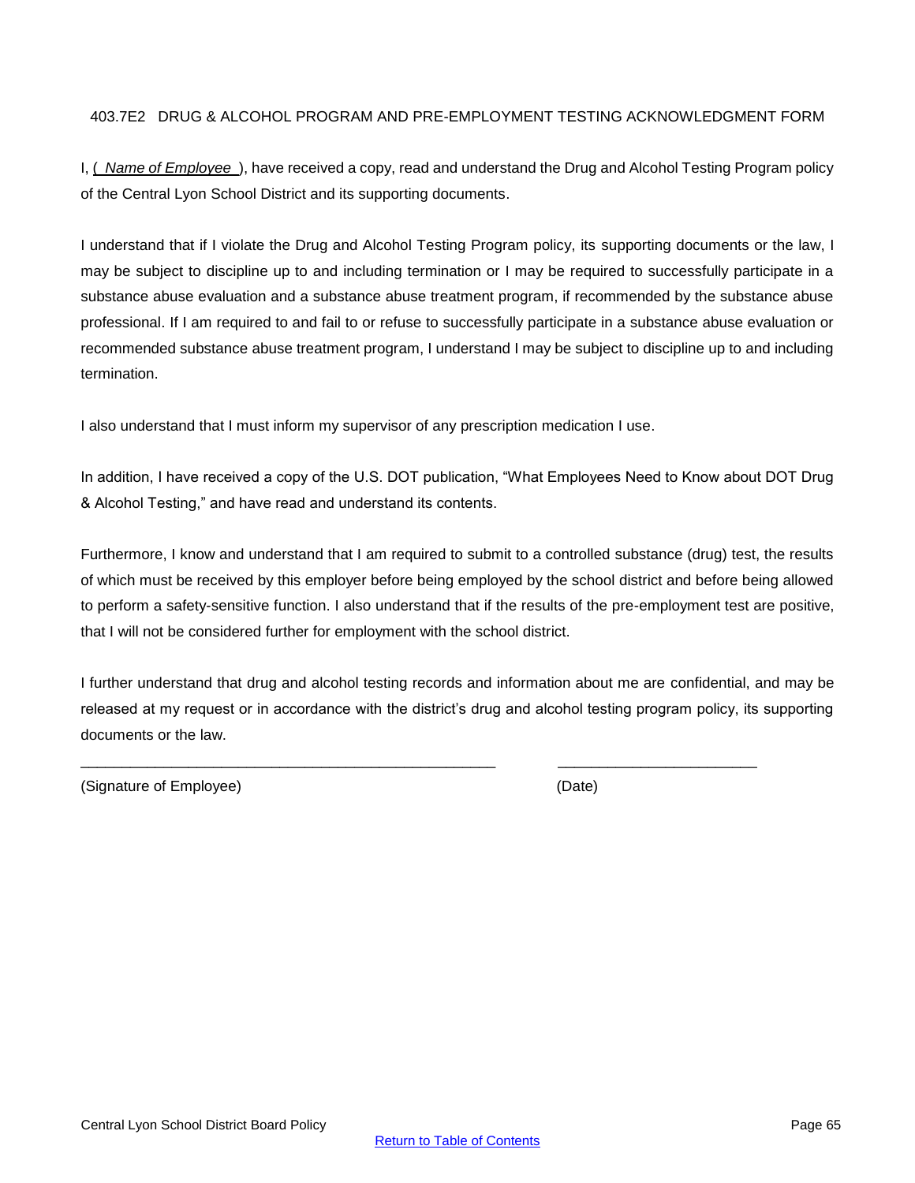# 403.7E2 DRUG & ALCOHOL PROGRAM AND PRE-EMPLOYMENT TESTING ACKNOWLEDGMENT FORM

I, ( *Name of Employee* ), have received a copy, read and understand the Drug and Alcohol Testing Program policy of the Central Lyon School District and its supporting documents.

I understand that if I violate the Drug and Alcohol Testing Program policy, its supporting documents or the law, I may be subject to discipline up to and including termination or I may be required to successfully participate in a substance abuse evaluation and a substance abuse treatment program, if recommended by the substance abuse professional. If I am required to and fail to or refuse to successfully participate in a substance abuse evaluation or recommended substance abuse treatment program, I understand I may be subject to discipline up to and including termination.

I also understand that I must inform my supervisor of any prescription medication I use.

In addition, I have received a copy of the U.S. DOT publication, "What Employees Need to Know about DOT Drug & Alcohol Testing," and have read and understand its contents.

Furthermore, I know and understand that I am required to submit to a controlled substance (drug) test, the results of which must be received by this employer before being employed by the school district and before being allowed to perform a safety-sensitive function. I also understand that if the results of the pre-employment test are positive, that I will not be considered further for employment with the school district.

I further understand that drug and alcohol testing records and information about me are confidential, and may be released at my request or in accordance with the district's drug and alcohol testing program policy, its supporting documents or the law.

\_\_\_\_\_\_\_\_\_\_\_\_\_\_\_\_\_\_\_\_\_\_\_\_\_\_\_\_\_\_\_\_\_\_\_\_\_\_\_\_\_\_\_\_\_\_\_\_ \_\_\_\_\_\_\_\_\_\_\_\_\_\_\_\_\_\_\_\_\_\_\_\_

(Signature of Employee) (Date)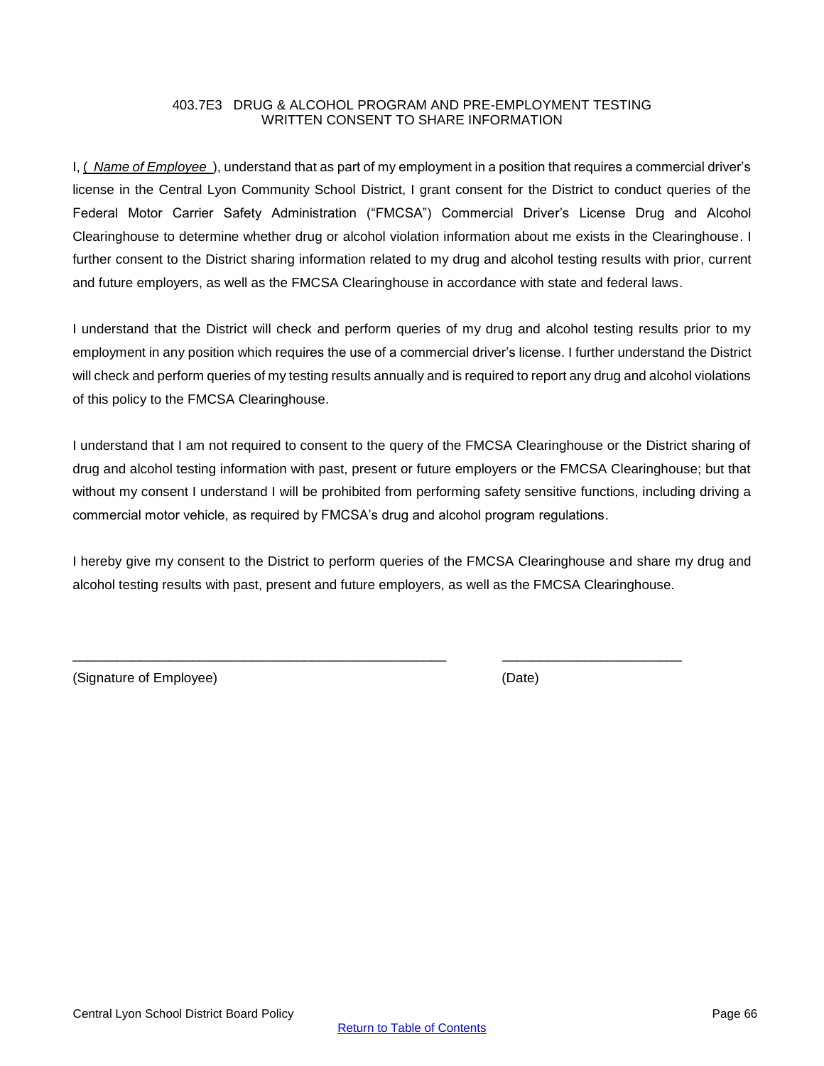# 403.7E3 DRUG & ALCOHOL PROGRAM AND PRE-EMPLOYMENT TESTING WRITTEN CONSENT TO SHARE INFORMATION

I, ( *Name of Employee* ), understand that as part of my employment in a position that requires a commercial driver's license in the Central Lyon Community School District, I grant consent for the District to conduct queries of the Federal Motor Carrier Safety Administration ("FMCSA") Commercial Driver's License Drug and Alcohol Clearinghouse to determine whether drug or alcohol violation information about me exists in the Clearinghouse. I further consent to the District sharing information related to my drug and alcohol testing results with prior, current and future employers, as well as the FMCSA Clearinghouse in accordance with state and federal laws.

I understand that the District will check and perform queries of my drug and alcohol testing results prior to my employment in any position which requires the use of a commercial driver's license. I further understand the District will check and perform queries of my testing results annually and is required to report any drug and alcohol violations of this policy to the FMCSA Clearinghouse.

I understand that I am not required to consent to the query of the FMCSA Clearinghouse or the District sharing of drug and alcohol testing information with past, present or future employers or the FMCSA Clearinghouse; but that without my consent I understand I will be prohibited from performing safety sensitive functions, including driving a commercial motor vehicle, as required by FMCSA's drug and alcohol program regulations.

I hereby give my consent to the District to perform queries of the FMCSA Clearinghouse and share my drug and alcohol testing results with past, present and future employers, as well as the FMCSA Clearinghouse.

\_\_\_\_\_\_\_\_\_\_\_\_\_\_\_\_\_\_\_\_\_\_\_\_\_\_\_\_\_\_\_\_\_\_\_\_\_\_\_\_ \_\_\_\_\_\_\_\_\_\_\_\_\_\_\_\_\_\_\_\_\_\_\_\_

(Signature of Employee) (Date)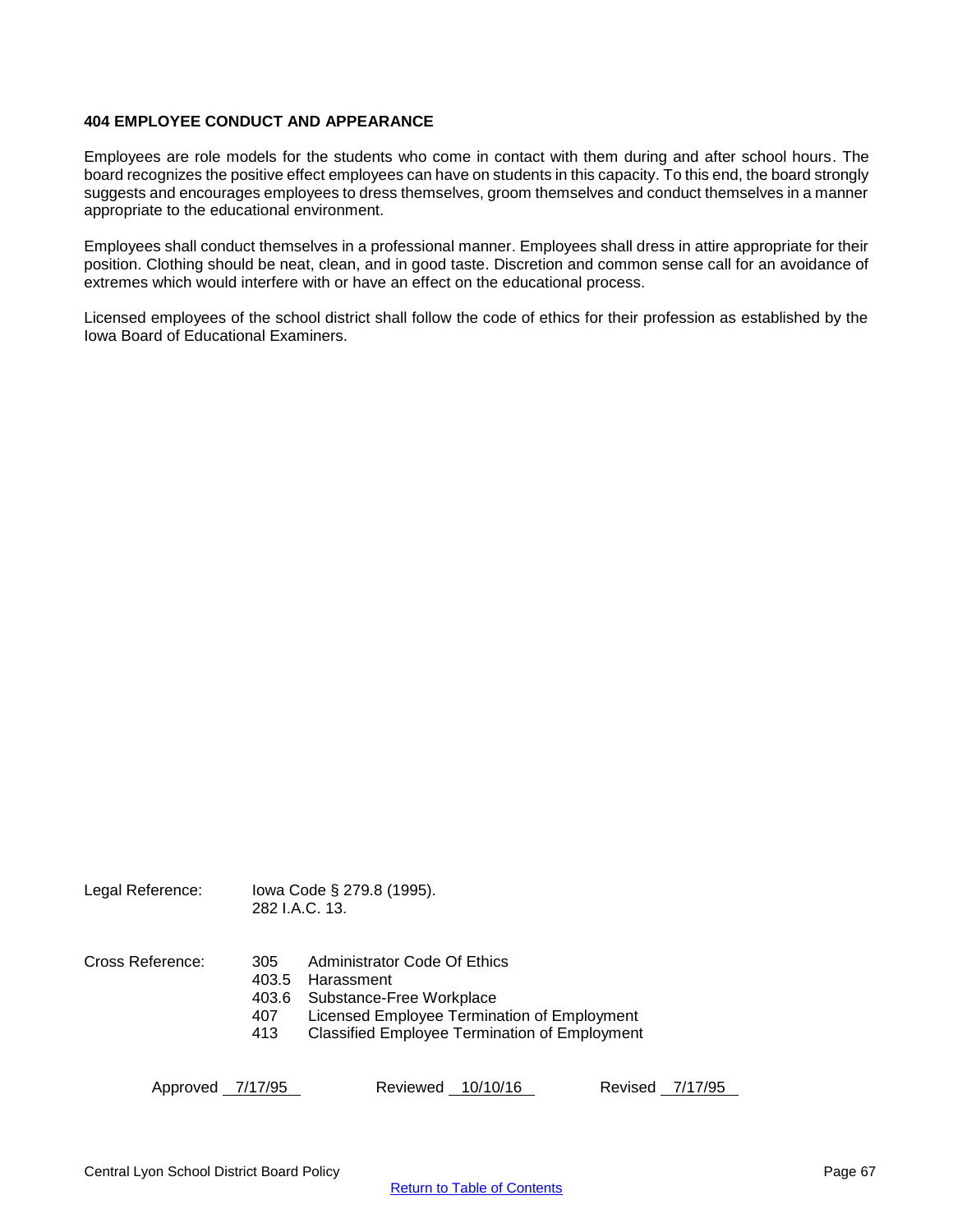## 404 EMPLOYEE CONDUCT AND APPEARANCE

Employees are role models for the students who come in contact with them during and after school hours. The board recognizes the positive effect employees can have on students in this capacity. To this end, the board strongly suggests and encourages employees to dress themselves, groom themselves and conduct themselves in a manner appropriate to the educational environment.

Employees shall conduct themselves in a professional manner. Employees shall dress in attire appropriate for their position. Clothing should be neat, clean, and in good taste. Discretion and common sense call for an avoidance of extremes which would interfere with or have an effect on the educational process.

Licensed employees of the school district shall follow the code of ethics for their profession as established by the Iowa Board of Educational Examiners.

Legal Reference: Iowa Code § 279.8 (1995).
282 I.A.C. 13.

Cross Reference:
- 305 Administrator Code Of Ethics
- 403.5 Harassment
- 403.6 Substance-Free Workplace
- 407 Licensed Employee Termination of Employment
- 413 Classified Employee Termination of Employment

Approved 7/17/95 Reviewed 10/10/16 Revised 7/17/95

Central Lyon School District Board Policy

Return to Table of Contents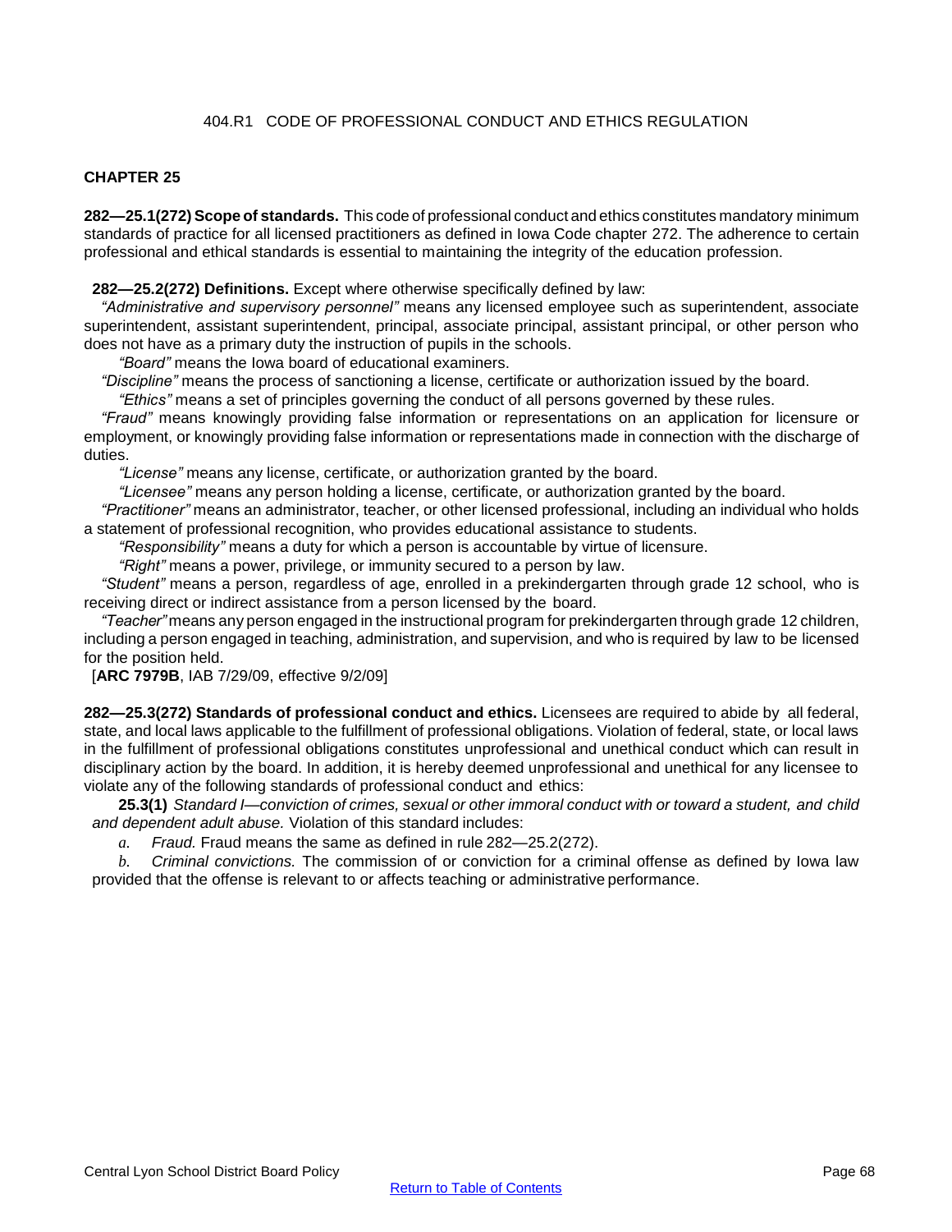# 404.R1 CODE OF PROFESSIONAL CONDUCT AND ETHICS REGULATION

## CHAPTER 25

**282—25.1(272) Scope of standards.** This code of professional conduct and ethics constitutes mandatory minimum standards of practice for all licensed practitioners as defined in Iowa Code chapter 272. The adherence to certain professional and ethical standards is essential to maintaining the integrity of the education profession.

**282—25.2(272) Definitions.** Except where otherwise specifically defined by law:

*"Administrative and supervisory personnel"* means any licensed employee such as superintendent, associate superintendent, assistant superintendent, principal, associate principal, assistant principal, or other person who does not have as a primary duty the instruction of pupils in the schools.

*"Board"* means the Iowa board of educational examiners.

*"Discipline"* means the process of sanctioning a license, certificate or authorization issued by the board.

*"Ethics"* means a set of principles governing the conduct of all persons governed by these rules.

*"Fraud"* means knowingly providing false information or representations on an application for licensure or employment, or knowingly providing false information or representations made in connection with the discharge of duties.

*"License"* means any license, certificate, or authorization granted by the board.

*"Licensee"* means any person holding a license, certificate, or authorization granted by the board.

*"Practitioner"* means an administrator, teacher, or other licensed professional, including an individual who holds a statement of professional recognition, who provides educational assistance to students.

*"Responsibility"* means a duty for which a person is accountable by virtue of licensure.

*"Right"* means a power, privilege, or immunity secured to a person by law.

*"Student"* means a person, regardless of age, enrolled in a prekindergarten through grade 12 school, who is receiving direct or indirect assistance from a person licensed by the board.

*"Teacher"* means any person engaged in the instructional program for prekindergarten through grade 12 children, including a person engaged in teaching, administration, and supervision, and who is required by law to be licensed for the position held.

[**ARC 7979B**, IAB 7/29/09, effective 9/2/09]

**282—25.3(272) Standards of professional conduct and ethics.** Licensees are required to abide by all federal, state, and local laws applicable to the fulfillment of professional obligations. Violation of federal, state, or local laws in the fulfillment of professional obligations constitutes unprofessional and unethical conduct which can result in disciplinary action by the board. In addition, it is hereby deemed unprofessional and unethical for any licensee to violate any of the following standards of professional conduct and ethics:

**25.3(1)** *Standard I—conviction of crimes, sexual or other immoral conduct with or toward a student, and child and dependent adult abuse.* Violation of this standard includes:

*a. Fraud.* Fraud means the same as defined in rule 282—25.2(272).

*b. Criminal convictions.* The commission of or conviction for a criminal offense as defined by Iowa law provided that the offense is relevant to or affects teaching or administrative performance.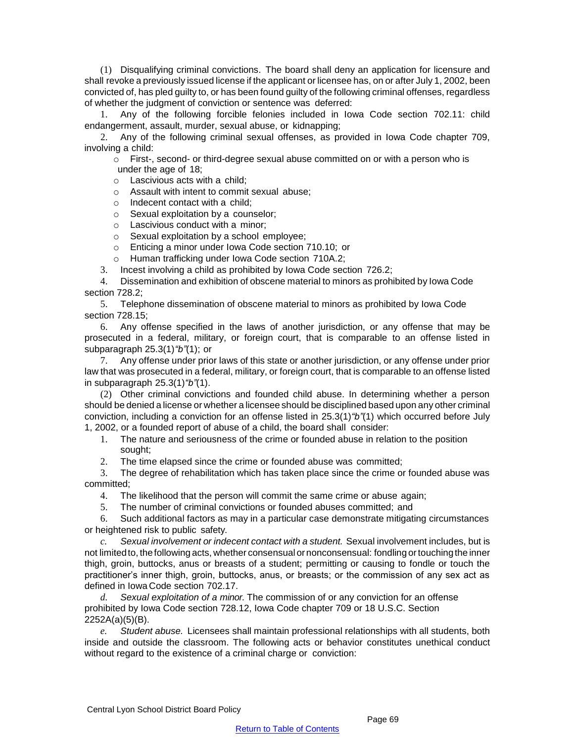(1) Disqualifying criminal convictions. The board shall deny an application for licensure and shall revoke a previously issued license if the applicant or licensee has, on or after July 1, 2002, been convicted of, has pled guilty to, or has been found guilty of the following criminal offenses, regardless of whether the judgment of conviction or sentence was deferred:

1. Any of the following forcible felonies included in Iowa Code section 702.11: child endangerment, assault, murder, sexual abuse, or kidnapping;
2. Any of the following criminal sexual offenses, as provided in Iowa Code chapter 709, involving a child:
   - First-, second- or third-degree sexual abuse committed on or with a person who is under the age of 18;
   - Lascivious acts with a child;
   - Assault with intent to commit sexual abuse;
   - Indecent contact with a child;
   - Sexual exploitation by a counselor;
   - Lascivious conduct with a minor;
   - Sexual exploitation by a school employee;
   - Enticing a minor under Iowa Code section 710.10; or
   - Human trafficking under Iowa Code section 710A.2;
3. Incest involving a child as prohibited by Iowa Code section 726.2;
4. Dissemination and exhibition of obscene material to minors as prohibited by Iowa Code section 728.2;
5. Telephone dissemination of obscene material to minors as prohibited by Iowa Code section 728.15;
6. Any offense specified in the laws of another jurisdiction, or any offense that may be prosecuted in a federal, military, or foreign court, that is comparable to an offense listed in subparagraph 25.3(1)*"b"*(1); or
7. Any offense under prior laws of this state or another jurisdiction, or any offense under prior law that was prosecuted in a federal, military, or foreign court, that is comparable to an offense listed in subparagraph 25.3(1)*"b"*(1).

(2) Other criminal convictions and founded child abuse. In determining whether a person should be denied a license or whether a licensee should be disciplined based upon any other criminal conviction, including a conviction for an offense listed in 25.3(1)*"b"*(1) which occurred before July 1, 2002, or a founded report of abuse of a child, the board shall consider:

1. The nature and seriousness of the crime or founded abuse in relation to the position sought;
2. The time elapsed since the crime or founded abuse was committed;
3. The degree of rehabilitation which has taken place since the crime or founded abuse was committed;
4. The likelihood that the person will commit the same crime or abuse again;
5. The number of criminal convictions or founded abuses committed; and
6. Such additional factors as may in a particular case demonstrate mitigating circumstances or heightened risk to public safety.

*c. Sexual involvement or indecent contact with a student.* Sexual involvement includes, but is not limited to, the following acts, whether consensual or nonconsensual: fondling or touching the inner thigh, groin, buttocks, anus or breasts of a student; permitting or causing to fondle or touch the practitioner's inner thigh, groin, buttocks, anus, or breasts; or the commission of any sex act as defined in Iowa Code section 702.17.

*d. Sexual exploitation of a minor.* The commission of or any conviction for an offense prohibited by Iowa Code section 728.12, Iowa Code chapter 709 or 18 U.S.C. Section 2252A(a)(5)(B).

*e. Student abuse.* Licensees shall maintain professional relationships with all students, both inside and outside the classroom. The following acts or behavior constitutes unethical conduct without regard to the existence of a criminal charge or conviction: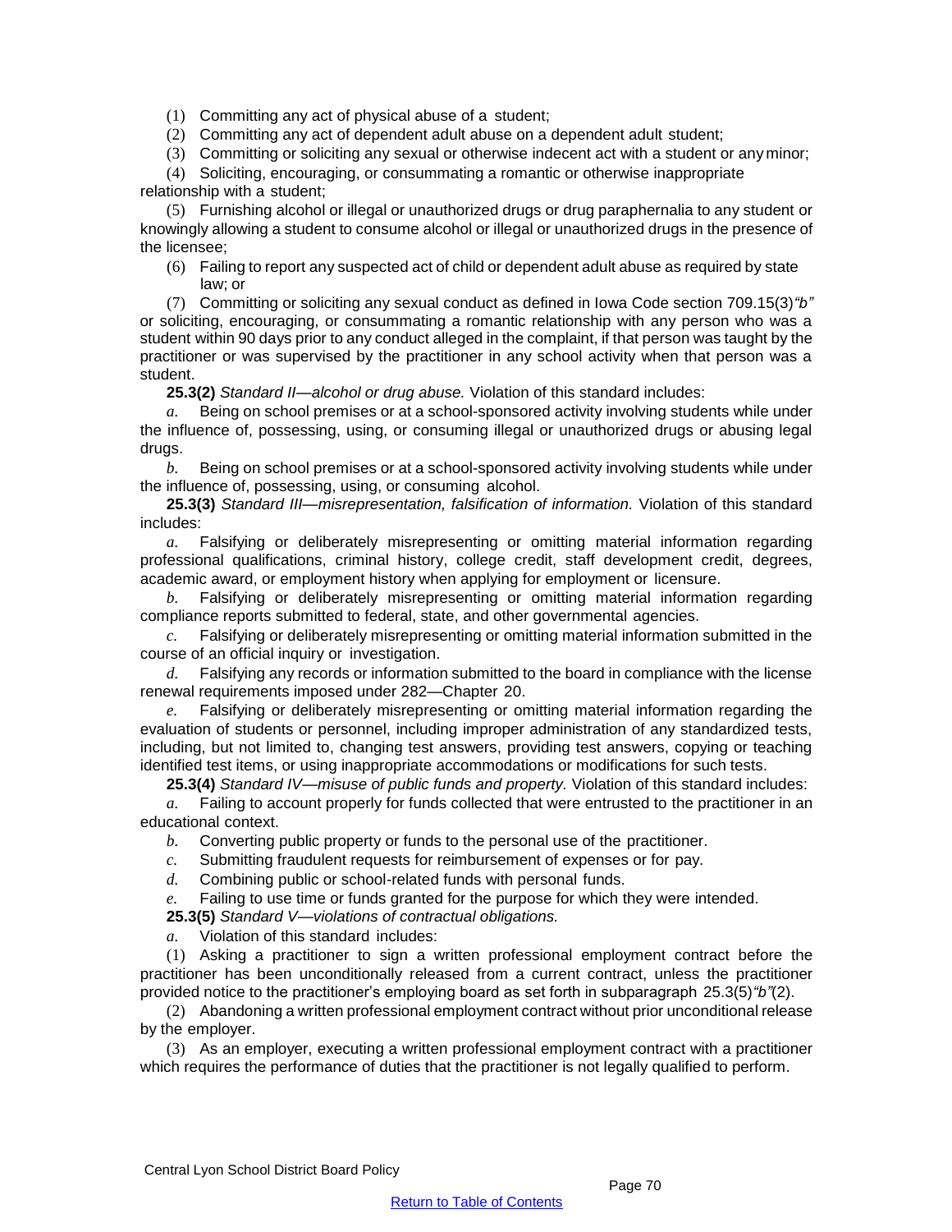(1) Committing any act of physical abuse of a student;

(2) Committing any act of dependent adult abuse on a dependent adult student;

(3) Committing or soliciting any sexual or otherwise indecent act with a student or any minor;

(4) Soliciting, encouraging, or consummating a romantic or otherwise inappropriate relationship with a student;

(5) Furnishing alcohol or illegal or unauthorized drugs or drug paraphernalia to any student or knowingly allowing a student to consume alcohol or illegal or unauthorized drugs in the presence of the licensee;

(6) Failing to report any suspected act of child or dependent adult abuse as required by state law; or

(7) Committing or soliciting any sexual conduct as defined in Iowa Code section 709.15(3)*"b"* or soliciting, encouraging, or consummating a romantic relationship with any person who was a student within 90 days prior to any conduct alleged in the complaint, if that person was taught by the practitioner or was supervised by the practitioner in any school activity when that person was a student.

**25.3(2)** *Standard II—alcohol or drug abuse.* Violation of this standard includes:

*a.* Being on school premises or at a school-sponsored activity involving students while under the influence of, possessing, using, or consuming illegal or unauthorized drugs or abusing legal drugs.

*b.* Being on school premises or at a school-sponsored activity involving students while under the influence of, possessing, using, or consuming alcohol.

**25.3(3)** *Standard III—misrepresentation, falsification of information.* Violation of this standard includes:

*a.* Falsifying or deliberately misrepresenting or omitting material information regarding professional qualifications, criminal history, college credit, staff development credit, degrees, academic award, or employment history when applying for employment or licensure.

*b.* Falsifying or deliberately misrepresenting or omitting material information regarding compliance reports submitted to federal, state, and other governmental agencies.

*c.* Falsifying or deliberately misrepresenting or omitting material information submitted in the course of an official inquiry or investigation.

*d.* Falsifying any records or information submitted to the board in compliance with the license renewal requirements imposed under 282—Chapter 20.

*e.* Falsifying or deliberately misrepresenting or omitting material information regarding the evaluation of students or personnel, including improper administration of any standardized tests, including, but not limited to, changing test answers, providing test answers, copying or teaching identified test items, or using inappropriate accommodations or modifications for such tests.

**25.3(4)** *Standard IV—misuse of public funds and property.* Violation of this standard includes:

*a.* Failing to account properly for funds collected that were entrusted to the practitioner in an educational context.

*b.* Converting public property or funds to the personal use of the practitioner.

*c.* Submitting fraudulent requests for reimbursement of expenses or for pay.

*d.* Combining public or school-related funds with personal funds.

*e.* Failing to use time or funds granted for the purpose for which they were intended.

**25.3(5)** *Standard V—violations of contractual obligations.*

*a.* Violation of this standard includes:

(1) Asking a practitioner to sign a written professional employment contract before the practitioner has been unconditionally released from a current contract, unless the practitioner provided notice to the practitioner's employing board as set forth in subparagraph 25.3(5)*"b"*(2).

(2) Abandoning a written professional employment contract without prior unconditional release by the employer.

(3) As an employer, executing a written professional employment contract with a practitioner which requires the performance of duties that the practitioner is not legally qualified to perform.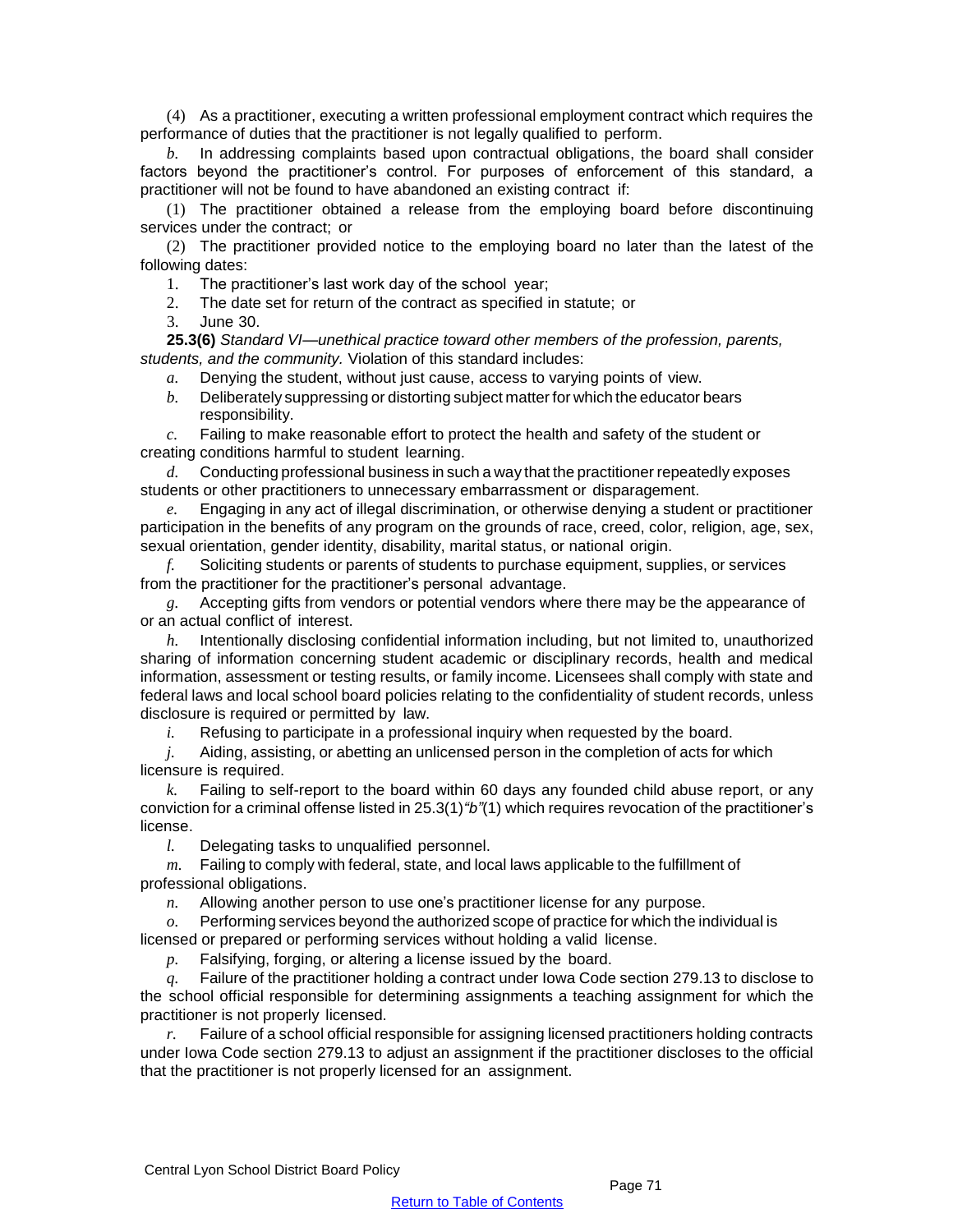(4) As a practitioner, executing a written professional employment contract which requires the performance of duties that the practitioner is not legally qualified to perform.

*b.* In addressing complaints based upon contractual obligations, the board shall consider factors beyond the practitioner's control. For purposes of enforcement of this standard, a practitioner will not be found to have abandoned an existing contract if:

(1) The practitioner obtained a release from the employing board before discontinuing services under the contract; or

(2) The practitioner provided notice to the employing board no later than the latest of the following dates:

1. The practitioner's last work day of the school year;
2. The date set for return of the contract as specified in statute; or
3. June 30.

**25.3(6)** *Standard VI—unethical practice toward other members of the profession, parents, students, and the community.* Violation of this standard includes:

*a.* Denying the student, without just cause, access to varying points of view.

*b.* Deliberately suppressing or distorting subject matter for which the educator bears responsibility.

*c.* Failing to make reasonable effort to protect the health and safety of the student or creating conditions harmful to student learning.

*d.* Conducting professional business in such a way that the practitioner repeatedly exposes students or other practitioners to unnecessary embarrassment or disparagement.

*e.* Engaging in any act of illegal discrimination, or otherwise denying a student or practitioner participation in the benefits of any program on the grounds of race, creed, color, religion, age, sex, sexual orientation, gender identity, disability, marital status, or national origin.

*f.* Soliciting students or parents of students to purchase equipment, supplies, or services from the practitioner for the practitioner's personal advantage.

*g.* Accepting gifts from vendors or potential vendors where there may be the appearance of or an actual conflict of interest.

*h.* Intentionally disclosing confidential information including, but not limited to, unauthorized sharing of information concerning student academic or disciplinary records, health and medical information, assessment or testing results, or family income. Licensees shall comply with state and federal laws and local school board policies relating to the confidentiality of student records, unless disclosure is required or permitted by law.

*i.* Refusing to participate in a professional inquiry when requested by the board.

*j.* Aiding, assisting, or abetting an unlicensed person in the completion of acts for which licensure is required.

*k.* Failing to self-report to the board within 60 days any founded child abuse report, or any conviction for a criminal offense listed in 25.3(1)*"b"*(1) which requires revocation of the practitioner's license.

*l.* Delegating tasks to unqualified personnel.

*m.* Failing to comply with federal, state, and local laws applicable to the fulfillment of professional obligations.

*n.* Allowing another person to use one's practitioner license for any purpose.

*o.* Performing services beyond the authorized scope of practice for which the individual is licensed or prepared or performing services without holding a valid license.

*p.* Falsifying, forging, or altering a license issued by the board.

*q.* Failure of the practitioner holding a contract under Iowa Code section 279.13 to disclose to the school official responsible for determining assignments a teaching assignment for which the practitioner is not properly licensed.

*r.* Failure of a school official responsible for assigning licensed practitioners holding contracts under Iowa Code section 279.13 to adjust an assignment if the practitioner discloses to the official that the practitioner is not properly licensed for an assignment.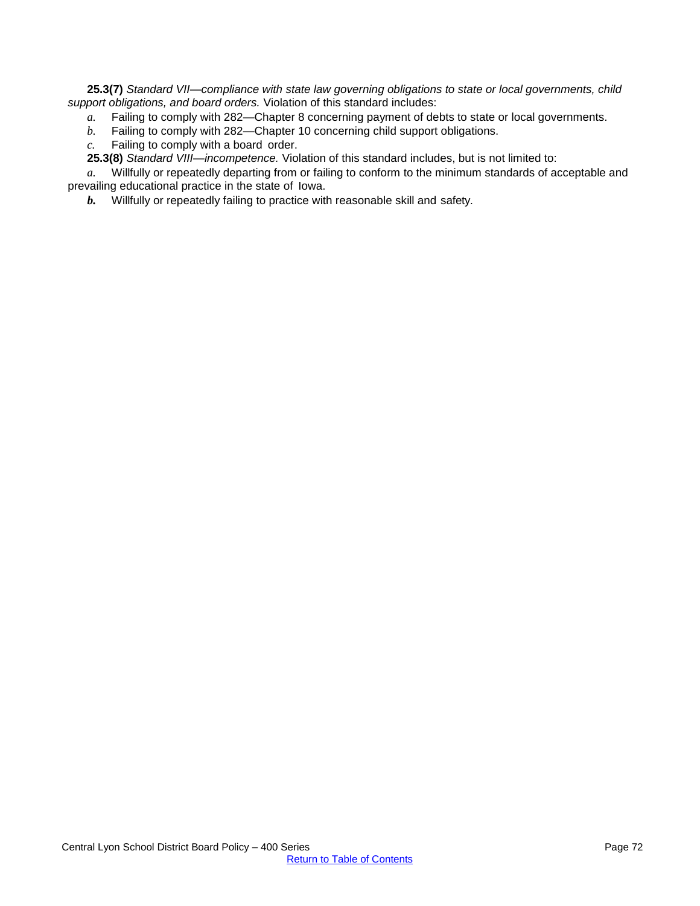**25.3(7)** *Standard VII—compliance with state law governing obligations to state or local governments, child support obligations, and board orders.* Violation of this standard includes:

*a.* Failing to comply with 282—Chapter 8 concerning payment of debts to state or local governments.

*b.* Failing to comply with 282—Chapter 10 concerning child support obligations.

*c.* Failing to comply with a board order.

**25.3(8)** *Standard VIII—incompetence.* Violation of this standard includes, but is not limited to:

*a.* Willfully or repeatedly departing from or failing to conform to the minimum standards of acceptable and prevailing educational practice in the state of Iowa.

***b.*** Willfully or repeatedly failing to practice with reasonable skill and safety.

[Return to Table of Contents]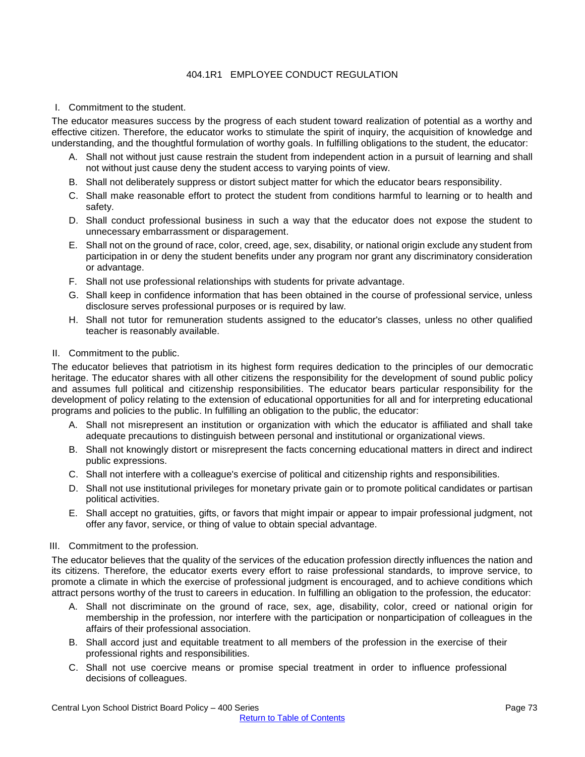# 404.1R1 EMPLOYEE CONDUCT REGULATION

I. Commitment to the student.

The educator measures success by the progress of each student toward realization of potential as a worthy and effective citizen. Therefore, the educator works to stimulate the spirit of inquiry, the acquisition of knowledge and understanding, and the thoughtful formulation of worthy goals. In fulfilling obligations to the student, the educator:

A. Shall not without just cause restrain the student from independent action in a pursuit of learning and shall not without just cause deny the student access to varying points of view.
B. Shall not deliberately suppress or distort subject matter for which the educator bears responsibility.
C. Shall make reasonable effort to protect the student from conditions harmful to learning or to health and safety.
D. Shall conduct professional business in such a way that the educator does not expose the student to unnecessary embarrassment or disparagement.
E. Shall not on the ground of race, color, creed, age, sex, disability, or national origin exclude any student from participation in or deny the student benefits under any program nor grant any discriminatory consideration or advantage.
F. Shall not use professional relationships with students for private advantage.
G. Shall keep in confidence information that has been obtained in the course of professional service, unless disclosure serves professional purposes or is required by law.
H. Shall not tutor for remuneration students assigned to the educator's classes, unless no other qualified teacher is reasonably available.

II. Commitment to the public.

The educator believes that patriotism in its highest form requires dedication to the principles of our democratic heritage. The educator shares with all other citizens the responsibility for the development of sound public policy and assumes full political and citizenship responsibilities. The educator bears particular responsibility for the development of policy relating to the extension of educational opportunities for all and for interpreting educational programs and policies to the public. In fulfilling an obligation to the public, the educator:

A. Shall not misrepresent an institution or organization with which the educator is affiliated and shall take adequate precautions to distinguish between personal and institutional or organizational views.
B. Shall not knowingly distort or misrepresent the facts concerning educational matters in direct and indirect public expressions.
C. Shall not interfere with a colleague's exercise of political and citizenship rights and responsibilities.
D. Shall not use institutional privileges for monetary private gain or to promote political candidates or partisan political activities.
E. Shall accept no gratuities, gifts, or favors that might impair or appear to impair professional judgment, not offer any favor, service, or thing of value to obtain special advantage.

III. Commitment to the profession.

The educator believes that the quality of the services of the education profession directly influences the nation and its citizens. Therefore, the educator exerts every effort to raise professional standards, to improve service, to promote a climate in which the exercise of professional judgment is encouraged, and to achieve conditions which attract persons worthy of the trust to careers in education. In fulfilling an obligation to the profession, the educator:

A. Shall not discriminate on the ground of race, sex, age, disability, color, creed or national origin for membership in the profession, nor interfere with the participation or nonparticipation of colleagues in the affairs of their professional association.
B. Shall accord just and equitable treatment to all members of the profession in the exercise of their professional rights and responsibilities.
C. Shall not use coercive means or promise special treatment in order to influence professional decisions of colleagues.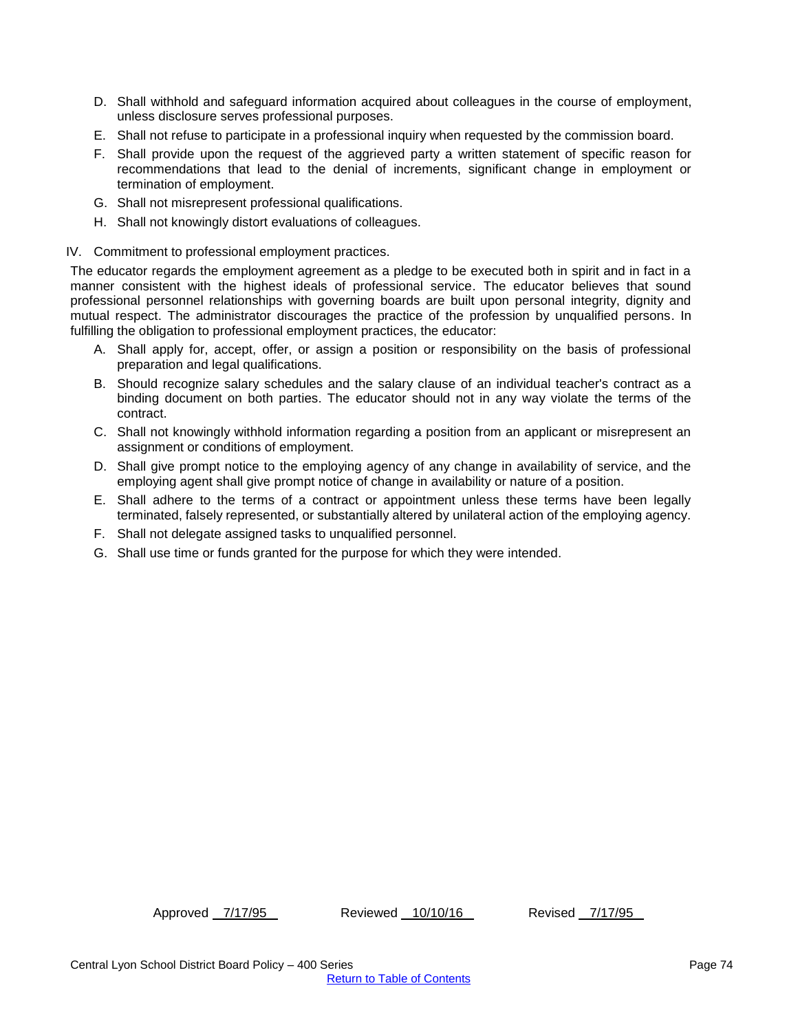D. Shall withhold and safeguard information acquired about colleagues in the course of employment, unless disclosure serves professional purposes.

E. Shall not refuse to participate in a professional inquiry when requested by the commission board.

F. Shall provide upon the request of the aggrieved party a written statement of specific reason for recommendations that lead to the denial of increments, significant change in employment or termination of employment.

G. Shall not misrepresent professional qualifications.

H. Shall not knowingly distort evaluations of colleagues.

IV. Commitment to professional employment practices.

The educator regards the employment agreement as a pledge to be executed both in spirit and in fact in a manner consistent with the highest ideals of professional service. The educator believes that sound professional personnel relationships with governing boards are built upon personal integrity, dignity and mutual respect. The administrator discourages the practice of the profession by unqualified persons. In fulfilling the obligation to professional employment practices, the educator:

A. Shall apply for, accept, offer, or assign a position or responsibility on the basis of professional preparation and legal qualifications.

B. Should recognize salary schedules and the salary clause of an individual teacher's contract as a binding document on both parties. The educator should not in any way violate the terms of the contract.

C. Shall not knowingly withhold information regarding a position from an applicant or misrepresent an assignment or conditions of employment.

D. Shall give prompt notice to the employing agency of any change in availability of service, and the employing agent shall give prompt notice of change in availability or nature of a position.

E. Shall adhere to the terms of a contract or appointment unless these terms have been legally terminated, falsely represented, or substantially altered by unilateral action of the employing agency.

F. Shall not delegate assigned tasks to unqualified personnel.

G. Shall use time or funds granted for the purpose for which they were intended.

Approved 7/17/95 Reviewed 10/10/16 Revised 7/17/95

[Return to Table of Contents]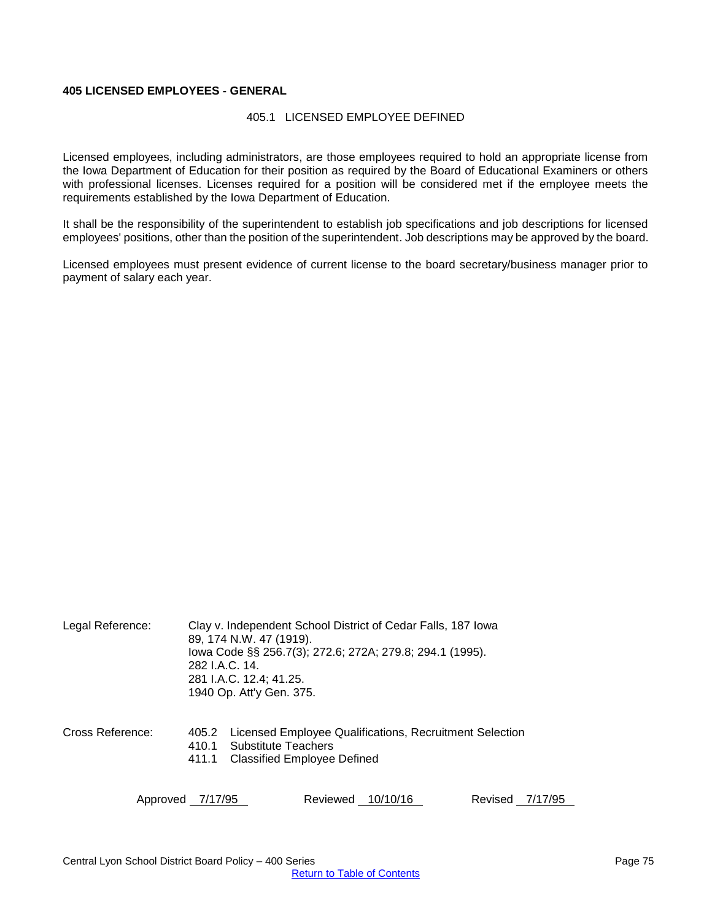**405 LICENSED EMPLOYEES - GENERAL**

## 405.1 LICENSED EMPLOYEE DEFINED

Licensed employees, including administrators, are those employees required to hold an appropriate license from the Iowa Department of Education for their position as required by the Board of Educational Examiners or others with professional licenses. Licenses required for a position will be considered met if the employee meets the requirements established by the Iowa Department of Education.

It shall be the responsibility of the superintendent to establish job specifications and job descriptions for licensed employees' positions, other than the position of the superintendent. Job descriptions may be approved by the board.

Licensed employees must present evidence of current license to the board secretary/business manager prior to payment of salary each year.

Legal Reference: Clay v. Independent School District of Cedar Falls, 187 Iowa 89, 174 N.W. 47 (1919).
Iowa Code §§ 256.7(3); 272.6; 272A; 279.8; 294.1 (1995).
282 I.A.C. 14.
281 I.A.C. 12.4; 41.25.
1940 Op. Att'y Gen. 375.

Cross Reference:
405.2 Licensed Employee Qualifications, Recruitment Selection
410.1 Substitute Teachers
411.1 Classified Employee Defined

Approved 7/17/95 Reviewed 10/10/16 Revised 7/17/95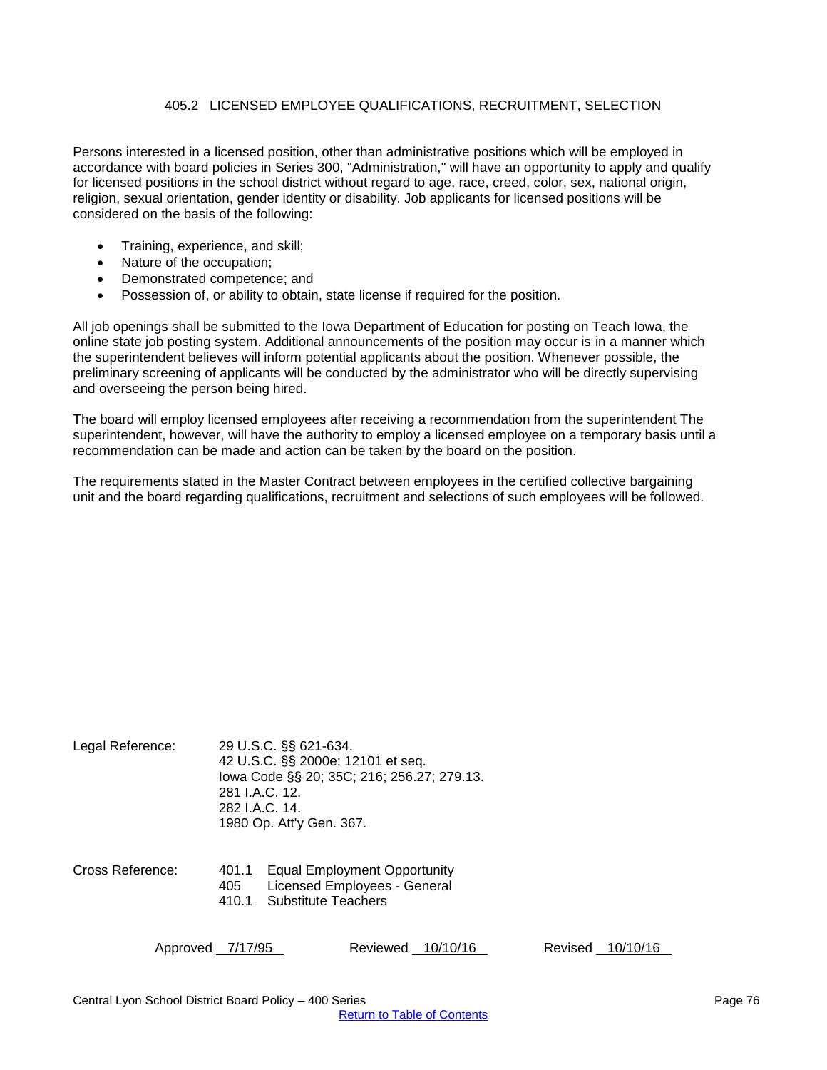# 405.2 LICENSED EMPLOYEE QUALIFICATIONS, RECRUITMENT, SELECTION

Persons interested in a licensed position, other than administrative positions which will be employed in accordance with board policies in Series 300, "Administration," will have an opportunity to apply and qualify for licensed positions in the school district without regard to age, race, creed, color, sex, national origin, religion, sexual orientation, gender identity or disability. Job applicants for licensed positions will be considered on the basis of the following:

- Training, experience, and skill;
- Nature of the occupation;
- Demonstrated competence; and
- Possession of, or ability to obtain, state license if required for the position.

All job openings shall be submitted to the Iowa Department of Education for posting on Teach Iowa, the online state job posting system. Additional announcements of the position may occur is in a manner which the superintendent believes will inform potential applicants about the position. Whenever possible, the preliminary screening of applicants will be conducted by the administrator who will be directly supervising and overseeing the person being hired.

The board will employ licensed employees after receiving a recommendation from the superintendent The superintendent, however, will have the authority to employ a licensed employee on a temporary basis until a recommendation can be made and action can be taken by the board on the position.

The requirements stated in the Master Contract between employees in the certified collective bargaining unit and the board regarding qualifications, recruitment and selections of such employees will be followed.

Legal Reference: 29 U.S.C. §§ 621-634.
42 U.S.C. §§ 2000e; 12101 et seq.
Iowa Code §§ 20; 35C; 216; 256.27; 279.13.
281 I.A.C. 12.
282 I.A.C. 14.
1980 Op. Att'y Gen. 367.

Cross Reference: 401.1 Equal Employment Opportunity
405 Licensed Employees - General
410.1 Substitute Teachers

Approved 7/17/95 Reviewed 10/10/16 Revised 10/10/16

Central Lyon School District Board Policy – 400 Series

Return to Table of Contents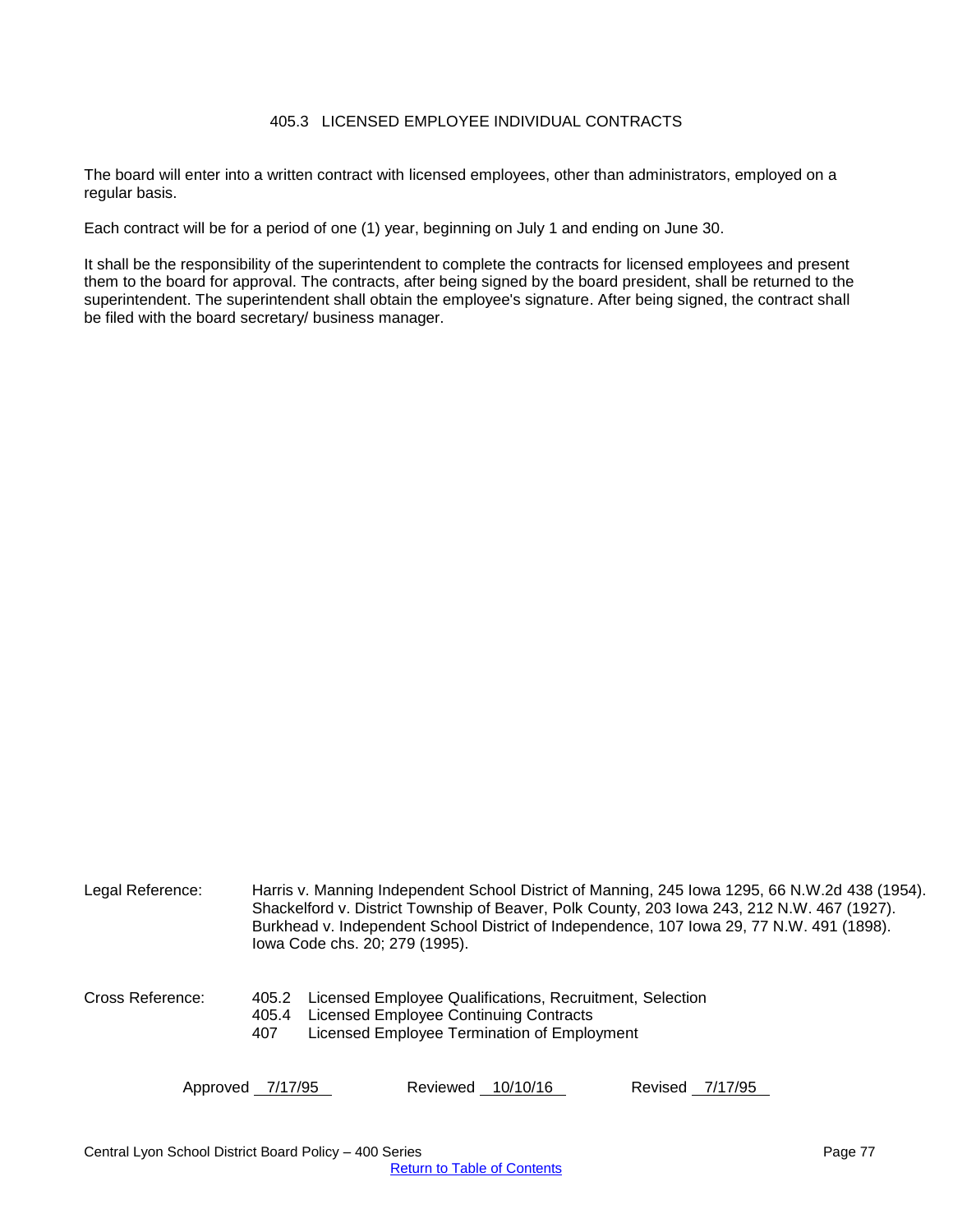# 405.3 LICENSED EMPLOYEE INDIVIDUAL CONTRACTS

The board will enter into a written contract with licensed employees, other than administrators, employed on a regular basis.

Each contract will be for a period of one (1) year, beginning on July 1 and ending on June 30.

It shall be the responsibility of the superintendent to complete the contracts for licensed employees and present them to the board for approval. The contracts, after being signed by the board president, shall be returned to the superintendent. The superintendent shall obtain the employee's signature. After being signed, the contract shall be filed with the board secretary/ business manager.

Legal Reference: Harris v. Manning Independent School District of Manning, 245 Iowa 1295, 66 N.W.2d 438 (1954).
Shackelford v. District Township of Beaver, Polk County, 203 Iowa 243, 212 N.W. 467 (1927).
Burkhead v. Independent School District of Independence, 107 Iowa 29, 77 N.W. 491 (1898).
Iowa Code chs. 20; 279 (1995).

Cross Reference:
405.2 Licensed Employee Qualifications, Recruitment, Selection
405.4 Licensed Employee Continuing Contracts
407 Licensed Employee Termination of Employment

Approved 7/17/95 Reviewed 10/10/16 Revised 7/17/95

Central Lyon School District Board Policy – 400 Series

Return to Table of Contents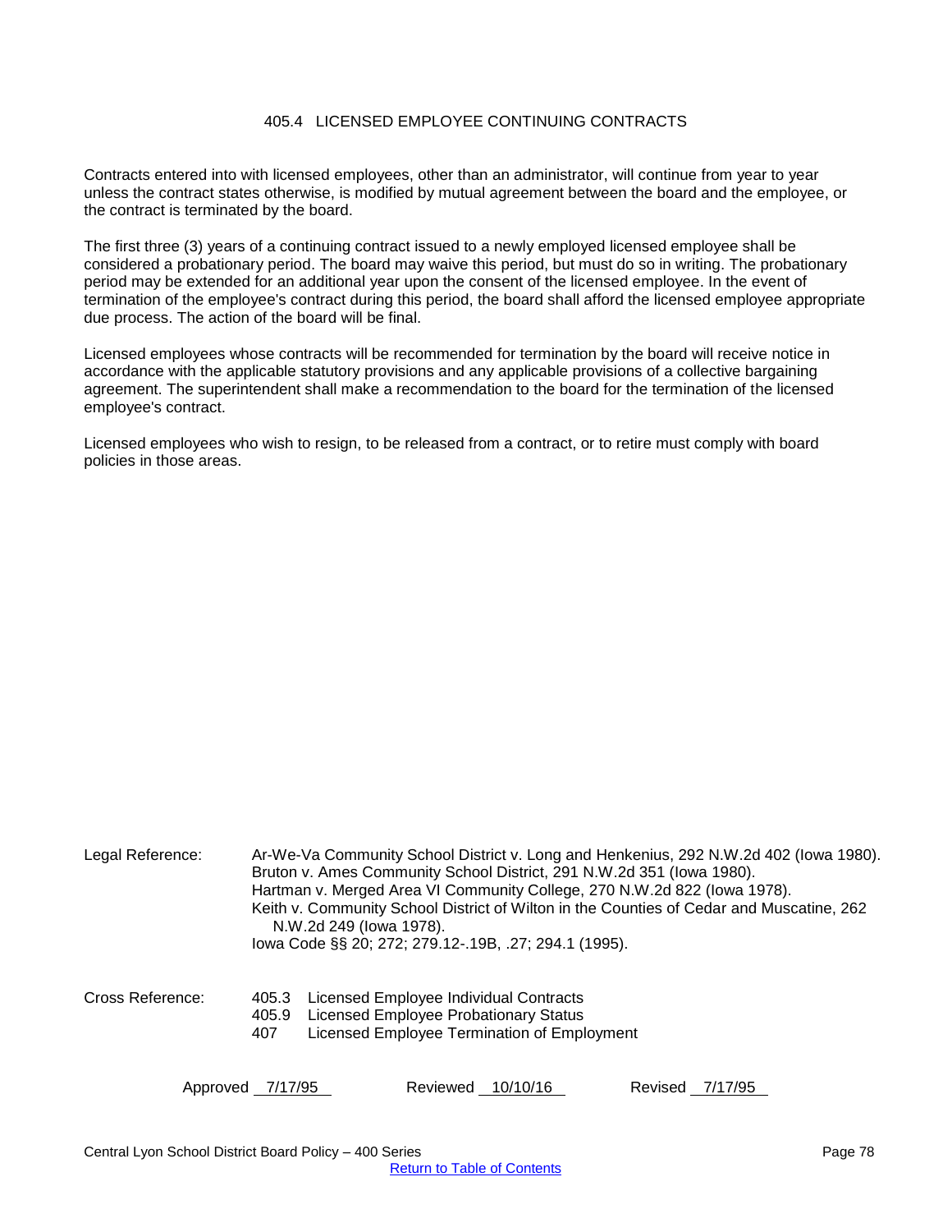# 405.4 LICENSED EMPLOYEE CONTINUING CONTRACTS

Contracts entered into with licensed employees, other than an administrator, will continue from year to year unless the contract states otherwise, is modified by mutual agreement between the board and the employee, or the contract is terminated by the board.

The first three (3) years of a continuing contract issued to a newly employed licensed employee shall be considered a probationary period. The board may waive this period, but must do so in writing. The probationary period may be extended for an additional year upon the consent of the licensed employee. In the event of termination of the employee's contract during this period, the board shall afford the licensed employee appropriate due process. The action of the board will be final.

Licensed employees whose contracts will be recommended for termination by the board will receive notice in accordance with the applicable statutory provisions and any applicable provisions of a collective bargaining agreement. The superintendent shall make a recommendation to the board for the termination of the licensed employee's contract.

Licensed employees who wish to resign, to be released from a contract, or to retire must comply with board policies in those areas.

Legal Reference: Ar-We-Va Community School District v. Long and Henkenius, 292 N.W.2d 402 (Iowa 1980).
Bruton v. Ames Community School District, 291 N.W.2d 351 (Iowa 1980).
Hartman v. Merged Area VI Community College, 270 N.W.2d 822 (Iowa 1978).
Keith v. Community School District of Wilton in the Counties of Cedar and Muscatine, 262 N.W.2d 249 (Iowa 1978).
Iowa Code §§ 20; 272; 279.12-.19B, .27; 294.1 (1995).

Cross Reference:
405.3 Licensed Employee Individual Contracts
405.9 Licensed Employee Probationary Status
407 Licensed Employee Termination of Employment

Approved 7/17/95 Reviewed 10/10/16 Revised 7/17/95

Central Lyon School District Board Policy – 400 Series

Return to Table of Contents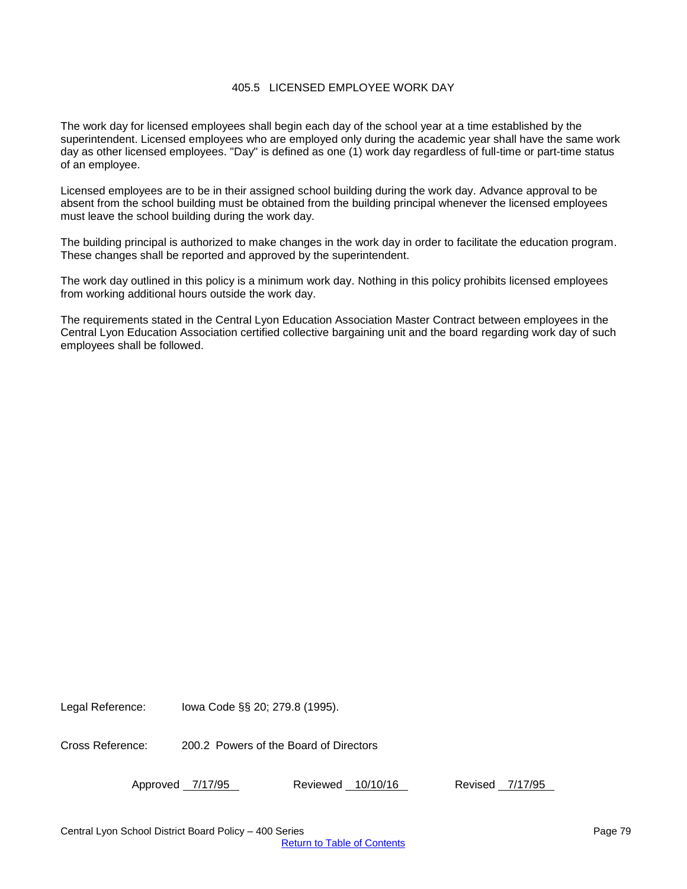# 405.5 LICENSED EMPLOYEE WORK DAY

The work day for licensed employees shall begin each day of the school year at a time established by the superintendent. Licensed employees who are employed only during the academic year shall have the same work day as other licensed employees. "Day" is defined as one (1) work day regardless of full-time or part-time status of an employee.

Licensed employees are to be in their assigned school building during the work day. Advance approval to be absent from the school building must be obtained from the building principal whenever the licensed employees must leave the school building during the work day.

The building principal is authorized to make changes in the work day in order to facilitate the education program. These changes shall be reported and approved by the superintendent.

The work day outlined in this policy is a minimum work day. Nothing in this policy prohibits licensed employees from working additional hours outside the work day.

The requirements stated in the Central Lyon Education Association Master Contract between employees in the Central Lyon Education Association certified collective bargaining unit and the board regarding work day of such employees shall be followed.

Legal Reference: Iowa Code §§ 20; 279.8 (1995).

Cross Reference: 200.2 Powers of the Board of Directors

Approved 7/17/95 Reviewed 10/10/16 Revised 7/17/95

Return to Table of Contents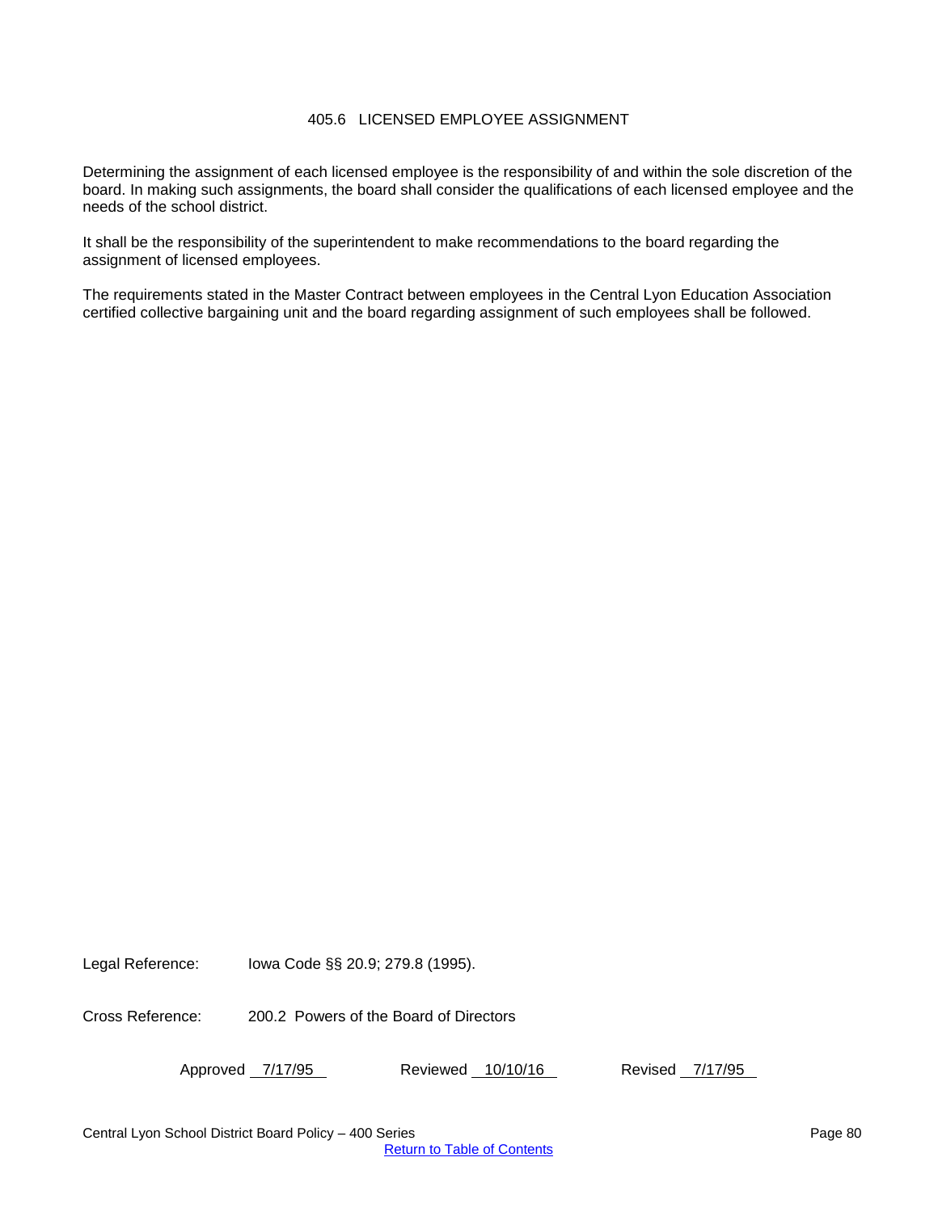# 405.6 LICENSED EMPLOYEE ASSIGNMENT

Determining the assignment of each licensed employee is the responsibility of and within the sole discretion of the board. In making such assignments, the board shall consider the qualifications of each licensed employee and the needs of the school district.

It shall be the responsibility of the superintendent to make recommendations to the board regarding the assignment of licensed employees.

The requirements stated in the Master Contract between employees in the Central Lyon Education Association certified collective bargaining unit and the board regarding assignment of such employees shall be followed.

Legal Reference: Iowa Code §§ 20.9; 279.8 (1995).

Cross Reference: 200.2 Powers of the Board of Directors

Approved 7/17/95 Reviewed 10/10/16 Revised 7/17/95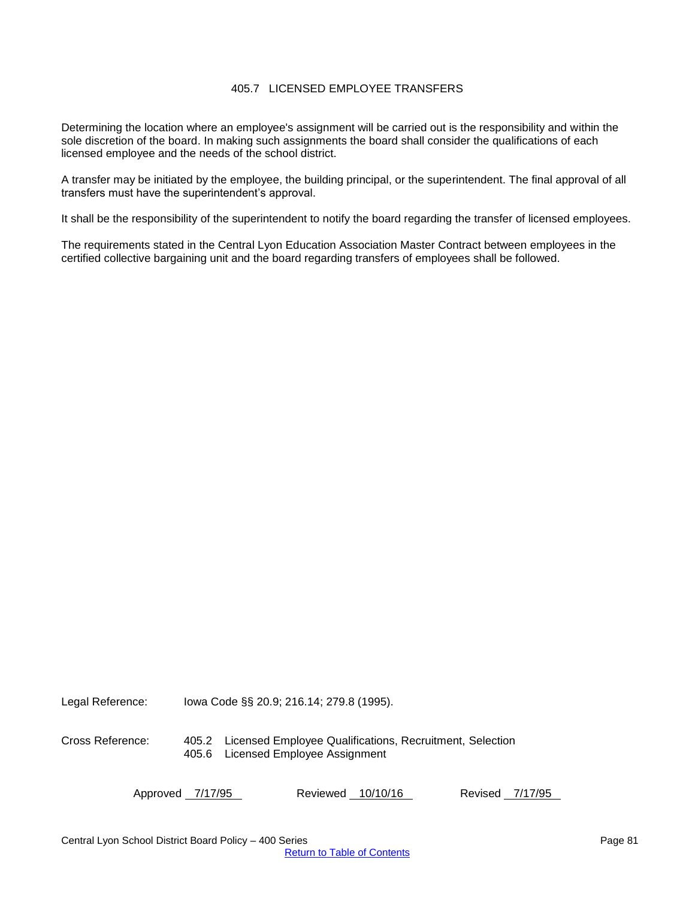# 405.7 LICENSED EMPLOYEE TRANSFERS

Determining the location where an employee's assignment will be carried out is the responsibility and within the sole discretion of the board. In making such assignments the board shall consider the qualifications of each licensed employee and the needs of the school district.

A transfer may be initiated by the employee, the building principal, or the superintendent. The final approval of all transfers must have the superintendent's approval.

It shall be the responsibility of the superintendent to notify the board regarding the transfer of licensed employees.

The requirements stated in the Central Lyon Education Association Master Contract between employees in the certified collective bargaining unit and the board regarding transfers of employees shall be followed.

Legal Reference: Iowa Code §§ 20.9; 216.14; 279.8 (1995).

Cross Reference: 405.2 Licensed Employee Qualifications, Recruitment, Selection
405.6 Licensed Employee Assignment

Approved 7/17/95 Reviewed 10/10/16 Revised 7/17/95

Central Lyon School District Board Policy – 400 Series

Return to Table of Contents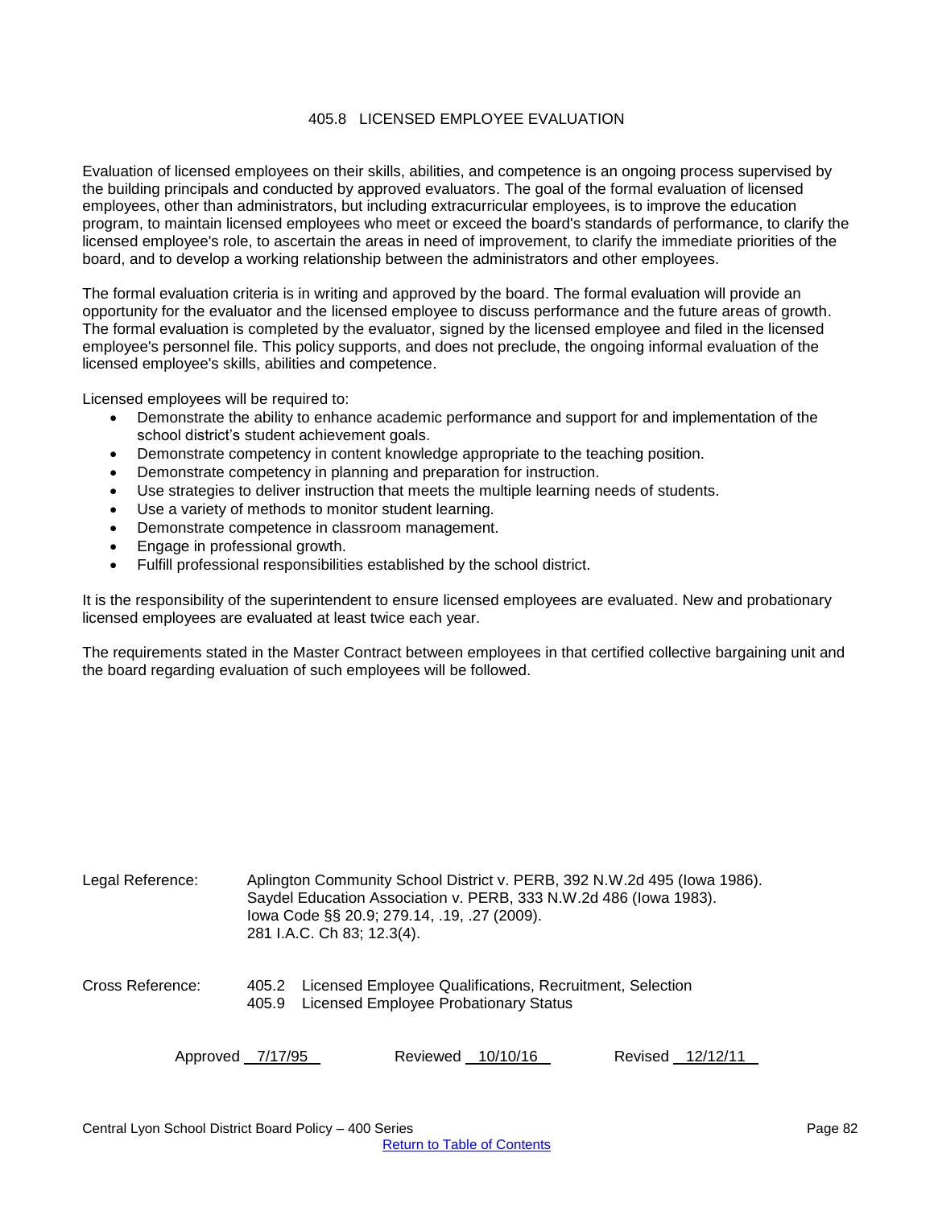# 405.8 LICENSED EMPLOYEE EVALUATION

Evaluation of licensed employees on their skills, abilities, and competence is an ongoing process supervised by the building principals and conducted by approved evaluators. The goal of the formal evaluation of licensed employees, other than administrators, but including extracurricular employees, is to improve the education program, to maintain licensed employees who meet or exceed the board's standards of performance, to clarify the licensed employee's role, to ascertain the areas in need of improvement, to clarify the immediate priorities of the board, and to develop a working relationship between the administrators and other employees.

The formal evaluation criteria is in writing and approved by the board. The formal evaluation will provide an opportunity for the evaluator and the licensed employee to discuss performance and the future areas of growth. The formal evaluation is completed by the evaluator, signed by the licensed employee and filed in the licensed employee's personnel file. This policy supports, and does not preclude, the ongoing informal evaluation of the licensed employee's skills, abilities and competence.

Licensed employees will be required to:

- Demonstrate the ability to enhance academic performance and support for and implementation of the school district's student achievement goals.
- Demonstrate competency in content knowledge appropriate to the teaching position.
- Demonstrate competency in planning and preparation for instruction.
- Use strategies to deliver instruction that meets the multiple learning needs of students.
- Use a variety of methods to monitor student learning.
- Demonstrate competence in classroom management.
- Engage in professional growth.
- Fulfill professional responsibilities established by the school district.

It is the responsibility of the superintendent to ensure licensed employees are evaluated. New and probationary licensed employees are evaluated at least twice each year.

The requirements stated in the Master Contract between employees in that certified collective bargaining unit and the board regarding evaluation of such employees will be followed.

Legal Reference: Aplington Community School District v. PERB, 392 N.W.2d 495 (Iowa 1986).
Saydel Education Association v. PERB, 333 N.W.2d 486 (Iowa 1983).
Iowa Code §§ 20.9; 279.14, .19, .27 (2009).
281 I.A.C. Ch 83; 12.3(4).

Cross Reference: 405.2 Licensed Employee Qualifications, Recruitment, Selection
405.9 Licensed Employee Probationary Status

Approved 7/17/95 Reviewed 10/10/16 Revised 12/12/11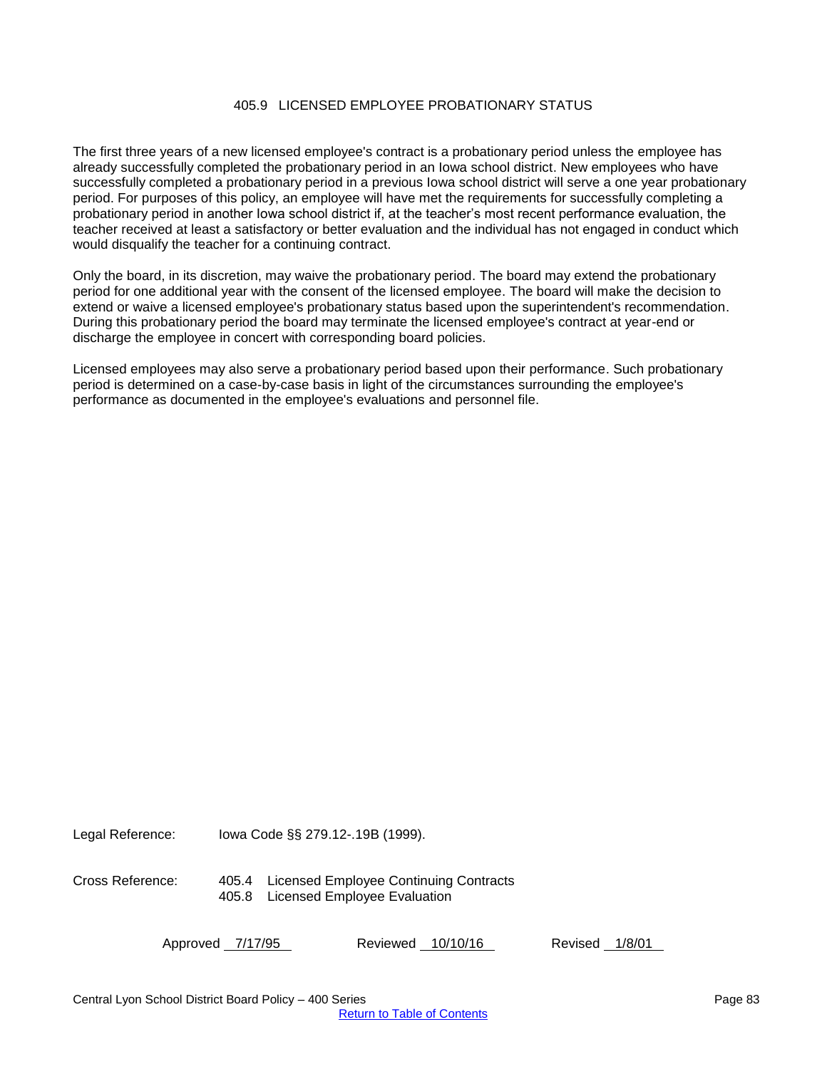# 405.9 LICENSED EMPLOYEE PROBATIONARY STATUS

The first three years of a new licensed employee's contract is a probationary period unless the employee has already successfully completed the probationary period in an Iowa school district. New employees who have successfully completed a probationary period in a previous Iowa school district will serve a one year probationary period. For purposes of this policy, an employee will have met the requirements for successfully completing a probationary period in another Iowa school district if, at the teacher's most recent performance evaluation, the teacher received at least a satisfactory or better evaluation and the individual has not engaged in conduct which would disqualify the teacher for a continuing contract.

Only the board, in its discretion, may waive the probationary period. The board may extend the probationary period for one additional year with the consent of the licensed employee. The board will make the decision to extend or waive a licensed employee's probationary status based upon the superintendent's recommendation. During this probationary period the board may terminate the licensed employee's contract at year-end or discharge the employee in concert with corresponding board policies.

Licensed employees may also serve a probationary period based upon their performance. Such probationary period is determined on a case-by-case basis in light of the circumstances surrounding the employee's performance as documented in the employee's evaluations and personnel file.

Legal Reference: Iowa Code §§ 279.12-.19B (1999).

Cross Reference:
405.4 Licensed Employee Continuing Contracts
405.8 Licensed Employee Evaluation

Approved 7/17/95 Reviewed 10/10/16 Revised 1/8/01

Return to Table of Contents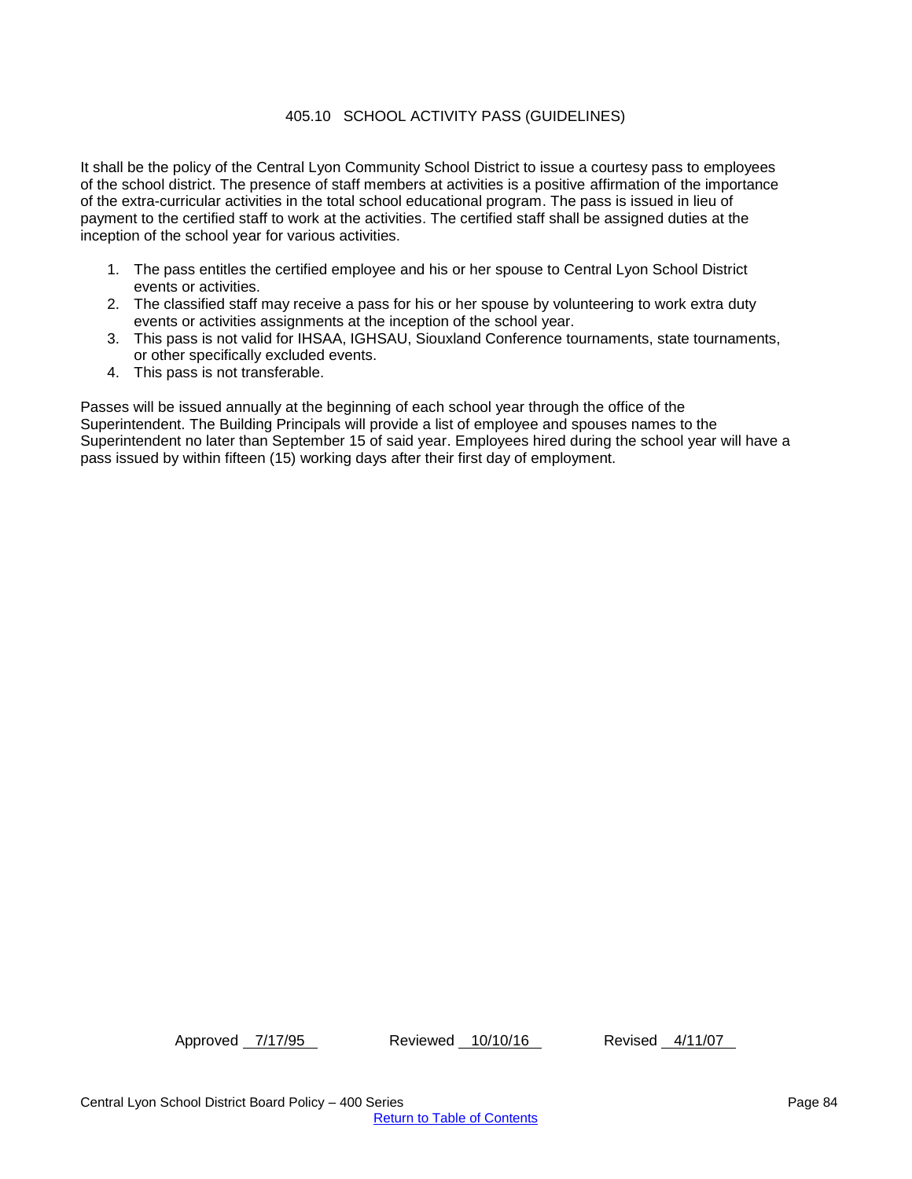## 405.10 SCHOOL ACTIVITY PASS (GUIDELINES)

It shall be the policy of the Central Lyon Community School District to issue a courtesy pass to employees of the school district. The presence of staff members at activities is a positive affirmation of the importance of the extra-curricular activities in the total school educational program. The pass is issued in lieu of payment to the certified staff to work at the activities. The certified staff shall be assigned duties at the inception of the school year for various activities.

1. The pass entitles the certified employee and his or her spouse to Central Lyon School District events or activities.
2. The classified staff may receive a pass for his or her spouse by volunteering to work extra duty events or activities assignments at the inception of the school year.
3. This pass is not valid for IHSAA, IGHSAU, Siouxland Conference tournaments, state tournaments, or other specifically excluded events.
4. This pass is not transferable.

Passes will be issued annually at the beginning of each school year through the office of the Superintendent. The Building Principals will provide a list of employee and spouses names to the Superintendent no later than September 15 of said year. Employees hired during the school year will have a pass issued by within fifteen (15) working days after their first day of employment.

Approved 7/17/95 Reviewed 10/10/16 Revised 4/11/07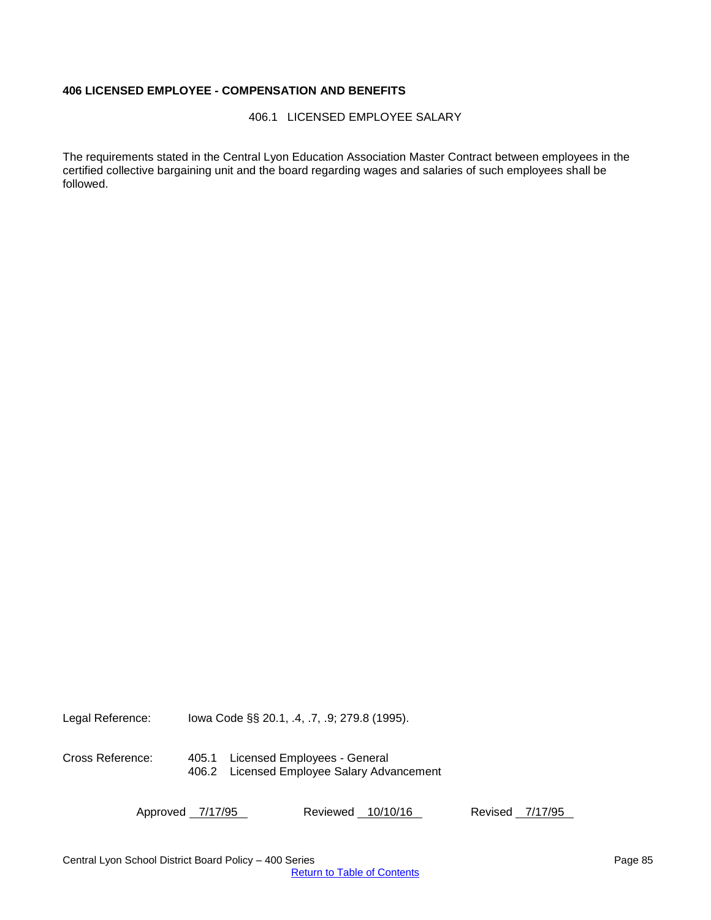**406 LICENSED EMPLOYEE - COMPENSATION AND BENEFITS**

406.1 LICENSED EMPLOYEE SALARY

The requirements stated in the Central Lyon Education Association Master Contract between employees in the certified collective bargaining unit and the board regarding wages and salaries of such employees shall be followed.

Legal Reference: Iowa Code §§ 20.1, .4, .7, .9; 279.8 (1995).

Cross Reference:
405.1 Licensed Employees - General
406.2 Licensed Employee Salary Advancement

Approved 7/17/95 Reviewed 10/10/16 Revised 7/17/95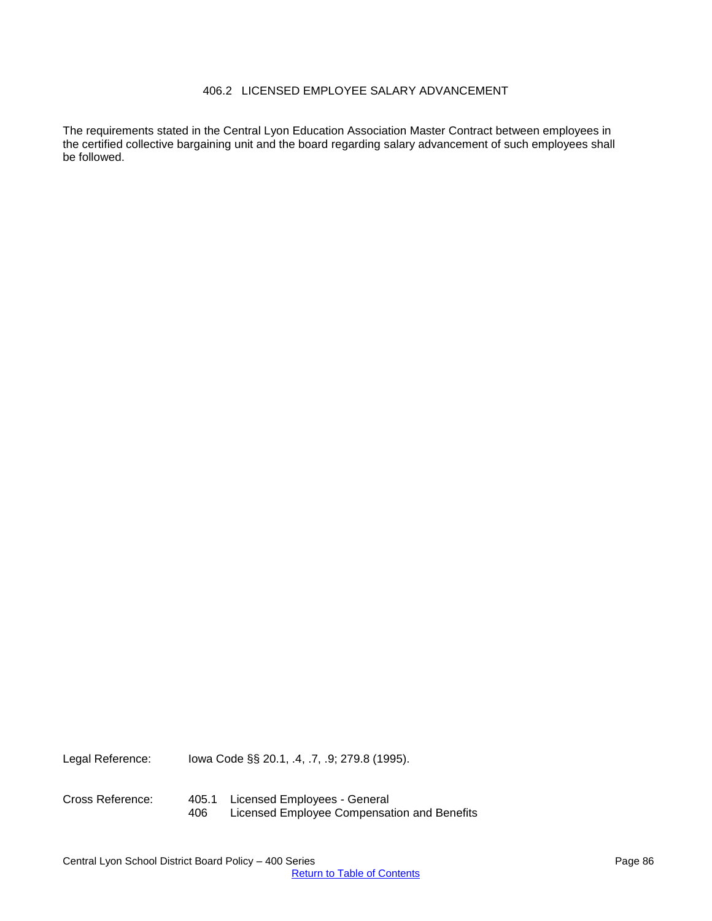# 406.2 LICENSED EMPLOYEE SALARY ADVANCEMENT

The requirements stated in the Central Lyon Education Association Master Contract between employees in the certified collective bargaining unit and the board regarding salary advancement of such employees shall be followed.

Legal Reference: Iowa Code §§ 20.1, .4, .7, .9; 279.8 (1995).

Cross Reference: 405.1 Licensed Employees - General
406 Licensed Employee Compensation and Benefits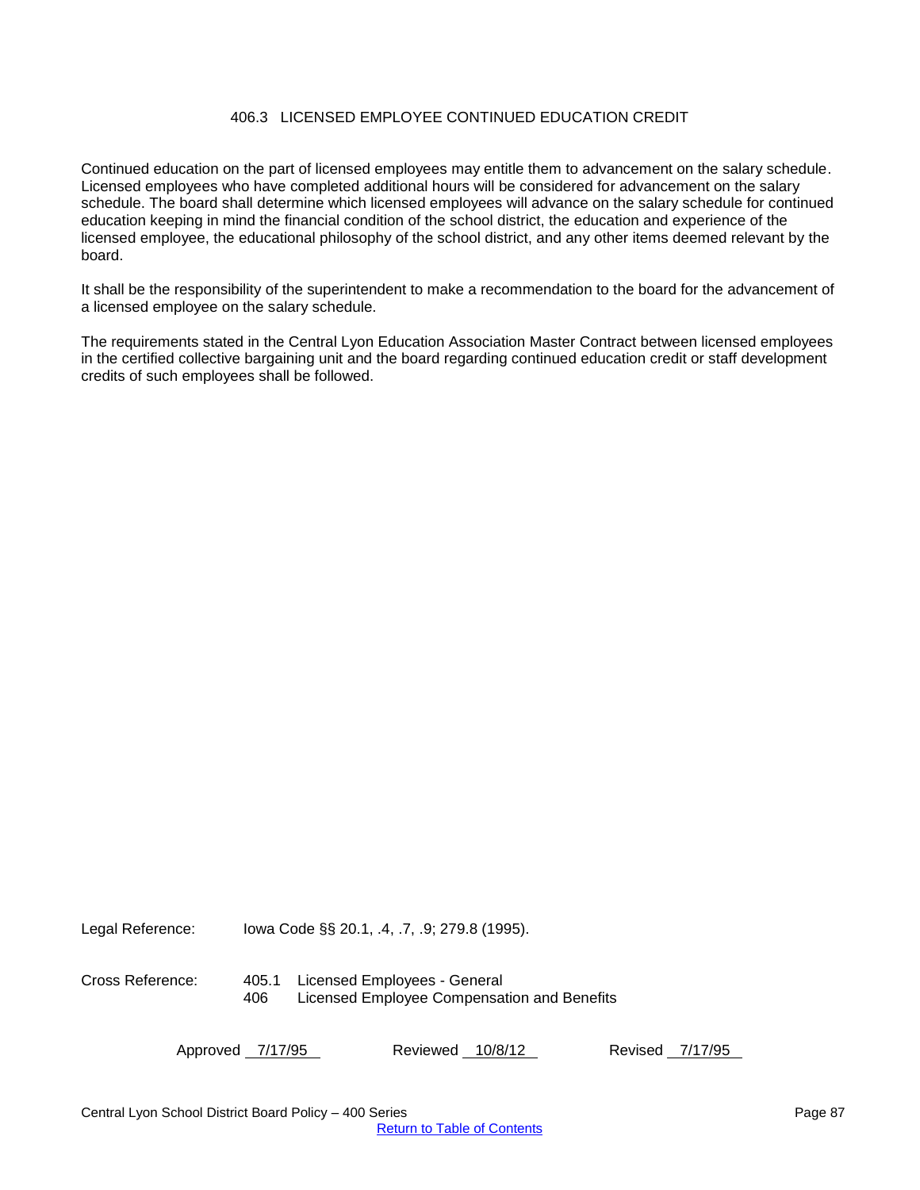# 406.3 LICENSED EMPLOYEE CONTINUED EDUCATION CREDIT

Continued education on the part of licensed employees may entitle them to advancement on the salary schedule. Licensed employees who have completed additional hours will be considered for advancement on the salary schedule. The board shall determine which licensed employees will advance on the salary schedule for continued education keeping in mind the financial condition of the school district, the education and experience of the licensed employee, the educational philosophy of the school district, and any other items deemed relevant by the board.

It shall be the responsibility of the superintendent to make a recommendation to the board for the advancement of a licensed employee on the salary schedule.

The requirements stated in the Central Lyon Education Association Master Contract between licensed employees in the certified collective bargaining unit and the board regarding continued education credit or staff development credits of such employees shall be followed.

Legal Reference: Iowa Code §§ 20.1, .4, .7, .9; 279.8 (1995).

Cross Reference:
405.1 Licensed Employees - General
406 Licensed Employee Compensation and Benefits

Approved 7/17/95 Reviewed 10/8/12 Revised 7/17/95

Return to Table of Contents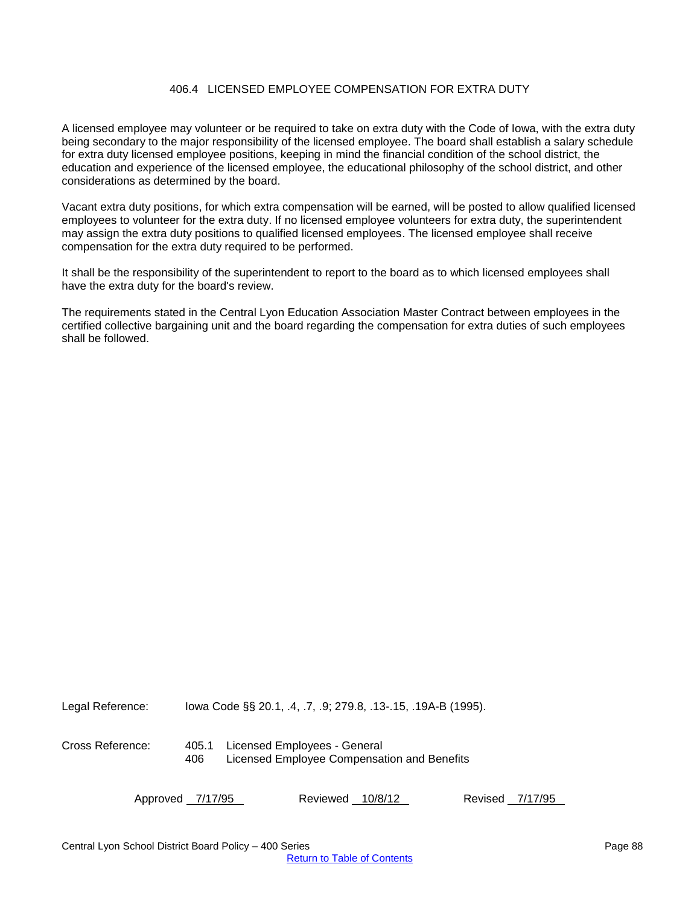## 406.4 LICENSED EMPLOYEE COMPENSATION FOR EXTRA DUTY

A licensed employee may volunteer or be required to take on extra duty with the Code of Iowa, with the extra duty being secondary to the major responsibility of the licensed employee. The board shall establish a salary schedule for extra duty licensed employee positions, keeping in mind the financial condition of the school district, the education and experience of the licensed employee, the educational philosophy of the school district, and other considerations as determined by the board.

Vacant extra duty positions, for which extra compensation will be earned, will be posted to allow qualified licensed employees to volunteer for the extra duty. If no licensed employee volunteers for extra duty, the superintendent may assign the extra duty positions to qualified licensed employees. The licensed employee shall receive compensation for the extra duty required to be performed.

It shall be the responsibility of the superintendent to report to the board as to which licensed employees shall have the extra duty for the board's review.

The requirements stated in the Central Lyon Education Association Master Contract between employees in the certified collective bargaining unit and the board regarding the compensation for extra duties of such employees shall be followed.

Legal Reference: Iowa Code §§ 20.1, .4, .7, .9; 279.8, .13-.15, .19A-B (1995).

Cross Reference:
405.1 Licensed Employees - General
406 Licensed Employee Compensation and Benefits

Approved 7/17/95 Reviewed 10/8/12 Revised 7/17/95

Central Lyon School District Board Policy – 400 Series

Return to Table of Contents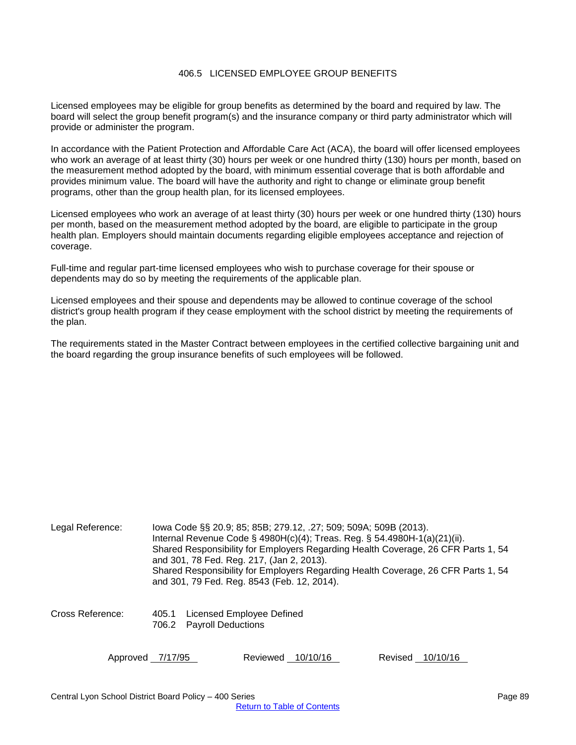# 406.5 LICENSED EMPLOYEE GROUP BENEFITS

Licensed employees may be eligible for group benefits as determined by the board and required by law. The board will select the group benefit program(s) and the insurance company or third party administrator which will provide or administer the program.

In accordance with the Patient Protection and Affordable Care Act (ACA), the board will offer licensed employees who work an average of at least thirty (30) hours per week or one hundred thirty (130) hours per month, based on the measurement method adopted by the board, with minimum essential coverage that is both affordable and provides minimum value. The board will have the authority and right to change or eliminate group benefit programs, other than the group health plan, for its licensed employees.

Licensed employees who work an average of at least thirty (30) hours per week or one hundred thirty (130) hours per month, based on the measurement method adopted by the board, are eligible to participate in the group health plan. Employers should maintain documents regarding eligible employees acceptance and rejection of coverage.

Full-time and regular part-time licensed employees who wish to purchase coverage for their spouse or dependents may do so by meeting the requirements of the applicable plan.

Licensed employees and their spouse and dependents may be allowed to continue coverage of the school district's group health program if they cease employment with the school district by meeting the requirements of the plan.

The requirements stated in the Master Contract between employees in the certified collective bargaining unit and the board regarding the group insurance benefits of such employees will be followed.

Legal Reference: Iowa Code §§ 20.9; 85; 85B; 279.12, .27; 509; 509A; 509B (2013).
Internal Revenue Code § 4980H(c)(4); Treas. Reg. § 54.4980H-1(a)(21)(ii).
Shared Responsibility for Employers Regarding Health Coverage, 26 CFR Parts 1, 54 and 301, 78 Fed. Reg. 217, (Jan 2, 2013).
Shared Responsibility for Employers Regarding Health Coverage, 26 CFR Parts 1, 54 and 301, 79 Fed. Reg. 8543 (Feb. 12, 2014).

Cross Reference: 405.1 Licensed Employee Defined
706.2 Payroll Deductions

Approved 7/17/95 Reviewed 10/10/16 Revised 10/10/16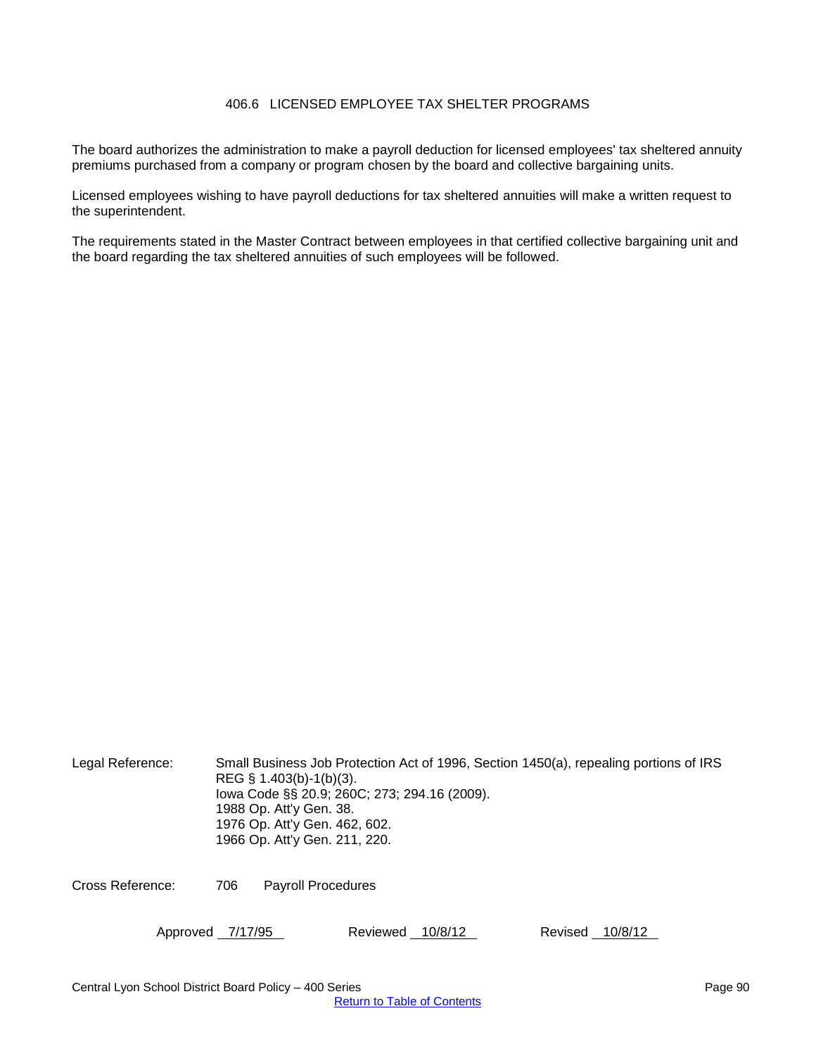# 406.6 LICENSED EMPLOYEE TAX SHELTER PROGRAMS

The board authorizes the administration to make a payroll deduction for licensed employees' tax sheltered annuity premiums purchased from a company or program chosen by the board and collective bargaining units.

Licensed employees wishing to have payroll deductions for tax sheltered annuities will make a written request to the superintendent.

The requirements stated in the Master Contract between employees in that certified collective bargaining unit and the board regarding the tax sheltered annuities of such employees will be followed.

Legal Reference: Small Business Job Protection Act of 1996, Section 1450(a), repealing portions of IRS REG § 1.403(b)-1(b)(3).
Iowa Code §§ 20.9; 260C; 273; 294.16 (2009).
1988 Op. Att'y Gen. 38.
1976 Op. Att'y Gen. 462, 602.
1966 Op. Att'y Gen. 211, 220.

Cross Reference: 706 Payroll Procedures

Approved 7/17/95 Reviewed 10/8/12 Revised 10/8/12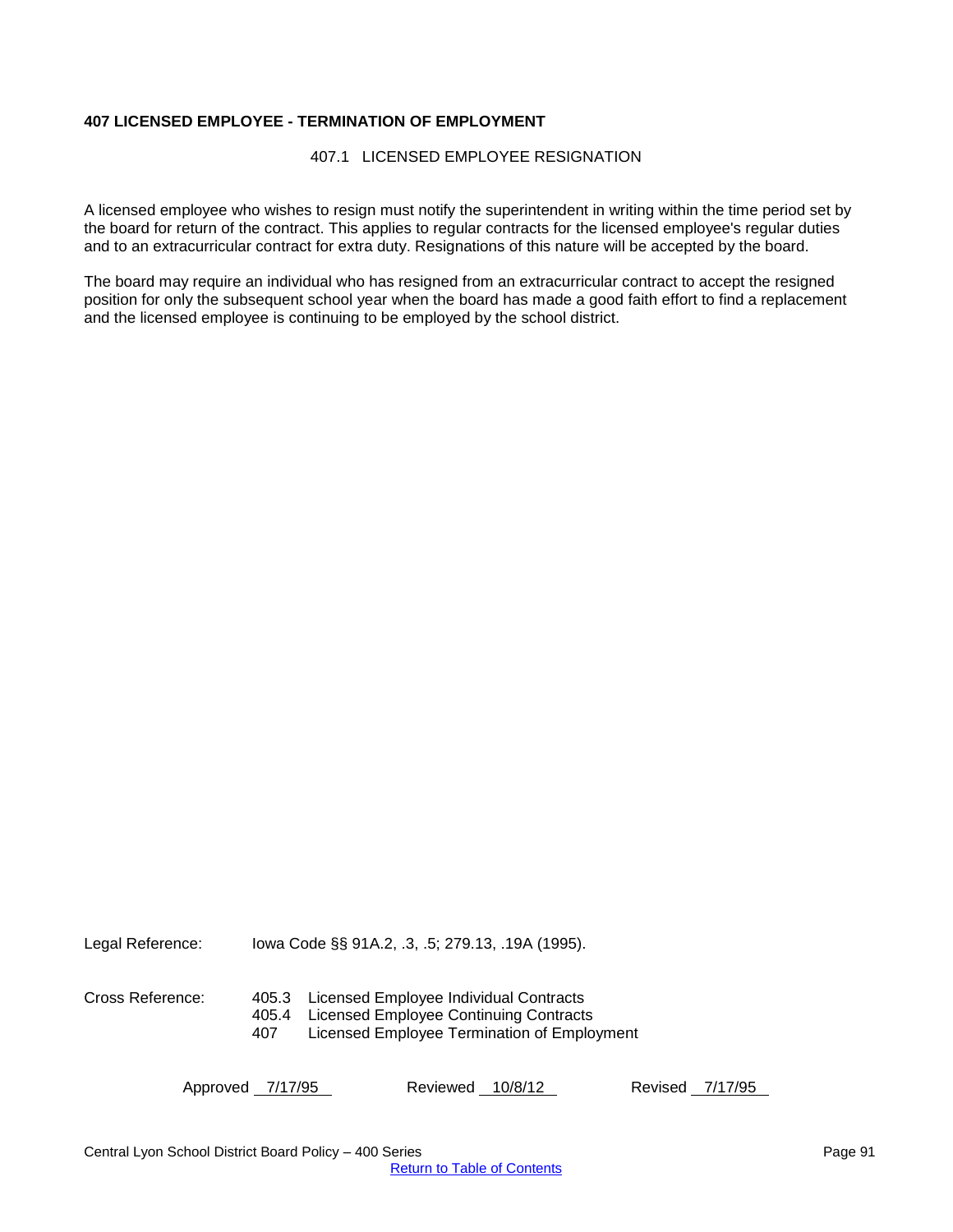## 407 LICENSED EMPLOYEE - TERMINATION OF EMPLOYMENT

### 407.1 LICENSED EMPLOYEE RESIGNATION

A licensed employee who wishes to resign must notify the superintendent in writing within the time period set by the board for return of the contract. This applies to regular contracts for the licensed employee's regular duties and to an extracurricular contract for extra duty. Resignations of this nature will be accepted by the board.

The board may require an individual who has resigned from an extracurricular contract to accept the resigned position for only the subsequent school year when the board has made a good faith effort to find a replacement and the licensed employee is continuing to be employed by the school district.

Legal Reference: Iowa Code §§ 91A.2, .3, .5; 279.13, .19A (1995).

Cross Reference:
- 405.3 Licensed Employee Individual Contracts
- 405.4 Licensed Employee Continuing Contracts
- 407 Licensed Employee Termination of Employment

Approved 7/17/95 Reviewed 10/8/12 Revised 7/17/95

Return to Table of Contents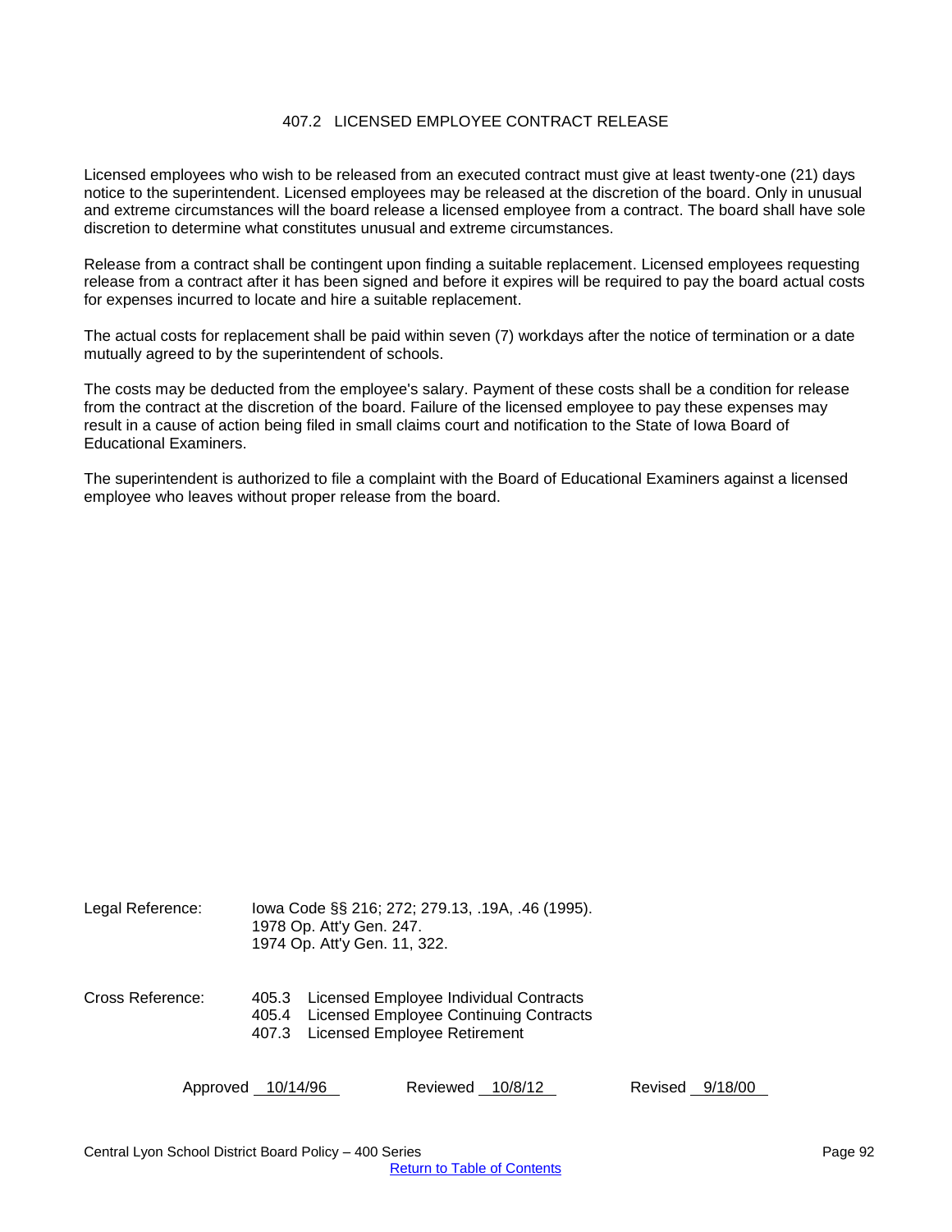# 407.2 LICENSED EMPLOYEE CONTRACT RELEASE

Licensed employees who wish to be released from an executed contract must give at least twenty-one (21) days notice to the superintendent. Licensed employees may be released at the discretion of the board. Only in unusual and extreme circumstances will the board release a licensed employee from a contract. The board shall have sole discretion to determine what constitutes unusual and extreme circumstances.

Release from a contract shall be contingent upon finding a suitable replacement. Licensed employees requesting release from a contract after it has been signed and before it expires will be required to pay the board actual costs for expenses incurred to locate and hire a suitable replacement.

The actual costs for replacement shall be paid within seven (7) workdays after the notice of termination or a date mutually agreed to by the superintendent of schools.

The costs may be deducted from the employee's salary. Payment of these costs shall be a condition for release from the contract at the discretion of the board. Failure of the licensed employee to pay these expenses may result in a cause of action being filed in small claims court and notification to the State of Iowa Board of Educational Examiners.

The superintendent is authorized to file a complaint with the Board of Educational Examiners against a licensed employee who leaves without proper release from the board.

Legal Reference: Iowa Code §§ 216; 272; 279.13, .19A, .46 (1995).
1978 Op. Att'y Gen. 247.
1974 Op. Att'y Gen. 11, 322.

Cross Reference: 405.3 Licensed Employee Individual Contracts
405.4 Licensed Employee Continuing Contracts
407.3 Licensed Employee Retirement

Approved 10/14/96 Reviewed 10/8/12 Revised 9/18/00

Central Lyon School District Board Policy – 400 Series

[Return to Table of Contents]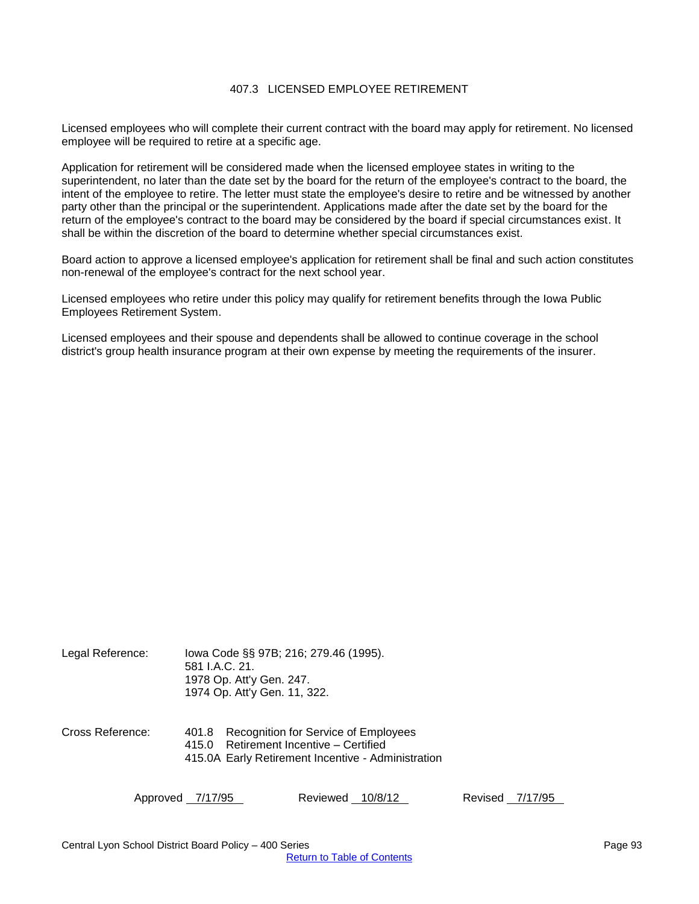# 407.3 LICENSED EMPLOYEE RETIREMENT

Licensed employees who will complete their current contract with the board may apply for retirement. No licensed employee will be required to retire at a specific age.

Application for retirement will be considered made when the licensed employee states in writing to the superintendent, no later than the date set by the board for the return of the employee's contract to the board, the intent of the employee to retire. The letter must state the employee's desire to retire and be witnessed by another party other than the principal or the superintendent. Applications made after the date set by the board for the return of the employee's contract to the board may be considered by the board if special circumstances exist. It shall be within the discretion of the board to determine whether special circumstances exist.

Board action to approve a licensed employee's application for retirement shall be final and such action constitutes non-renewal of the employee's contract for the next school year.

Licensed employees who retire under this policy may qualify for retirement benefits through the Iowa Public Employees Retirement System.

Licensed employees and their spouse and dependents shall be allowed to continue coverage in the school district's group health insurance program at their own expense by meeting the requirements of the insurer.

Legal Reference: Iowa Code §§ 97B; 216; 279.46 (1995).
581 I.A.C. 21.
1978 Op. Att'y Gen. 247.
1974 Op. Att'y Gen. 11, 322.

Cross Reference: 401.8 Recognition for Service of Employees
415.0 Retirement Incentive – Certified
415.0A Early Retirement Incentive - Administration

Approved 7/17/95 Reviewed 10/8/12 Revised 7/17/95

Return to Table of Contents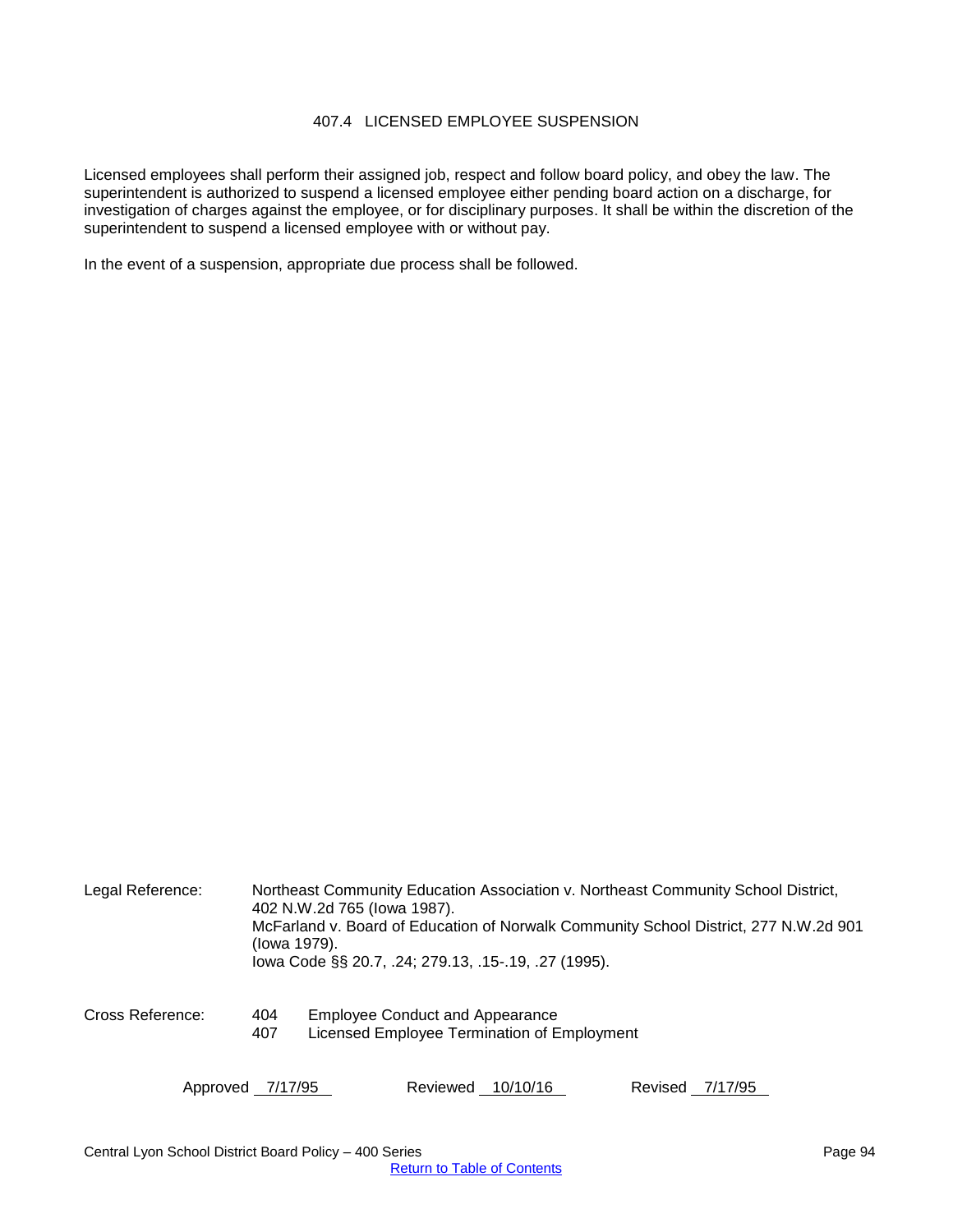# 407.4 LICENSED EMPLOYEE SUSPENSION

Licensed employees shall perform their assigned job, respect and follow board policy, and obey the law. The superintendent is authorized to suspend a licensed employee either pending board action on a discharge, for investigation of charges against the employee, or for disciplinary purposes. It shall be within the discretion of the superintendent to suspend a licensed employee with or without pay.

In the event of a suspension, appropriate due process shall be followed.

Legal Reference: Northeast Community Education Association v. Northeast Community School District, 402 N.W.2d 765 (Iowa 1987).
McFarland v. Board of Education of Norwalk Community School District, 277 N.W.2d 901 (Iowa 1979).
Iowa Code §§ 20.7, .24; 279.13, .15-.19, .27 (1995).

Cross Reference: 404 Employee Conduct and Appearance
407 Licensed Employee Termination of Employment

Approved 7/17/95 Reviewed 10/10/16 Revised 7/17/95

Return to Table of Contents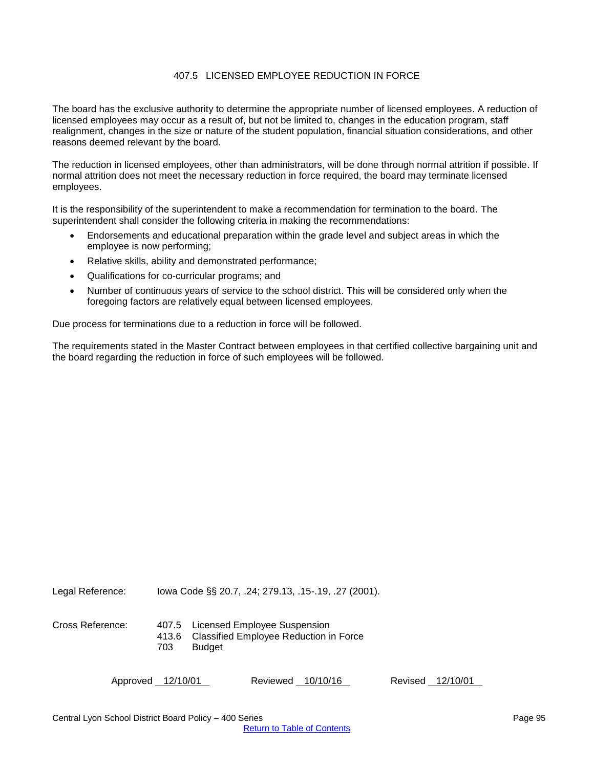# 407.5 LICENSED EMPLOYEE REDUCTION IN FORCE

The board has the exclusive authority to determine the appropriate number of licensed employees. A reduction of licensed employees may occur as a result of, but not be limited to, changes in the education program, staff realignment, changes in the size or nature of the student population, financial situation considerations, and other reasons deemed relevant by the board.

The reduction in licensed employees, other than administrators, will be done through normal attrition if possible. If normal attrition does not meet the necessary reduction in force required, the board may terminate licensed employees.

It is the responsibility of the superintendent to make a recommendation for termination to the board. The superintendent shall consider the following criteria in making the recommendations:

- Endorsements and educational preparation within the grade level and subject areas in which the employee is now performing;
- Relative skills, ability and demonstrated performance;
- Qualifications for co-curricular programs; and
- Number of continuous years of service to the school district. This will be considered only when the foregoing factors are relatively equal between licensed employees.

Due process for terminations due to a reduction in force will be followed.

The requirements stated in the Master Contract between employees in that certified collective bargaining unit and the board regarding the reduction in force of such employees will be followed.

Legal Reference: Iowa Code §§ 20.7, .24; 279.13, .15-.19, .27 (2001).

Cross Reference:
407.5 Licensed Employee Suspension
413.6 Classified Employee Reduction in Force
703 Budget

Approved 12/10/01 Reviewed 10/10/16 Revised 12/10/01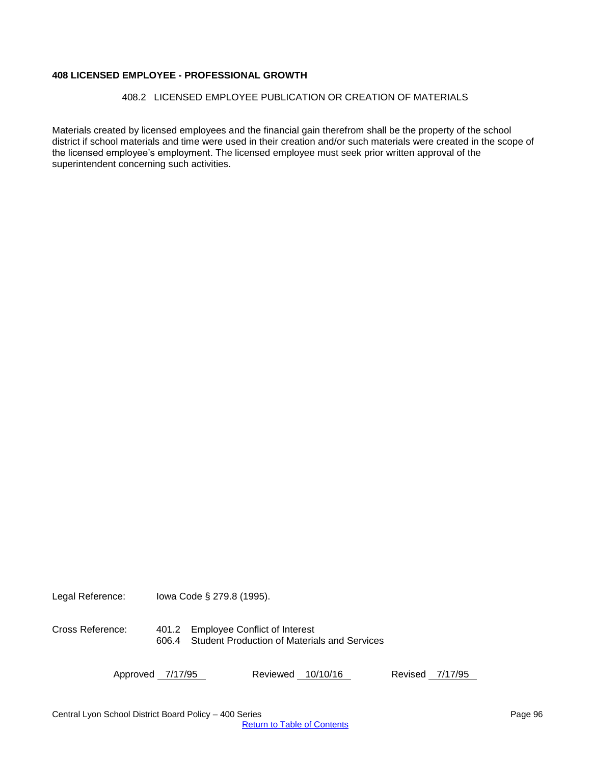**408 LICENSED EMPLOYEE - PROFESSIONAL GROWTH**

408.2 LICENSED EMPLOYEE PUBLICATION OR CREATION OF MATERIALS

Materials created by licensed employees and the financial gain therefrom shall be the property of the school district if school materials and time were used in their creation and/or such materials were created in the scope of the licensed employee's employment. The licensed employee must seek prior written approval of the superintendent concerning such activities.

Legal Reference: Iowa Code § 279.8 (1995).

Cross Reference: 401.2 Employee Conflict of Interest
606.4 Student Production of Materials and Services

Approved 7/17/95 Reviewed 10/10/16 Revised 7/17/95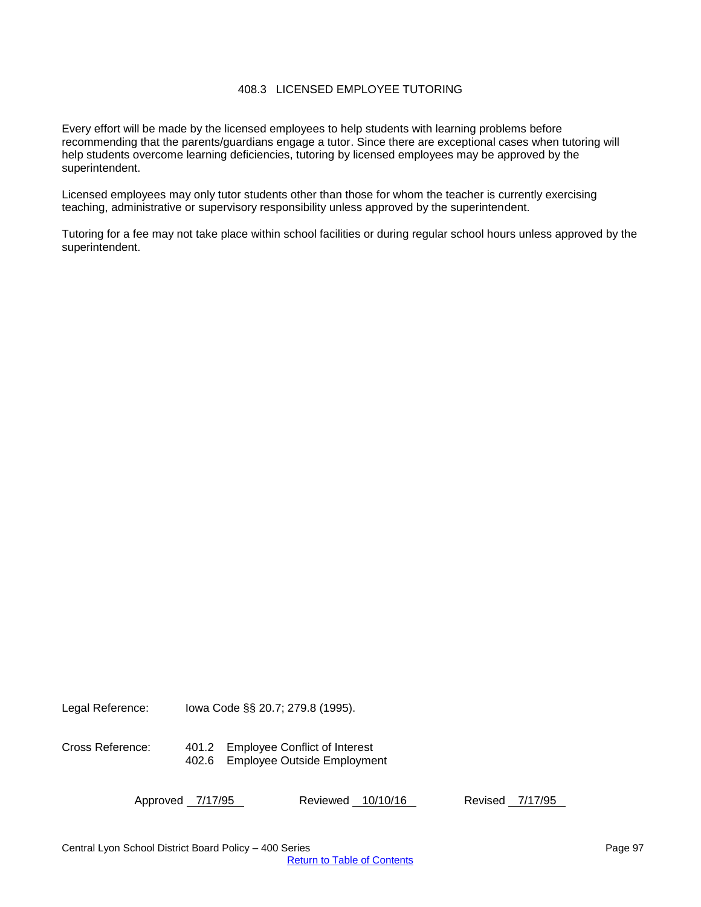# 408.3 LICENSED EMPLOYEE TUTORING

Every effort will be made by the licensed employees to help students with learning problems before recommending that the parents/guardians engage a tutor. Since there are exceptional cases when tutoring will help students overcome learning deficiencies, tutoring by licensed employees may be approved by the superintendent.

Licensed employees may only tutor students other than those for whom the teacher is currently exercising teaching, administrative or supervisory responsibility unless approved by the superintendent.

Tutoring for a fee may not take place within school facilities or during regular school hours unless approved by the superintendent.

Legal Reference: Iowa Code §§ 20.7; 279.8 (1995).

Cross Reference: 401.2 Employee Conflict of Interest
402.6 Employee Outside Employment

Approved 7/17/95 Reviewed 10/10/16 Revised 7/17/95

Central Lyon School District Board Policy – 400 Series

Return to Table of Contents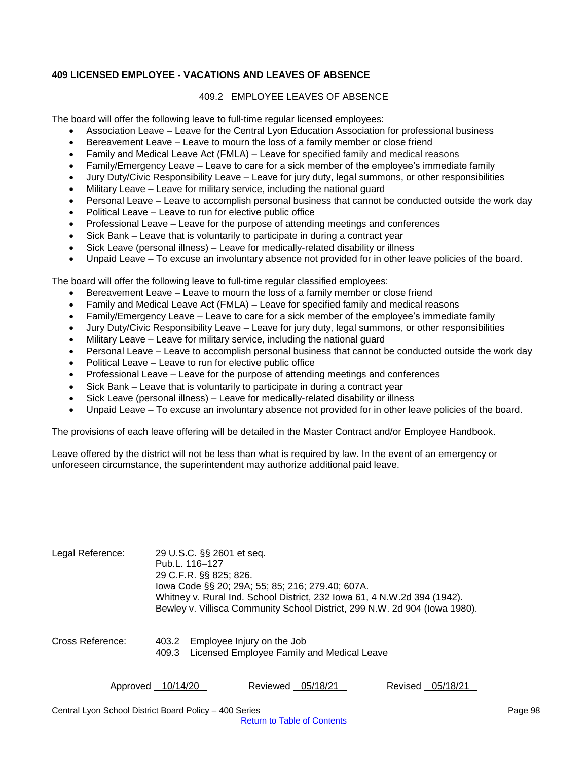**409 LICENSED EMPLOYEE - VACATIONS AND LEAVES OF ABSENCE**

409.2 EMPLOYEE LEAVES OF ABSENCE

The board will offer the following leave to full-time regular licensed employees:

- Association Leave – Leave for the Central Lyon Education Association for professional business
- Bereavement Leave – Leave to mourn the loss of a family member or close friend
- Family and Medical Leave Act (FMLA) – Leave for specified family and medical reasons
- Family/Emergency Leave – Leave to care for a sick member of the employee's immediate family
- Jury Duty/Civic Responsibility Leave – Leave for jury duty, legal summons, or other responsibilities
- Military Leave – Leave for military service, including the national guard
- Personal Leave – Leave to accomplish personal business that cannot be conducted outside the work day
- Political Leave – Leave to run for elective public office
- Professional Leave – Leave for the purpose of attending meetings and conferences
- Sick Bank – Leave that is voluntarily to participate in during a contract year
- Sick Leave (personal illness) – Leave for medically-related disability or illness
- Unpaid Leave – To excuse an involuntary absence not provided for in other leave policies of the board.

The board will offer the following leave to full-time regular classified employees:

- Bereavement Leave – Leave to mourn the loss of a family member or close friend
- Family and Medical Leave Act (FMLA) – Leave for specified family and medical reasons
- Family/Emergency Leave – Leave to care for a sick member of the employee's immediate family
- Jury Duty/Civic Responsibility Leave – Leave for jury duty, legal summons, or other responsibilities
- Military Leave – Leave for military service, including the national guard
- Personal Leave – Leave to accomplish personal business that cannot be conducted outside the work day
- Political Leave – Leave to run for elective public office
- Professional Leave – Leave for the purpose of attending meetings and conferences
- Sick Bank – Leave that is voluntarily to participate in during a contract year
- Sick Leave (personal illness) – Leave for medically-related disability or illness
- Unpaid Leave – To excuse an involuntary absence not provided for in other leave policies of the board.

The provisions of each leave offering will be detailed in the Master Contract and/or Employee Handbook.

Leave offered by the district will not be less than what is required by law. In the event of an emergency or unforeseen circumstance, the superintendent may authorize additional paid leave.

Legal Reference: 29 U.S.C. §§ 2601 et seq.
Pub.L. 116–127
29 C.F.R. §§ 825; 826.
Iowa Code §§ 20; 29A; 55; 85; 216; 279.40; 607A.
Whitney v. Rural Ind. School District, 232 Iowa 61, 4 N.W.2d 394 (1942).
Bewley v. Villisca Community School District, 299 N.W. 2d 904 (Iowa 1980).

Cross Reference: 403.2 Employee Injury on the Job
409.3 Licensed Employee Family and Medical Leave

Approved 10/14/20 Reviewed 05/18/21 Revised 05/18/21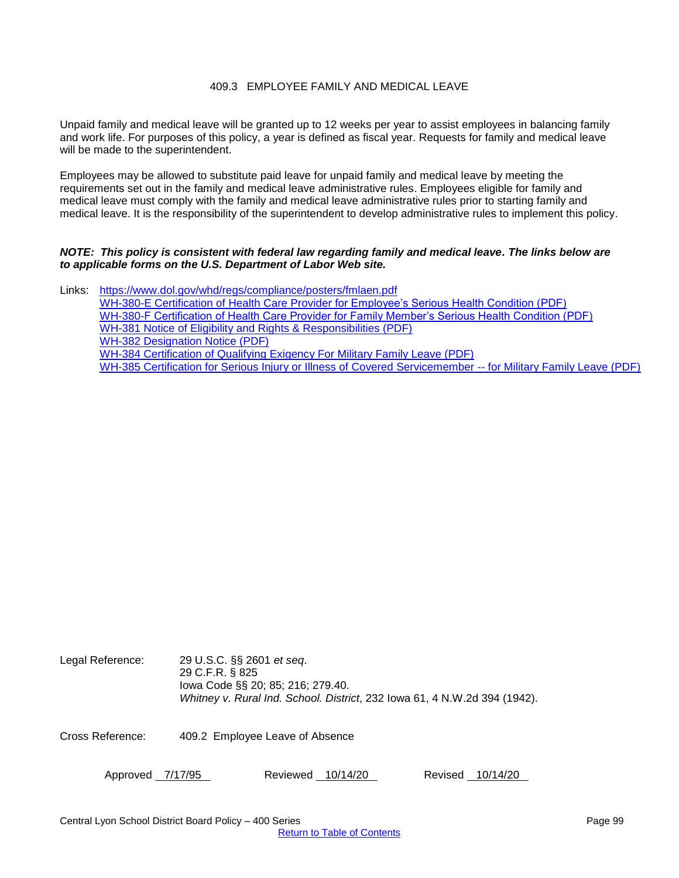# 409.3 EMPLOYEE FAMILY AND MEDICAL LEAVE

Unpaid family and medical leave will be granted up to 12 weeks per year to assist employees in balancing family and work life. For purposes of this policy, a year is defined as fiscal year. Requests for family and medical leave will be made to the superintendent.

Employees may be allowed to substitute paid leave for unpaid family and medical leave by meeting the requirements set out in the family and medical leave administrative rules. Employees eligible for family and medical leave must comply with the family and medical leave administrative rules prior to starting family and medical leave. It is the responsibility of the superintendent to develop administrative rules to implement this policy.

***NOTE: This policy is consistent with federal law regarding family and medical leave. The links below are to applicable forms on the U.S. Department of Labor Web site.***

Links:
- https://www.dol.gov/whd/regs/compliance/posters/fmlaen.pdf
- WH-380-E Certification of Health Care Provider for Employee's Serious Health Condition (PDF)
- WH-380-F Certification of Health Care Provider for Family Member's Serious Health Condition (PDF)
- WH-381 Notice of Eligibility and Rights & Responsibilities (PDF)
- WH-382 Designation Notice (PDF)
- WH-384 Certification of Qualifying Exigency For Military Family Leave (PDF)
- WH-385 Certification for Serious Injury or Illness of Covered Servicemember -- for Military Family Leave (PDF)

Legal Reference:
29 U.S.C. §§ 2601 *et seq*.
29 C.F.R. § 825
Iowa Code §§ 20; 85; 216; 279.40.
*Whitney v. Rural Ind. School. District*, 232 Iowa 61, 4 N.W.2d 394 (1942).

Cross Reference: 409.2 Employee Leave of Absence

Approved 7/17/95 Reviewed 10/14/20 Revised 10/14/20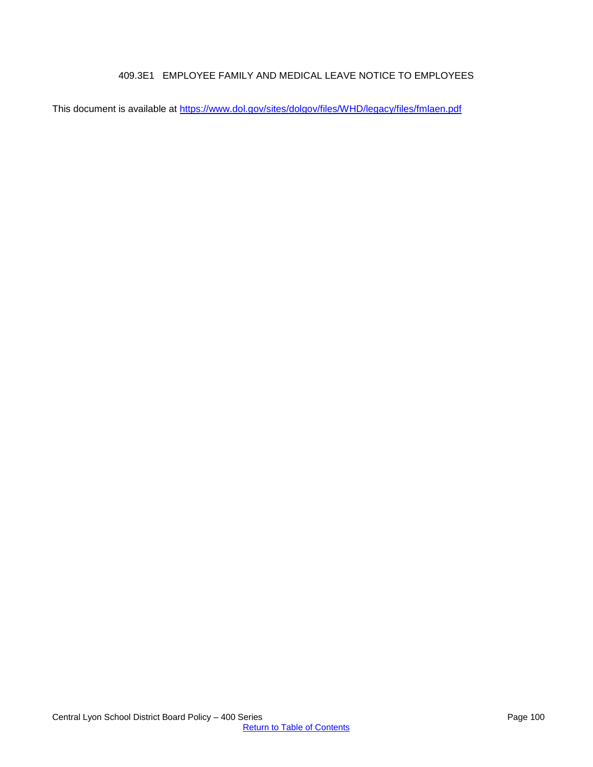## 409.3E1 EMPLOYEE FAMILY AND MEDICAL LEAVE NOTICE TO EMPLOYEES

This document is available at https://www.dol.gov/sites/dolgov/files/WHD/legacy/files/fmlaen.pdf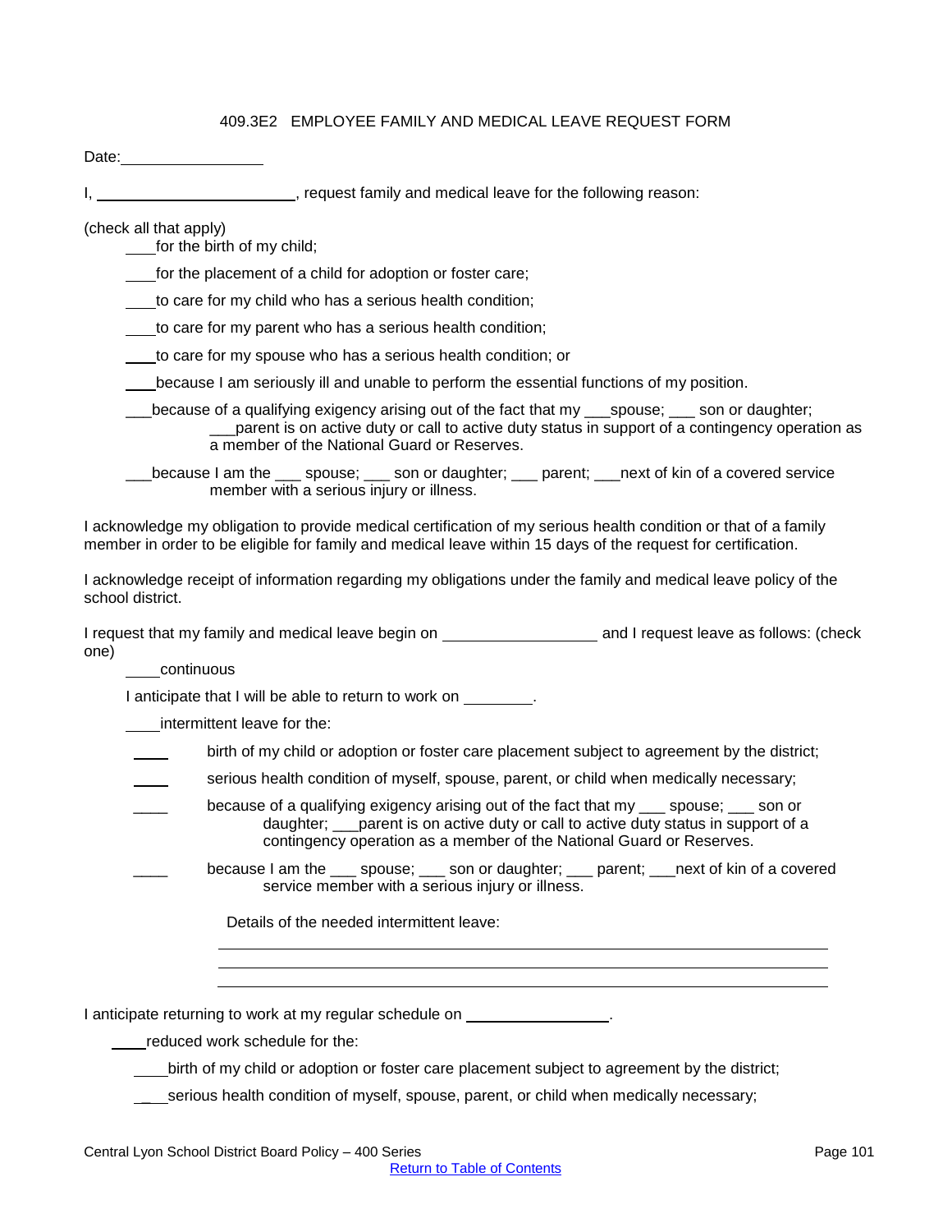## 409.3E2 EMPLOYEE FAMILY AND MEDICAL LEAVE REQUEST FORM

Date:________________

I, _______________________, request family and medical leave for the following reason:

(check all that apply)

___for the birth of my child;

___for the placement of a child for adoption or foster care;

___to care for my child who has a serious health condition;

___to care for my parent who has a serious health condition;

___to care for my spouse who has a serious health condition; or

___because I am seriously ill and unable to perform the essential functions of my position.

___because of a qualifying exigency arising out of the fact that my ___spouse; ___ son or daughter; ___parent is on active duty or call to active duty status in support of a contingency operation as a member of the National Guard or Reserves.

___because I am the ___ spouse; ___ son or daughter; ___ parent; ___next of kin of a covered service member with a serious injury or illness.

I acknowledge my obligation to provide medical certification of my serious health condition or that of a family member in order to be eligible for family and medical leave within 15 days of the request for certification.

I acknowledge receipt of information regarding my obligations under the family and medical leave policy of the school district.

I request that my family and medical leave begin on __________________ and I request leave as follows: (check one)

___continuous

I anticipate that I will be able to return to work on ________.

___intermittent leave for the:

___ birth of my child or adoption or foster care placement subject to agreement by the district;

___ serious health condition of myself, spouse, parent, or child when medically necessary;

___ because of a qualifying exigency arising out of the fact that my ___ spouse; ___ son or daughter; ___parent is on active duty or call to active duty status in support of a contingency operation as a member of the National Guard or Reserves.

___ because I am the ___ spouse; ___ son or daughter; ___ parent; ___next of kin of a covered service member with a serious injury or illness.

Details of the needed intermittent leave:

______________________________________________________________________

______________________________________________________________________

______________________________________________________________________

I anticipate returning to work at my regular schedule on _________________.

___reduced work schedule for the:

___birth of my child or adoption or foster care placement subject to agreement by the district;

___serious health condition of myself, spouse, parent, or child when medically necessary;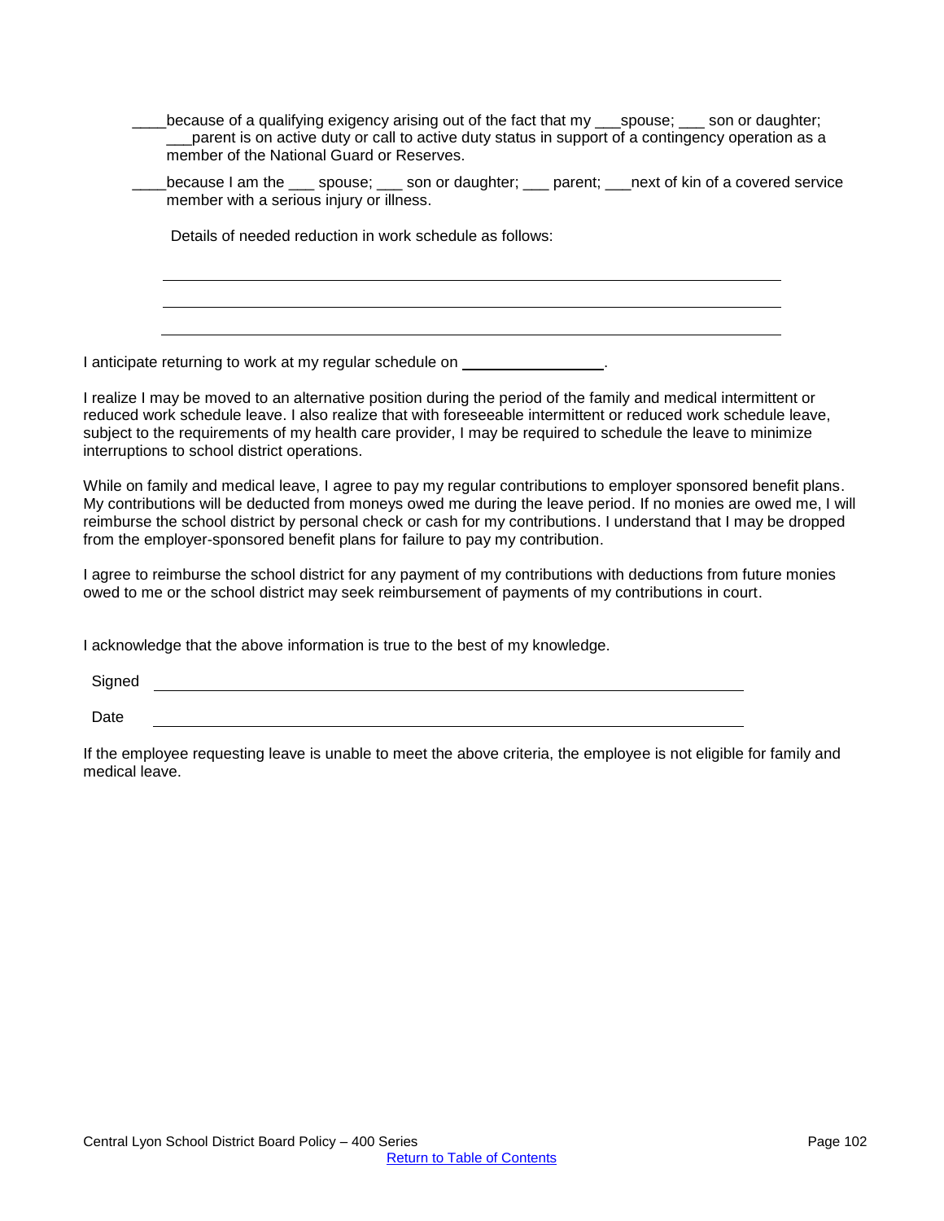____because of a qualifying exigency arising out of the fact that my ___spouse; ___ son or daughter; ___parent is on active duty or call to active duty status in support of a contingency operation as a member of the National Guard or Reserves.

____because I am the ___ spouse; ___ son or daughter; ___ parent; ___next of kin of a covered service member with a serious injury or illness.

Details of needed reduction in work schedule as follows:

\_\_\_\_\_\_\_\_\_\_\_\_\_\_\_\_\_\_\_\_\_\_\_\_\_\_\_\_\_\_\_\_\_\_\_\_\_\_\_\_\_\_\_\_\_\_\_\_\_\_\_\_\_\_\_\_\_\_\_\_

\_\_\_\_\_\_\_\_\_\_\_\_\_\_\_\_\_\_\_\_\_\_\_\_\_\_\_\_\_\_\_\_\_\_\_\_\_\_\_\_\_\_\_\_\_\_\_\_\_\_\_\_\_\_\_\_\_\_\_\_

\_\_\_\_\_\_\_\_\_\_\_\_\_\_\_\_\_\_\_\_\_\_\_\_\_\_\_\_\_\_\_\_\_\_\_\_\_\_\_\_\_\_\_\_\_\_\_\_\_\_\_\_\_\_\_\_\_\_\_\_

I anticipate returning to work at my regular schedule on ________________.

I realize I may be moved to an alternative position during the period of the family and medical intermittent or reduced work schedule leave. I also realize that with foreseeable intermittent or reduced work schedule leave, subject to the requirements of my health care provider, I may be required to schedule the leave to minimize interruptions to school district operations.

While on family and medical leave, I agree to pay my regular contributions to employer sponsored benefit plans. My contributions will be deducted from moneys owed me during the leave period. If no monies are owed me, I will reimburse the school district by personal check or cash for my contributions. I understand that I may be dropped from the employer-sponsored benefit plans for failure to pay my contribution.

I agree to reimburse the school district for any payment of my contributions with deductions from future monies owed to me or the school district may seek reimbursement of payments of my contributions in court.

I acknowledge that the above information is true to the best of my knowledge.

Signed \_\_\_\_\_\_\_\_\_\_\_\_\_\_\_\_\_\_\_\_\_\_\_\_\_\_\_\_\_\_\_\_\_\_\_\_\_\_\_\_\_\_\_\_\_\_\_\_\_\_\_\_

Date \_\_\_\_\_\_\_\_\_\_\_\_\_\_\_\_\_\_\_\_\_\_\_\_\_\_\_\_\_\_\_\_\_\_\_\_\_\_\_\_\_\_\_\_\_\_\_\_\_\_\_\_

If the employee requesting leave is unable to meet the above criteria, the employee is not eligible for family and medical leave.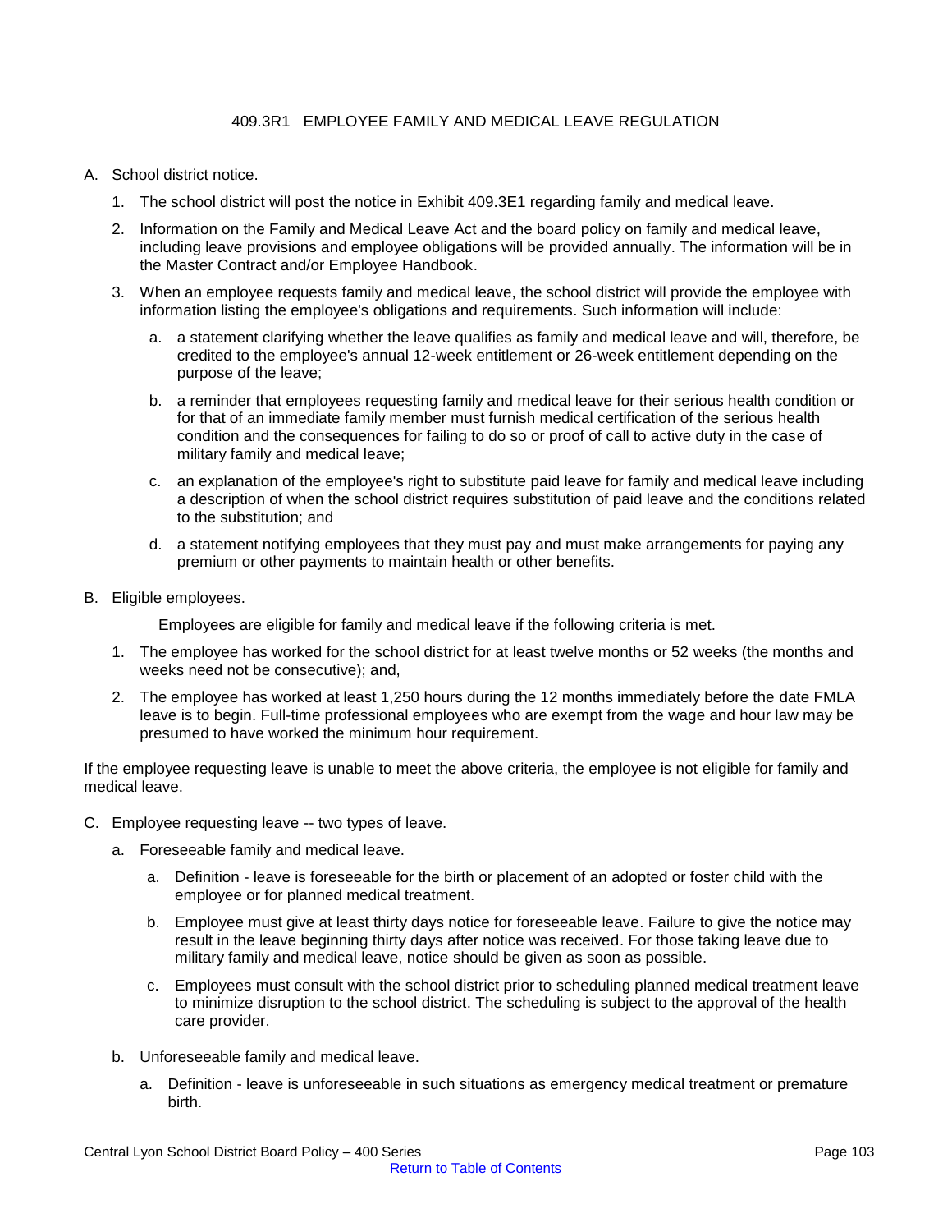# 409.3R1 EMPLOYEE FAMILY AND MEDICAL LEAVE REGULATION

A. School district notice.

   1. The school district will post the notice in Exhibit 409.3E1 regarding family and medical leave.

   2. Information on the Family and Medical Leave Act and the board policy on family and medical leave, including leave provisions and employee obligations will be provided annually. The information will be in the Master Contract and/or Employee Handbook.

   3. When an employee requests family and medical leave, the school district will provide the employee with information listing the employee's obligations and requirements. Such information will include:

      a. a statement clarifying whether the leave qualifies as family and medical leave and will, therefore, be credited to the employee's annual 12-week entitlement or 26-week entitlement depending on the purpose of the leave;

      b. a reminder that employees requesting family and medical leave for their serious health condition or for that of an immediate family member must furnish medical certification of the serious health condition and the consequences for failing to do so or proof of call to active duty in the case of military family and medical leave;

      c. an explanation of the employee's right to substitute paid leave for family and medical leave including a description of when the school district requires substitution of paid leave and the conditions related to the substitution; and

      d. a statement notifying employees that they must pay and must make arrangements for paying any premium or other payments to maintain health or other benefits.

B. Eligible employees.

   Employees are eligible for family and medical leave if the following criteria is met.

   1. The employee has worked for the school district for at least twelve months or 52 weeks (the months and weeks need not be consecutive); and,

   2. The employee has worked at least 1,250 hours during the 12 months immediately before the date FMLA leave is to begin. Full-time professional employees who are exempt from the wage and hour law may be presumed to have worked the minimum hour requirement.

If the employee requesting leave is unable to meet the above criteria, the employee is not eligible for family and medical leave.

C. Employee requesting leave -- two types of leave.

   a. Foreseeable family and medical leave.

      a. Definition - leave is foreseeable for the birth or placement of an adopted or foster child with the employee or for planned medical treatment.

      b. Employee must give at least thirty days notice for foreseeable leave. Failure to give the notice may result in the leave beginning thirty days after notice was received. For those taking leave due to military family and medical leave, notice should be given as soon as possible.

      c. Employees must consult with the school district prior to scheduling planned medical treatment leave to minimize disruption to the school district. The scheduling is subject to the approval of the health care provider.

   b. Unforeseeable family and medical leave.

      a. Definition - leave is unforeseeable in such situations as emergency medical treatment or premature birth.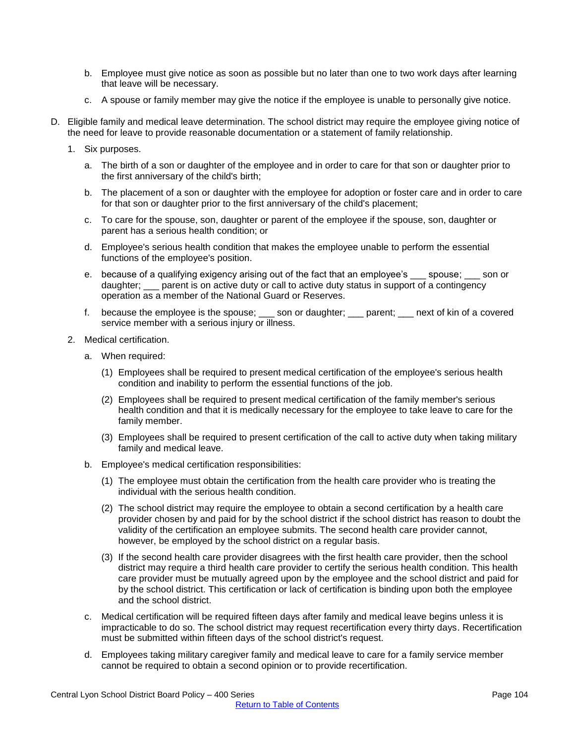b. Employee must give notice as soon as possible but no later than one to two work days after learning that leave will be necessary.

c. A spouse or family member may give the notice if the employee is unable to personally give notice.

D. Eligible family and medical leave determination. The school district may require the employee giving notice of the need for leave to provide reasonable documentation or a statement of family relationship.

1. Six purposes.

   a. The birth of a son or daughter of the employee and in order to care for that son or daughter prior to the first anniversary of the child's birth;

   b. The placement of a son or daughter with the employee for adoption or foster care and in order to care for that son or daughter prior to the first anniversary of the child's placement;

   c. To care for the spouse, son, daughter or parent of the employee if the spouse, son, daughter or parent has a serious health condition; or

   d. Employee's serious health condition that makes the employee unable to perform the essential functions of the employee's position.

   e. because of a qualifying exigency arising out of the fact that an employee's ___ spouse; ___ son or daughter; ___ parent is on active duty or call to active duty status in support of a contingency operation as a member of the National Guard or Reserves.

   f. because the employee is the spouse; ___ son or daughter; ___ parent; ___ next of kin of a covered service member with a serious injury or illness.

2. Medical certification.

   a. When required:

      (1) Employees shall be required to present medical certification of the employee's serious health condition and inability to perform the essential functions of the job.

      (2) Employees shall be required to present medical certification of the family member's serious health condition and that it is medically necessary for the employee to take leave to care for the family member.

      (3) Employees shall be required to present certification of the call to active duty when taking military family and medical leave.

   b. Employee's medical certification responsibilities:

      (1) The employee must obtain the certification from the health care provider who is treating the individual with the serious health condition.

      (2) The school district may require the employee to obtain a second certification by a health care provider chosen by and paid for by the school district if the school district has reason to doubt the validity of the certification an employee submits. The second health care provider cannot, however, be employed by the school district on a regular basis.

      (3) If the second health care provider disagrees with the first health care provider, then the school district may require a third health care provider to certify the serious health condition. This health care provider must be mutually agreed upon by the employee and the school district and paid for by the school district. This certification or lack of certification is binding upon both the employee and the school district.

   c. Medical certification will be required fifteen days after family and medical leave begins unless it is impracticable to do so. The school district may request recertification every thirty days. Recertification must be submitted within fifteen days of the school district's request.

   d. Employees taking military caregiver family and medical leave to care for a family service member cannot be required to obtain a second opinion or to provide recertification.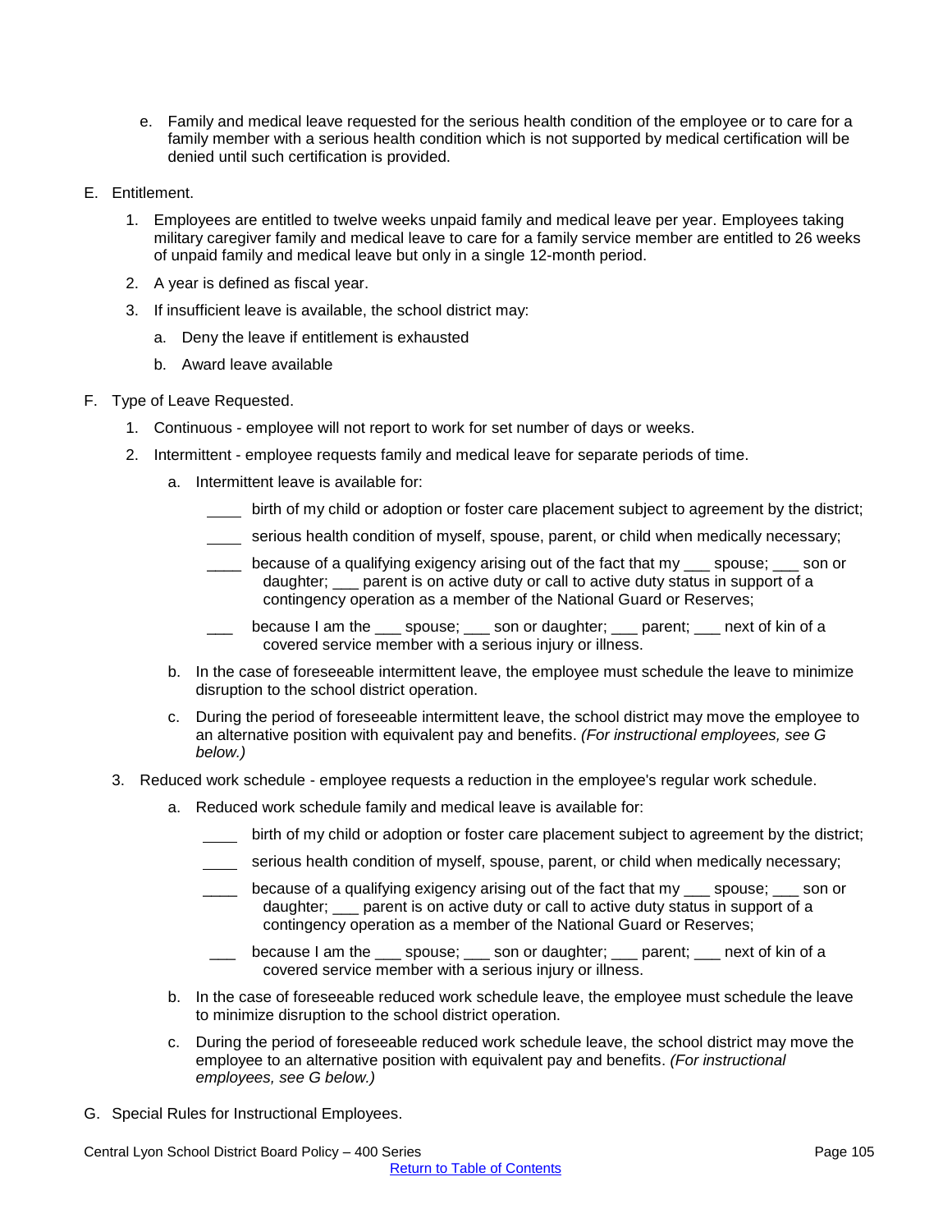e. Family and medical leave requested for the serious health condition of the employee or to care for a family member with a serious health condition which is not supported by medical certification will be denied until such certification is provided.

E. Entitlement.

1. Employees are entitled to twelve weeks unpaid family and medical leave per year. Employees taking military caregiver family and medical leave to care for a family service member are entitled to 26 weeks of unpaid family and medical leave but only in a single 12-month period.
2. A year is defined as fiscal year.
3. If insufficient leave is available, the school district may:
   a. Deny the leave if entitlement is exhausted
   b. Award leave available

F. Type of Leave Requested.

1. Continuous - employee will not report to work for set number of days or weeks.
2. Intermittent - employee requests family and medical leave for separate periods of time.
   a. Intermittent leave is available for:

      ____ birth of my child or adoption or foster care placement subject to agreement by the district;

      ____ serious health condition of myself, spouse, parent, or child when medically necessary;

      ____ because of a qualifying exigency arising out of the fact that my ___ spouse; ___ son or daughter; ___ parent is on active duty or call to active duty status in support of a contingency operation as a member of the National Guard or Reserves;

      ___ because I am the ___ spouse; ___ son or daughter; ___ parent; ___ next of kin of a covered service member with a serious injury or illness.

   b. In the case of foreseeable intermittent leave, the employee must schedule the leave to minimize disruption to the school district operation.
   c. During the period of foreseeable intermittent leave, the school district may move the employee to an alternative position with equivalent pay and benefits. *(For instructional employees, see G below.)*
3. Reduced work schedule - employee requests a reduction in the employee's regular work schedule.
   a. Reduced work schedule family and medical leave is available for:

      ____ birth of my child or adoption or foster care placement subject to agreement by the district;

      ____ serious health condition of myself, spouse, parent, or child when medically necessary;

      ____ because of a qualifying exigency arising out of the fact that my ___ spouse; ___ son or daughter; ___ parent is on active duty or call to active duty status in support of a contingency operation as a member of the National Guard or Reserves;

      ___ because I am the ___ spouse; ___ son or daughter; ___ parent; ___ next of kin of a covered service member with a serious injury or illness.

   b. In the case of foreseeable reduced work schedule leave, the employee must schedule the leave to minimize disruption to the school district operation.
   c. During the period of foreseeable reduced work schedule leave, the school district may move the employee to an alternative position with equivalent pay and benefits. *(For instructional employees, see G below.)*

G. Special Rules for Instructional Employees.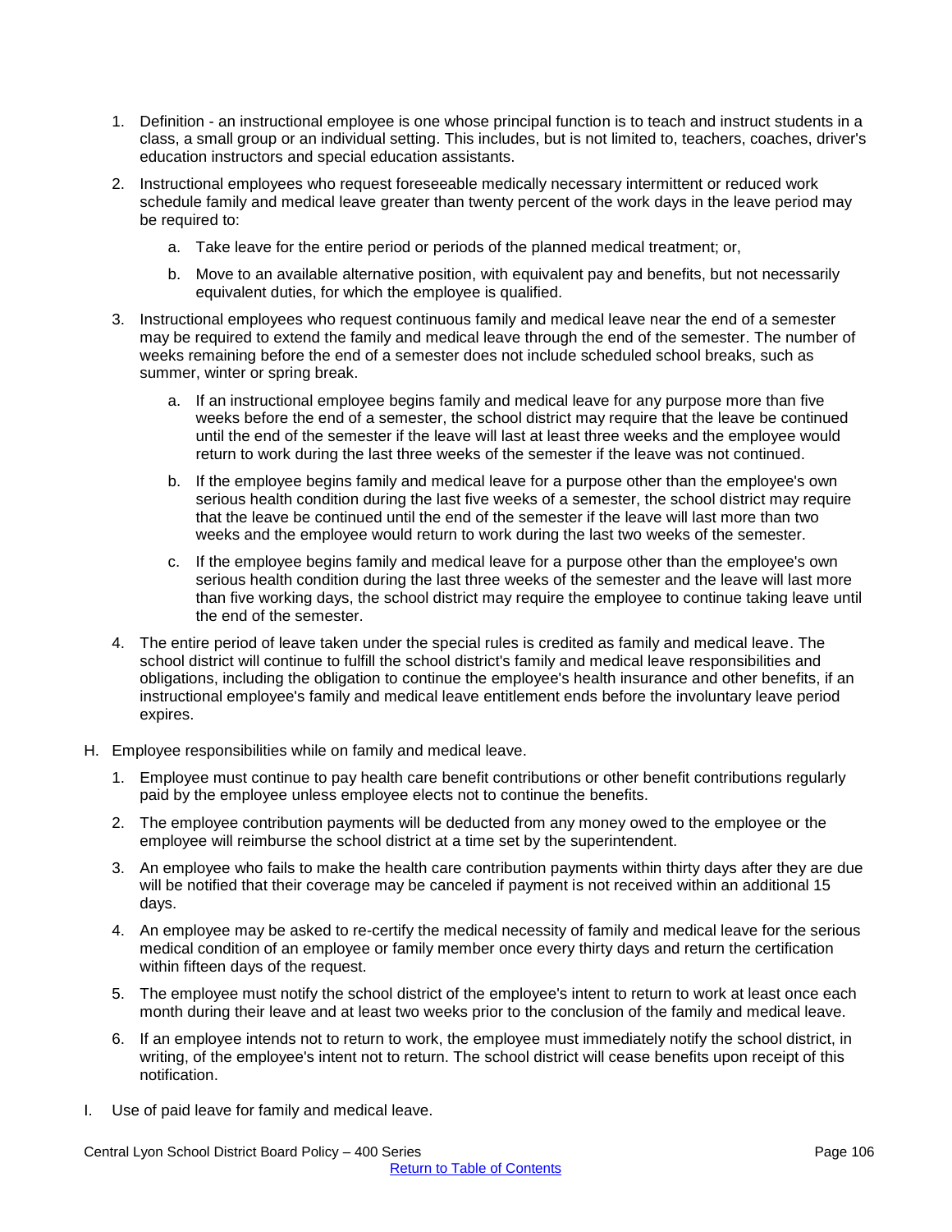1. Definition - an instructional employee is one whose principal function is to teach and instruct students in a class, a small group or an individual setting. This includes, but is not limited to, teachers, coaches, driver's education instructors and special education assistants.

2. Instructional employees who request foreseeable medically necessary intermittent or reduced work schedule family and medical leave greater than twenty percent of the work days in the leave period may be required to:

   a. Take leave for the entire period or periods of the planned medical treatment; or,

   b. Move to an available alternative position, with equivalent pay and benefits, but not necessarily equivalent duties, for which the employee is qualified.

3. Instructional employees who request continuous family and medical leave near the end of a semester may be required to extend the family and medical leave through the end of the semester. The number of weeks remaining before the end of a semester does not include scheduled school breaks, such as summer, winter or spring break.

   a. If an instructional employee begins family and medical leave for any purpose more than five weeks before the end of a semester, the school district may require that the leave be continued until the end of the semester if the leave will last at least three weeks and the employee would return to work during the last three weeks of the semester if the leave was not continued.

   b. If the employee begins family and medical leave for a purpose other than the employee's own serious health condition during the last five weeks of a semester, the school district may require that the leave be continued until the end of the semester if the leave will last more than two weeks and the employee would return to work during the last two weeks of the semester.

   c. If the employee begins family and medical leave for a purpose other than the employee's own serious health condition during the last three weeks of the semester and the leave will last more than five working days, the school district may require the employee to continue taking leave until the end of the semester.

4. The entire period of leave taken under the special rules is credited as family and medical leave. The school district will continue to fulfill the school district's family and medical leave responsibilities and obligations, including the obligation to continue the employee's health insurance and other benefits, if an instructional employee's family and medical leave entitlement ends before the involuntary leave period expires.

H. Employee responsibilities while on family and medical leave.

   1. Employee must continue to pay health care benefit contributions or other benefit contributions regularly paid by the employee unless employee elects not to continue the benefits.

   2. The employee contribution payments will be deducted from any money owed to the employee or the employee will reimburse the school district at a time set by the superintendent.

   3. An employee who fails to make the health care contribution payments within thirty days after they are due will be notified that their coverage may be canceled if payment is not received within an additional 15 days.

   4. An employee may be asked to re-certify the medical necessity of family and medical leave for the serious medical condition of an employee or family member once every thirty days and return the certification within fifteen days of the request.

   5. The employee must notify the school district of the employee's intent to return to work at least once each month during their leave and at least two weeks prior to the conclusion of the family and medical leave.

   6. If an employee intends not to return to work, the employee must immediately notify the school district, in writing, of the employee's intent not to return. The school district will cease benefits upon receipt of this notification.

I. Use of paid leave for family and medical leave.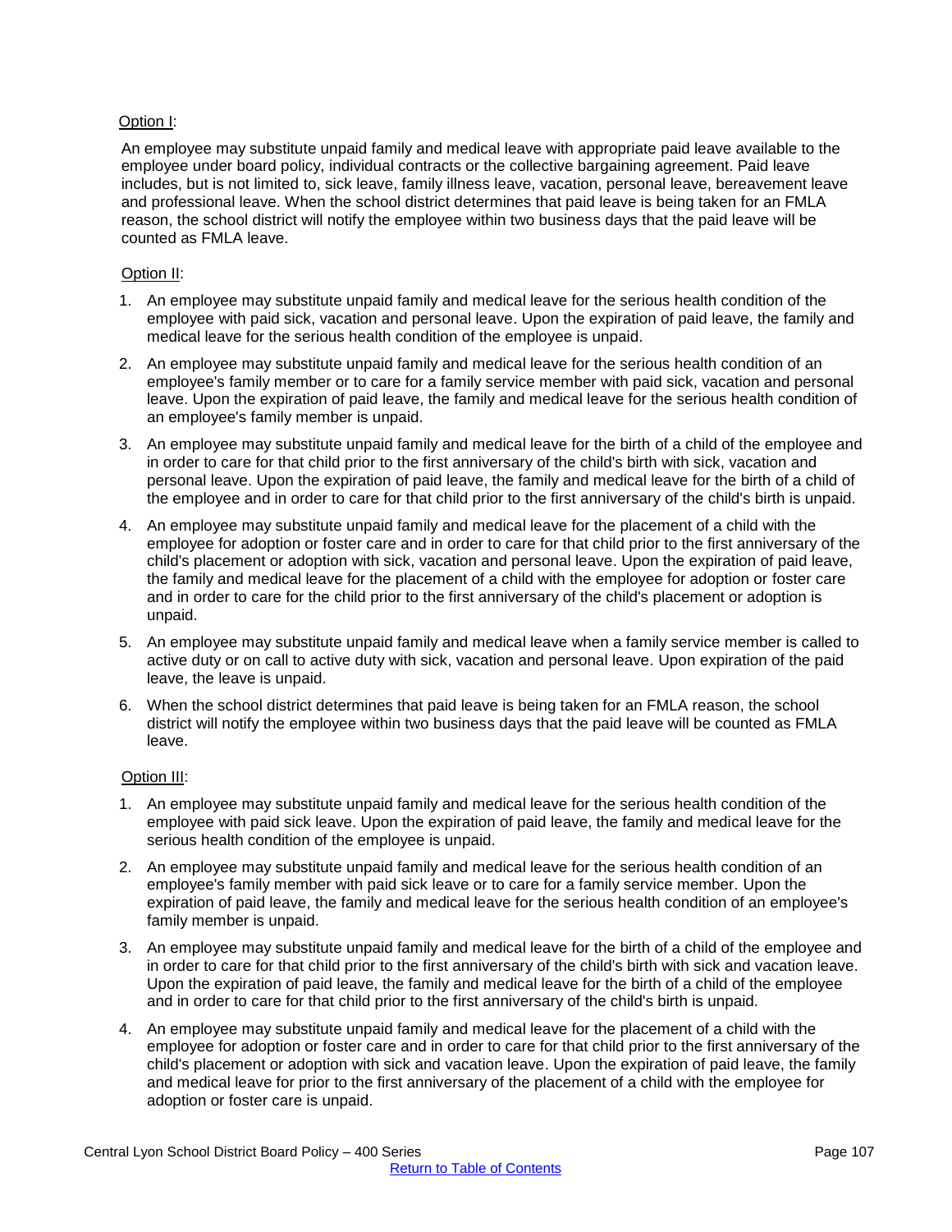Option I:

An employee may substitute unpaid family and medical leave with appropriate paid leave available to the employee under board policy, individual contracts or the collective bargaining agreement. Paid leave includes, but is not limited to, sick leave, family illness leave, vacation, personal leave, bereavement leave and professional leave. When the school district determines that paid leave is being taken for an FMLA reason, the school district will notify the employee within two business days that the paid leave will be counted as FMLA leave.

Option II:

1. An employee may substitute unpaid family and medical leave for the serious health condition of the employee with paid sick, vacation and personal leave. Upon the expiration of paid leave, the family and medical leave for the serious health condition of the employee is unpaid.
2. An employee may substitute unpaid family and medical leave for the serious health condition of an employee's family member or to care for a family service member with paid sick, vacation and personal leave. Upon the expiration of paid leave, the family and medical leave for the serious health condition of an employee's family member is unpaid.
3. An employee may substitute unpaid family and medical leave for the birth of a child of the employee and in order to care for that child prior to the first anniversary of the child's birth with sick, vacation and personal leave. Upon the expiration of paid leave, the family and medical leave for the birth of a child of the employee and in order to care for that child prior to the first anniversary of the child's birth is unpaid.
4. An employee may substitute unpaid family and medical leave for the placement of a child with the employee for adoption or foster care and in order to care for that child prior to the first anniversary of the child's placement or adoption with sick, vacation and personal leave. Upon the expiration of paid leave, the family and medical leave for the placement of a child with the employee for adoption or foster care and in order to care for the child prior to the first anniversary of the child's placement or adoption is unpaid.
5. An employee may substitute unpaid family and medical leave when a family service member is called to active duty or on call to active duty with sick, vacation and personal leave. Upon expiration of the paid leave, the leave is unpaid.
6. When the school district determines that paid leave is being taken for an FMLA reason, the school district will notify the employee within two business days that the paid leave will be counted as FMLA leave.

Option III:

1. An employee may substitute unpaid family and medical leave for the serious health condition of the employee with paid sick leave. Upon the expiration of paid leave, the family and medical leave for the serious health condition of the employee is unpaid.
2. An employee may substitute unpaid family and medical leave for the serious health condition of an employee's family member with paid sick leave or to care for a family service member. Upon the expiration of paid leave, the family and medical leave for the serious health condition of an employee's family member is unpaid.
3. An employee may substitute unpaid family and medical leave for the birth of a child of the employee and in order to care for that child prior to the first anniversary of the child's birth with sick and vacation leave. Upon the expiration of paid leave, the family and medical leave for the birth of a child of the employee and in order to care for that child prior to the first anniversary of the child's birth is unpaid.
4. An employee may substitute unpaid family and medical leave for the placement of a child with the employee for adoption or foster care and in order to care for that child prior to the first anniversary of the child's placement or adoption with sick and vacation leave. Upon the expiration of paid leave, the family and medical leave for prior to the first anniversary of the placement of a child with the employee for adoption or foster care is unpaid.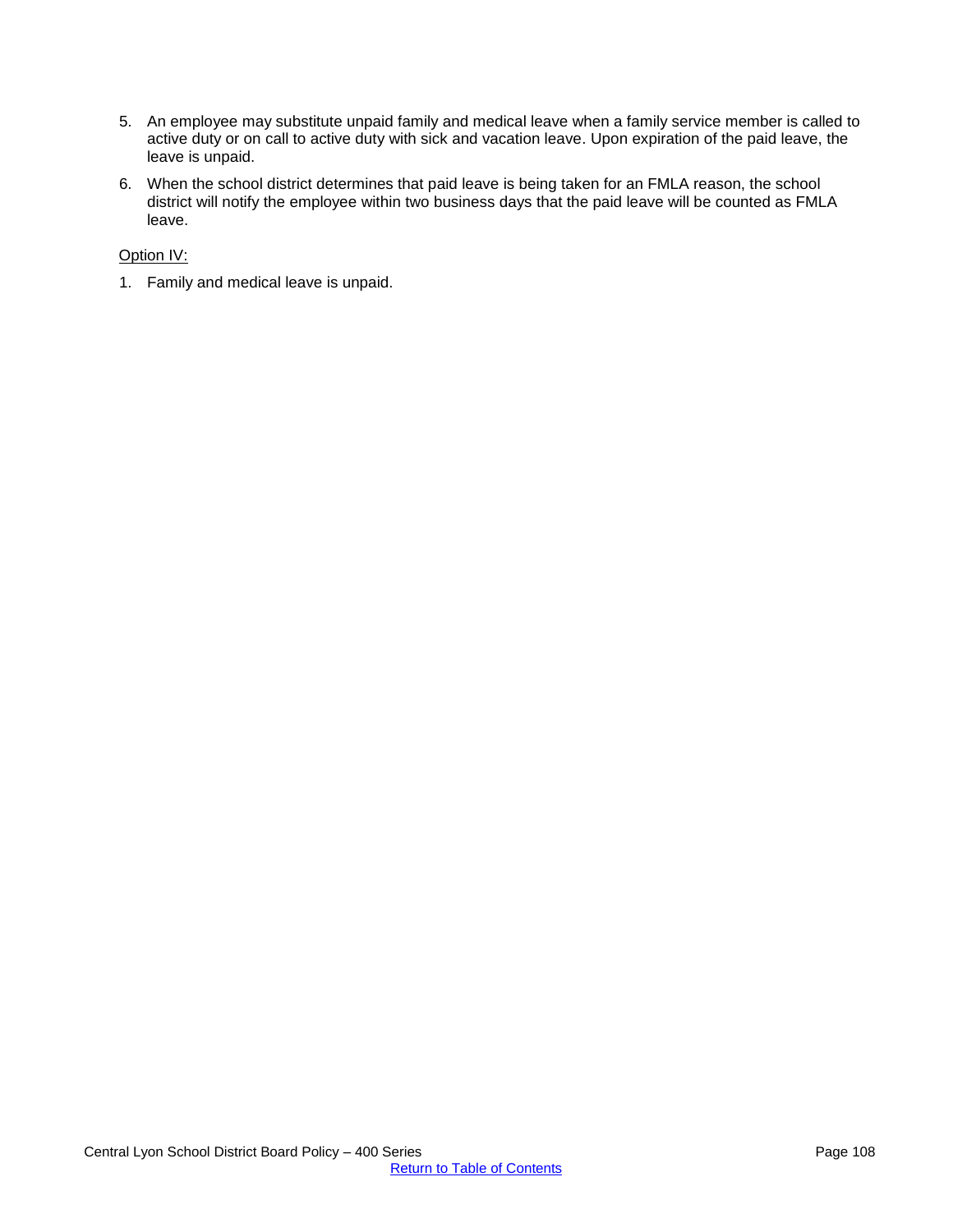5. An employee may substitute unpaid family and medical leave when a family service member is called to active duty or on call to active duty with sick and vacation leave. Upon expiration of the paid leave, the leave is unpaid.
6. When the school district determines that paid leave is being taken for an FMLA reason, the school district will notify the employee within two business days that the paid leave will be counted as FMLA leave.

<u>Option IV:</u>

1. Family and medical leave is unpaid.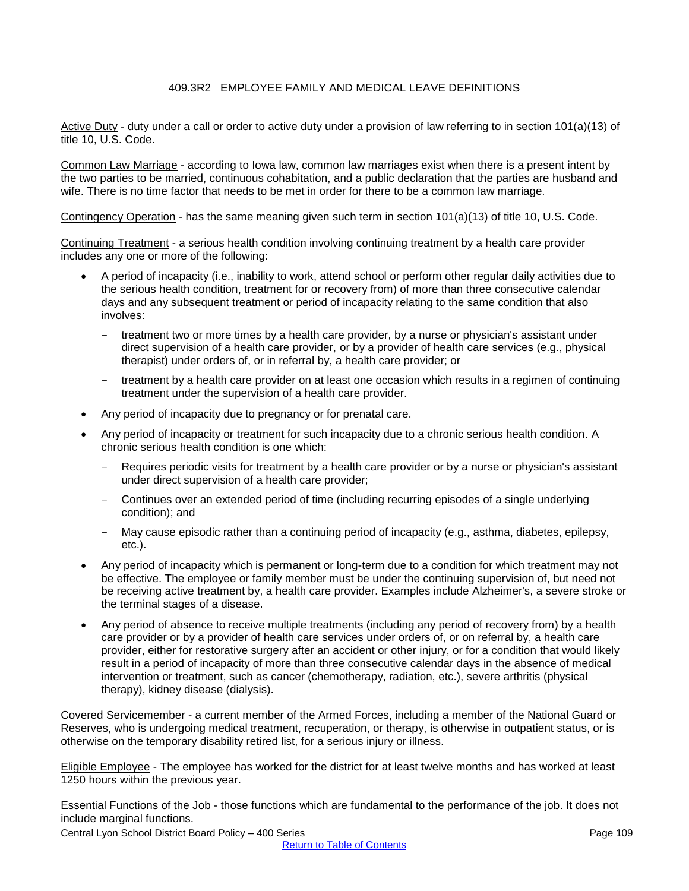## 409.3R2 EMPLOYEE FAMILY AND MEDICAL LEAVE DEFINITIONS

Active Duty - duty under a call or order to active duty under a provision of law referring to in section 101(a)(13) of title 10, U.S. Code.

Common Law Marriage - according to Iowa law, common law marriages exist when there is a present intent by the two parties to be married, continuous cohabitation, and a public declaration that the parties are husband and wife. There is no time factor that needs to be met in order for there to be a common law marriage.

Contingency Operation - has the same meaning given such term in section 101(a)(13) of title 10, U.S. Code.

Continuing Treatment - a serious health condition involving continuing treatment by a health care provider includes any one or more of the following:

- A period of incapacity (i.e., inability to work, attend school or perform other regular daily activities due to the serious health condition, treatment for or recovery from) of more than three consecutive calendar days and any subsequent treatment or period of incapacity relating to the same condition that also involves:
  - treatment two or more times by a health care provider, by a nurse or physician's assistant under direct supervision of a health care provider, or by a provider of health care services (e.g., physical therapist) under orders of, or in referral by, a health care provider; or
  - treatment by a health care provider on at least one occasion which results in a regimen of continuing treatment under the supervision of a health care provider.
- Any period of incapacity due to pregnancy or for prenatal care.
- Any period of incapacity or treatment for such incapacity due to a chronic serious health condition. A chronic serious health condition is one which:
  - Requires periodic visits for treatment by a health care provider or by a nurse or physician's assistant under direct supervision of a health care provider;
  - Continues over an extended period of time (including recurring episodes of a single underlying condition); and
  - May cause episodic rather than a continuing period of incapacity (e.g., asthma, diabetes, epilepsy, etc.).
- Any period of incapacity which is permanent or long-term due to a condition for which treatment may not be effective. The employee or family member must be under the continuing supervision of, but need not be receiving active treatment by, a health care provider. Examples include Alzheimer's, a severe stroke or the terminal stages of a disease.
- Any period of absence to receive multiple treatments (including any period of recovery from) by a health care provider or by a provider of health care services under orders of, or on referral by, a health care provider, either for restorative surgery after an accident or other injury, or for a condition that would likely result in a period of incapacity of more than three consecutive calendar days in the absence of medical intervention or treatment, such as cancer (chemotherapy, radiation, etc.), severe arthritis (physical therapy), kidney disease (dialysis).

Covered Servicemember - a current member of the Armed Forces, including a member of the National Guard or Reserves, who is undergoing medical treatment, recuperation, or therapy, is otherwise in outpatient status, or is otherwise on the temporary disability retired list, for a serious injury or illness.

Eligible Employee - The employee has worked for the district for at least twelve months and has worked at least 1250 hours within the previous year.

Essential Functions of the Job - those functions which are fundamental to the performance of the job. It does not include marginal functions.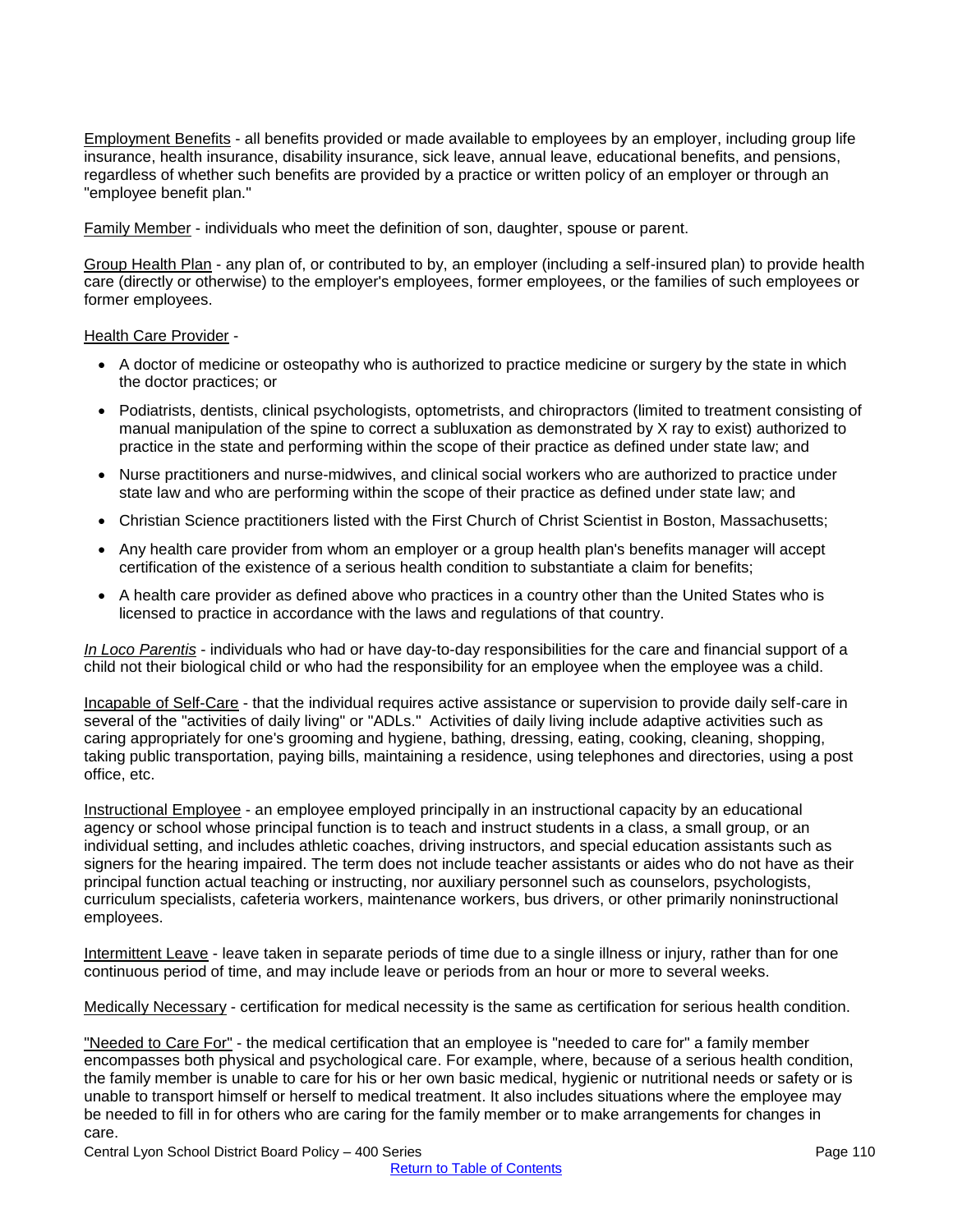Employment Benefits - all benefits provided or made available to employees by an employer, including group life insurance, health insurance, disability insurance, sick leave, annual leave, educational benefits, and pensions, regardless of whether such benefits are provided by a practice or written policy of an employer or through an "employee benefit plan."

Family Member - individuals who meet the definition of son, daughter, spouse or parent.

Group Health Plan - any plan of, or contributed to by, an employer (including a self-insured plan) to provide health care (directly or otherwise) to the employer's employees, former employees, or the families of such employees or former employees.

Health Care Provider -

- A doctor of medicine or osteopathy who is authorized to practice medicine or surgery by the state in which the doctor practices; or
- Podiatrists, dentists, clinical psychologists, optometrists, and chiropractors (limited to treatment consisting of manual manipulation of the spine to correct a subluxation as demonstrated by X ray to exist) authorized to practice in the state and performing within the scope of their practice as defined under state law; and
- Nurse practitioners and nurse-midwives, and clinical social workers who are authorized to practice under state law and who are performing within the scope of their practice as defined under state law; and
- Christian Science practitioners listed with the First Church of Christ Scientist in Boston, Massachusetts;
- Any health care provider from whom an employer or a group health plan's benefits manager will accept certification of the existence of a serious health condition to substantiate a claim for benefits;
- A health care provider as defined above who practices in a country other than the United States who is licensed to practice in accordance with the laws and regulations of that country.

*In Loco Parentis* - individuals who had or have day-to-day responsibilities for the care and financial support of a child not their biological child or who had the responsibility for an employee when the employee was a child.

Incapable of Self-Care - that the individual requires active assistance or supervision to provide daily self-care in several of the "activities of daily living" or "ADLs." Activities of daily living include adaptive activities such as caring appropriately for one's grooming and hygiene, bathing, dressing, eating, cooking, cleaning, shopping, taking public transportation, paying bills, maintaining a residence, using telephones and directories, using a post office, etc.

Instructional Employee - an employee employed principally in an instructional capacity by an educational agency or school whose principal function is to teach and instruct students in a class, a small group, or an individual setting, and includes athletic coaches, driving instructors, and special education assistants such as signers for the hearing impaired. The term does not include teacher assistants or aides who do not have as their principal function actual teaching or instructing, nor auxiliary personnel such as counselors, psychologists, curriculum specialists, cafeteria workers, maintenance workers, bus drivers, or other primarily noninstructional employees.

Intermittent Leave - leave taken in separate periods of time due to a single illness or injury, rather than for one continuous period of time, and may include leave or periods from an hour or more to several weeks.

Medically Necessary - certification for medical necessity is the same as certification for serious health condition.

"Needed to Care For" - the medical certification that an employee is "needed to care for" a family member encompasses both physical and psychological care. For example, where, because of a serious health condition, the family member is unable to care for his or her own basic medical, hygienic or nutritional needs or safety or is unable to transport himself or herself to medical treatment. It also includes situations where the employee may be needed to fill in for others who are caring for the family member or to make arrangements for changes in care.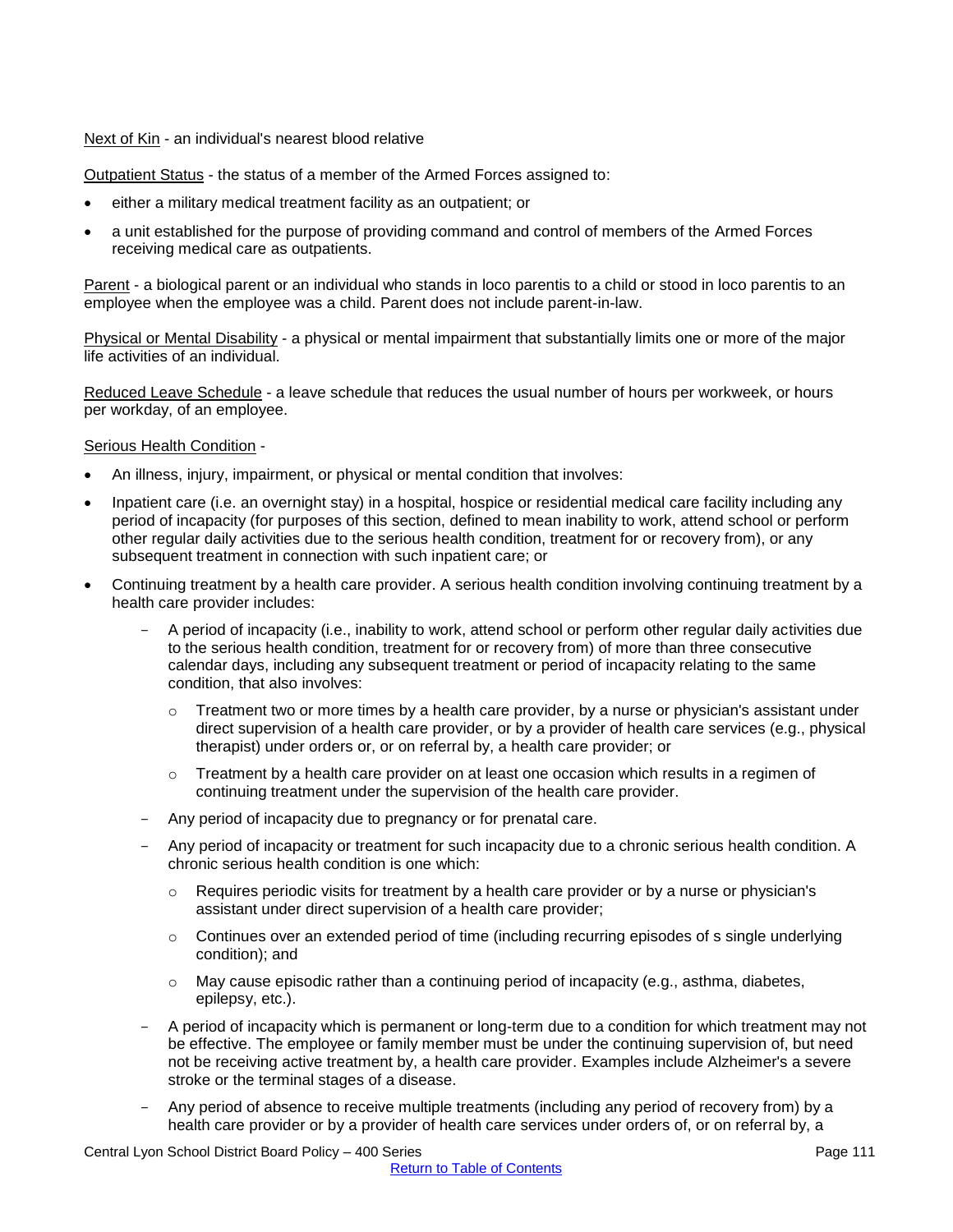Next of Kin - an individual's nearest blood relative

Outpatient Status - the status of a member of the Armed Forces assigned to:

- either a military medical treatment facility as an outpatient; or
- a unit established for the purpose of providing command and control of members of the Armed Forces receiving medical care as outpatients.

Parent - a biological parent or an individual who stands in loco parentis to a child or stood in loco parentis to an employee when the employee was a child. Parent does not include parent-in-law.

Physical or Mental Disability - a physical or mental impairment that substantially limits one or more of the major life activities of an individual.

Reduced Leave Schedule - a leave schedule that reduces the usual number of hours per workweek, or hours per workday, of an employee.

Serious Health Condition -

- An illness, injury, impairment, or physical or mental condition that involves:
- Inpatient care (i.e. an overnight stay) in a hospital, hospice or residential medical care facility including any period of incapacity (for purposes of this section, defined to mean inability to work, attend school or perform other regular daily activities due to the serious health condition, treatment for or recovery from), or any subsequent treatment in connection with such inpatient care; or
- Continuing treatment by a health care provider. A serious health condition involving continuing treatment by a health care provider includes:
  - A period of incapacity (i.e., inability to work, attend school or perform other regular daily activities due to the serious health condition, treatment for or recovery from) of more than three consecutive calendar days, including any subsequent treatment or period of incapacity relating to the same condition, that also involves:
    - Treatment two or more times by a health care provider, by a nurse or physician's assistant under direct supervision of a health care provider, or by a provider of health care services (e.g., physical therapist) under orders or, or on referral by, a health care provider; or
    - Treatment by a health care provider on at least one occasion which results in a regimen of continuing treatment under the supervision of the health care provider.
  - Any period of incapacity due to pregnancy or for prenatal care.
  - Any period of incapacity or treatment for such incapacity due to a chronic serious health condition. A chronic serious health condition is one which:
    - Requires periodic visits for treatment by a health care provider or by a nurse or physician's assistant under direct supervision of a health care provider;
    - Continues over an extended period of time (including recurring episodes of s single underlying condition); and
    - May cause episodic rather than a continuing period of incapacity (e.g., asthma, diabetes, epilepsy, etc.).
  - A period of incapacity which is permanent or long-term due to a condition for which treatment may not be effective. The employee or family member must be under the continuing supervision of, but need not be receiving active treatment by, a health care provider. Examples include Alzheimer's a severe stroke or the terminal stages of a disease.
  - Any period of absence to receive multiple treatments (including any period of recovery from) by a health care provider or by a provider of health care services under orders of, or on referral by, a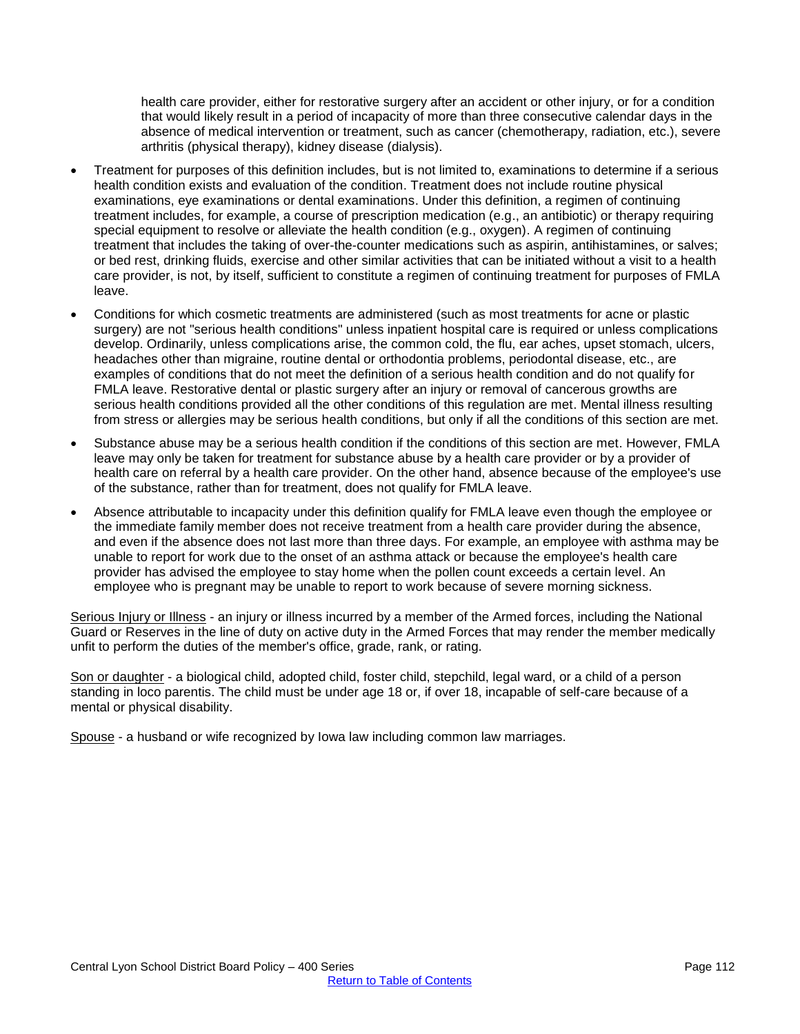health care provider, either for restorative surgery after an accident or other injury, or for a condition that would likely result in a period of incapacity of more than three consecutive calendar days in the absence of medical intervention or treatment, such as cancer (chemotherapy, radiation, etc.), severe arthritis (physical therapy), kidney disease (dialysis).

- Treatment for purposes of this definition includes, but is not limited to, examinations to determine if a serious health condition exists and evaluation of the condition. Treatment does not include routine physical examinations, eye examinations or dental examinations. Under this definition, a regimen of continuing treatment includes, for example, a course of prescription medication (e.g., an antibiotic) or therapy requiring special equipment to resolve or alleviate the health condition (e.g., oxygen). A regimen of continuing treatment that includes the taking of over-the-counter medications such as aspirin, antihistamines, or salves; or bed rest, drinking fluids, exercise and other similar activities that can be initiated without a visit to a health care provider, is not, by itself, sufficient to constitute a regimen of continuing treatment for purposes of FMLA leave.
- Conditions for which cosmetic treatments are administered (such as most treatments for acne or plastic surgery) are not "serious health conditions" unless inpatient hospital care is required or unless complications develop. Ordinarily, unless complications arise, the common cold, the flu, ear aches, upset stomach, ulcers, headaches other than migraine, routine dental or orthodontia problems, periodontal disease, etc., are examples of conditions that do not meet the definition of a serious health condition and do not qualify for FMLA leave. Restorative dental or plastic surgery after an injury or removal of cancerous growths are serious health conditions provided all the other conditions of this regulation are met. Mental illness resulting from stress or allergies may be serious health conditions, but only if all the conditions of this section are met.
- Substance abuse may be a serious health condition if the conditions of this section are met. However, FMLA leave may only be taken for treatment for substance abuse by a health care provider or by a provider of health care on referral by a health care provider. On the other hand, absence because of the employee's use of the substance, rather than for treatment, does not qualify for FMLA leave.
- Absence attributable to incapacity under this definition qualify for FMLA leave even though the employee or the immediate family member does not receive treatment from a health care provider during the absence, and even if the absence does not last more than three days. For example, an employee with asthma may be unable to report for work due to the onset of an asthma attack or because the employee's health care provider has advised the employee to stay home when the pollen count exceeds a certain level. An employee who is pregnant may be unable to report to work because of severe morning sickness.

Serious Injury or Illness - an injury or illness incurred by a member of the Armed forces, including the National Guard or Reserves in the line of duty on active duty in the Armed Forces that may render the member medically unfit to perform the duties of the member's office, grade, rank, or rating.

Son or daughter - a biological child, adopted child, foster child, stepchild, legal ward, or a child of a person standing in loco parentis. The child must be under age 18 or, if over 18, incapable of self-care because of a mental or physical disability.

Spouse - a husband or wife recognized by Iowa law including common law marriages.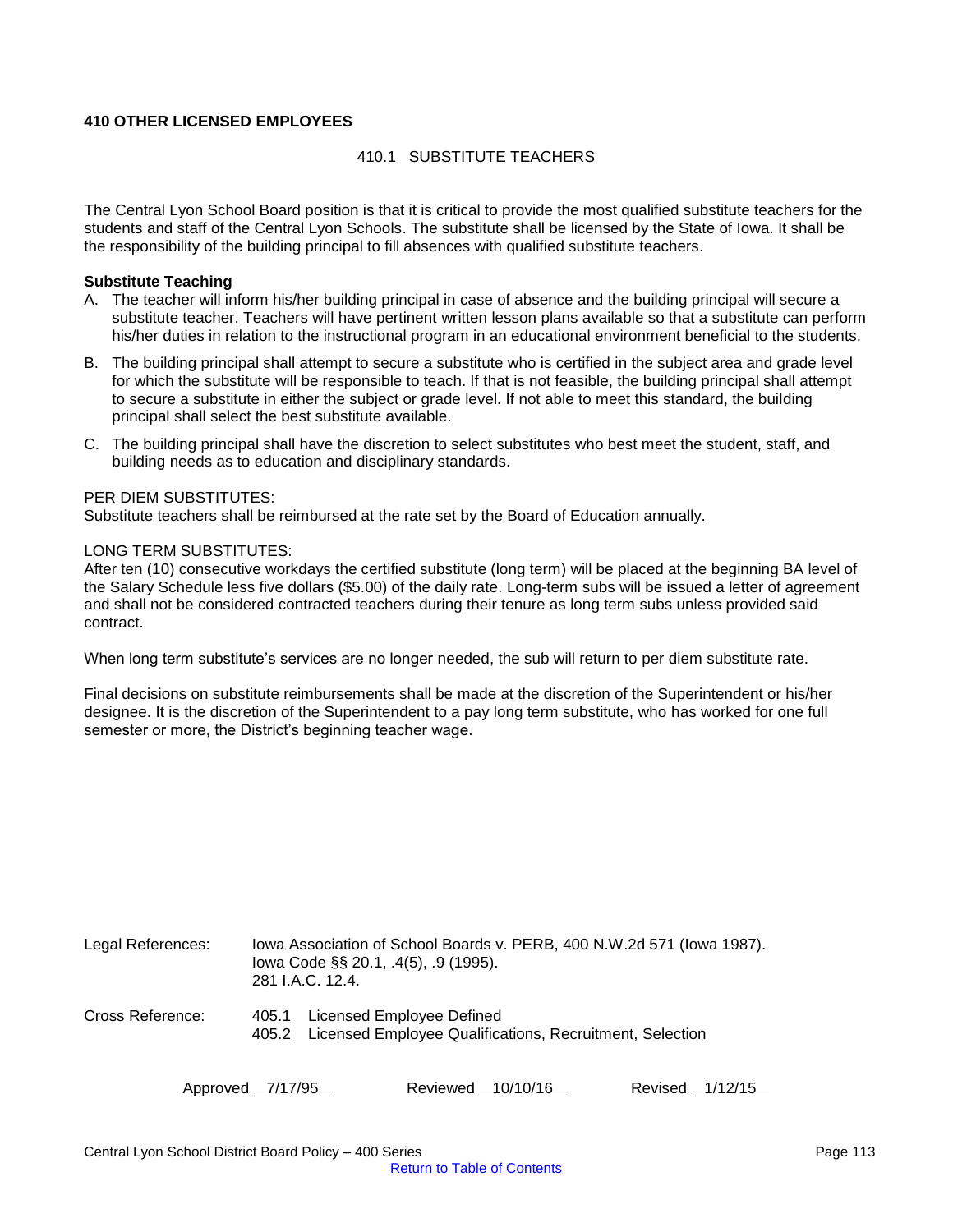**410 OTHER LICENSED EMPLOYEES**

410.1 SUBSTITUTE TEACHERS

The Central Lyon School Board position is that it is critical to provide the most qualified substitute teachers for the students and staff of the Central Lyon Schools. The substitute shall be licensed by the State of Iowa. It shall be the responsibility of the building principal to fill absences with qualified substitute teachers.

**Substitute Teaching**

A. The teacher will inform his/her building principal in case of absence and the building principal will secure a substitute teacher. Teachers will have pertinent written lesson plans available so that a substitute can perform his/her duties in relation to the instructional program in an educational environment beneficial to the students.

B. The building principal shall attempt to secure a substitute who is certified in the subject area and grade level for which the substitute will be responsible to teach. If that is not feasible, the building principal shall attempt to secure a substitute in either the subject or grade level. If not able to meet this standard, the building principal shall select the best substitute available.

C. The building principal shall have the discretion to select substitutes who best meet the student, staff, and building needs as to education and disciplinary standards.

PER DIEM SUBSTITUTES:
Substitute teachers shall be reimbursed at the rate set by the Board of Education annually.

LONG TERM SUBSTITUTES:
After ten (10) consecutive workdays the certified substitute (long term) will be placed at the beginning BA level of the Salary Schedule less five dollars ($5.00) of the daily rate. Long-term subs will be issued a letter of agreement and shall not be considered contracted teachers during their tenure as long term subs unless provided said contract.

When long term substitute's services are no longer needed, the sub will return to per diem substitute rate.

Final decisions on substitute reimbursements shall be made at the discretion of the Superintendent or his/her designee. It is the discretion of the Superintendent to a pay long term substitute, who has worked for one full semester or more, the District's beginning teacher wage.

Legal References: Iowa Association of School Boards v. PERB, 400 N.W.2d 571 (Iowa 1987).
Iowa Code §§ 20.1, .4(5), .9 (1995).
281 I.A.C. 12.4.

Cross Reference: 405.1 Licensed Employee Defined
405.2 Licensed Employee Qualifications, Recruitment, Selection

Approved 7/17/95 Reviewed 10/10/16 Revised 1/12/15

[Return to Table of Contents]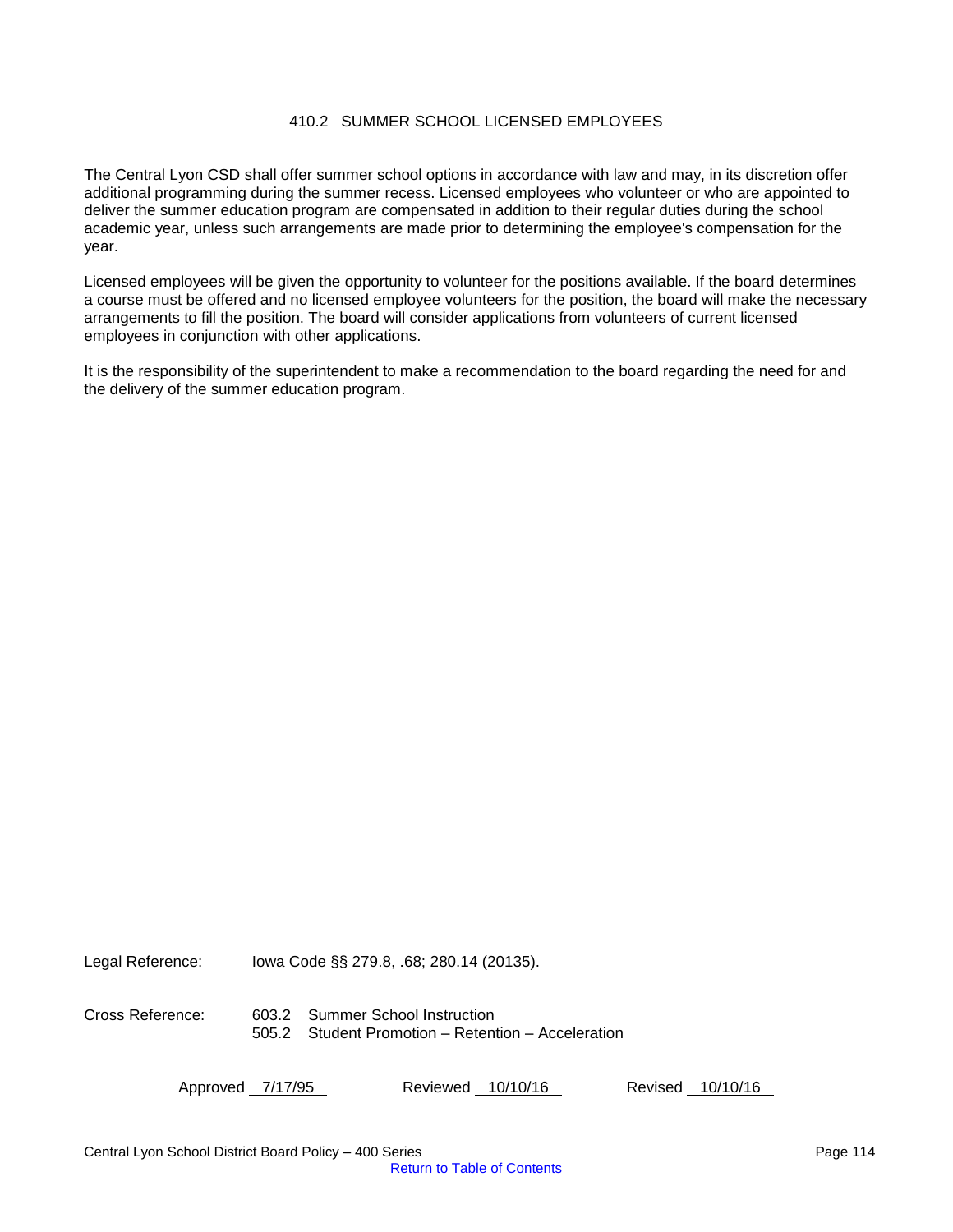# 410.2 SUMMER SCHOOL LICENSED EMPLOYEES

The Central Lyon CSD shall offer summer school options in accordance with law and may, in its discretion offer additional programming during the summer recess. Licensed employees who volunteer or who are appointed to deliver the summer education program are compensated in addition to their regular duties during the school academic year, unless such arrangements are made prior to determining the employee's compensation for the year.

Licensed employees will be given the opportunity to volunteer for the positions available. If the board determines a course must be offered and no licensed employee volunteers for the position, the board will make the necessary arrangements to fill the position. The board will consider applications from volunteers of current licensed employees in conjunction with other applications.

It is the responsibility of the superintendent to make a recommendation to the board regarding the need for and the delivery of the summer education program.

Legal Reference: Iowa Code §§ 279.8, .68; 280.14 (20135).

Cross Reference: 603.2 Summer School Instruction
505.2 Student Promotion – Retention – Acceleration

Approved 7/17/95 Reviewed 10/10/16 Revised 10/10/16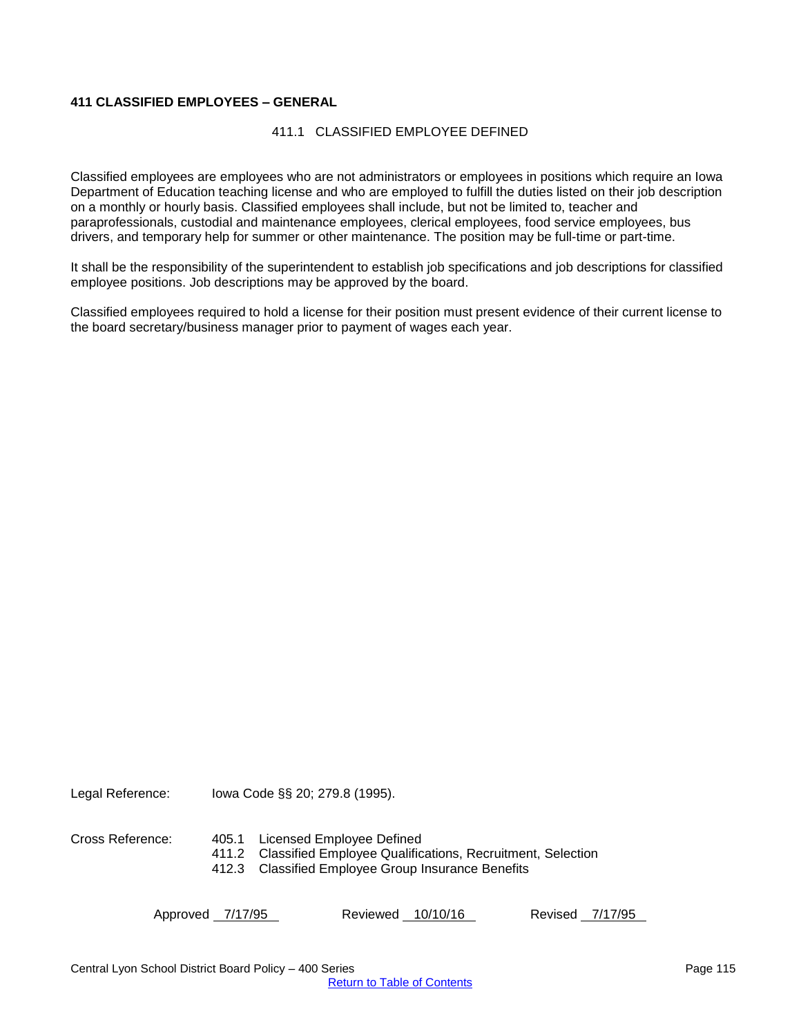**411 CLASSIFIED EMPLOYEES – GENERAL**

411.1 CLASSIFIED EMPLOYEE DEFINED

Classified employees are employees who are not administrators or employees in positions which require an Iowa Department of Education teaching license and who are employed to fulfill the duties listed on their job description on a monthly or hourly basis. Classified employees shall include, but not be limited to, teacher and paraprofessionals, custodial and maintenance employees, clerical employees, food service employees, bus drivers, and temporary help for summer or other maintenance. The position may be full-time or part-time.

It shall be the responsibility of the superintendent to establish job specifications and job descriptions for classified employee positions. Job descriptions may be approved by the board.

Classified employees required to hold a license for their position must present evidence of their current license to the board secretary/business manager prior to payment of wages each year.

Legal Reference: Iowa Code §§ 20; 279.8 (1995).

Cross Reference:
405.1 Licensed Employee Defined
411.2 Classified Employee Qualifications, Recruitment, Selection
412.3 Classified Employee Group Insurance Benefits

Approved 7/17/95 Reviewed 10/10/16 Revised 7/17/95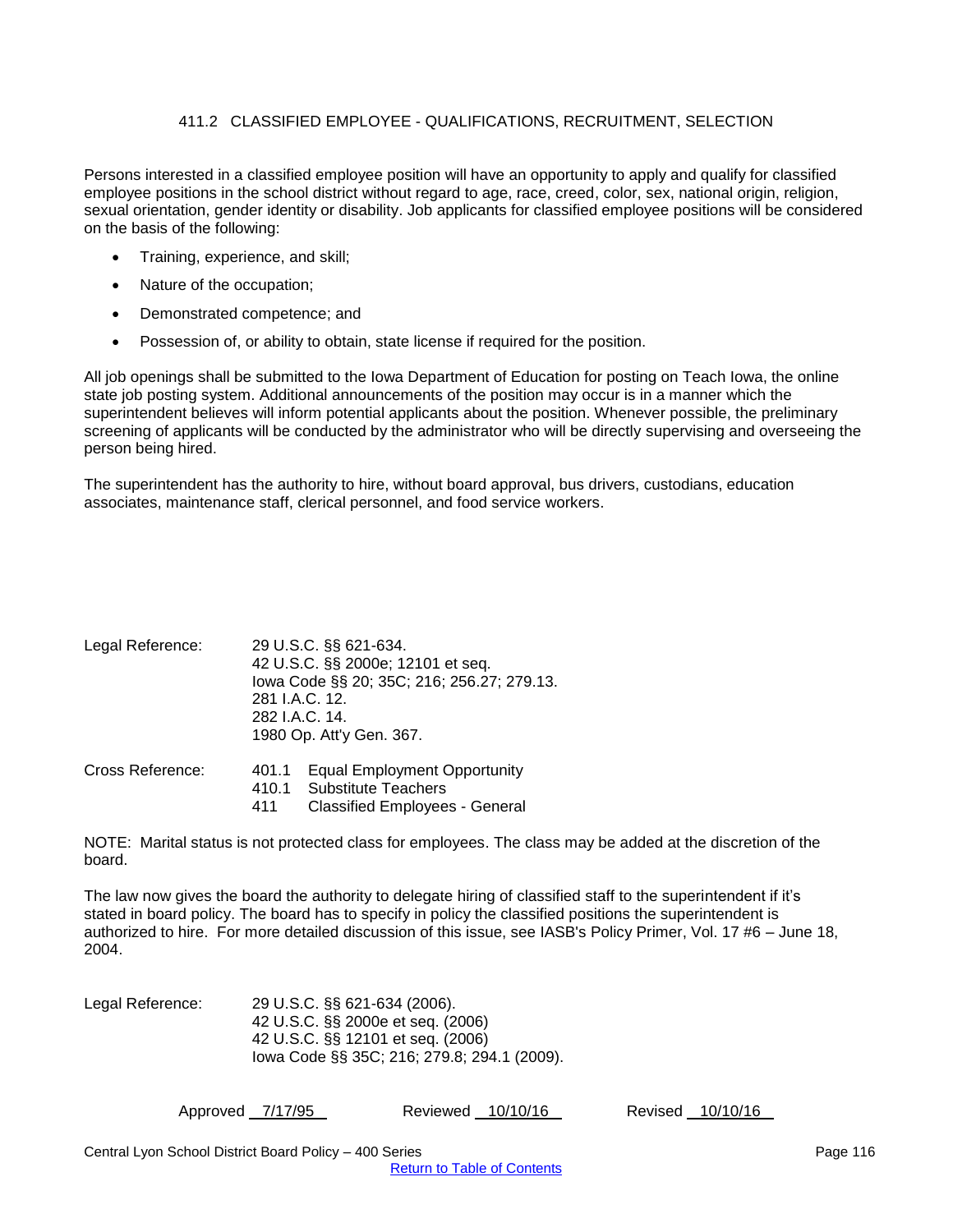## 411.2 CLASSIFIED EMPLOYEE - QUALIFICATIONS, RECRUITMENT, SELECTION

Persons interested in a classified employee position will have an opportunity to apply and qualify for classified employee positions in the school district without regard to age, race, creed, color, sex, national origin, religion, sexual orientation, gender identity or disability. Job applicants for classified employee positions will be considered on the basis of the following:

- Training, experience, and skill;
- Nature of the occupation;
- Demonstrated competence; and
- Possession of, or ability to obtain, state license if required for the position.

All job openings shall be submitted to the Iowa Department of Education for posting on Teach Iowa, the online state job posting system. Additional announcements of the position may occur is in a manner which the superintendent believes will inform potential applicants about the position. Whenever possible, the preliminary screening of applicants will be conducted by the administrator who will be directly supervising and overseeing the person being hired.

The superintendent has the authority to hire, without board approval, bus drivers, custodians, education associates, maintenance staff, clerical personnel, and food service workers.

Legal Reference: 29 U.S.C. §§ 621-634.
42 U.S.C. §§ 2000e; 12101 et seq.
Iowa Code §§ 20; 35C; 216; 256.27; 279.13.
281 I.A.C. 12.
282 I.A.C. 14.
1980 Op. Att'y Gen. 367.

Cross Reference: 401.1 Equal Employment Opportunity
410.1 Substitute Teachers
411 Classified Employees - General

NOTE: Marital status is not protected class for employees. The class may be added at the discretion of the board.

The law now gives the board the authority to delegate hiring of classified staff to the superintendent if it's stated in board policy. The board has to specify in policy the classified positions the superintendent is authorized to hire. For more detailed discussion of this issue, see IASB's Policy Primer, Vol. 17 #6 – June 18, 2004.

Legal Reference: 29 U.S.C. §§ 621-634 (2006).
42 U.S.C. §§ 2000e et seq. (2006)
42 U.S.C. §§ 12101 et seq. (2006)
Iowa Code §§ 35C; 216; 279.8; 294.1 (2009).

Approved 7/17/95 Reviewed 10/10/16 Revised 10/10/16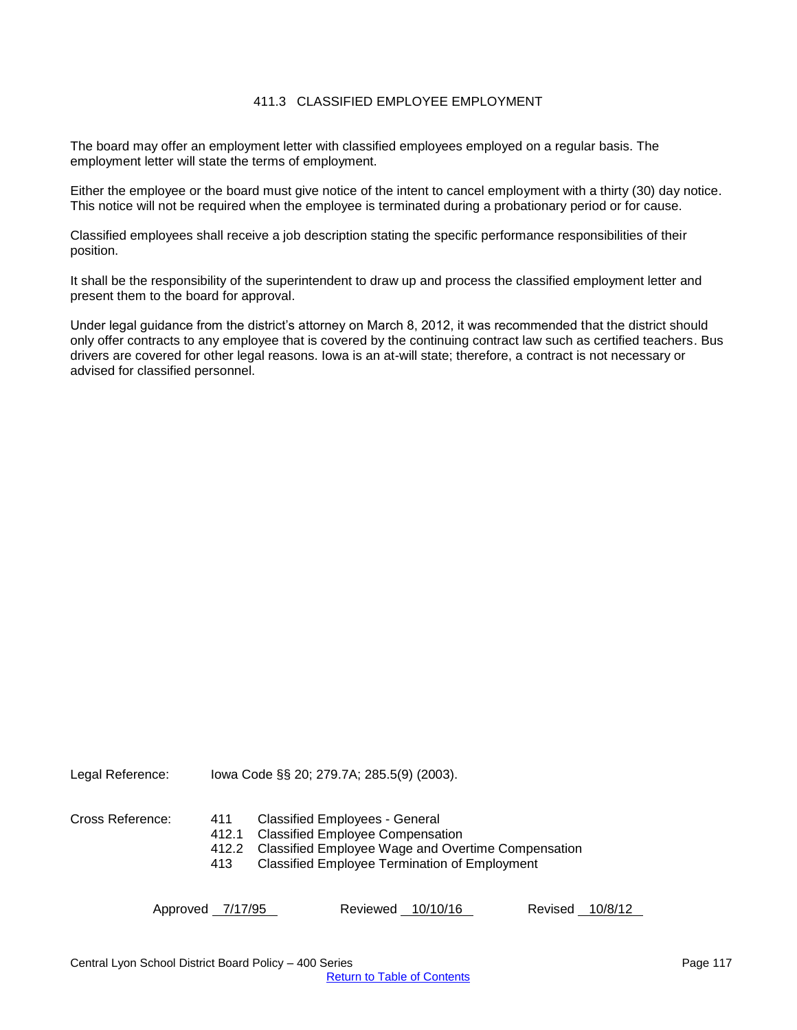# 411.3 CLASSIFIED EMPLOYEE EMPLOYMENT

The board may offer an employment letter with classified employees employed on a regular basis. The employment letter will state the terms of employment.

Either the employee or the board must give notice of the intent to cancel employment with a thirty (30) day notice. This notice will not be required when the employee is terminated during a probationary period or for cause.

Classified employees shall receive a job description stating the specific performance responsibilities of their position.

It shall be the responsibility of the superintendent to draw up and process the classified employment letter and present them to the board for approval.

Under legal guidance from the district's attorney on March 8, 2012, it was recommended that the district should only offer contracts to any employee that is covered by the continuing contract law such as certified teachers. Bus drivers are covered for other legal reasons. Iowa is an at-will state; therefore, a contract is not necessary or advised for classified personnel.

Legal Reference: Iowa Code §§ 20; 279.7A; 285.5(9) (2003).

Cross Reference:
- 411 Classified Employees - General
- 412.1 Classified Employee Compensation
- 412.2 Classified Employee Wage and Overtime Compensation
- 413 Classified Employee Termination of Employment

Approved 7/17/95 Reviewed 10/10/16 Revised 10/8/12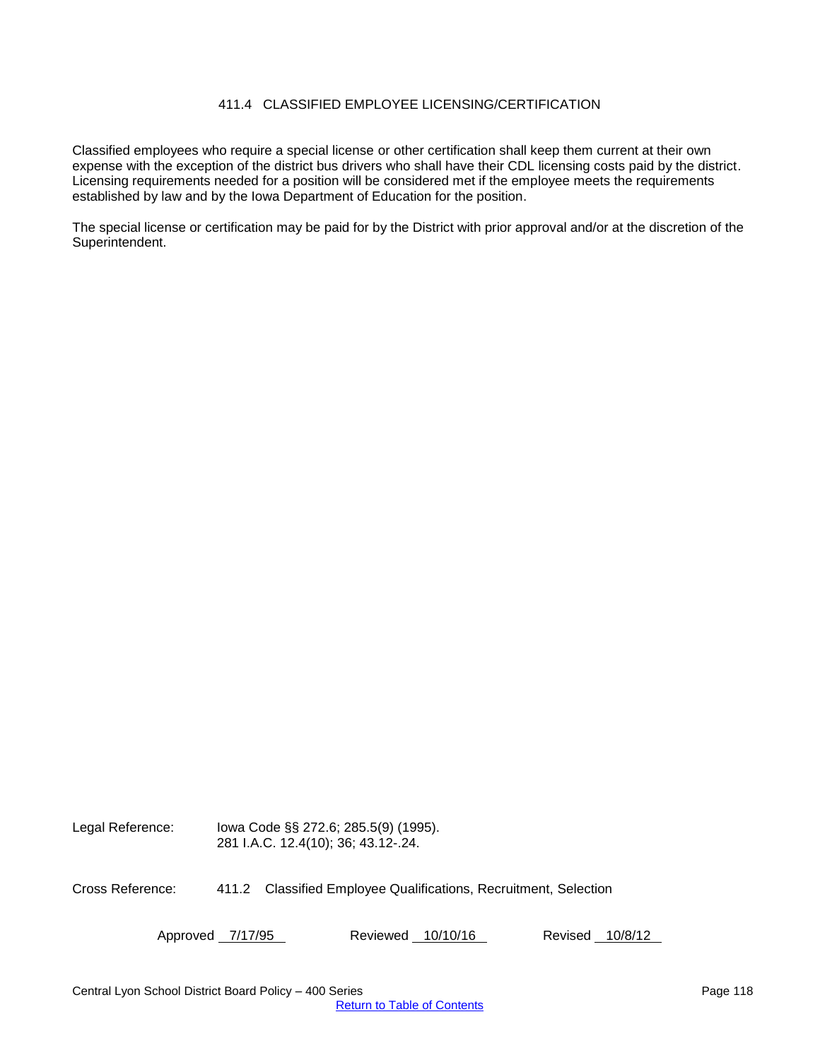# 411.4 CLASSIFIED EMPLOYEE LICENSING/CERTIFICATION

Classified employees who require a special license or other certification shall keep them current at their own expense with the exception of the district bus drivers who shall have their CDL licensing costs paid by the district. Licensing requirements needed for a position will be considered met if the employee meets the requirements established by law and by the Iowa Department of Education for the position.

The special license or certification may be paid for by the District with prior approval and/or at the discretion of the Superintendent.

Legal Reference: Iowa Code §§ 272.6; 285.5(9) (1995).
281 I.A.C. 12.4(10); 36; 43.12-.24.

Cross Reference: 411.2 Classified Employee Qualifications, Recruitment, Selection

Approved 7/17/95 Reviewed 10/10/16 Revised 10/8/12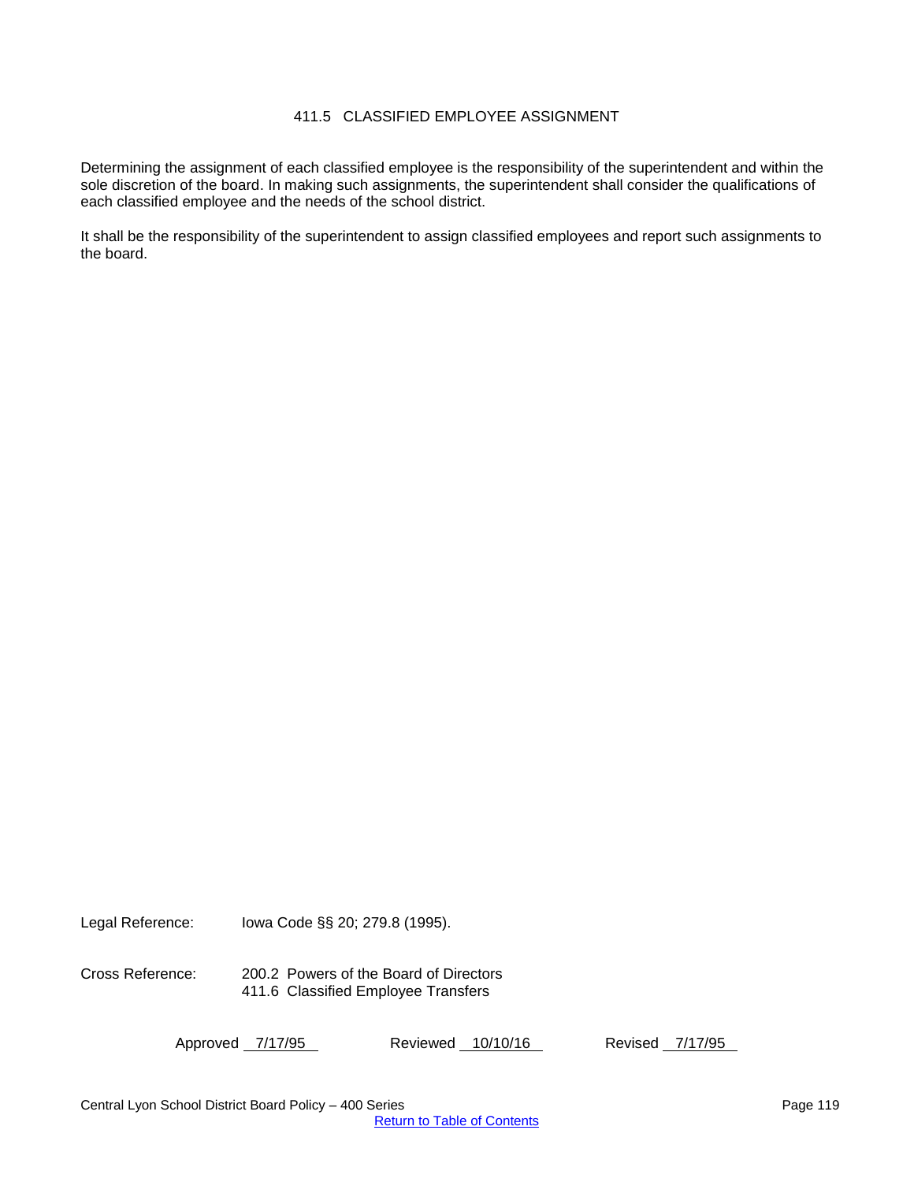# 411.5 CLASSIFIED EMPLOYEE ASSIGNMENT

Determining the assignment of each classified employee is the responsibility of the superintendent and within the sole discretion of the board. In making such assignments, the superintendent shall consider the qualifications of each classified employee and the needs of the school district.

It shall be the responsibility of the superintendent to assign classified employees and report such assignments to the board.

Legal Reference: Iowa Code §§ 20; 279.8 (1995).

Cross Reference: 200.2 Powers of the Board of Directors
411.6 Classified Employee Transfers

Approved 7/17/95 Reviewed 10/10/16 Revised 7/17/95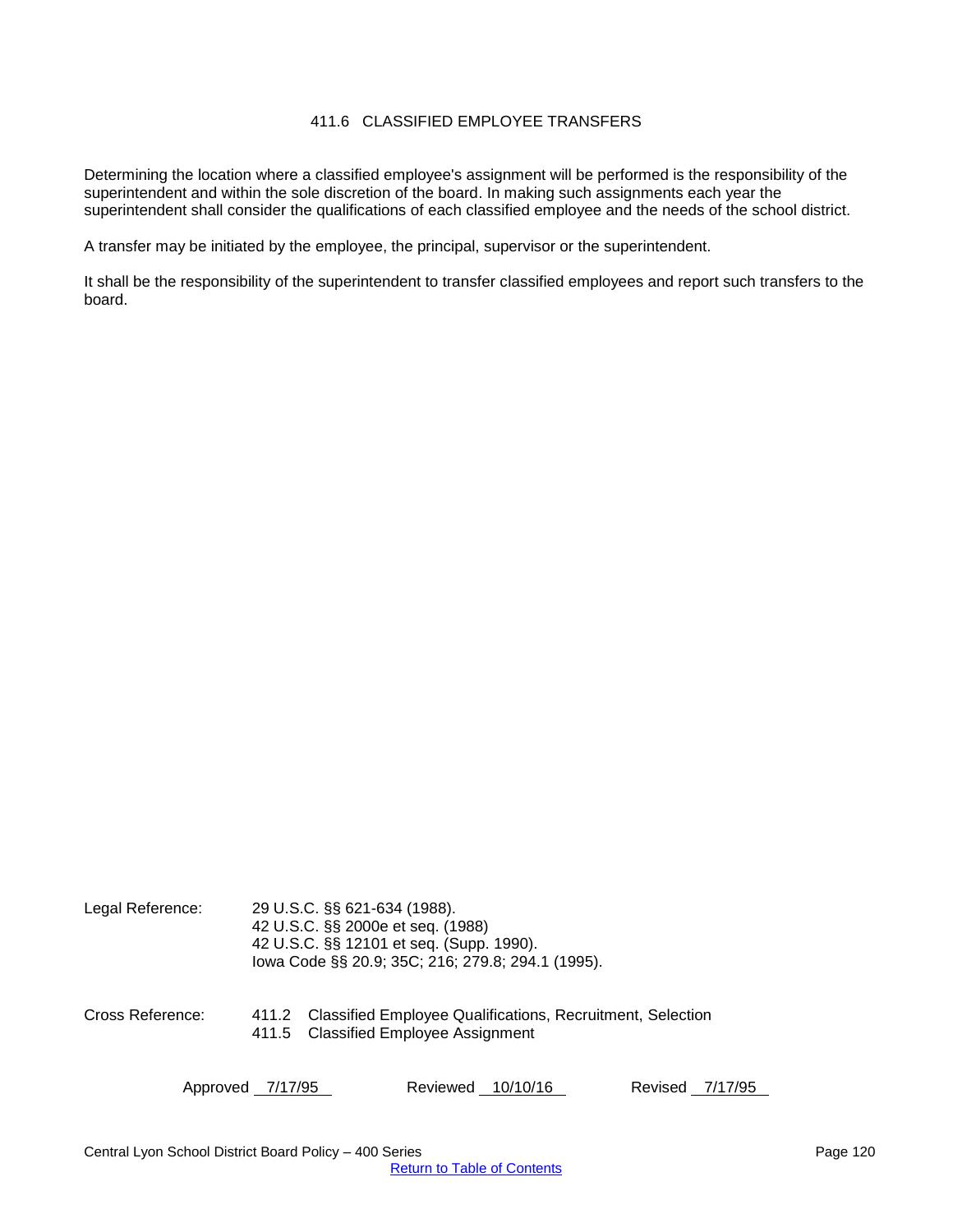# 411.6 CLASSIFIED EMPLOYEE TRANSFERS

Determining the location where a classified employee's assignment will be performed is the responsibility of the superintendent and within the sole discretion of the board. In making such assignments each year the superintendent shall consider the qualifications of each classified employee and the needs of the school district.

A transfer may be initiated by the employee, the principal, supervisor or the superintendent.

It shall be the responsibility of the superintendent to transfer classified employees and report such transfers to the board.

Legal Reference: 29 U.S.C. §§ 621-634 (1988).
42 U.S.C. §§ 2000e et seq. (1988)
42 U.S.C. §§ 12101 et seq. (Supp. 1990).
Iowa Code §§ 20.9; 35C; 216; 279.8; 294.1 (1995).

Cross Reference: 411.2 Classified Employee Qualifications, Recruitment, Selection
411.5 Classified Employee Assignment

Approved 7/17/95 Reviewed 10/10/16 Revised 7/17/95

Return to Table of Contents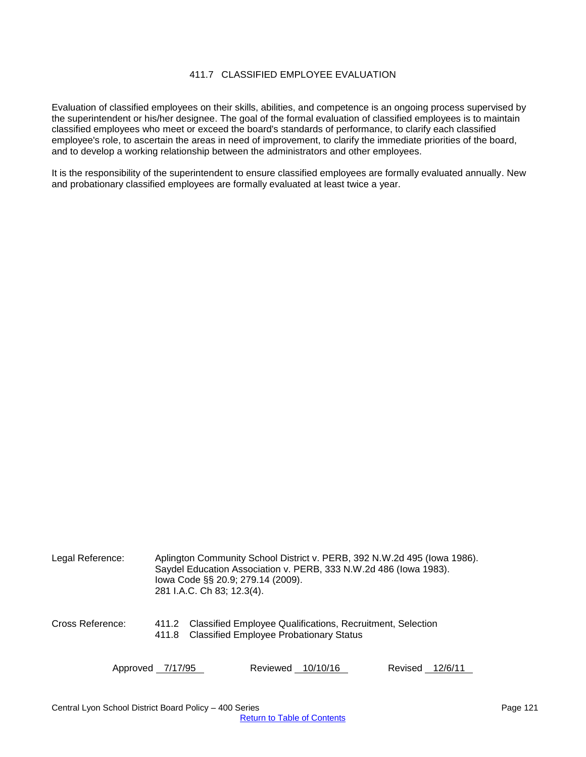# 411.7 CLASSIFIED EMPLOYEE EVALUATION

Evaluation of classified employees on their skills, abilities, and competence is an ongoing process supervised by the superintendent or his/her designee. The goal of the formal evaluation of classified employees is to maintain classified employees who meet or exceed the board's standards of performance, to clarify each classified employee's role, to ascertain the areas in need of improvement, to clarify the immediate priorities of the board, and to develop a working relationship between the administrators and other employees.

It is the responsibility of the superintendent to ensure classified employees are formally evaluated annually. New and probationary classified employees are formally evaluated at least twice a year.

Legal Reference: Aplington Community School District v. PERB, 392 N.W.2d 495 (Iowa 1986).
Saydel Education Association v. PERB, 333 N.W.2d 486 (Iowa 1983).
Iowa Code §§ 20.9; 279.14 (2009).
281 I.A.C. Ch 83; 12.3(4).

Cross Reference: 411.2 Classified Employee Qualifications, Recruitment, Selection
411.8 Classified Employee Probationary Status

Approved 7/17/95 Reviewed 10/10/16 Revised 12/6/11

Return to Table of Contents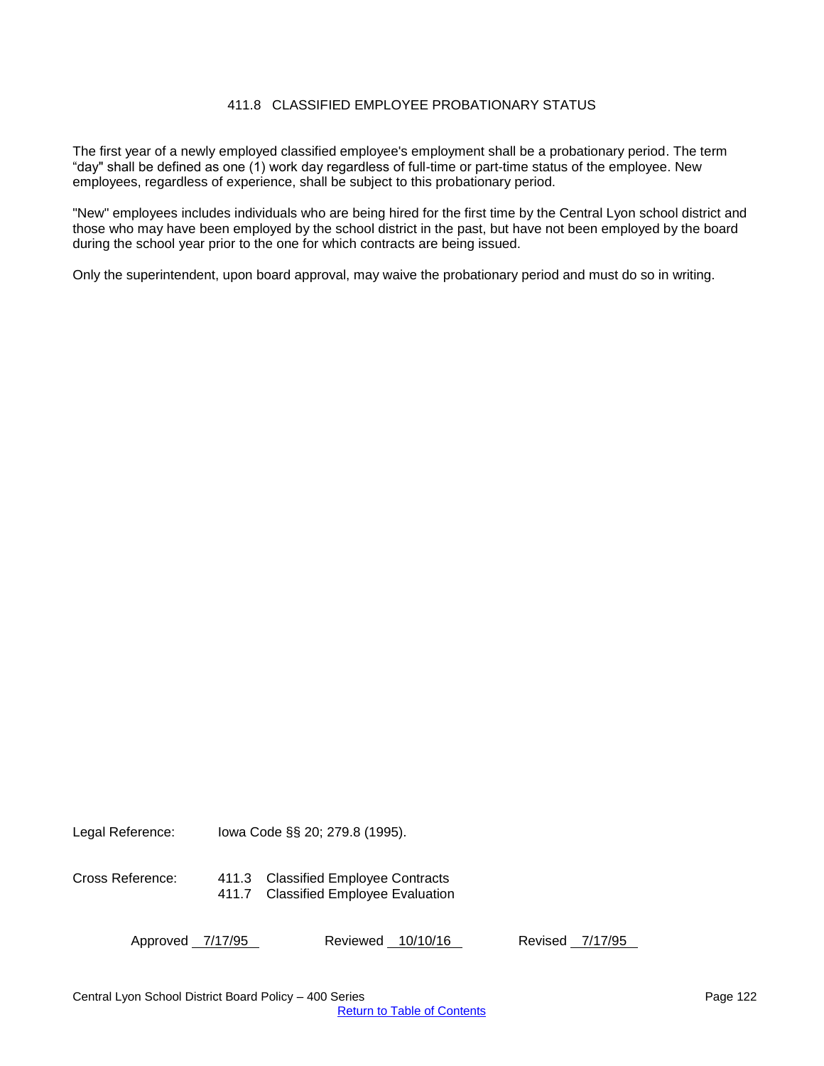## 411.8 CLASSIFIED EMPLOYEE PROBATIONARY STATUS

The first year of a newly employed classified employee's employment shall be a probationary period. The term "day" shall be defined as one (1) work day regardless of full-time or part-time status of the employee. New employees, regardless of experience, shall be subject to this probationary period.

"New" employees includes individuals who are being hired for the first time by the Central Lyon school district and those who may have been employed by the school district in the past, but have not been employed by the board during the school year prior to the one for which contracts are being issued.

Only the superintendent, upon board approval, may waive the probationary period and must do so in writing.

Legal Reference: Iowa Code §§ 20; 279.8 (1995).

Cross Reference: 411.3 Classified Employee Contracts
411.7 Classified Employee Evaluation

Approved 7/17/95 Reviewed 10/10/16 Revised 7/17/95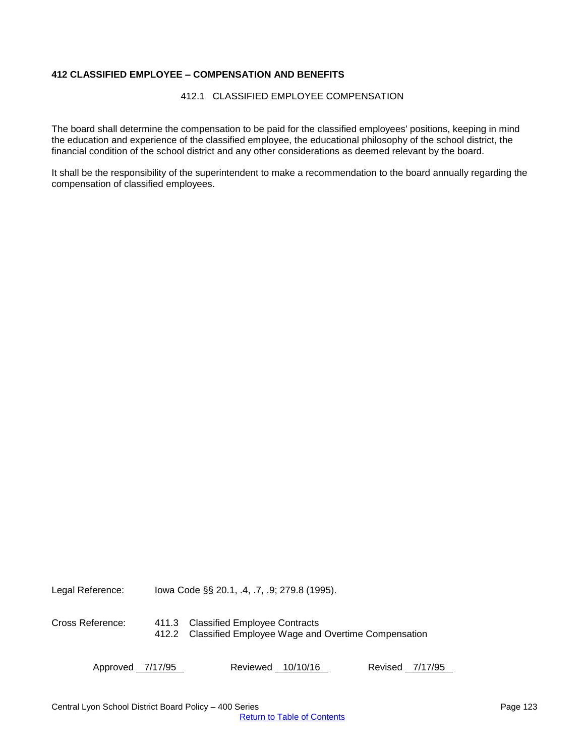## 412 CLASSIFIED EMPLOYEE – COMPENSATION AND BENEFITS

### 412.1 CLASSIFIED EMPLOYEE COMPENSATION

The board shall determine the compensation to be paid for the classified employees' positions, keeping in mind the education and experience of the classified employee, the educational philosophy of the school district, the financial condition of the school district and any other considerations as deemed relevant by the board.

It shall be the responsibility of the superintendent to make a recommendation to the board annually regarding the compensation of classified employees.

Legal Reference: Iowa Code §§ 20.1, .4, .7, .9; 279.8 (1995).

Cross Reference: 411.3 Classified Employee Contracts
412.2 Classified Employee Wage and Overtime Compensation

Approved 7/17/95 Reviewed 10/10/16 Revised 7/17/95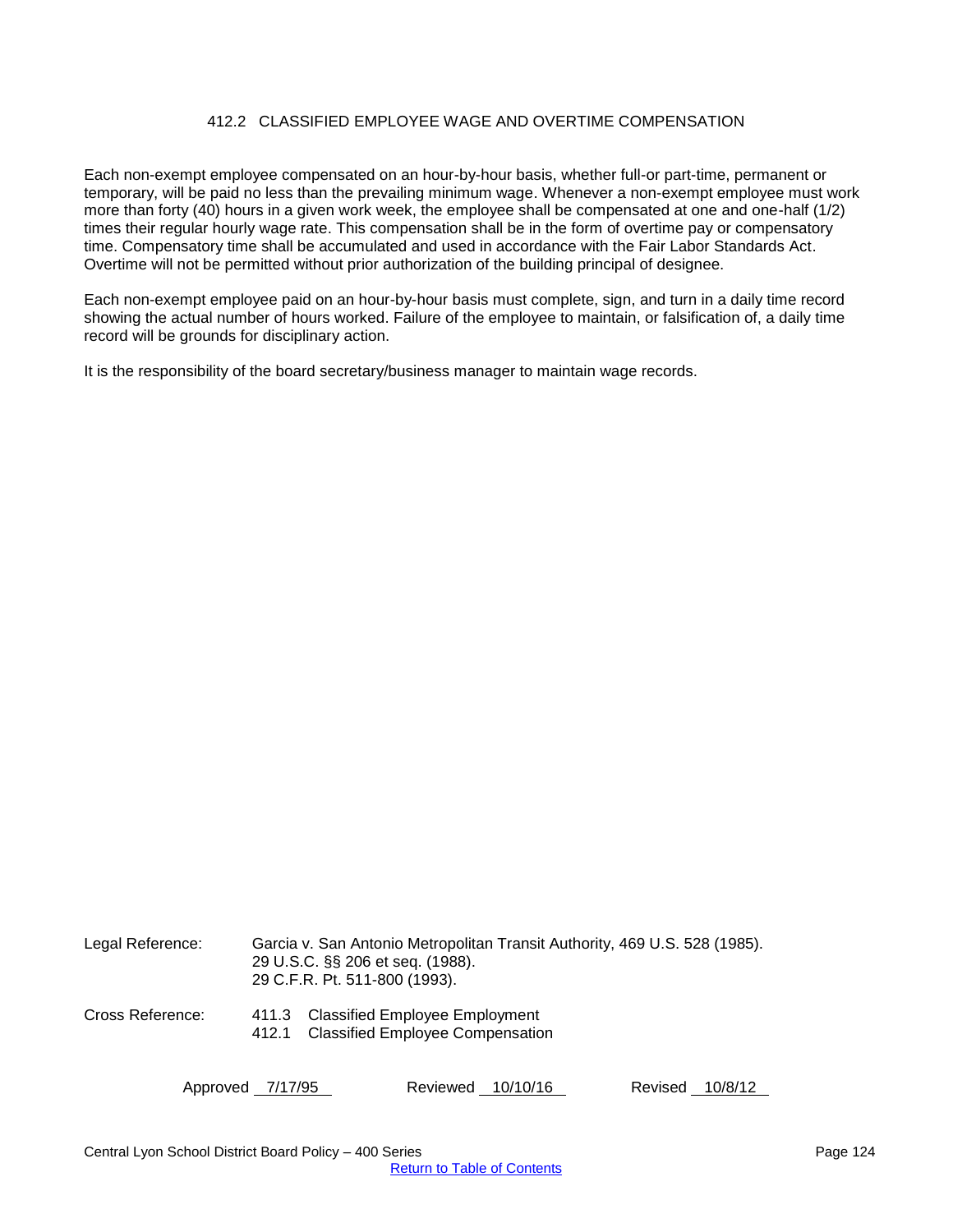## 412.2 CLASSIFIED EMPLOYEE WAGE AND OVERTIME COMPENSATION

Each non-exempt employee compensated on an hour-by-hour basis, whether full-or part-time, permanent or temporary, will be paid no less than the prevailing minimum wage. Whenever a non-exempt employee must work more than forty (40) hours in a given work week, the employee shall be compensated at one and one-half (1/2) times their regular hourly wage rate. This compensation shall be in the form of overtime pay or compensatory time. Compensatory time shall be accumulated and used in accordance with the Fair Labor Standards Act. Overtime will not be permitted without prior authorization of the building principal of designee.

Each non-exempt employee paid on an hour-by-hour basis must complete, sign, and turn in a daily time record showing the actual number of hours worked. Failure of the employee to maintain, or falsification of, a daily time record will be grounds for disciplinary action.

It is the responsibility of the board secretary/business manager to maintain wage records.

Legal Reference: Garcia v. San Antonio Metropolitan Transit Authority, 469 U.S. 528 (1985).
29 U.S.C. §§ 206 et seq. (1988).
29 C.F.R. Pt. 511-800 (1993).

Cross Reference: 411.3 Classified Employee Employment
412.1 Classified Employee Compensation

Approved 7/17/95 Reviewed 10/10/16 Revised 10/8/12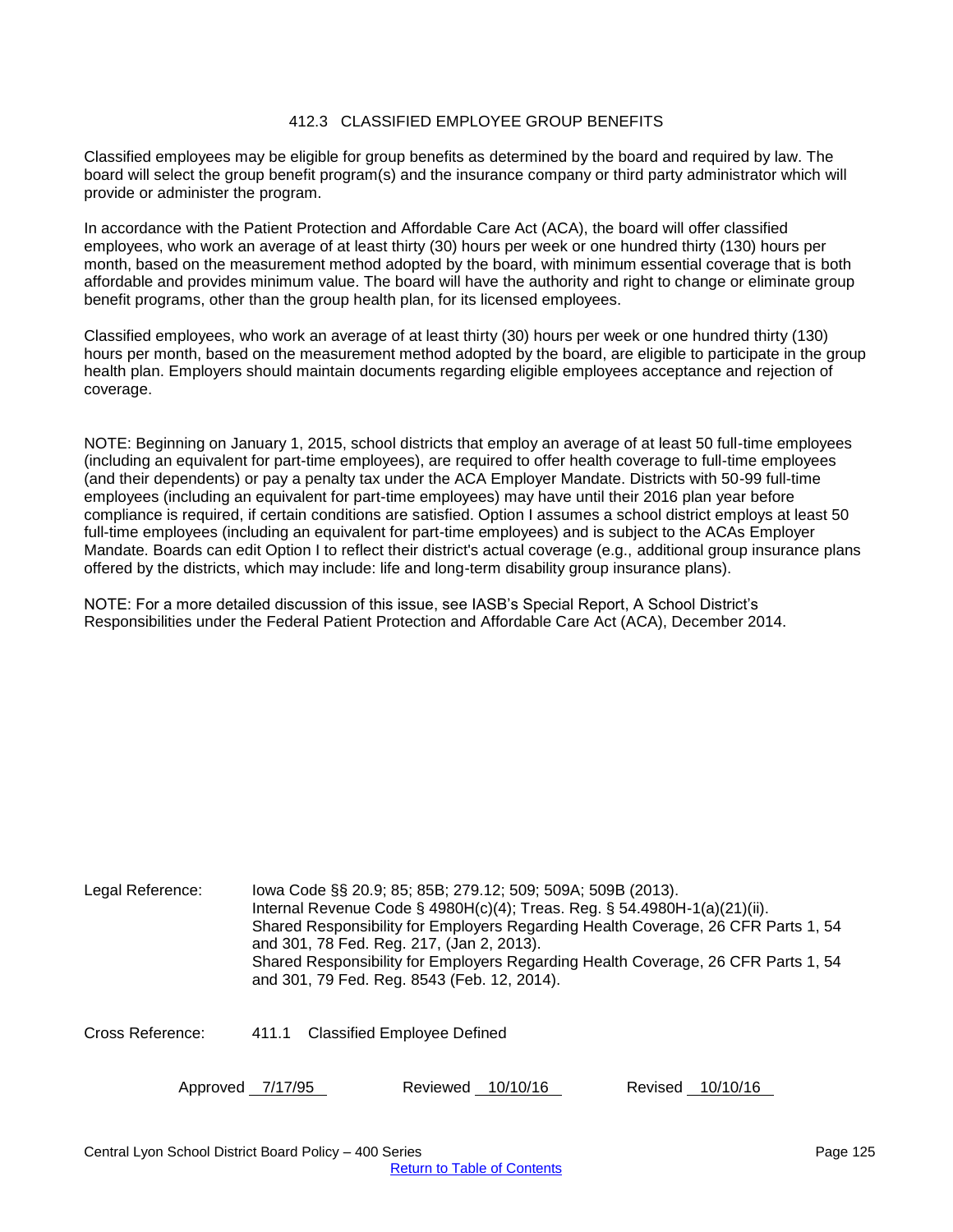# 412.3 CLASSIFIED EMPLOYEE GROUP BENEFITS

Classified employees may be eligible for group benefits as determined by the board and required by law. The board will select the group benefit program(s) and the insurance company or third party administrator which will provide or administer the program.

In accordance with the Patient Protection and Affordable Care Act (ACA), the board will offer classified employees, who work an average of at least thirty (30) hours per week or one hundred thirty (130) hours per month, based on the measurement method adopted by the board, with minimum essential coverage that is both affordable and provides minimum value. The board will have the authority and right to change or eliminate group benefit programs, other than the group health plan, for its licensed employees.

Classified employees, who work an average of at least thirty (30) hours per week or one hundred thirty (130) hours per month, based on the measurement method adopted by the board, are eligible to participate in the group health plan. Employers should maintain documents regarding eligible employees acceptance and rejection of coverage.

NOTE: Beginning on January 1, 2015, school districts that employ an average of at least 50 full-time employees (including an equivalent for part-time employees), are required to offer health coverage to full-time employees (and their dependents) or pay a penalty tax under the ACA Employer Mandate. Districts with 50-99 full-time employees (including an equivalent for part-time employees) may have until their 2016 plan year before compliance is required, if certain conditions are satisfied. Option I assumes a school district employs at least 50 full-time employees (including an equivalent for part-time employees) and is subject to the ACAs Employer Mandate. Boards can edit Option I to reflect their district's actual coverage (e.g., additional group insurance plans offered by the districts, which may include: life and long-term disability group insurance plans).

NOTE: For a more detailed discussion of this issue, see IASB's Special Report, A School District's Responsibilities under the Federal Patient Protection and Affordable Care Act (ACA), December 2014.

Legal Reference: Iowa Code §§ 20.9; 85; 85B; 279.12; 509; 509A; 509B (2013).
Internal Revenue Code § 4980H(c)(4); Treas. Reg. § 54.4980H-1(a)(21)(ii).
Shared Responsibility for Employers Regarding Health Coverage, 26 CFR Parts 1, 54 and 301, 78 Fed. Reg. 217, (Jan 2, 2013).
Shared Responsibility for Employers Regarding Health Coverage, 26 CFR Parts 1, 54 and 301, 79 Fed. Reg. 8543 (Feb. 12, 2014).

Cross Reference: 411.1 Classified Employee Defined

Approved 7/17/95 Reviewed 10/10/16 Revised 10/10/16

Return to Table of Contents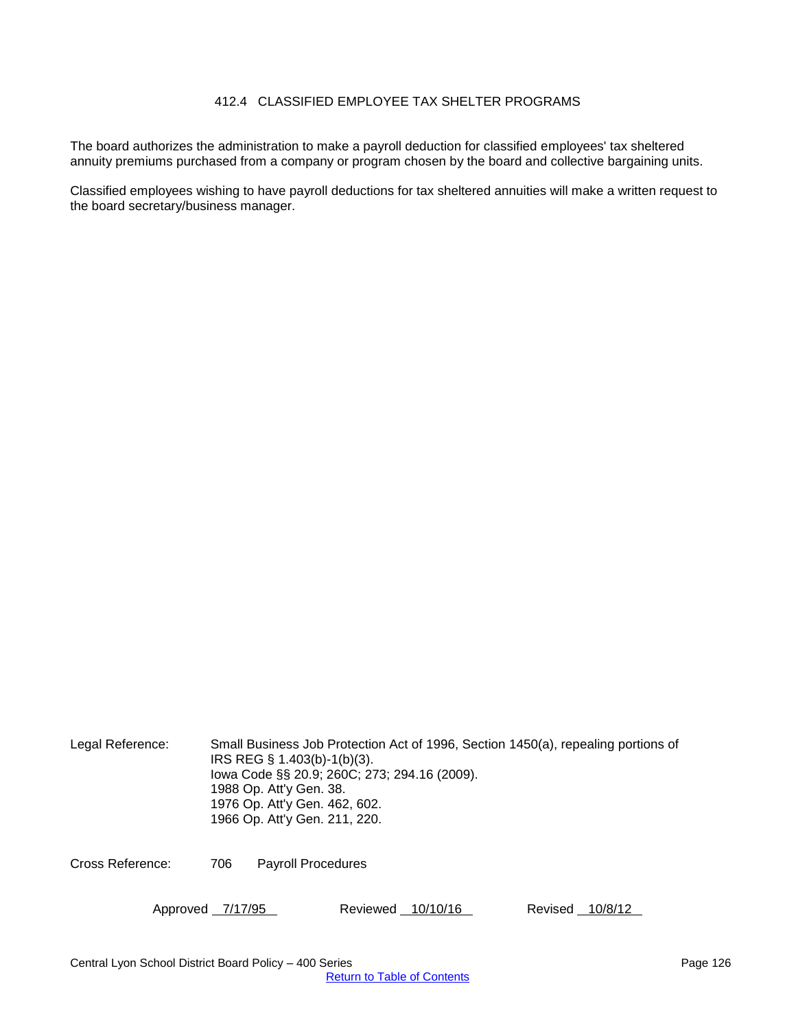# 412.4 CLASSIFIED EMPLOYEE TAX SHELTER PROGRAMS

The board authorizes the administration to make a payroll deduction for classified employees' tax sheltered annuity premiums purchased from a company or program chosen by the board and collective bargaining units.

Classified employees wishing to have payroll deductions for tax sheltered annuities will make a written request to the board secretary/business manager.

Legal Reference: Small Business Job Protection Act of 1996, Section 1450(a), repealing portions of IRS REG § 1.403(b)-1(b)(3).
Iowa Code §§ 20.9; 260C; 273; 294.16 (2009).
1988 Op. Att'y Gen. 38.
1976 Op. Att'y Gen. 462, 602.
1966 Op. Att'y Gen. 211, 220.

Cross Reference: 706 Payroll Procedures

Approved 7/17/95 Reviewed 10/10/16 Revised 10/8/12

Return to Table of Contents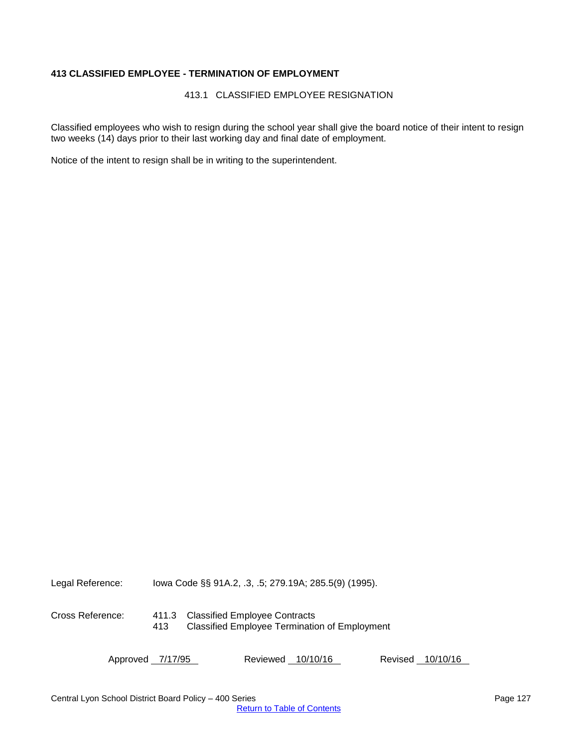## 413 CLASSIFIED EMPLOYEE - TERMINATION OF EMPLOYMENT

### 413.1 CLASSIFIED EMPLOYEE RESIGNATION

Classified employees who wish to resign during the school year shall give the board notice of their intent to resign two weeks (14) days prior to their last working day and final date of employment.

Notice of the intent to resign shall be in writing to the superintendent.

Legal Reference: Iowa Code §§ 91A.2, .3, .5; 279.19A; 285.5(9) (1995).

Cross Reference:
411.3 Classified Employee Contracts
413 Classified Employee Termination of Employment

Approved 7/17/95 Reviewed 10/10/16 Revised 10/10/16

Return to Table of Contents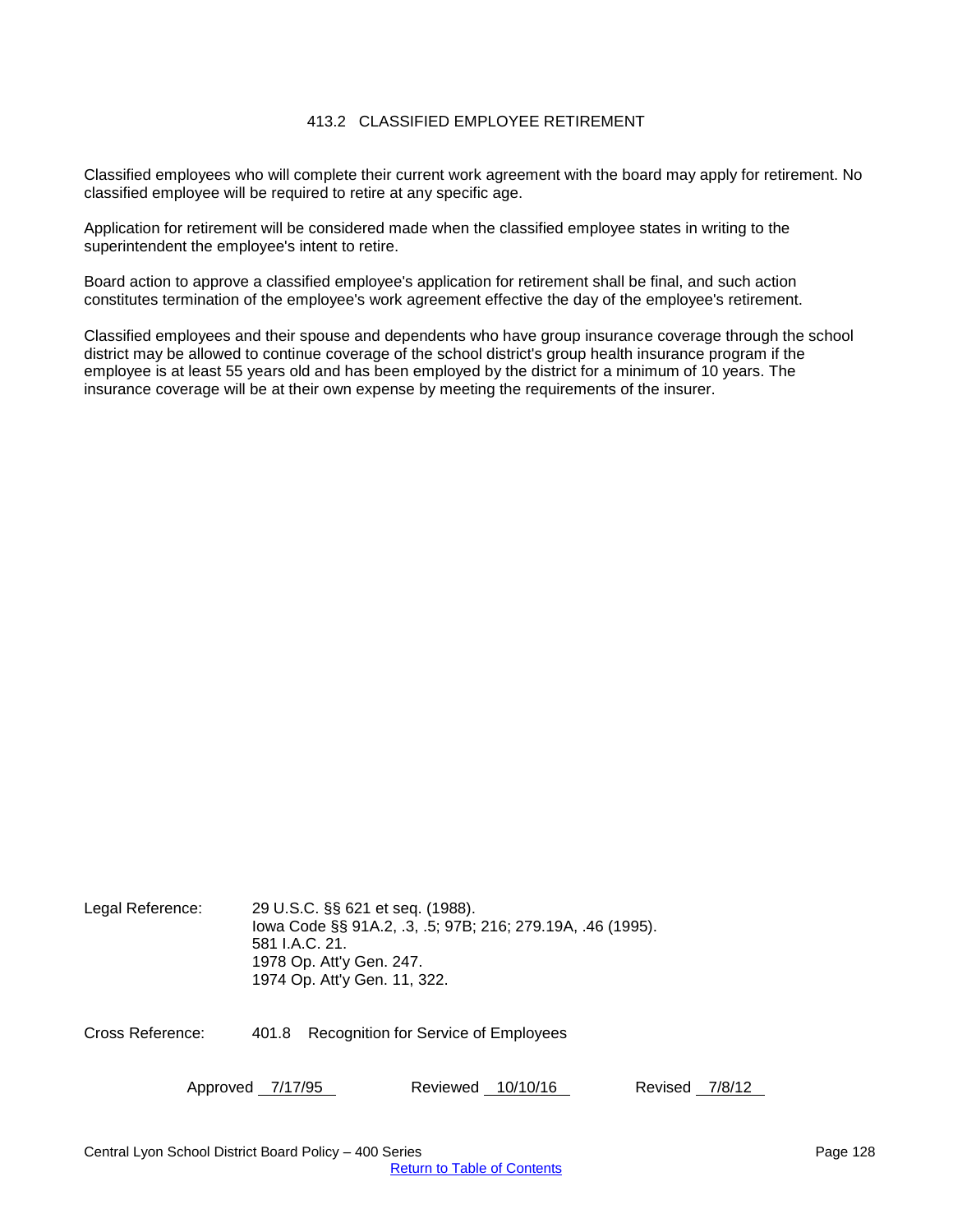# 413.2 CLASSIFIED EMPLOYEE RETIREMENT

Classified employees who will complete their current work agreement with the board may apply for retirement. No classified employee will be required to retire at any specific age.

Application for retirement will be considered made when the classified employee states in writing to the superintendent the employee's intent to retire.

Board action to approve a classified employee's application for retirement shall be final, and such action constitutes termination of the employee's work agreement effective the day of the employee's retirement.

Classified employees and their spouse and dependents who have group insurance coverage through the school district may be allowed to continue coverage of the school district's group health insurance program if the employee is at least 55 years old and has been employed by the district for a minimum of 10 years. The insurance coverage will be at their own expense by meeting the requirements of the insurer.

Legal Reference: 29 U.S.C. §§ 621 et seq. (1988).
Iowa Code §§ 91A.2, .3, .5; 97B; 216; 279.19A, .46 (1995).
581 I.A.C. 21.
1978 Op. Att'y Gen. 247.
1974 Op. Att'y Gen. 11, 322.

Cross Reference: 401.8 Recognition for Service of Employees

Approved 7/17/95 Reviewed 10/10/16 Revised 7/8/12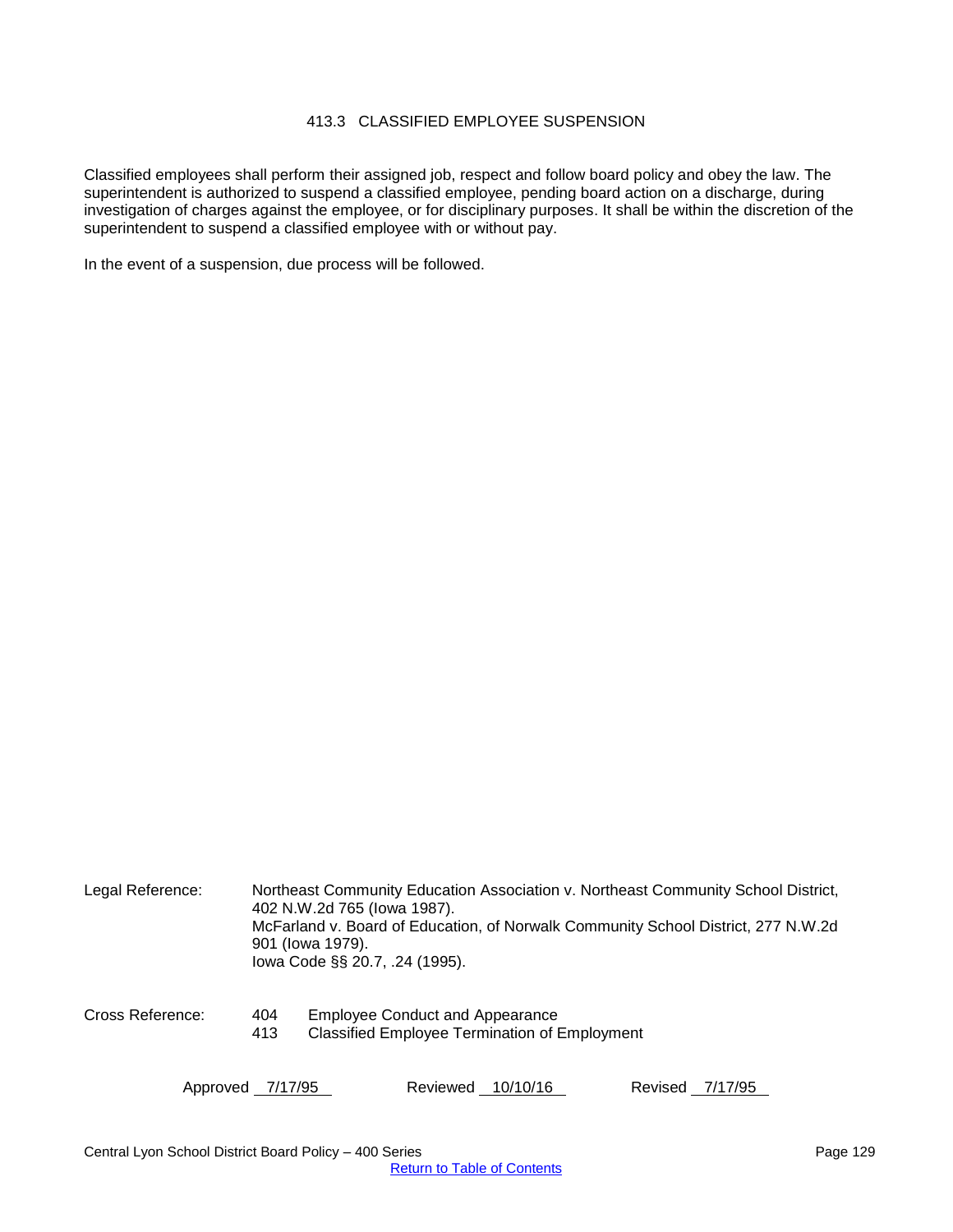# 413.3 CLASSIFIED EMPLOYEE SUSPENSION

Classified employees shall perform their assigned job, respect and follow board policy and obey the law. The superintendent is authorized to suspend a classified employee, pending board action on a discharge, during investigation of charges against the employee, or for disciplinary purposes. It shall be within the discretion of the superintendent to suspend a classified employee with or without pay.

In the event of a suspension, due process will be followed.

Legal Reference: Northeast Community Education Association v. Northeast Community School District, 402 N.W.2d 765 (Iowa 1987).
McFarland v. Board of Education, of Norwalk Community School District, 277 N.W.2d 901 (Iowa 1979).
Iowa Code §§ 20.7, .24 (1995).

Cross Reference:
404 Employee Conduct and Appearance
413 Classified Employee Termination of Employment

Approved 7/17/95 Reviewed 10/10/16 Revised 7/17/95

Central Lyon School District Board Policy – 400 Series

[Return to Table of Contents]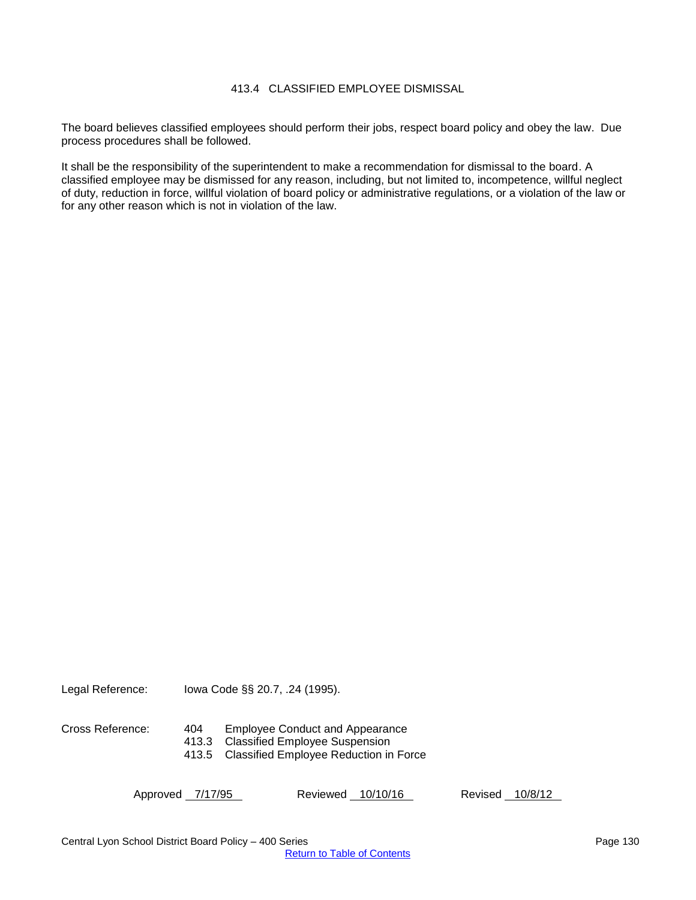# 413.4 CLASSIFIED EMPLOYEE DISMISSAL

The board believes classified employees should perform their jobs, respect board policy and obey the law. Due process procedures shall be followed.

It shall be the responsibility of the superintendent to make a recommendation for dismissal to the board. A classified employee may be dismissed for any reason, including, but not limited to, incompetence, willful neglect of duty, reduction in force, willful violation of board policy or administrative regulations, or a violation of the law or for any other reason which is not in violation of the law.

Legal Reference: Iowa Code §§ 20.7, .24 (1995).

Cross Reference:
- 404 Employee Conduct and Appearance
- 413.3 Classified Employee Suspension
- 413.5 Classified Employee Reduction in Force

Approved 7/17/95 Reviewed 10/10/16 Revised 10/8/12

Return to Table of Contents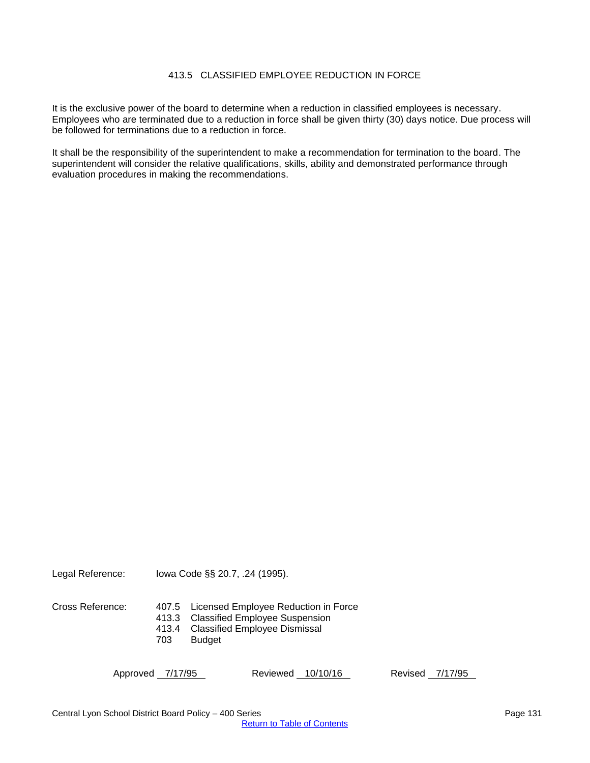# 413.5 CLASSIFIED EMPLOYEE REDUCTION IN FORCE

It is the exclusive power of the board to determine when a reduction in classified employees is necessary. Employees who are terminated due to a reduction in force shall be given thirty (30) days notice. Due process will be followed for terminations due to a reduction in force.

It shall be the responsibility of the superintendent to make a recommendation for termination to the board. The superintendent will consider the relative qualifications, skills, ability and demonstrated performance through evaluation procedures in making the recommendations.

Legal Reference: Iowa Code §§ 20.7, .24 (1995).

Cross Reference:
- 407.5 Licensed Employee Reduction in Force
- 413.3 Classified Employee Suspension
- 413.4 Classified Employee Dismissal
- 703 Budget

Approved 7/17/95 Reviewed 10/10/16 Revised 7/17/95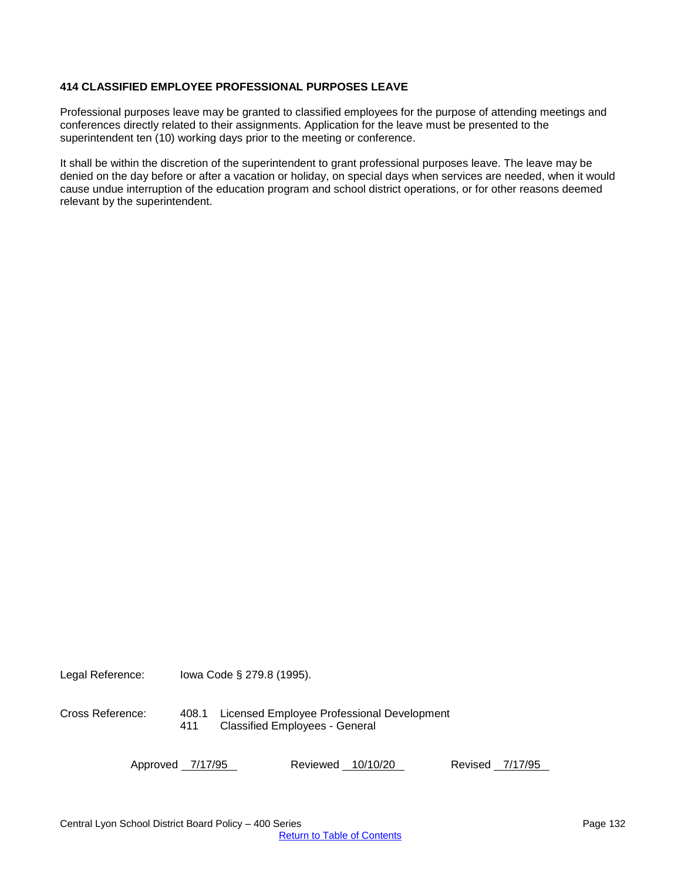# 414 CLASSIFIED EMPLOYEE PROFESSIONAL PURPOSES LEAVE

Professional purposes leave may be granted to classified employees for the purpose of attending meetings and conferences directly related to their assignments. Application for the leave must be presented to the superintendent ten (10) working days prior to the meeting or conference.

It shall be within the discretion of the superintendent to grant professional purposes leave. The leave may be denied on the day before or after a vacation or holiday, on special days when services are needed, when it would cause undue interruption of the education program and school district operations, or for other reasons deemed relevant by the superintendent.

Legal Reference: Iowa Code § 279.8 (1995).

Cross Reference:
- 408.1 Licensed Employee Professional Development
- 411 Classified Employees - General

Approved 7/17/95 Reviewed 10/10/20 Revised 7/17/95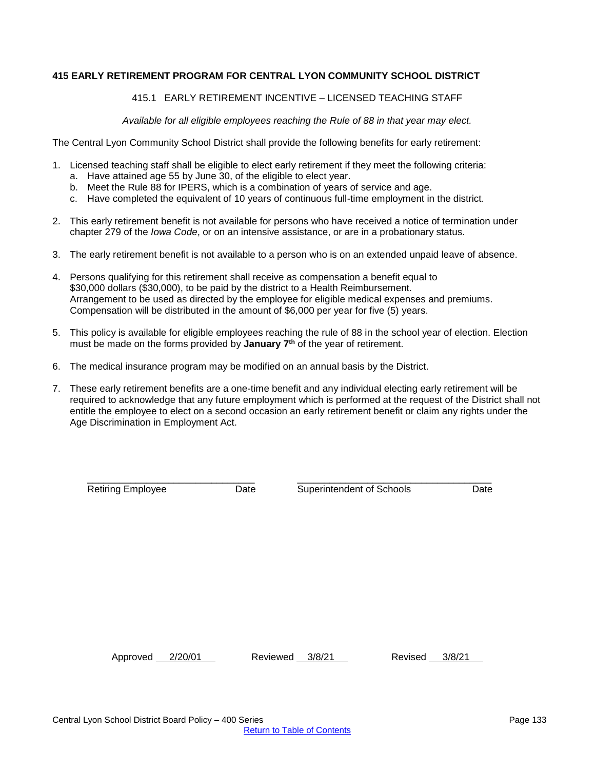**415 EARLY RETIREMENT PROGRAM FOR CENTRAL LYON COMMUNITY SCHOOL DISTRICT**

415.1 EARLY RETIREMENT INCENTIVE – LICENSED TEACHING STAFF

*Available for all eligible employees reaching the Rule of 88 in that year may elect.*

The Central Lyon Community School District shall provide the following benefits for early retirement:

1. Licensed teaching staff shall be eligible to elect early retirement if they meet the following criteria:
   a. Have attained age 55 by June 30, of the eligible to elect year.
   b. Meet the Rule 88 for IPERS, which is a combination of years of service and age.
   c. Have completed the equivalent of 10 years of continuous full-time employment in the district.

2. This early retirement benefit is not available for persons who have received a notice of termination under chapter 279 of the *Iowa Code*, or on an intensive assistance, or are in a probationary status.

3. The early retirement benefit is not available to a person who is on an extended unpaid leave of absence.

4. Persons qualifying for this retirement shall receive as compensation a benefit equal to $30,000 dollars ($30,000), to be paid by the district to a Health Reimbursement. Arrangement to be used as directed by the employee for eligible medical expenses and premiums. Compensation will be distributed in the amount of $6,000 per year for five (5) years.

5. This policy is available for eligible employees reaching the rule of 88 in the school year of election. Election must be made on the forms provided by **January 7th** of the year of retirement.

6. The medical insurance program may be modified on an annual basis by the District.

7. These early retirement benefits are a one-time benefit and any individual electing early retirement will be required to acknowledge that any future employment which is performed at the request of the District shall not entitle the employee to elect on a second occasion an early retirement benefit or claim any rights under the Age Discrimination in Employment Act.

______________________________ Retiring Employee Date

______________________________ Superintendent of Schools Date

Approved 2/20/01 Reviewed 3/8/21 Revised 3/8/21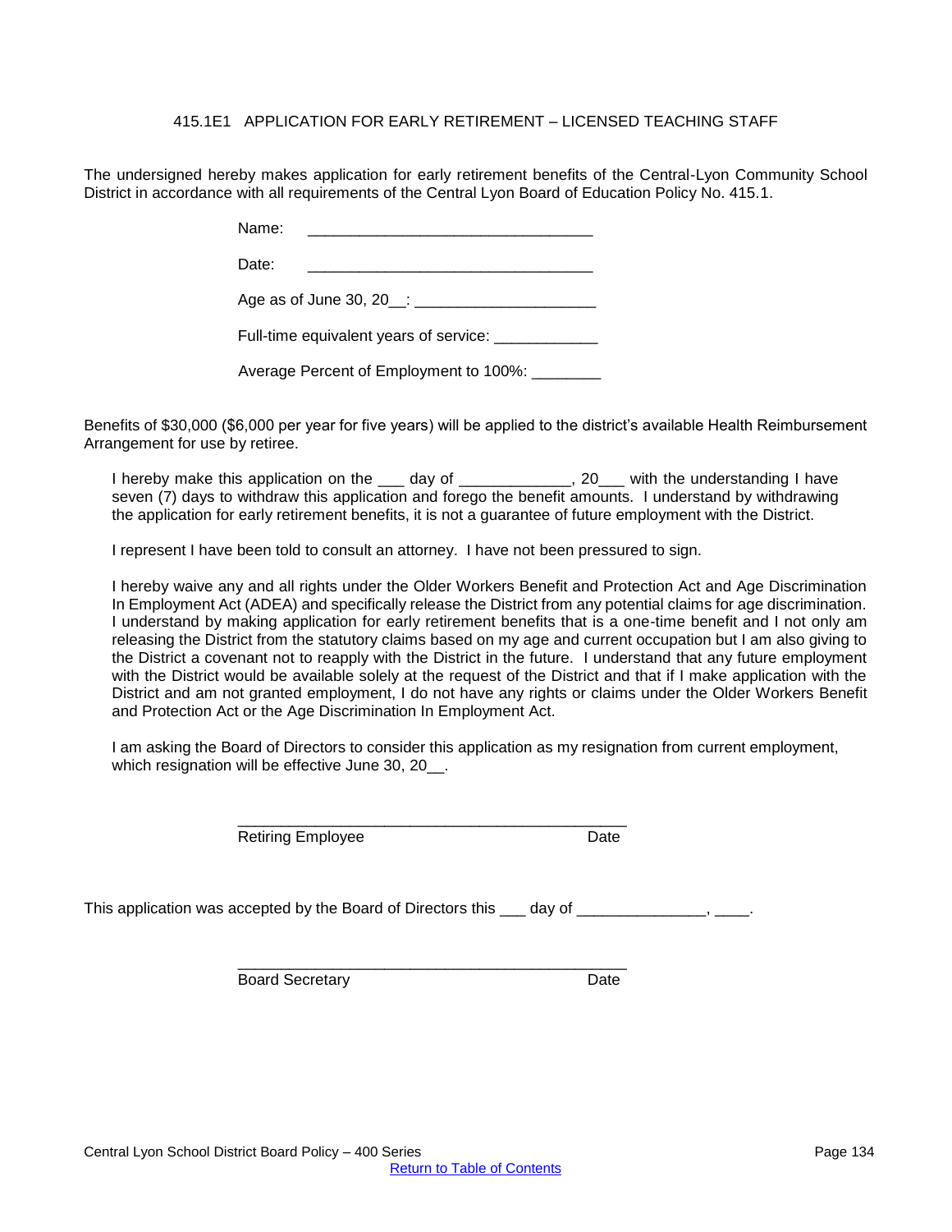# 415.1E1 APPLICATION FOR EARLY RETIREMENT – LICENSED TEACHING STAFF

The undersigned hereby makes application for early retirement benefits of the Central-Lyon Community School District in accordance with all requirements of the Central Lyon Board of Education Policy No. 415.1.

Name: ________________________________

Date: ________________________________

Age as of June 30, 20__: ____________________

Full-time equivalent years of service: ____________

Average Percent of Employment to 100%: ________

Benefits of $30,000 ($6,000 per year for five years) will be applied to the district's available Health Reimbursement Arrangement for use by retiree.

I hereby make this application on the ___ day of ____________, 20___ with the understanding I have seven (7) days to withdraw this application and forego the benefit amounts. I understand by withdrawing the application for early retirement benefits, it is not a guarantee of future employment with the District.

I represent I have been told to consult an attorney. I have not been pressured to sign.

I hereby waive any and all rights under the Older Workers Benefit and Protection Act and Age Discrimination In Employment Act (ADEA) and specifically release the District from any potential claims for age discrimination. I understand by making application for early retirement benefits that is a one-time benefit and I not only am releasing the District from the statutory claims based on my age and current occupation but I am also giving to the District a covenant not to reapply with the District in the future. I understand that any future employment with the District would be available solely at the request of the District and that if I make application with the District and am not granted employment, I do not have any rights or claims under the Older Workers Benefit and Protection Act or the Age Discrimination In Employment Act.

I am asking the Board of Directors to consider this application as my resignation from current employment, which resignation will be effective June 30, 20__.

_____________________________________________

Retiring Employee Date

This application was accepted by the Board of Directors this ___ day of ______________, ____.

_____________________________________________

Board Secretary Date

Return to Table of Contents